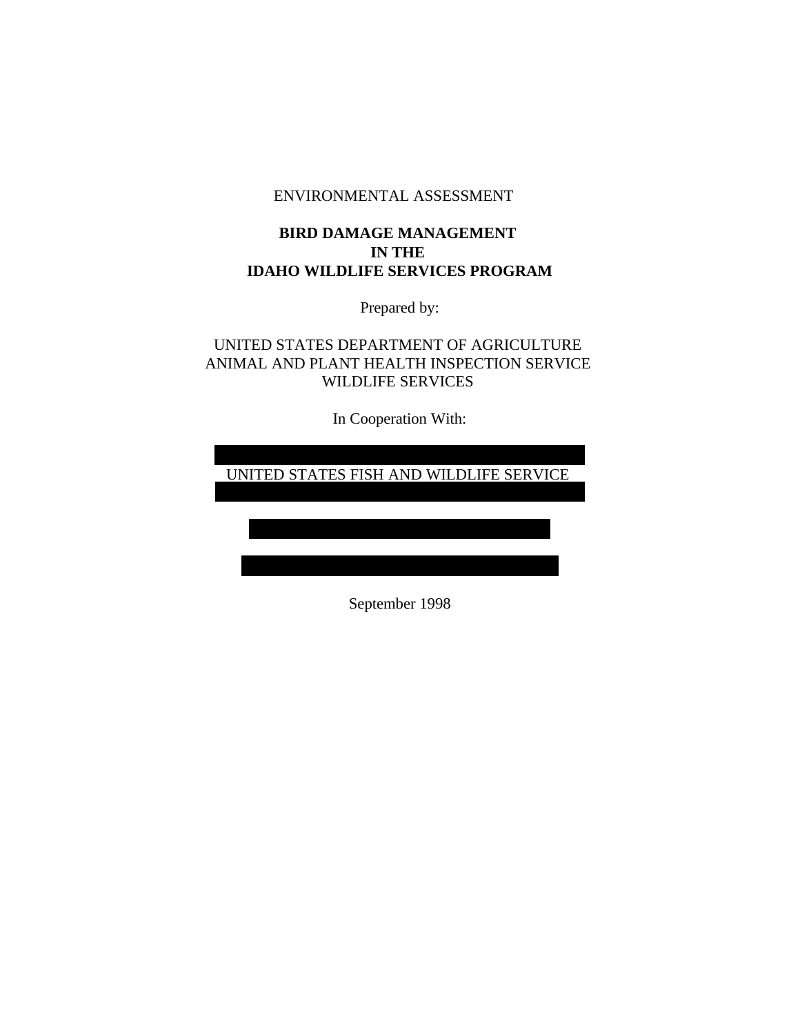ENVIRONMENTAL ASSESSMENT

# BIRD DAMAGE MANAGEMENT IN THE IDAHO WILDLIFE SERVICES PROGRAM

Prepared by:

UNITED STATES DEPARTMENT OF AGRICULTURE
ANIMAL AND PLANT HEALTH INSPECTION SERVICE
WILDLIFE SERVICES

In Cooperation With:

UNITED STATES FISH AND WILDLIFE SERVICE

September 1998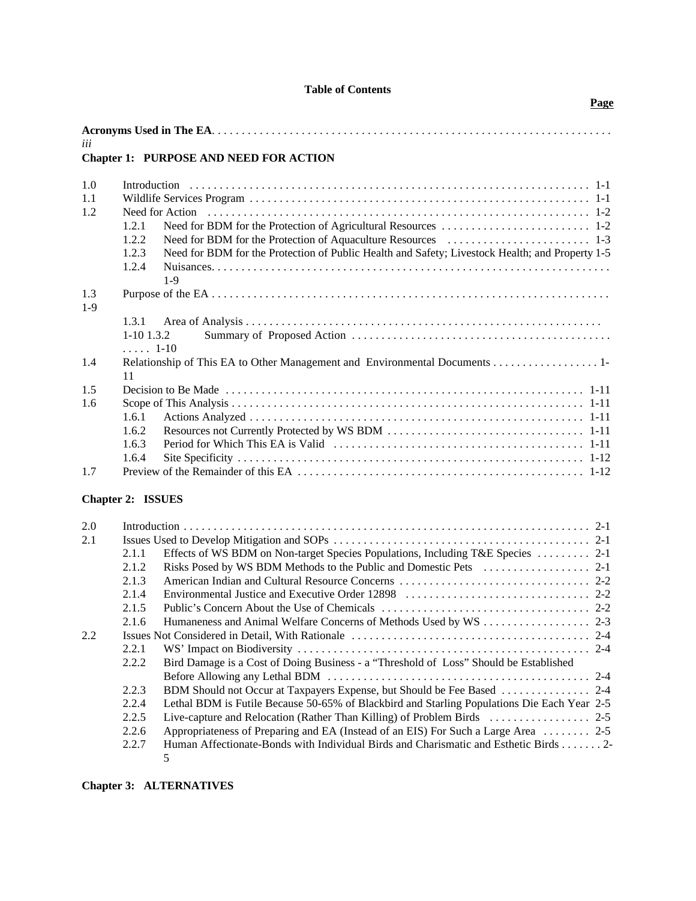# Table of Contents

**Page**

**Acronyms Used in The EA** . . . iii

## Chapter 1: PURPOSE AND NEED FOR ACTION

1.0 Introduction . . . 1-1
1.1 Wildlife Services Program . . . 1-1
1.2 Need for Action . . . 1-2
- 1.2.1 Need for BDM for the Protection of Agricultural Resources . . . 1-2
- 1.2.2 Need for BDM for the Protection of Aquaculture Resources . . . 1-3
- 1.2.3 Need for BDM for the Protection of Public Health and Safety; Livestock Health; and Property 1-5
- 1.2.4 Nuisances. . . . 1-9

1.3 Purpose of the EA . . . 1-9
- 1.3.1 Area of Analysis . . . 1-10
- 1.3.2 Summary of Proposed Action . . . 1-10

1.4 Relationship of This EA to Other Management and Environmental Documents . . . 1-11
1.5 Decision to Be Made . . . 1-11
1.6 Scope of This Analysis . . . 1-11
- 1.6.1 Actions Analyzed . . . 1-11
- 1.6.2 Resources not Currently Protected by WS BDM . . . 1-11
- 1.6.3 Period for Which This EA is Valid . . . 1-11
- 1.6.4 Site Specificity . . . 1-12

1.7 Preview of the Remainder of this EA . . . 1-12

## Chapter 2: ISSUES

2.0 Introduction . . . 2-1
2.1 Issues Used to Develop Mitigation and SOPs . . . 2-1
- 2.1.1 Effects of WS BDM on Non-target Species Populations, Including T&E Species . . . 2-1
- 2.1.2 Risks Posed by WS BDM Methods to the Public and Domestic Pets . . . 2-1
- 2.1.3 American Indian and Cultural Resource Concerns . . . 2-2
- 2.1.4 Environmental Justice and Executive Order 12898 . . . 2-2
- 2.1.5 Public's Concern About the Use of Chemicals . . . 2-2
- 2.1.6 Humaneness and Animal Welfare Concerns of Methods Used by WS . . . 2-3

2.2 Issues Not Considered in Detail, With Rationale . . . 2-4
- 2.2.1 WS' Impact on Biodiversity . . . 2-4
- 2.2.2 Bird Damage is a Cost of Doing Business - a "Threshold of Loss" Should be Established Before Allowing any Lethal BDM . . . 2-4
- 2.2.3 BDM Should not Occur at Taxpayers Expense, but Should be Fee Based . . . 2-4
- 2.2.4 Lethal BDM is Futile Because 50-65% of Blackbird and Starling Populations Die Each Year 2-5
- 2.2.5 Live-capture and Relocation (Rather Than Killing) of Problem Birds . . . 2-5
- 2.2.6 Appropriateness of Preparing and EA (Instead of an EIS) For Such a Large Area . . . 2-5
- 2.2.7 Human Affectionate-Bonds with Individual Birds and Charismatic and Esthetic Birds . . . 2-5

## Chapter 3: ALTERNATIVES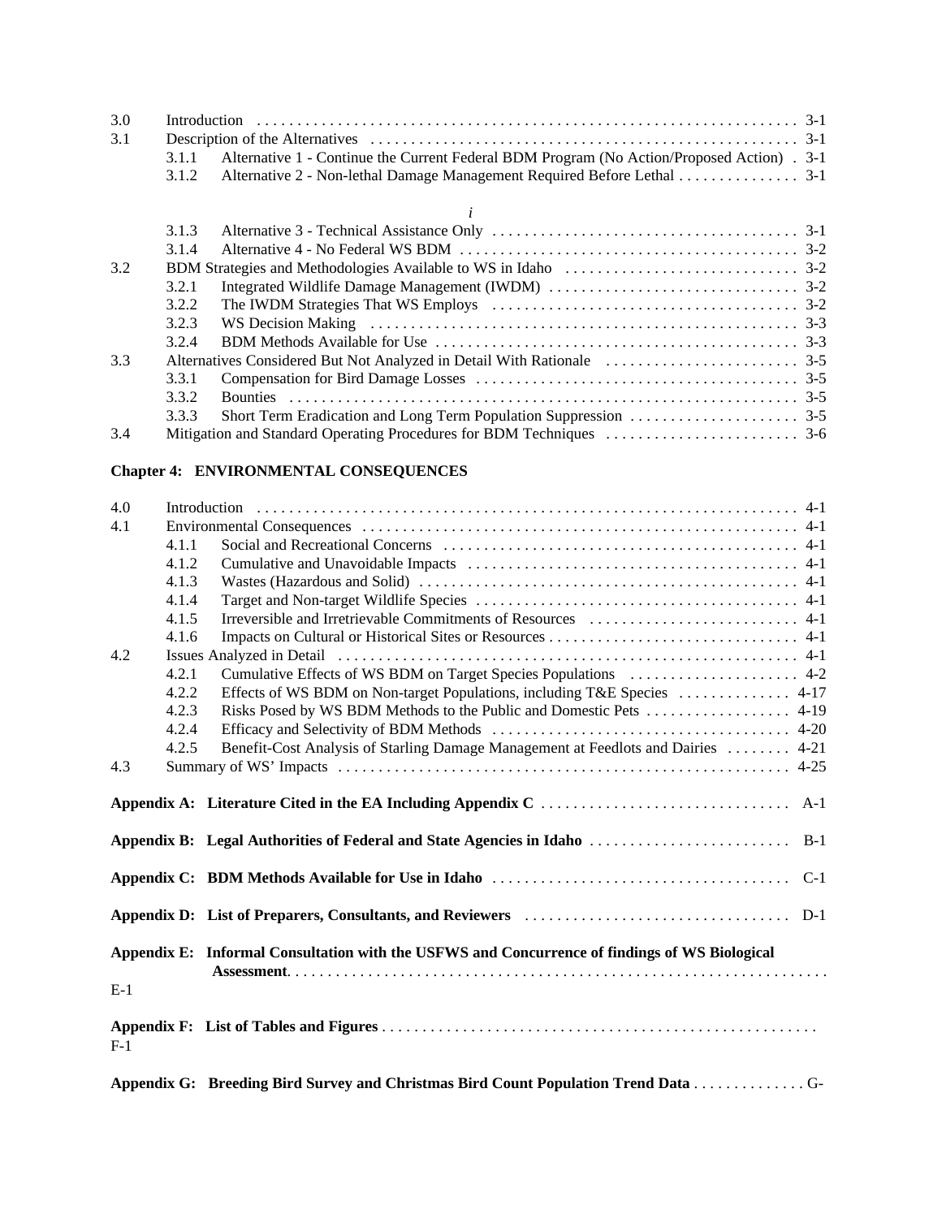3.0 Introduction . . . . . . . . . . 3-1
3.1 Description of the Alternatives . . . . . . . . . . 3-1
  3.1.1 Alternative 1 - Continue the Current Federal BDM Program (No Action/Proposed Action) . 3-1
  3.1.2 Alternative 2 - Non-lethal Damage Management Required Before Lethal . . . . . . . . . . 3-1
  3.1.3 Alternative 3 - Technical Assistance Only . . . . . . . . . . 3-1
  3.1.4 Alternative 4 - No Federal WS BDM . . . . . . . . . . 3-2
3.2 BDM Strategies and Methodologies Available to WS in Idaho . . . . . . . . . . 3-2
  3.2.1 Integrated Wildlife Damage Management (IWDM) . . . . . . . . . . 3-2
  3.2.2 The IWDM Strategies That WS Employs . . . . . . . . . . 3-2
  3.2.3 WS Decision Making . . . . . . . . . . 3-3
  3.2.4 BDM Methods Available for Use . . . . . . . . . . 3-3
3.3 Alternatives Considered But Not Analyzed in Detail With Rationale . . . . . . . . . . 3-5
  3.3.1 Compensation for Bird Damage Losses . . . . . . . . . . 3-5
  3.3.2 Bounties . . . . . . . . . . 3-5
  3.3.3 Short Term Eradication and Long Term Population Suppression . . . . . . . . . . 3-5
3.4 Mitigation and Standard Operating Procedures for BDM Techniques . . . . . . . . . . 3-6

**Chapter 4: ENVIRONMENTAL CONSEQUENCES**

4.0 Introduction . . . . . . . . . . 4-1
4.1 Environmental Consequences . . . . . . . . . . 4-1
  4.1.1 Social and Recreational Concerns . . . . . . . . . . 4-1
  4.1.2 Cumulative and Unavoidable Impacts . . . . . . . . . . 4-1
  4.1.3 Wastes (Hazardous and Solid) . . . . . . . . . . 4-1
  4.1.4 Target and Non-target Wildlife Species . . . . . . . . . . 4-1
  4.1.5 Irreversible and Irretrievable Commitments of Resources . . . . . . . . . . 4-1
  4.1.6 Impacts on Cultural or Historical Sites or Resources . . . . . . . . . . 4-1
4.2 Issues Analyzed in Detail . . . . . . . . . . 4-1
  4.2.1 Cumulative Effects of WS BDM on Target Species Populations . . . . . . . . . . 4-2
  4.2.2 Effects of WS BDM on Non-target Populations, including T&E Species . . . . . . . . . . 4-17
  4.2.3 Risks Posed by WS BDM Methods to the Public and Domestic Pets . . . . . . . . . . 4-19
  4.2.4 Efficacy and Selectivity of BDM Methods . . . . . . . . . . 4-20
  4.2.5 Benefit-Cost Analysis of Starling Damage Management at Feedlots and Dairies . . . . . . . . . . 4-21
4.3 Summary of WS' Impacts . . . . . . . . . . 4-25

**Appendix A: Literature Cited in the EA Including Appendix C** . . . . . . . . . . A-1

**Appendix B: Legal Authorities of Federal and State Agencies in Idaho** . . . . . . . . . . B-1

**Appendix C: BDM Methods Available for Use in Idaho** . . . . . . . . . . C-1

**Appendix D: List of Preparers, Consultants, and Reviewers** . . . . . . . . . . D-1

**Appendix E: Informal Consultation with the USFWS and Concurrence of findings of WS Biological Assessment**. . . . . . . . . . E-1

**Appendix F: List of Tables and Figures** . . . . . . . . . . F-1

**Appendix G: Breeding Bird Survey and Christmas Bird Count Population Trend Data** . . . . . . . . . . G-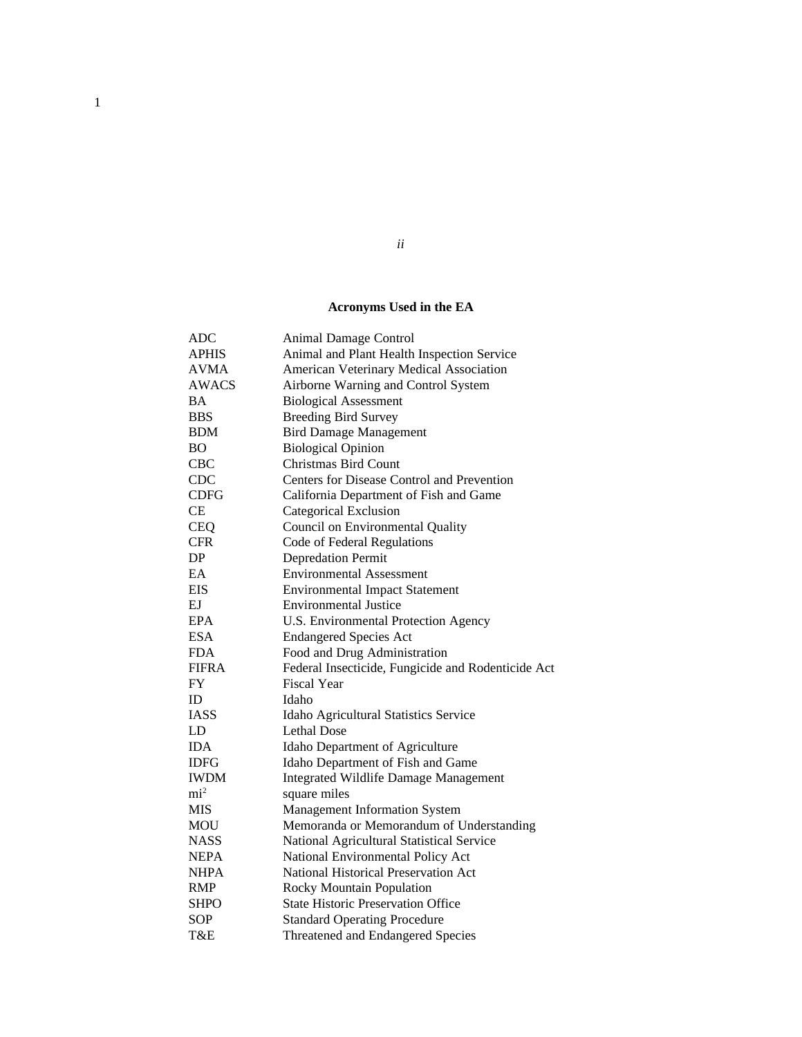## Acronyms Used in the EA

| | |
|---|---|
| ADC | Animal Damage Control |
| APHIS | Animal and Plant Health Inspection Service |
| AVMA | American Veterinary Medical Association |
| AWACS | Airborne Warning and Control System |
| BA | Biological Assessment |
| BBS | Breeding Bird Survey |
| BDM | Bird Damage Management |
| BO | Biological Opinion |
| CBC | Christmas Bird Count |
| CDC | Centers for Disease Control and Prevention |
| CDFG | California Department of Fish and Game |
| CE | Categorical Exclusion |
| CEQ | Council on Environmental Quality |
| CFR | Code of Federal Regulations |
| DP | Depredation Permit |
| EA | Environmental Assessment |
| EIS | Environmental Impact Statement |
| EJ | Environmental Justice |
| EPA | U.S. Environmental Protection Agency |
| ESA | Endangered Species Act |
| FDA | Food and Drug Administration |
| FIFRA | Federal Insecticide, Fungicide and Rodenticide Act |
| FY | Fiscal Year |
| ID | Idaho |
| IASS | Idaho Agricultural Statistics Service |
| LD | Lethal Dose |
| IDA | Idaho Department of Agriculture |
| IDFG | Idaho Department of Fish and Game |
| IWDM | Integrated Wildlife Damage Management |
| $mi^2$ | square miles |
| MIS | Management Information System |
| MOU | Memoranda or Memorandum of Understanding |
| NASS | National Agricultural Statistical Service |
| NEPA | National Environmental Policy Act |
| NHPA | National Historical Preservation Act |
| RMP | Rocky Mountain Population |
| SHPO | State Historic Preservation Office |
| SOP | Standard Operating Procedure |
| T&E | Threatened and Endangered Species |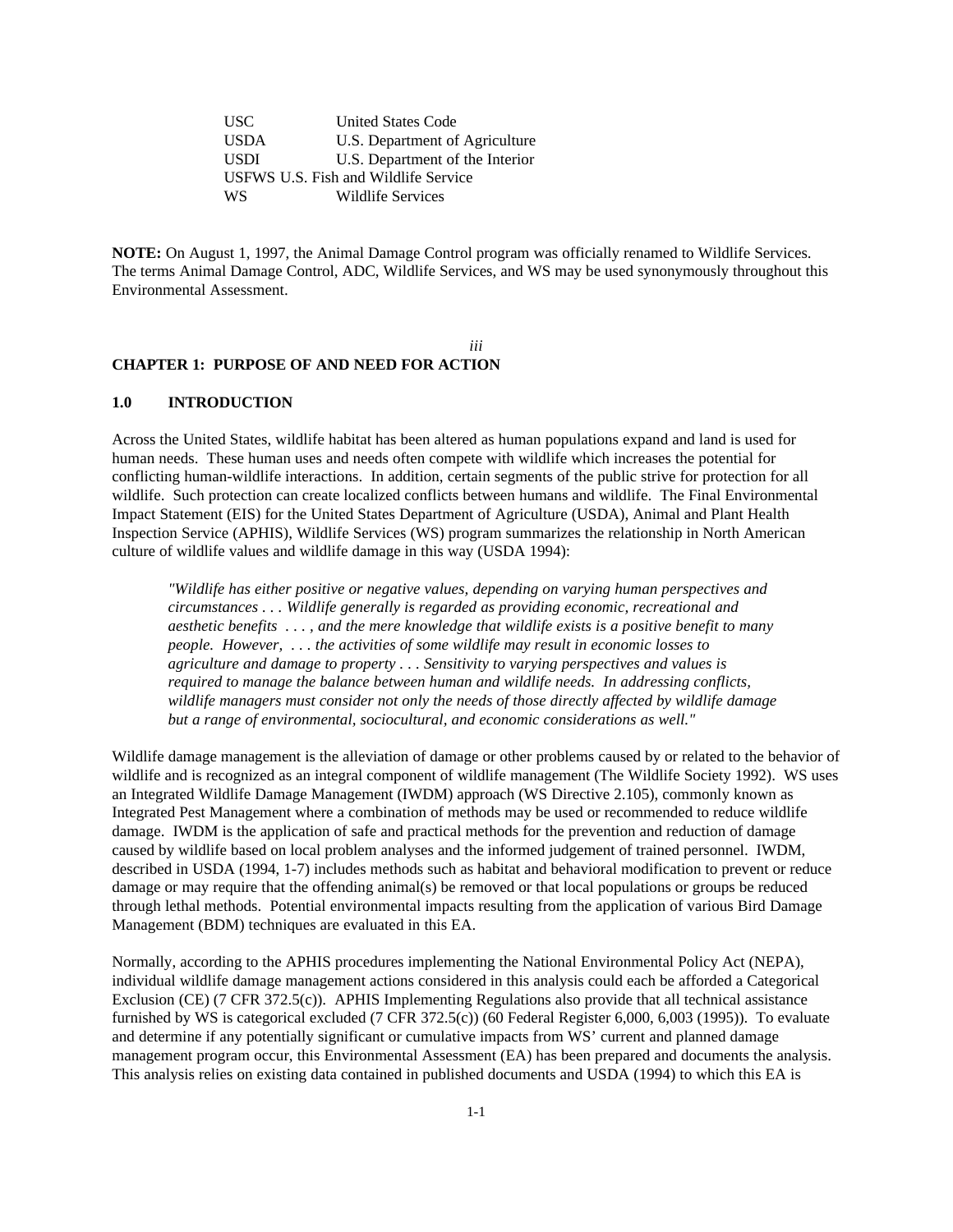| | |
|---|---|
| USC | United States Code |
| USDA | U.S. Department of Agriculture |
| USDI | U.S. Department of the Interior |
| USFWS | U.S. Fish and Wildlife Service |
| WS | Wildlife Services |

**NOTE:** On August 1, 1997, the Animal Damage Control program was officially renamed to Wildlife Services. The terms Animal Damage Control, ADC, Wildlife Services, and WS may be used synonymously throughout this Environmental Assessment.

## CHAPTER 1: PURPOSE OF AND NEED FOR ACTION

### 1.0 INTRODUCTION

Across the United States, wildlife habitat has been altered as human populations expand and land is used for human needs. These human uses and needs often compete with wildlife which increases the potential for conflicting human-wildlife interactions. In addition, certain segments of the public strive for protection for all wildlife. Such protection can create localized conflicts between humans and wildlife. The Final Environmental Impact Statement (EIS) for the United States Department of Agriculture (USDA), Animal and Plant Health Inspection Service (APHIS), Wildlife Services (WS) program summarizes the relationship in North American culture of wildlife values and wildlife damage in this way (USDA 1994):

> *"Wildlife has either positive or negative values, depending on varying human perspectives and circumstances . . . Wildlife generally is regarded as providing economic, recreational and aesthetic benefits . . . , and the mere knowledge that wildlife exists is a positive benefit to many people. However, . . . the activities of some wildlife may result in economic losses to agriculture and damage to property . . . Sensitivity to varying perspectives and values is required to manage the balance between human and wildlife needs. In addressing conflicts, wildlife managers must consider not only the needs of those directly affected by wildlife damage but a range of environmental, sociocultural, and economic considerations as well."*

Wildlife damage management is the alleviation of damage or other problems caused by or related to the behavior of wildlife and is recognized as an integral component of wildlife management (The Wildlife Society 1992). WS uses an Integrated Wildlife Damage Management (IWDM) approach (WS Directive 2.105), commonly known as Integrated Pest Management where a combination of methods may be used or recommended to reduce wildlife damage. IWDM is the application of safe and practical methods for the prevention and reduction of damage caused by wildlife based on local problem analyses and the informed judgement of trained personnel. IWDM, described in USDA (1994, 1-7) includes methods such as habitat and behavioral modification to prevent or reduce damage or may require that the offending animal(s) be removed or that local populations or groups be reduced through lethal methods. Potential environmental impacts resulting from the application of various Bird Damage Management (BDM) techniques are evaluated in this EA.

Normally, according to the APHIS procedures implementing the National Environmental Policy Act (NEPA), individual wildlife damage management actions considered in this analysis could each be afforded a Categorical Exclusion (CE) (7 CFR 372.5(c)). APHIS Implementing Regulations also provide that all technical assistance furnished by WS is categorical excluded (7 CFR 372.5(c)) (60 Federal Register 6,000, 6,003 (1995)). To evaluate and determine if any potentially significant or cumulative impacts from WS' current and planned damage management program occur, this Environmental Assessment (EA) has been prepared and documents the analysis. This analysis relies on existing data contained in published documents and USDA (1994) to which this EA is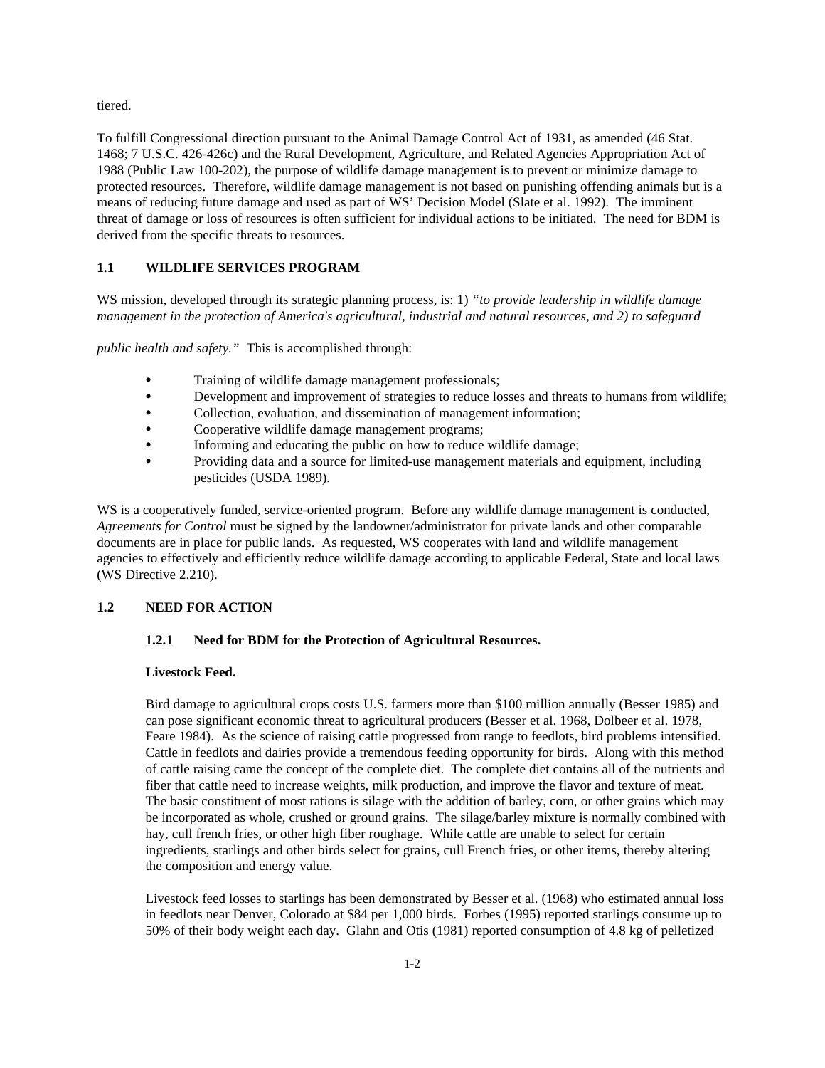tiered.

To fulfill Congressional direction pursuant to the Animal Damage Control Act of 1931, as amended (46 Stat. 1468; 7 U.S.C. 426-426c) and the Rural Development, Agriculture, and Related Agencies Appropriation Act of 1988 (Public Law 100-202), the purpose of wildlife damage management is to prevent or minimize damage to protected resources. Therefore, wildlife damage management is not based on punishing offending animals but is a means of reducing future damage and used as part of WS' Decision Model (Slate et al. 1992). The imminent threat of damage or loss of resources is often sufficient for individual actions to be initiated. The need for BDM is derived from the specific threats to resources.

## 1.1 WILDLIFE SERVICES PROGRAM

WS mission, developed through its strategic planning process, is: 1) *"to provide leadership in wildlife damage management in the protection of America's agricultural, industrial and natural resources, and 2) to safeguard public health and safety."* This is accomplished through:

- Training of wildlife damage management professionals;
- Development and improvement of strategies to reduce losses and threats to humans from wildlife;
- Collection, evaluation, and dissemination of management information;
- Cooperative wildlife damage management programs;
- Informing and educating the public on how to reduce wildlife damage;
- Providing data and a source for limited-use management materials and equipment, including pesticides (USDA 1989).

WS is a cooperatively funded, service-oriented program. Before any wildlife damage management is conducted, *Agreements for Control* must be signed by the landowner/administrator for private lands and other comparable documents are in place for public lands. As requested, WS cooperates with land and wildlife management agencies to effectively and efficiently reduce wildlife damage according to applicable Federal, State and local laws (WS Directive 2.210).

## 1.2 NEED FOR ACTION

### 1.2.1 Need for BDM for the Protection of Agricultural Resources.

**Livestock Feed.**

Bird damage to agricultural crops costs U.S. farmers more than $100 million annually (Besser 1985) and can pose significant economic threat to agricultural producers (Besser et al. 1968, Dolbeer et al. 1978, Feare 1984). As the science of raising cattle progressed from range to feedlots, bird problems intensified. Cattle in feedlots and dairies provide a tremendous feeding opportunity for birds. Along with this method of cattle raising came the concept of the complete diet. The complete diet contains all of the nutrients and fiber that cattle need to increase weights, milk production, and improve the flavor and texture of meat. The basic constituent of most rations is silage with the addition of barley, corn, or other grains which may be incorporated as whole, crushed or ground grains. The silage/barley mixture is normally combined with hay, cull french fries, or other high fiber roughage. While cattle are unable to select for certain ingredients, starlings and other birds select for grains, cull French fries, or other items, thereby altering the composition and energy value.

Livestock feed losses to starlings has been demonstrated by Besser et al. (1968) who estimated annual loss in feedlots near Denver, Colorado at $84 per 1,000 birds. Forbes (1995) reported starlings consume up to 50% of their body weight each day. Glahn and Otis (1981) reported consumption of 4.8 kg of pelletized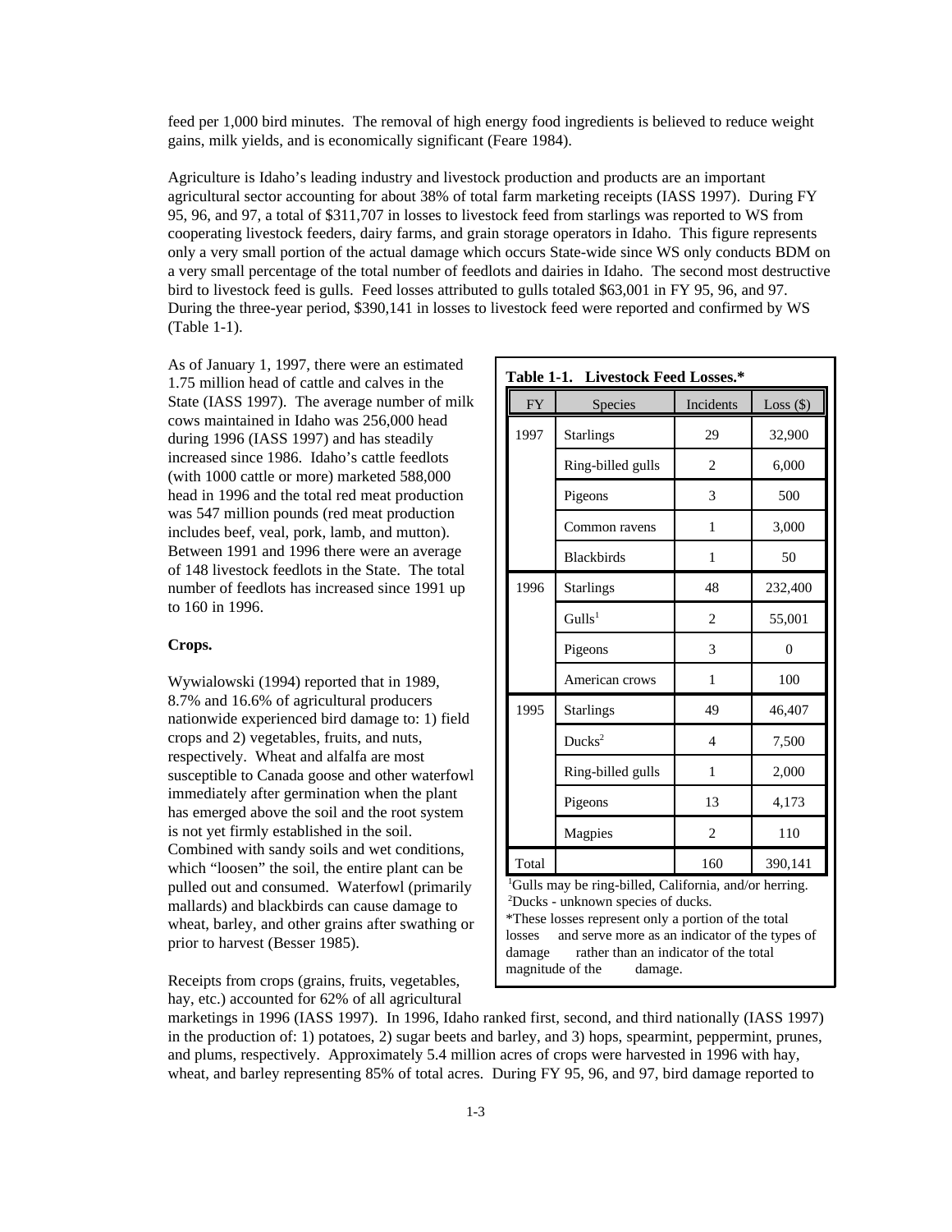feed per 1,000 bird minutes. The removal of high energy food ingredients is believed to reduce weight gains, milk yields, and is economically significant (Feare 1984).

Agriculture is Idaho's leading industry and livestock production and products are an important agricultural sector accounting for about 38% of total farm marketing receipts (IASS 1997). During FY 95, 96, and 97, a total of $311,707 in losses to livestock feed from starlings was reported to WS from cooperating livestock feeders, dairy farms, and grain storage operators in Idaho. This figure represents only a very small portion of the actual damage which occurs State-wide since WS only conducts BDM on a very small percentage of the total number of feedlots and dairies in Idaho. The second most destructive bird to livestock feed is gulls. Feed losses attributed to gulls totaled $63,001 in FY 95, 96, and 97. During the three-year period, $390,141 in losses to livestock feed were reported and confirmed by WS (Table 1-1).

As of January 1, 1997, there were an estimated 1.75 million head of cattle and calves in the State (IASS 1997). The average number of milk cows maintained in Idaho was 256,000 head during 1996 (IASS 1997) and has steadily increased since 1986. Idaho's cattle feedlots (with 1000 cattle or more) marketed 588,000 head in 1996 and the total red meat production was 547 million pounds (red meat production includes beef, veal, pork, lamb, and mutton). Between 1991 and 1996 there were an average of 148 livestock feedlots in the State. The total number of feedlots has increased since 1991 up to 160 in 1996.

**Table 1-1. Livestock Feed Losses.***

| FY | Species | Incidents | Loss ($) |
|---|---|---|---|
| 1997 | Starlings | 29 | 32,900 |
| | Ring-billed gulls | 2 | 6,000 |
| | Pigeons | 3 | 500 |
| | Common ravens | 1 | 3,000 |
| | Blackbirds | 1 | 50 |
| 1996 | Starlings | 48 | 232,400 |
| | Gulls[1] | 2 | 55,001 |
| | Pigeons | 3 | 0 |
| | American crows | 1 | 100 |
| 1995 | Starlings | 49 | 46,407 |
| | Ducks[2] | 4 | 7,500 |
| | Ring-billed gulls | 1 | 2,000 |
| | Pigeons | 13 | 4,173 |
| | Magpies | 2 | 110 |
| Total | | 160 | 390,141 |

[1]Gulls may be ring-billed, California, and/or herring.
[2]Ducks - unknown species of ducks.
*These losses represent only a portion of the total losses and serve more as an indicator of the types of damage rather than an indicator of the total magnitude of the damage.

**Crops.**

Wywialowski (1994) reported that in 1989, 8.7% and 16.6% of agricultural producers nationwide experienced bird damage to: 1) field crops and 2) vegetables, fruits, and nuts, respectively. Wheat and alfalfa are most susceptible to Canada goose and other waterfowl immediately after germination when the plant has emerged above the soil and the root system is not yet firmly established in the soil. Combined with sandy soils and wet conditions, which "loosen" the soil, the entire plant can be pulled out and consumed. Waterfowl (primarily mallards) and blackbirds can cause damage to wheat, barley, and other grains after swathing or prior to harvest (Besser 1985).

Receipts from crops (grains, fruits, vegetables, hay, etc.) accounted for 62% of all agricultural marketings in 1996 (IASS 1997). In 1996, Idaho ranked first, second, and third nationally (IASS 1997) in the production of: 1) potatoes, 2) sugar beets and barley, and 3) hops, spearmint, peppermint, prunes, and plums, respectively. Approximately 5.4 million acres of crops were harvested in 1996 with hay, wheat, and barley representing 85% of total acres. During FY 95, 96, and 97, bird damage reported to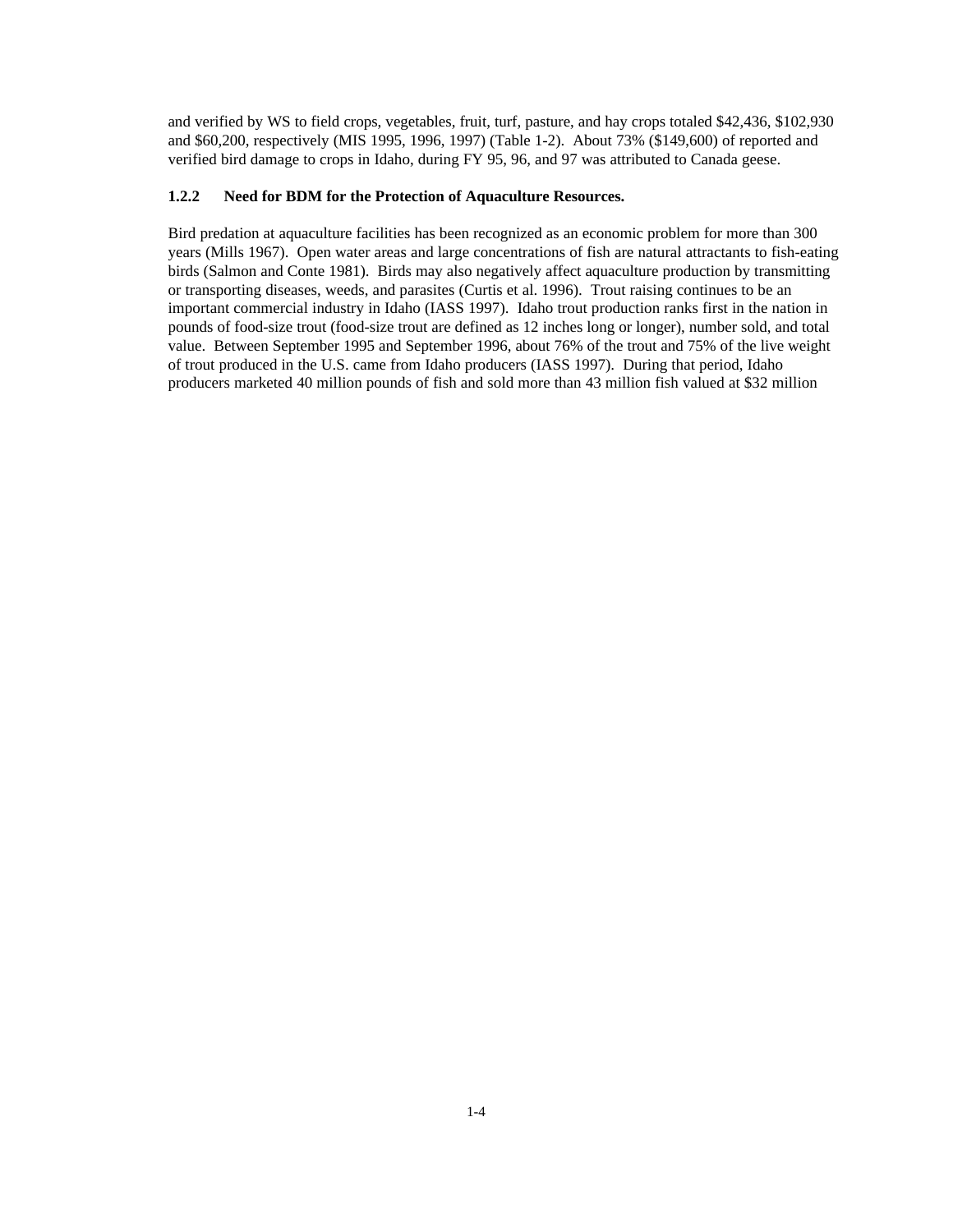and verified by WS to field crops, vegetables, fruit, turf, pasture, and hay crops totaled $42,436, $102,930 and $60,200, respectively (MIS 1995, 1996, 1997) (Table 1-2). About 73% ($149,600) of reported and verified bird damage to crops in Idaho, during FY 95, 96, and 97 was attributed to Canada geese.

### 1.2.2 Need for BDM for the Protection of Aquaculture Resources.

Bird predation at aquaculture facilities has been recognized as an economic problem for more than 300 years (Mills 1967). Open water areas and large concentrations of fish are natural attractants to fish-eating birds (Salmon and Conte 1981). Birds may also negatively affect aquaculture production by transmitting or transporting diseases, weeds, and parasites (Curtis et al. 1996). Trout raising continues to be an important commercial industry in Idaho (IASS 1997). Idaho trout production ranks first in the nation in pounds of food-size trout (food-size trout are defined as 12 inches long or longer), number sold, and total value. Between September 1995 and September 1996, about 76% of the trout and 75% of the live weight of trout produced in the U.S. came from Idaho producers (IASS 1997). During that period, Idaho producers marketed 40 million pounds of fish and sold more than 43 million fish valued at $32 million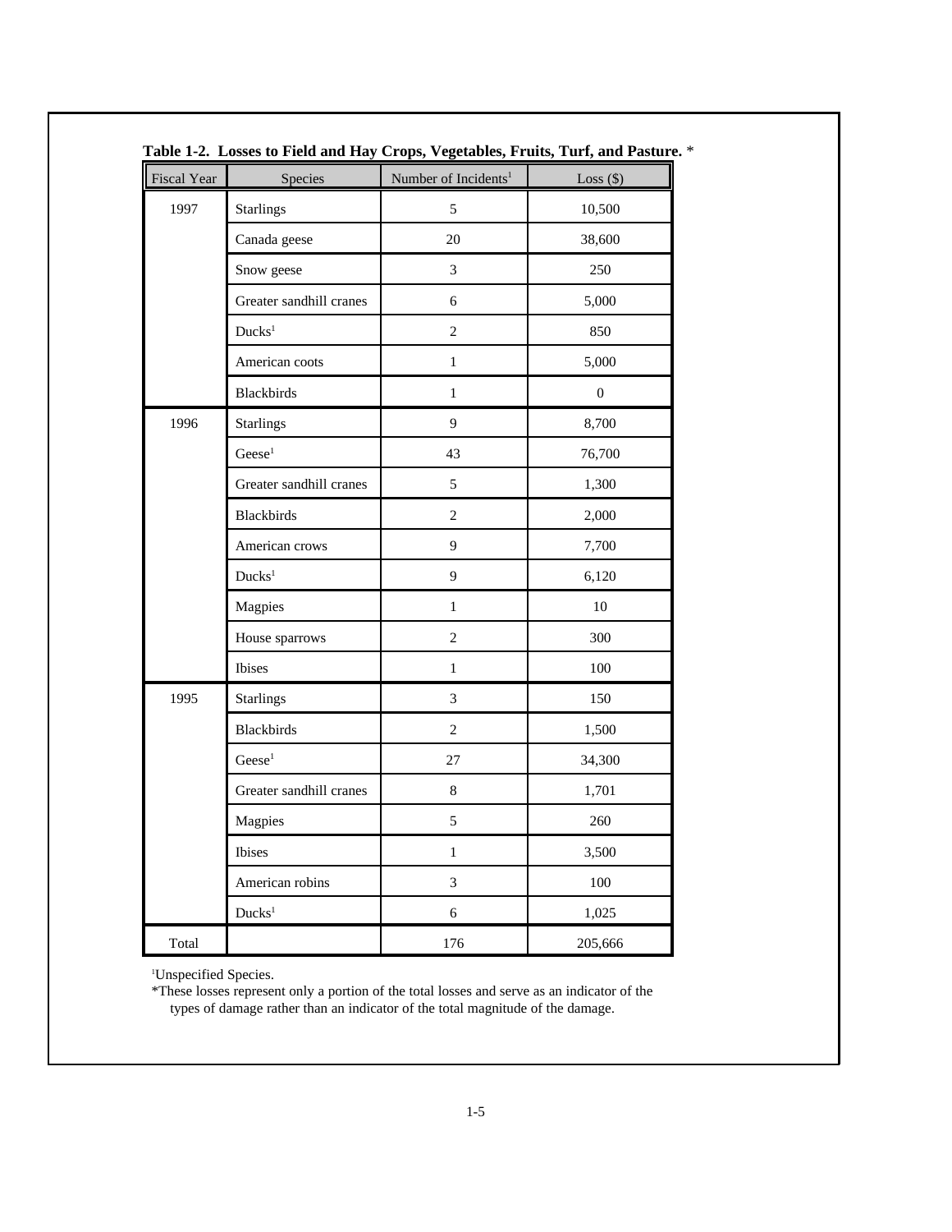**Table 1-2. Losses to Field and Hay Crops, Vegetables, Fruits, Turf, and Pasture.** *

| Fiscal Year | Species | Number of Incidents[1] | Loss ($) |
|---|---|---|---|
| 1997 | Starlings | 5 | 10,500 |
| | Canada geese | 20 | 38,600 |
| | Snow geese | 3 | 250 |
| | Greater sandhill cranes | 6 | 5,000 |
| | Ducks[1] | 2 | 850 |
| | American coots | 1 | 5,000 |
| | Blackbirds | 1 | 0 |
| 1996 | Starlings | 9 | 8,700 |
| | Geese[1] | 43 | 76,700 |
| | Greater sandhill cranes | 5 | 1,300 |
| | Blackbirds | 2 | 2,000 |
| | American crows | 9 | 7,700 |
| | Ducks[1] | 9 | 6,120 |
| | Magpies | 1 | 10 |
| | House sparrows | 2 | 300 |
| | Ibises | 1 | 100 |
| 1995 | Starlings | 3 | 150 |
| | Blackbirds | 2 | 1,500 |
| | Geese[1] | 27 | 34,300 |
| | Greater sandhill cranes | 8 | 1,701 |
| | Magpies | 5 | 260 |
| | Ibises | 1 | 3,500 |
| | American robins | 3 | 100 |
| | Ducks[1] | 6 | 1,025 |
| Total | | 176 | 205,666 |

[1]Unspecified Species.

*These losses represent only a portion of the total losses and serve as an indicator of the types of damage rather than an indicator of the total magnitude of the damage.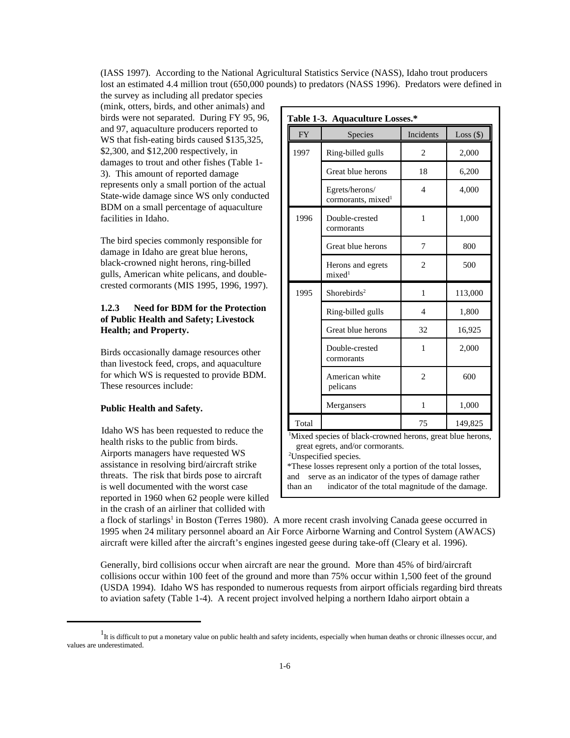(IASS 1997). According to the National Agricultural Statistics Service (NASS), Idaho trout producers lost an estimated 4.4 million trout (650,000 pounds) to predators (NASS 1996). Predators were defined in the survey as including all predator species (mink, otters, birds, and other animals) and birds were not separated. During FY 95, 96, and 97, aquaculture producers reported to WS that fish-eating birds caused $135,325, $2,300, and $12,200 respectively, in damages to trout and other fishes (Table 1-3). This amount of reported damage represents only a small portion of the actual State-wide damage since WS only conducted BDM on a small percentage of aquaculture facilities in Idaho.

The bird species commonly responsible for damage in Idaho are great blue herons, black-crowned night herons, ring-billed gulls, American white pelicans, and double-crested cormorants (MIS 1995, 1996, 1997).

**Table 1-3. Aquaculture Losses.***

| FY | Species | Incidents | Loss ($) |
|---|---|---|---|
| 1997 | Ring-billed gulls | 2 | 2,000 |
| | Great blue herons | 18 | 6,200 |
| | Egrets/herons/ cormorants, mixed[1] | 4 | 4,000 |
| 1996 | Double-crested cormorants | 1 | 1,000 |
| | Great blue herons | 7 | 800 |
| | Herons and egrets mixed[1] | 2 | 500 |
| 1995 | Shorebirds[2] | 1 | 113,000 |
| | Ring-billed gulls | 4 | 1,800 |
| | Great blue herons | 32 | 16,925 |
| | Double-crested cormorants | 1 | 2,000 |
| | American white pelicans | 2 | 600 |
| | Mergansers | 1 | 1,000 |
| Total | | 75 | 149,825 |

[1]Mixed species of black-crowned herons, great blue herons, great egrets, and/or cormorants.
[2]Unspecified species.
*These losses represent only a portion of the total losses, and serve as an indicator of the types of damage rather than an indicator of the total magnitude of the damage.

### 1.2.3 Need for BDM for the Protection of Public Health and Safety; Livestock Health; and Property.

Birds occasionally damage resources other than livestock feed, crops, and aquaculture for which WS is requested to provide BDM. These resources include:

**Public Health and Safety.**

Idaho WS has been requested to reduce the health risks to the public from birds. Airports managers have requested WS assistance in resolving bird/aircraft strike threats. The risk that birds pose to aircraft is well documented with the worst case reported in 1960 when 62 people were killed in the crash of an airliner that collided with a flock of starlings[1] in Boston (Terres 1980). A more recent crash involving Canada geese occurred in 1995 when 24 military personnel aboard an Air Force Airborne Warning and Control System (AWACS) aircraft were killed after the aircraft's engines ingested geese during take-off (Cleary et al. 1996).

Generally, bird collisions occur when aircraft are near the ground. More than 45% of bird/aircraft collisions occur within 100 feet of the ground and more than 75% occur within 1,500 feet of the ground (USDA 1994). Idaho WS has responded to numerous requests from airport officials regarding bird threats to aviation safety (Table 1-4). A recent project involved helping a northern Idaho airport obtain a

[1]It is difficult to put a monetary value on public health and safety incidents, especially when human deaths or chronic illnesses occur, and values are underestimated.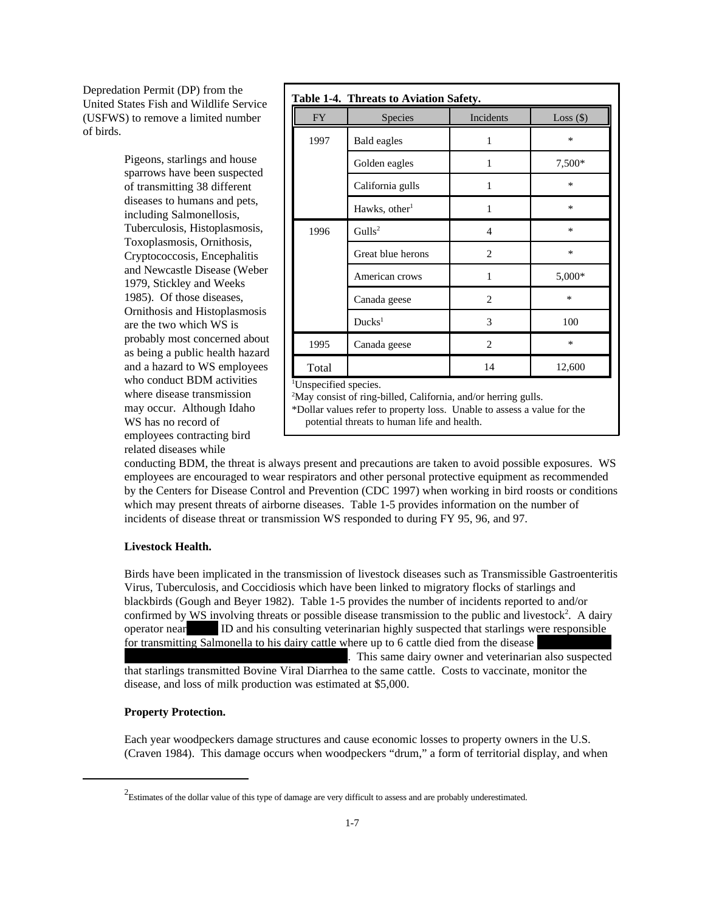Depredation Permit (DP) from the United States Fish and Wildlife Service (USFWS) to remove a limited number of birds.

Pigeons, starlings and house sparrows have been suspected of transmitting 38 different diseases to humans and pets, including Salmonellosis, Tuberculosis, Histoplasmosis, Toxoplasmosis, Ornithosis, Cryptococcosis, Encephalitis and Newcastle Disease (Weber 1979, Stickley and Weeks 1985). Of those diseases, Ornithosis and Histoplasmosis are the two which WS is probably most concerned about as being a public health hazard and a hazard to WS employees who conduct BDM activities where disease transmission may occur. Although Idaho WS has no record of employees contracting bird related diseases while conducting BDM, the threat is always present and precautions are taken to avoid possible exposures. WS employees are encouraged to wear respirators and other personal protective equipment as recommended by the Centers for Disease Control and Prevention (CDC 1997) when working in bird roosts or conditions which may present threats of airborne diseases. Table 1-5 provides information on the number of incidents of disease threat or transmission WS responded to during FY 95, 96, and 97.

**Table 1-4. Threats to Aviation Safety.**

| FY | Species | Incidents | Loss ($) |
|---|---|---|---|
| 1997 | Bald eagles | 1 | * |
| | Golden eagles | 1 | 7,500* |
| | California gulls | 1 | * |
| | Hawks, other[1] | 1 | * |
| 1996 | Gulls[2] | 4 | * |
| | Great blue herons | 2 | * |
| | American crows | 1 | 5,000* |
| | Canada geese | 2 | * |
| | Ducks[1] | 3 | 100 |
| 1995 | Canada geese | 2 | * |
| Total | | 14 | 12,600 |

[1]Unspecified species.
[2]May consist of ring-billed, California, and/or herring gulls.
*Dollar values refer to property loss. Unable to assess a value for the potential threats to human life and health.

**Livestock Health.**

Birds have been implicated in the transmission of livestock diseases such as Transmissible Gastroenteritis Virus, Tuberculosis, and Coccidiosis which have been linked to migratory flocks of starlings and blackbirds (Gough and Beyer 1982). Table 1-5 provides the number of incidents reported to and/or confirmed by WS involving threats or possible disease transmission to the public and livestock[2]. A dairy operator near ID and his consulting veterinarian highly suspected that starlings were responsible for transmitting Salmonella to his dairy cattle where up to 6 cattle died from the disease . This same dairy owner and veterinarian also suspected that starlings transmitted Bovine Viral Diarrhea to the same cattle. Costs to vaccinate, monitor the disease, and loss of milk production was estimated at $5,000.

**Property Protection.**

Each year woodpeckers damage structures and cause economic losses to property owners in the U.S. (Craven 1984). This damage occurs when woodpeckers "drum," a form of territorial display, and when

[2]Estimates of the dollar value of this type of damage are very difficult to assess and are probably underestimated.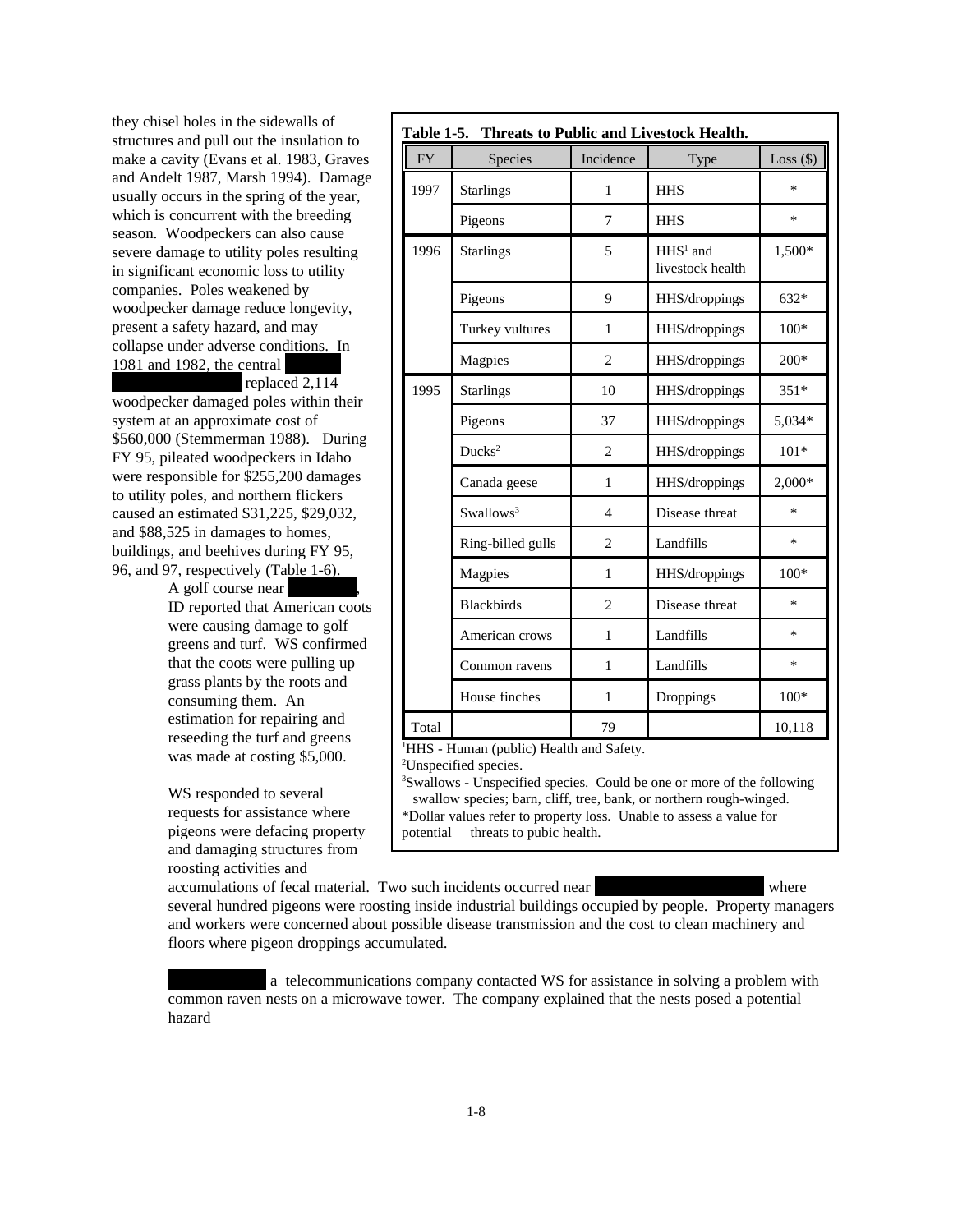they chisel holes in the sidewalls of structures and pull out the insulation to make a cavity (Evans et al. 1983, Graves and Andelt 1987, Marsh 1994). Damage usually occurs in the spring of the year, which is concurrent with the breeding season. Woodpeckers can also cause severe damage to utility poles resulting in significant economic loss to utility companies. Poles weakened by woodpecker damage reduce longevity, present a safety hazard, and may collapse under adverse conditions. In 1981 and 1982, the central replaced 2,114 woodpecker damaged poles within their system at an approximate cost of $560,000 (Stemmerman 1988). During FY 95, pileated woodpeckers in Idaho were responsible for $255,200 damages to utility poles, and northern flickers caused an estimated $31,225, $29,032, and $88,525 in damages to homes, buildings, and beehives during FY 95, 96, and 97, respectively (Table 1-6).

**Table 1-5. Threats to Public and Livestock Health.**

| FY | Species | Incidence | Type | Loss ($) |
|---|---|---|---|---|
| 1997 | Starlings | 1 | HHS | * |
| | Pigeons | 7 | HHS | * |
| 1996 | Starlings | 5 | HHS[1] and livestock health | 1,500* |
| | Pigeons | 9 | HHS/droppings | 632* |
| | Turkey vultures | 1 | HHS/droppings | 100* |
| | Magpies | 2 | HHS/droppings | 200* |
| 1995 | Starlings | 10 | HHS/droppings | 351* |
| | Pigeons | 37 | HHS/droppings | 5,034* |
| | Ducks[2] | 2 | HHS/droppings | 101* |
| | Canada geese | 1 | HHS/droppings | 2,000* |
| | Swallows[3] | 4 | Disease threat | * |
| | Ring-billed gulls | 2 | Landfills | * |
| | Magpies | 1 | HHS/droppings | 100* |
| | Blackbirds | 2 | Disease threat | * |
| | American crows | 1 | Landfills | * |
| | Common ravens | 1 | Landfills | * |
| | House finches | 1 | Droppings | 100* |
| Total | | 79 | | 10,118 |

[1]HHS - Human (public) Health and Safety.
[2]Unspecified species.
[3]Swallows - Unspecified species. Could be one or more of the following swallow species; barn, cliff, tree, bank, or northern rough-winged.
*Dollar values refer to property loss. Unable to assess a value for potential threats to pubic health.

A golf course near , ID reported that American coots were causing damage to golf greens and turf. WS confirmed that the coots were pulling up grass plants by the roots and consuming them. An estimation for repairing and reseeding the turf and greens was made at costing $5,000.

WS responded to several requests for assistance where pigeons were defacing property and damaging structures from roosting activities and accumulations of fecal material. Two such incidents occurred near where several hundred pigeons were roosting inside industrial buildings occupied by people. Property managers and workers were concerned about possible disease transmission and the cost to clean machinery and floors where pigeon droppings accumulated.

a telecommunications company contacted WS for assistance in solving a problem with common raven nests on a microwave tower. The company explained that the nests posed a potential hazard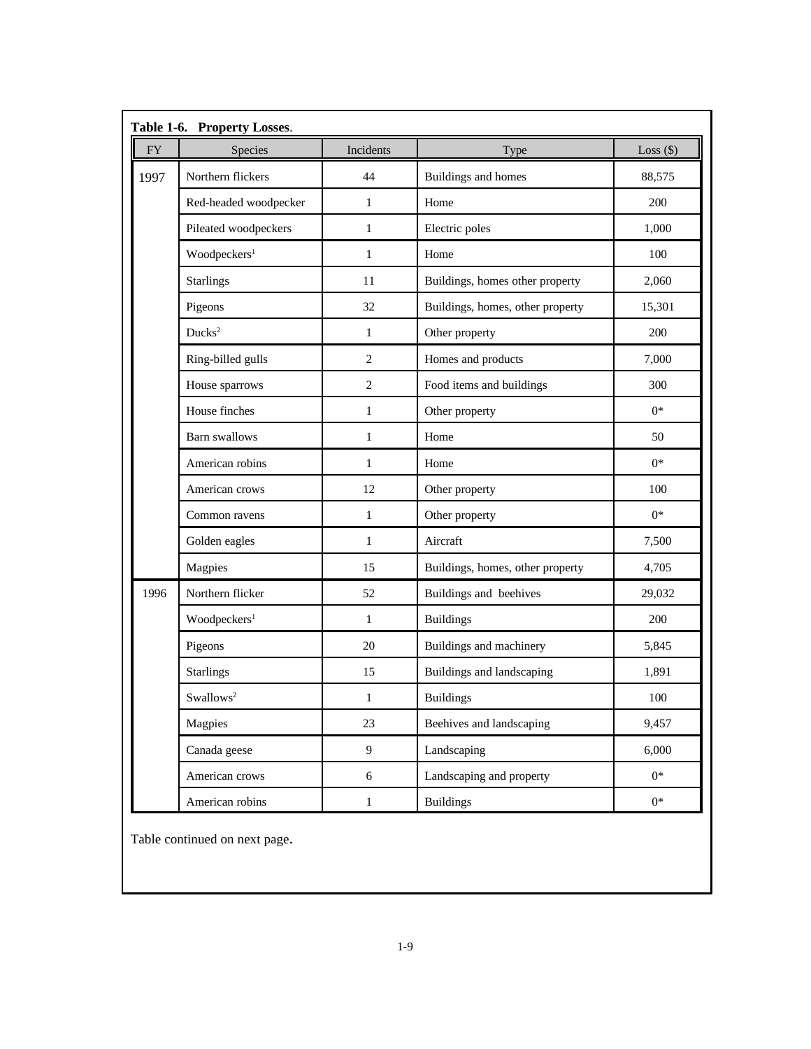**Table 1-6. Property Losses.**

| FY | Species | Incidents | Type | Loss ($) |
|---|---|---|---|---|
| 1997 | Northern flickers | 44 | Buildings and homes | 88,575 |
| | Red-headed woodpecker | 1 | Home | 200 |
| | Pileated woodpeckers | 1 | Electric poles | 1,000 |
| | Woodpeckers[1] | 1 | Home | 100 |
| | Starlings | 11 | Buildings, homes other property | 2,060 |
| | Pigeons | 32 | Buildings, homes, other property | 15,301 |
| | Ducks[2] | 1 | Other property | 200 |
| | Ring-billed gulls | 2 | Homes and products | 7,000 |
| | House sparrows | 2 | Food items and buildings | 300 |
| | House finches | 1 | Other property | 0* |
| | Barn swallows | 1 | Home | 50 |
| | American robins | 1 | Home | 0* |
| | American crows | 12 | Other property | 100 |
| | Common ravens | 1 | Other property | 0* |
| | Golden eagles | 1 | Aircraft | 7,500 |
| | Magpies | 15 | Buildings, homes, other property | 4,705 |
| 1996 | Northern flicker | 52 | Buildings and beehives | 29,032 |
| | Woodpeckers[1] | 1 | Buildings | 200 |
| | Pigeons | 20 | Buildings and machinery | 5,845 |
| | Starlings | 15 | Buildings and landscaping | 1,891 |
| | Swallows[2] | 1 | Buildings | 100 |
| | Magpies | 23 | Beehives and landscaping | 9,457 |
| | Canada geese | 9 | Landscaping | 6,000 |
| | American crows | 6 | Landscaping and property | 0* |
| | American robins | 1 | Buildings | 0* |

Table continued on next page.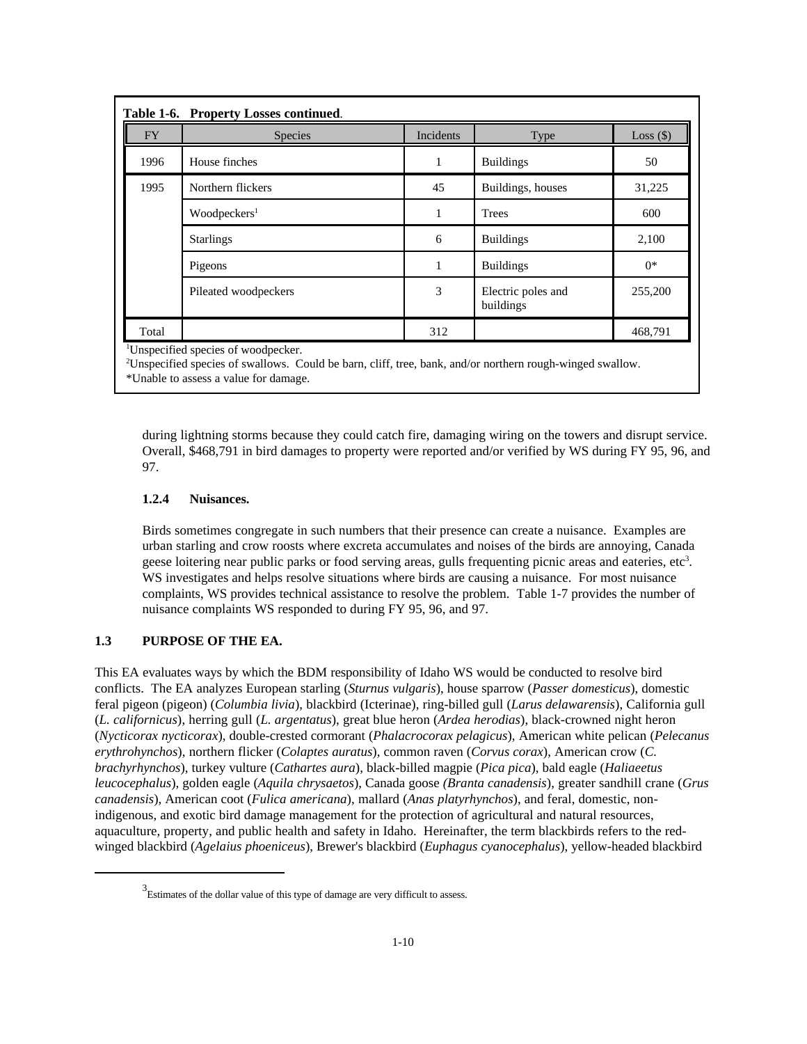**Table 1-6. Property Losses continued.**

| FY | Species | Incidents | Type | Loss ($) |
|---|---|---|---|---|
| 1996 | House finches | 1 | Buildings | 50 |
| 1995 | Northern flickers | 45 | Buildings, houses | 31,225 |
| | Woodpeckers[1] | 1 | Trees | 600 |
| | Starlings | 6 | Buildings | 2,100 |
| | Pigeons | 1 | Buildings | 0* |
| | Pileated woodpeckers | 3 | Electric poles and buildings | 255,200 |
| Total | | 312 | | 468,791 |

[1]Unspecified species of woodpecker.
[2]Unspecified species of swallows. Could be barn, cliff, tree, bank, and/or northern rough-winged swallow.
*Unable to assess a value for damage.

during lightning storms because they could catch fire, damaging wiring on the towers and disrupt service. Overall, $468,791 in bird damages to property were reported and/or verified by WS during FY 95, 96, and 97.

### 1.2.4 Nuisances.

Birds sometimes congregate in such numbers that their presence can create a nuisance. Examples are urban starling and crow roosts where excreta accumulates and noises of the birds are annoying, Canada geese loitering near public parks or food serving areas, gulls frequenting picnic areas and eateries, etc[3]. WS investigates and helps resolve situations where birds are causing a nuisance. For most nuisance complaints, WS provides technical assistance to resolve the problem. Table 1-7 provides the number of nuisance complaints WS responded to during FY 95, 96, and 97.

## 1.3 PURPOSE OF THE EA.

This EA evaluates ways by which the BDM responsibility of Idaho WS would be conducted to resolve bird conflicts. The EA analyzes European starling (*Sturnus vulgaris*), house sparrow (*Passer domesticus*), domestic feral pigeon (pigeon) (*Columbia livia*), blackbird (Icterinae), ring-billed gull (*Larus delawarensis*), California gull (*L. californicus*), herring gull (*L. argentatus*), great blue heron (*Ardea herodias*), black-crowned night heron (*Nycticorax nycticorax*), double-crested cormorant (*Phalacrocorax pelagicus*), American white pelican (*Pelecanus erythrohynchos*), northern flicker (*Colaptes auratus*), common raven (*Corvus corax*), American crow (*C. brachyrhynchos*), turkey vulture (*Cathartes aura*), black-billed magpie (*Pica pica*), bald eagle (*Haliaeetus leucocephalus*), golden eagle (*Aquila chrysaetos*), Canada goose *(Branta canadensis*), greater sandhill crane (*Grus canadensis*), American coot (*Fulica americana*), mallard (*Anas platyrhynchos*), and feral, domestic, non-indigenous, and exotic bird damage management for the protection of agricultural and natural resources, aquaculture, property, and public health and safety in Idaho. Hereinafter, the term blackbirds refers to the red-winged blackbird (*Agelaius phoeniceus*), Brewer's blackbird (*Euphagus cyanocephalus*), yellow-headed blackbird

[3]Estimates of the dollar value of this type of damage are very difficult to assess.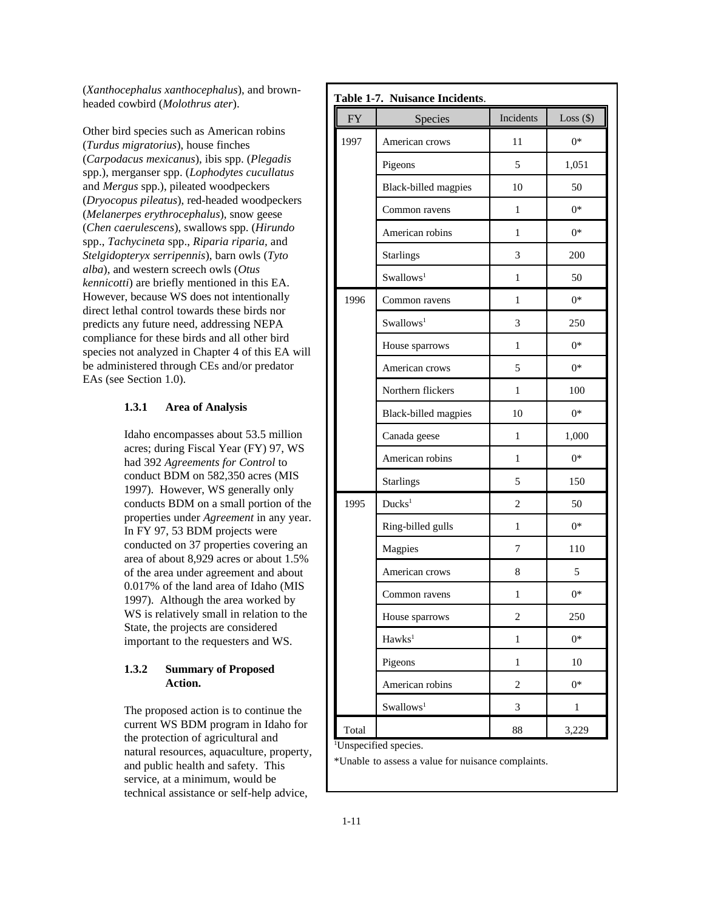(*Xanthocephalus xanthocephalus*), and brown-headed cowbird (*Molothrus ater*).

Other bird species such as American robins (*Turdus migratorius*), house finches (*Carpodacus mexicanus*), ibis spp. (*Plegadis* spp.), merganser spp. (*Lophodytes cucullatus* and *Mergus* spp.), pileated woodpeckers (*Dryocopus pileatus*), red-headed woodpeckers (*Melanerpes erythrocephalus*), snow geese (*Chen caerulescens*), swallows spp. (*Hirundo* spp., *Tachycineta* spp., *Riparia riparia*, and *Stelgidopteryx serripennis*), barn owls (*Tyto alba*), and western screech owls (*Otus kennicotti*) are briefly mentioned in this EA. However, because WS does not intentionally direct lethal control towards these birds nor predicts any future need, addressing NEPA compliance for these birds and all other bird species not analyzed in Chapter 4 of this EA will be administered through CEs and/or predator EAs (see Section 1.0).

### 1.3.1 Area of Analysis

Idaho encompasses about 53.5 million acres; during Fiscal Year (FY) 97, WS had 392 *Agreements for Control* to conduct BDM on 582,350 acres (MIS 1997). However, WS generally only conducts BDM on a small portion of the properties under *Agreement* in any year. In FY 97, 53 BDM projects were conducted on 37 properties covering an area of about 8,929 acres or about 1.5% of the area under agreement and about 0.017% of the land area of Idaho (MIS 1997). Although the area worked by WS is relatively small in relation to the State, the projects are considered important to the requesters and WS.

### 1.3.2 Summary of Proposed Action.

The proposed action is to continue the current WS BDM program in Idaho for the protection of agricultural and natural resources, aquaculture, property, and public health and safety. This service, at a minimum, would be technical assistance or self-help advice,

**Table 1-7. Nuisance Incidents**.

| FY | Species | Incidents | Loss ($) |
|---|---|---|---|
| 1997 | American crows | 11 | 0* |
| | Pigeons | 5 | 1,051 |
| | Black-billed magpies | 10 | 50 |
| | Common ravens | 1 | 0* |
| | American robins | 1 | 0* |
| | Starlings | 3 | 200 |
| | Swallows[1] | 1 | 50 |
| 1996 | Common ravens | 1 | 0* |
| | Swallows[1] | 3 | 250 |
| | House sparrows | 1 | 0* |
| | American crows | 5 | 0* |
| | Northern flickers | 1 | 100 |
| | Black-billed magpies | 10 | 0* |
| | Canada geese | 1 | 1,000 |
| | American robins | 1 | 0* |
| | Starlings | 5 | 150 |
| 1995 | Ducks[1] | 2 | 50 |
| | Ring-billed gulls | 1 | 0* |
| | Magpies | 7 | 110 |
| | American crows | 8 | 5 |
| | Common ravens | 1 | 0* |
| | House sparrows | 2 | 250 |
| | Hawks[1] | 1 | 0* |
| | Pigeons | 1 | 10 |
| | American robins | 2 | 0* |
| | Swallows[1] | 3 | 1 |
| Total | | 88 | 3,229 |

[1]Unspecified species.

*Unable to assess a value for nuisance complaints.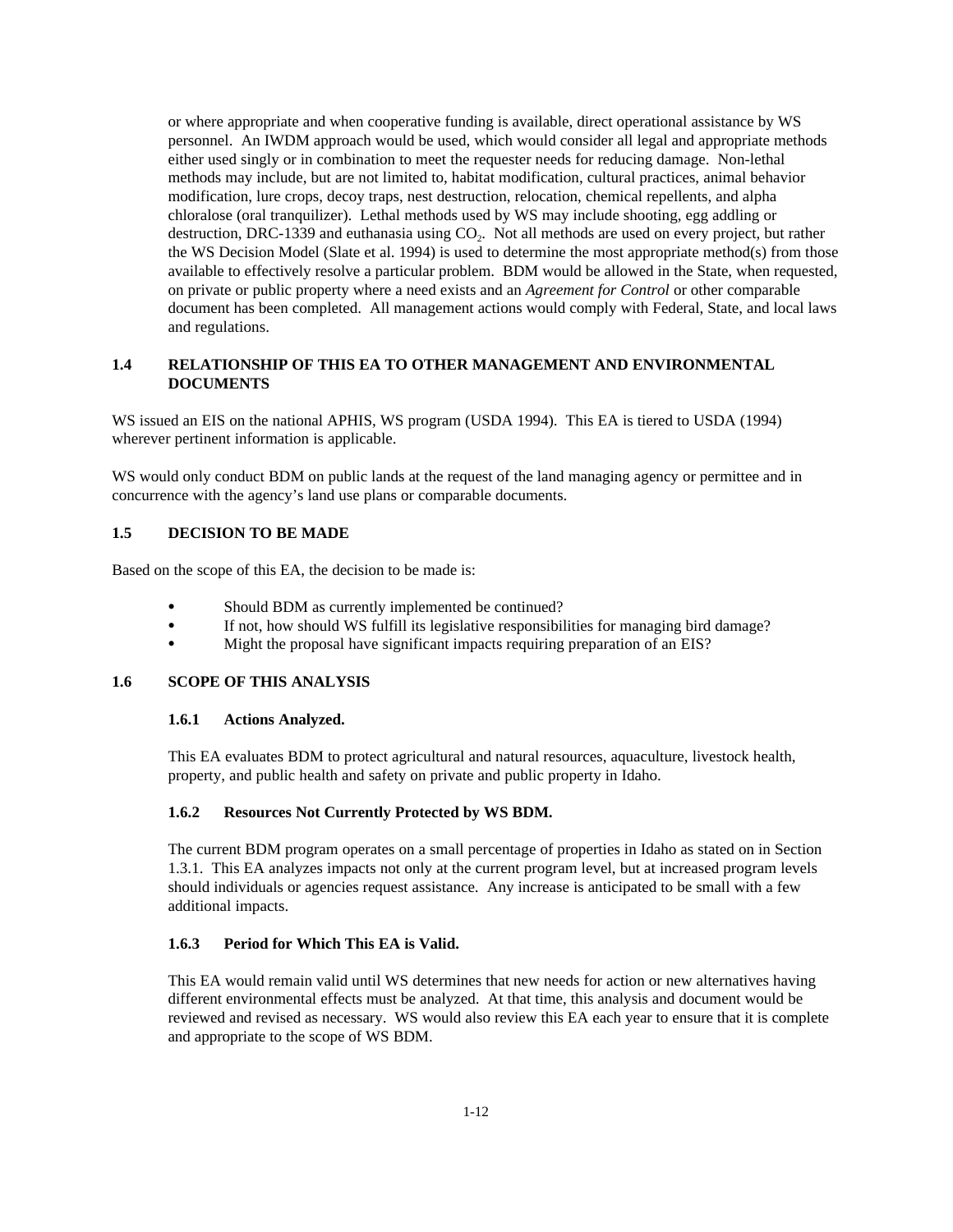or where appropriate and when cooperative funding is available, direct operational assistance by WS personnel. An IWDM approach would be used, which would consider all legal and appropriate methods either used singly or in combination to meet the requester needs for reducing damage. Non-lethal methods may include, but are not limited to, habitat modification, cultural practices, animal behavior modification, lure crops, decoy traps, nest destruction, relocation, chemical repellents, and alpha chloralose (oral tranquilizer). Lethal methods used by WS may include shooting, egg addling or destruction, DRC-1339 and euthanasia using $CO_2$. Not all methods are used on every project, but rather the WS Decision Model (Slate et al. 1994) is used to determine the most appropriate method(s) from those available to effectively resolve a particular problem. BDM would be allowed in the State, when requested, on private or public property where a need exists and an *Agreement for Control* or other comparable document has been completed. All management actions would comply with Federal, State, and local laws and regulations.

## 1.4 RELATIONSHIP OF THIS EA TO OTHER MANAGEMENT AND ENVIRONMENTAL DOCUMENTS

WS issued an EIS on the national APHIS, WS program (USDA 1994). This EA is tiered to USDA (1994) wherever pertinent information is applicable.

WS would only conduct BDM on public lands at the request of the land managing agency or permittee and in concurrence with the agency's land use plans or comparable documents.

## 1.5 DECISION TO BE MADE

Based on the scope of this EA, the decision to be made is:

- Should BDM as currently implemented be continued?
- If not, how should WS fulfill its legislative responsibilities for managing bird damage?
- Might the proposal have significant impacts requiring preparation of an EIS?

## 1.6 SCOPE OF THIS ANALYSIS

### 1.6.1 Actions Analyzed.

This EA evaluates BDM to protect agricultural and natural resources, aquaculture, livestock health, property, and public health and safety on private and public property in Idaho.

### 1.6.2 Resources Not Currently Protected by WS BDM.

The current BDM program operates on a small percentage of properties in Idaho as stated on in Section 1.3.1. This EA analyzes impacts not only at the current program level, but at increased program levels should individuals or agencies request assistance. Any increase is anticipated to be small with a few additional impacts.

### 1.6.3 Period for Which This EA is Valid.

This EA would remain valid until WS determines that new needs for action or new alternatives having different environmental effects must be analyzed. At that time, this analysis and document would be reviewed and revised as necessary. WS would also review this EA each year to ensure that it is complete and appropriate to the scope of WS BDM.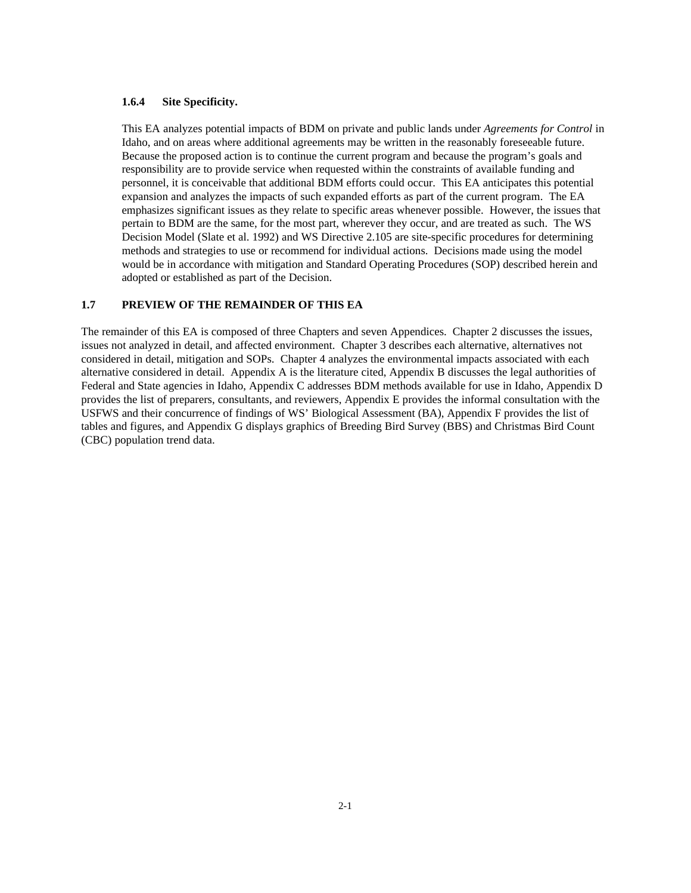#### 1.6.4 Site Specificity.

This EA analyzes potential impacts of BDM on private and public lands under *Agreements for Control* in Idaho, and on areas where additional agreements may be written in the reasonably foreseeable future. Because the proposed action is to continue the current program and because the program's goals and responsibility are to provide service when requested within the constraints of available funding and personnel, it is conceivable that additional BDM efforts could occur. This EA anticipates this potential expansion and analyzes the impacts of such expanded efforts as part of the current program. The EA emphasizes significant issues as they relate to specific areas whenever possible. However, the issues that pertain to BDM are the same, for the most part, wherever they occur, and are treated as such. The WS Decision Model (Slate et al. 1992) and WS Directive 2.105 are site-specific procedures for determining methods and strategies to use or recommend for individual actions. Decisions made using the model would be in accordance with mitigation and Standard Operating Procedures (SOP) described herein and adopted or established as part of the Decision.

### 1.7 PREVIEW OF THE REMAINDER OF THIS EA

The remainder of this EA is composed of three Chapters and seven Appendices. Chapter 2 discusses the issues, issues not analyzed in detail, and affected environment. Chapter 3 describes each alternative, alternatives not considered in detail, mitigation and SOPs. Chapter 4 analyzes the environmental impacts associated with each alternative considered in detail. Appendix A is the literature cited, Appendix B discusses the legal authorities of Federal and State agencies in Idaho, Appendix C addresses BDM methods available for use in Idaho, Appendix D provides the list of preparers, consultants, and reviewers, Appendix E provides the informal consultation with the USFWS and their concurrence of findings of WS' Biological Assessment (BA), Appendix F provides the list of tables and figures, and Appendix G displays graphics of Breeding Bird Survey (BBS) and Christmas Bird Count (CBC) population trend data.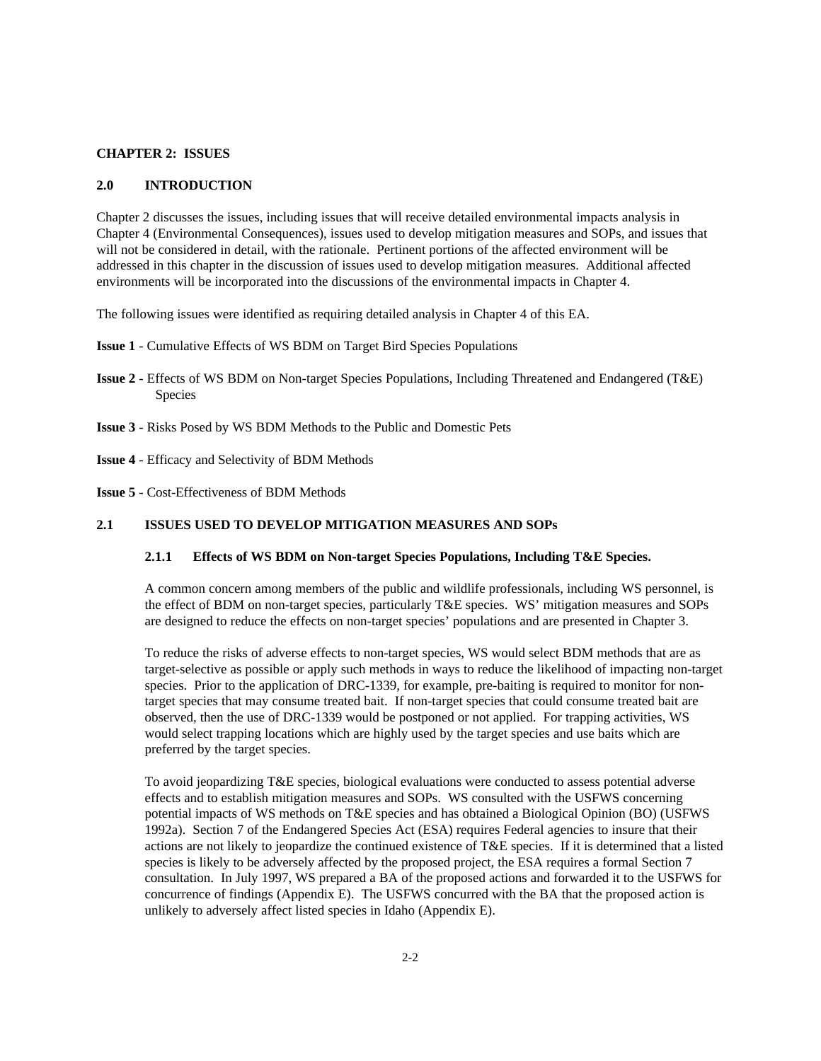# CHAPTER 2: ISSUES

## 2.0 INTRODUCTION

Chapter 2 discusses the issues, including issues that will receive detailed environmental impacts analysis in Chapter 4 (Environmental Consequences), issues used to develop mitigation measures and SOPs, and issues that will not be considered in detail, with the rationale. Pertinent portions of the affected environment will be addressed in this chapter in the discussion of issues used to develop mitigation measures. Additional affected environments will be incorporated into the discussions of the environmental impacts in Chapter 4.

The following issues were identified as requiring detailed analysis in Chapter 4 of this EA.

**Issue 1** - Cumulative Effects of WS BDM on Target Bird Species Populations

**Issue 2** - Effects of WS BDM on Non-target Species Populations, Including Threatened and Endangered (T&E) Species

**Issue 3** - Risks Posed by WS BDM Methods to the Public and Domestic Pets

**Issue 4** - Efficacy and Selectivity of BDM Methods

**Issue 5** - Cost-Effectiveness of BDM Methods

## 2.1 ISSUES USED TO DEVELOP MITIGATION MEASURES AND SOPs

### 2.1.1 Effects of WS BDM on Non-target Species Populations, Including T&E Species.

A common concern among members of the public and wildlife professionals, including WS personnel, is the effect of BDM on non-target species, particularly T&E species. WS' mitigation measures and SOPs are designed to reduce the effects on non-target species' populations and are presented in Chapter 3.

To reduce the risks of adverse effects to non-target species, WS would select BDM methods that are as target-selective as possible or apply such methods in ways to reduce the likelihood of impacting non-target species. Prior to the application of DRC-1339, for example, pre-baiting is required to monitor for non-target species that may consume treated bait. If non-target species that could consume treated bait are observed, then the use of DRC-1339 would be postponed or not applied. For trapping activities, WS would select trapping locations which are highly used by the target species and use baits which are preferred by the target species.

To avoid jeopardizing T&E species, biological evaluations were conducted to assess potential adverse effects and to establish mitigation measures and SOPs. WS consulted with the USFWS concerning potential impacts of WS methods on T&E species and has obtained a Biological Opinion (BO) (USFWS 1992a). Section 7 of the Endangered Species Act (ESA) requires Federal agencies to insure that their actions are not likely to jeopardize the continued existence of T&E species. If it is determined that a listed species is likely to be adversely affected by the proposed project, the ESA requires a formal Section 7 consultation. In July 1997, WS prepared a BA of the proposed actions and forwarded it to the USFWS for concurrence of findings (Appendix E). The USFWS concurred with the BA that the proposed action is unlikely to adversely affect listed species in Idaho (Appendix E).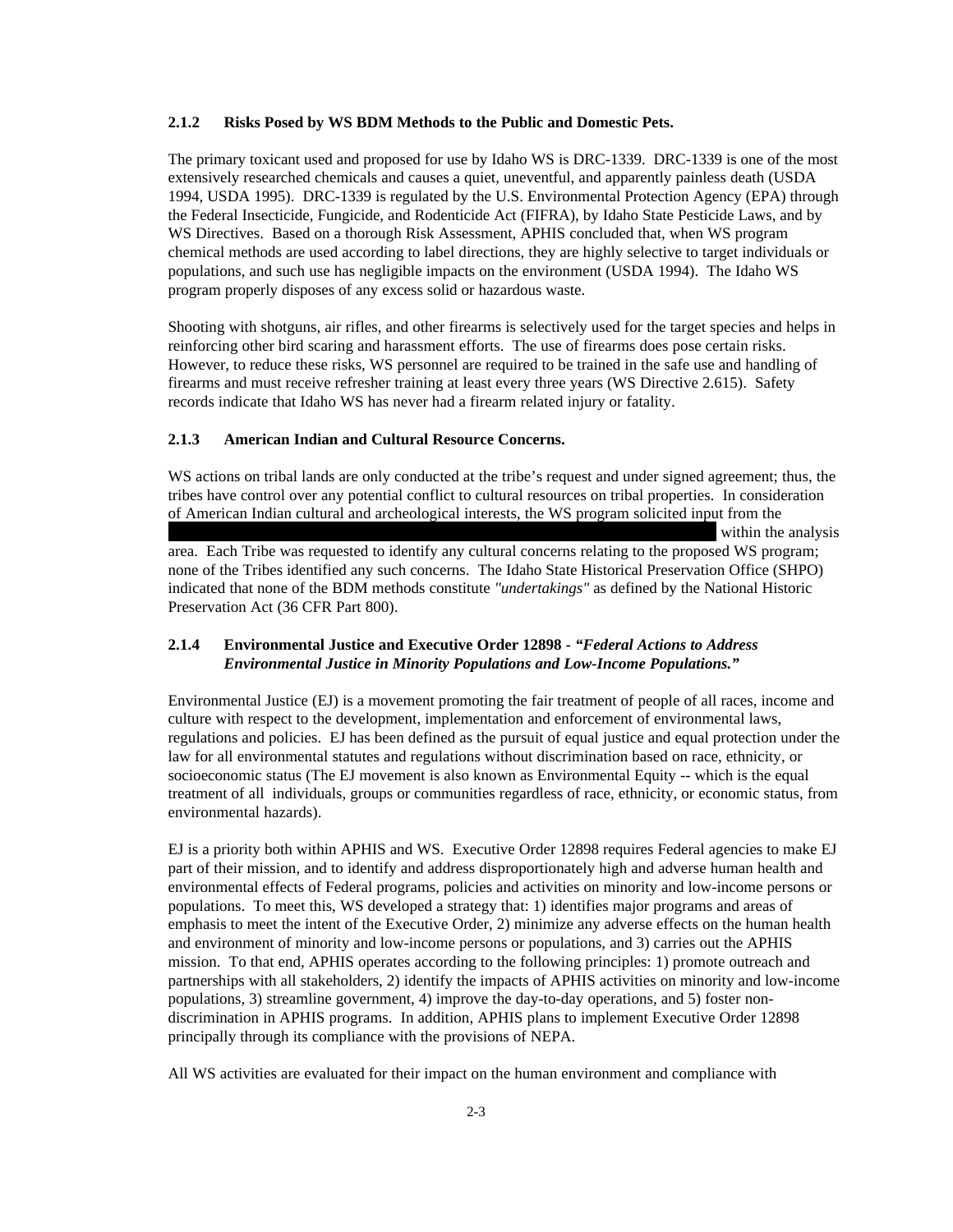### 2.1.2 Risks Posed by WS BDM Methods to the Public and Domestic Pets.

The primary toxicant used and proposed for use by Idaho WS is DRC-1339. DRC-1339 is one of the most extensively researched chemicals and causes a quiet, uneventful, and apparently painless death (USDA 1994, USDA 1995). DRC-1339 is regulated by the U.S. Environmental Protection Agency (EPA) through the Federal Insecticide, Fungicide, and Rodenticide Act (FIFRA), by Idaho State Pesticide Laws, and by WS Directives. Based on a thorough Risk Assessment, APHIS concluded that, when WS program chemical methods are used according to label directions, they are highly selective to target individuals or populations, and such use has negligible impacts on the environment (USDA 1994). The Idaho WS program properly disposes of any excess solid or hazardous waste.

Shooting with shotguns, air rifles, and other firearms is selectively used for the target species and helps in reinforcing other bird scaring and harassment efforts. The use of firearms does pose certain risks. However, to reduce these risks, WS personnel are required to be trained in the safe use and handling of firearms and must receive refresher training at least every three years (WS Directive 2.615). Safety records indicate that Idaho WS has never had a firearm related injury or fatality.

### 2.1.3 American Indian and Cultural Resource Concerns.

WS actions on tribal lands are only conducted at the tribe's request and under signed agreement; thus, the tribes have control over any potential conflict to cultural resources on tribal properties. In consideration of American Indian cultural and archeological interests, the WS program solicited input from the [REDACTED] within the analysis area. Each Tribe was requested to identify any cultural concerns relating to the proposed WS program; none of the Tribes identified any such concerns. The Idaho State Historical Preservation Office (SHPO) indicated that none of the BDM methods constitute *"undertakings"* as defined by the National Historic Preservation Act (36 CFR Part 800).

### 2.1.4 Environmental Justice and Executive Order 12898 - *"Federal Actions to Address Environmental Justice in Minority Populations and Low-Income Populations."*

Environmental Justice (EJ) is a movement promoting the fair treatment of people of all races, income and culture with respect to the development, implementation and enforcement of environmental laws, regulations and policies. EJ has been defined as the pursuit of equal justice and equal protection under the law for all environmental statutes and regulations without discrimination based on race, ethnicity, or socioeconomic status (The EJ movement is also known as Environmental Equity -- which is the equal treatment of all individuals, groups or communities regardless of race, ethnicity, or economic status, from environmental hazards).

EJ is a priority both within APHIS and WS. Executive Order 12898 requires Federal agencies to make EJ part of their mission, and to identify and address disproportionately high and adverse human health and environmental effects of Federal programs, policies and activities on minority and low-income persons or populations. To meet this, WS developed a strategy that: 1) identifies major programs and areas of emphasis to meet the intent of the Executive Order, 2) minimize any adverse effects on the human health and environment of minority and low-income persons or populations, and 3) carries out the APHIS mission. To that end, APHIS operates according to the following principles: 1) promote outreach and partnerships with all stakeholders, 2) identify the impacts of APHIS activities on minority and low-income populations, 3) streamline government, 4) improve the day-to-day operations, and 5) foster non-discrimination in APHIS programs. In addition, APHIS plans to implement Executive Order 12898 principally through its compliance with the provisions of NEPA.

All WS activities are evaluated for their impact on the human environment and compliance with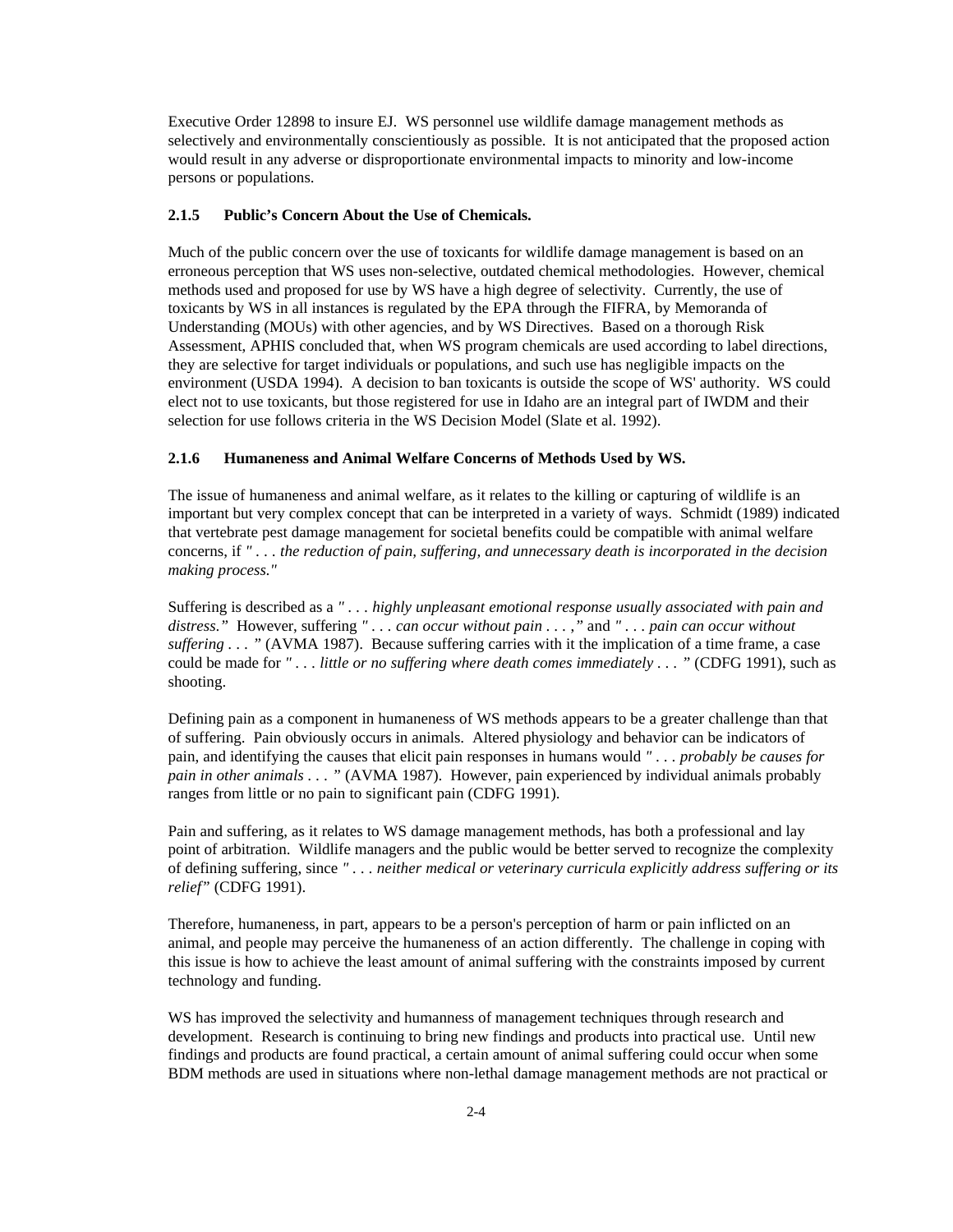Executive Order 12898 to insure EJ. WS personnel use wildlife damage management methods as selectively and environmentally conscientiously as possible. It is not anticipated that the proposed action would result in any adverse or disproportionate environmental impacts to minority and low-income persons or populations.

### 2.1.5 Public's Concern About the Use of Chemicals.

Much of the public concern over the use of toxicants for wildlife damage management is based on an erroneous perception that WS uses non-selective, outdated chemical methodologies. However, chemical methods used and proposed for use by WS have a high degree of selectivity. Currently, the use of toxicants by WS in all instances is regulated by the EPA through the FIFRA, by Memoranda of Understanding (MOUs) with other agencies, and by WS Directives. Based on a thorough Risk Assessment, APHIS concluded that, when WS program chemicals are used according to label directions, they are selective for target individuals or populations, and such use has negligible impacts on the environment (USDA 1994). A decision to ban toxicants is outside the scope of WS' authority. WS could elect not to use toxicants, but those registered for use in Idaho are an integral part of IWDM and their selection for use follows criteria in the WS Decision Model (Slate et al. 1992).

### 2.1.6 Humaneness and Animal Welfare Concerns of Methods Used by WS.

The issue of humaneness and animal welfare, as it relates to the killing or capturing of wildlife is an important but very complex concept that can be interpreted in a variety of ways. Schmidt (1989) indicated that vertebrate pest damage management for societal benefits could be compatible with animal welfare concerns, if *" . . . the reduction of pain, suffering, and unnecessary death is incorporated in the decision making process."*

Suffering is described as a *" . . . highly unpleasant emotional response usually associated with pain and distress."* However, suffering *" . . . can occur without pain . . . ,"* and *" . . . pain can occur without suffering . . . "* (AVMA 1987). Because suffering carries with it the implication of a time frame, a case could be made for *" . . . little or no suffering where death comes immediately . . . "* (CDFG 1991), such as shooting.

Defining pain as a component in humaneness of WS methods appears to be a greater challenge than that of suffering. Pain obviously occurs in animals. Altered physiology and behavior can be indicators of pain, and identifying the causes that elicit pain responses in humans would *" . . . probably be causes for pain in other animals . . . "* (AVMA 1987). However, pain experienced by individual animals probably ranges from little or no pain to significant pain (CDFG 1991).

Pain and suffering, as it relates to WS damage management methods, has both a professional and lay point of arbitration. Wildlife managers and the public would be better served to recognize the complexity of defining suffering, since *" . . . neither medical or veterinary curricula explicitly address suffering or its relief"* (CDFG 1991).

Therefore, humaneness, in part, appears to be a person's perception of harm or pain inflicted on an animal, and people may perceive the humaneness of an action differently. The challenge in coping with this issue is how to achieve the least amount of animal suffering with the constraints imposed by current technology and funding.

WS has improved the selectivity and humanness of management techniques through research and development. Research is continuing to bring new findings and products into practical use. Until new findings and products are found practical, a certain amount of animal suffering could occur when some BDM methods are used in situations where non-lethal damage management methods are not practical or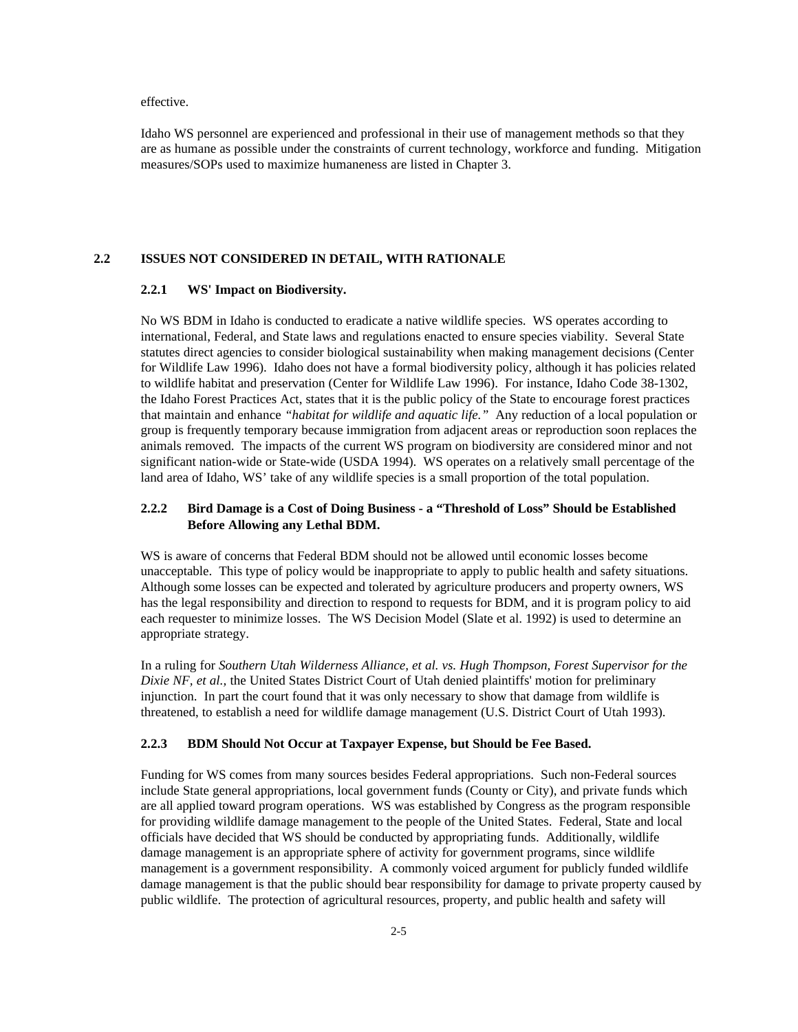effective.

Idaho WS personnel are experienced and professional in their use of management methods so that they are as humane as possible under the constraints of current technology, workforce and funding. Mitigation measures/SOPs used to maximize humaneness are listed in Chapter 3.

## 2.2 ISSUES NOT CONSIDERED IN DETAIL, WITH RATIONALE

### 2.2.1 WS' Impact on Biodiversity.

No WS BDM in Idaho is conducted to eradicate a native wildlife species. WS operates according to international, Federal, and State laws and regulations enacted to ensure species viability. Several State statutes direct agencies to consider biological sustainability when making management decisions (Center for Wildlife Law 1996). Idaho does not have a formal biodiversity policy, although it has policies related to wildlife habitat and preservation (Center for Wildlife Law 1996). For instance, Idaho Code 38-1302, the Idaho Forest Practices Act, states that it is the public policy of the State to encourage forest practices that maintain and enhance *"habitat for wildlife and aquatic life."* Any reduction of a local population or group is frequently temporary because immigration from adjacent areas or reproduction soon replaces the animals removed. The impacts of the current WS program on biodiversity are considered minor and not significant nation-wide or State-wide (USDA 1994). WS operates on a relatively small percentage of the land area of Idaho, WS' take of any wildlife species is a small proportion of the total population.

### 2.2.2 Bird Damage is a Cost of Doing Business - a "Threshold of Loss" Should be Established Before Allowing any Lethal BDM.

WS is aware of concerns that Federal BDM should not be allowed until economic losses become unacceptable. This type of policy would be inappropriate to apply to public health and safety situations. Although some losses can be expected and tolerated by agriculture producers and property owners, WS has the legal responsibility and direction to respond to requests for BDM, and it is program policy to aid each requester to minimize losses. The WS Decision Model (Slate et al. 1992) is used to determine an appropriate strategy.

In a ruling for *Southern Utah Wilderness Alliance, et al. vs. Hugh Thompson, Forest Supervisor for the Dixie NF, et al.,* the United States District Court of Utah denied plaintiffs' motion for preliminary injunction. In part the court found that it was only necessary to show that damage from wildlife is threatened, to establish a need for wildlife damage management (U.S. District Court of Utah 1993).

### 2.2.3 BDM Should Not Occur at Taxpayer Expense, but Should be Fee Based.

Funding for WS comes from many sources besides Federal appropriations. Such non-Federal sources include State general appropriations, local government funds (County or City), and private funds which are all applied toward program operations. WS was established by Congress as the program responsible for providing wildlife damage management to the people of the United States. Federal, State and local officials have decided that WS should be conducted by appropriating funds. Additionally, wildlife damage management is an appropriate sphere of activity for government programs, since wildlife management is a government responsibility. A commonly voiced argument for publicly funded wildlife damage management is that the public should bear responsibility for damage to private property caused by public wildlife. The protection of agricultural resources, property, and public health and safety will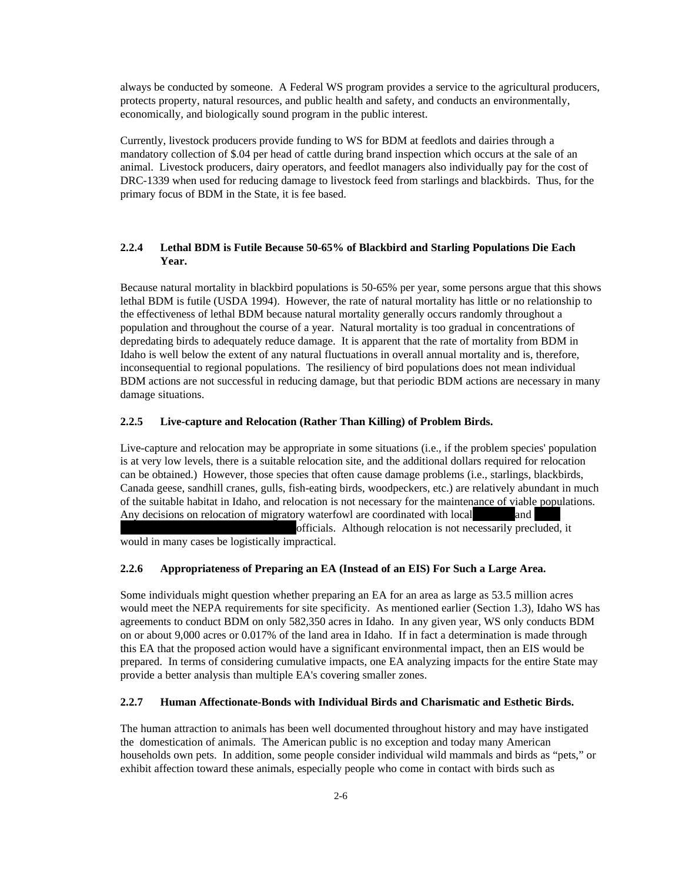always be conducted by someone. A Federal WS program provides a service to the agricultural producers, protects property, natural resources, and public health and safety, and conducts an environmentally, economically, and biologically sound program in the public interest.

Currently, livestock producers provide funding to WS for BDM at feedlots and dairies through a mandatory collection of $.04 per head of cattle during brand inspection which occurs at the sale of an animal. Livestock producers, dairy operators, and feedlot managers also individually pay for the cost of DRC-1339 when used for reducing damage to livestock feed from starlings and blackbirds. Thus, for the primary focus of BDM in the State, it is fee based.

### 2.2.4 Lethal BDM is Futile Because 50-65% of Blackbird and Starling Populations Die Each Year.

Because natural mortality in blackbird populations is 50-65% per year, some persons argue that this shows lethal BDM is futile (USDA 1994). However, the rate of natural mortality has little or no relationship to the effectiveness of lethal BDM because natural mortality generally occurs randomly throughout a population and throughout the course of a year. Natural mortality is too gradual in concentrations of depredating birds to adequately reduce damage. It is apparent that the rate of mortality from BDM in Idaho is well below the extent of any natural fluctuations in overall annual mortality and is, therefore, inconsequential to regional populations. The resiliency of bird populations does not mean individual BDM actions are not successful in reducing damage, but that periodic BDM actions are necessary in many damage situations.

### 2.2.5 Live-capture and Relocation (Rather Than Killing) of Problem Birds.

Live-capture and relocation may be appropriate in some situations (i.e., if the problem species' population is at very low levels, there is a suitable relocation site, and the additional dollars required for relocation can be obtained.) However, those species that often cause damage problems (i.e., starlings, blackbirds, Canada geese, sandhill cranes, gulls, fish-eating birds, woodpeckers, etc.) are relatively abundant in much of the suitable habitat in Idaho, and relocation is not necessary for the maintenance of viable populations. Any decisions on relocation of migratory waterfowl are coordinated with local [REDACTED] and [REDACTED] officials. Although relocation is not necessarily precluded, it would in many cases be logistically impractical.

### 2.2.6 Appropriateness of Preparing an EA (Instead of an EIS) For Such a Large Area.

Some individuals might question whether preparing an EA for an area as large as 53.5 million acres would meet the NEPA requirements for site specificity. As mentioned earlier (Section 1.3), Idaho WS has agreements to conduct BDM on only 582,350 acres in Idaho. In any given year, WS only conducts BDM on or about 9,000 acres or 0.017% of the land area in Idaho. If in fact a determination is made through this EA that the proposed action would have a significant environmental impact, then an EIS would be prepared. In terms of considering cumulative impacts, one EA analyzing impacts for the entire State may provide a better analysis than multiple EA's covering smaller zones.

### 2.2.7 Human Affectionate-Bonds with Individual Birds and Charismatic and Esthetic Birds.

The human attraction to animals has been well documented throughout history and may have instigated the domestication of animals. The American public is no exception and today many American households own pets. In addition, some people consider individual wild mammals and birds as "pets," or exhibit affection toward these animals, especially people who come in contact with birds such as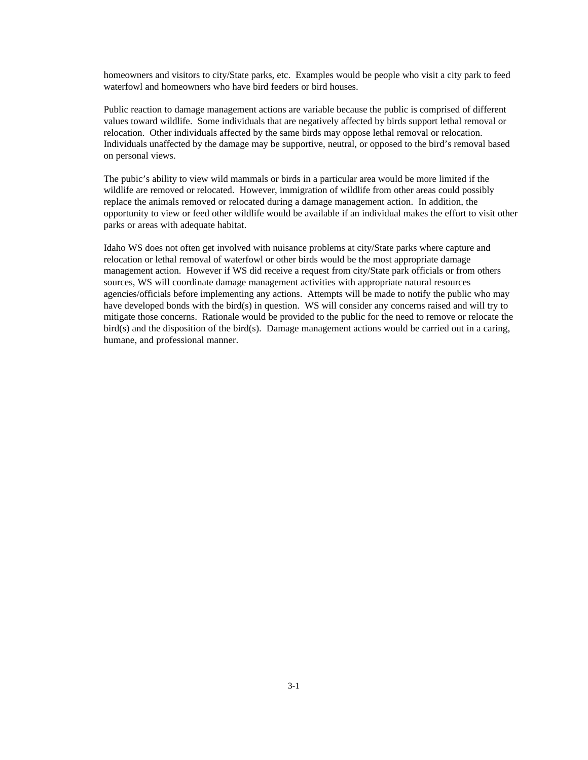homeowners and visitors to city/State parks, etc.  Examples would be people who visit a city park to feed waterfowl and homeowners who have bird feeders or bird houses.

Public reaction to damage management actions are variable because the public is comprised of different values toward wildlife.  Some individuals that are negatively affected by birds support lethal removal or relocation.  Other individuals affected by the same birds may oppose lethal removal or relocation.  Individuals unaffected by the damage may be supportive, neutral, or opposed to the bird's removal based on personal views.

The pubic's ability to view wild mammals or birds in a particular area would be more limited if the wildlife are removed or relocated.  However, immigration of wildlife from other areas could possibly replace the animals removed or relocated during a damage management action.  In addition, the opportunity to view or feed other wildlife would be available if an individual makes the effort to visit other parks or areas with adequate habitat.

Idaho WS does not often get involved with nuisance problems at city/State parks where capture and relocation or lethal removal of waterfowl or other birds would be the most appropriate damage management action.  However if WS did receive a request from city/State park officials or from others sources, WS will coordinate damage management activities with appropriate natural resources agencies/officials before implementing any actions.  Attempts will be made to notify the public who may have developed bonds with the bird(s) in question.  WS will consider any concerns raised and will try to mitigate those concerns.  Rationale would be provided to the public for the need to remove or relocate the bird(s) and the disposition of the bird(s).  Damage management actions would be carried out in a caring, humane, and professional manner.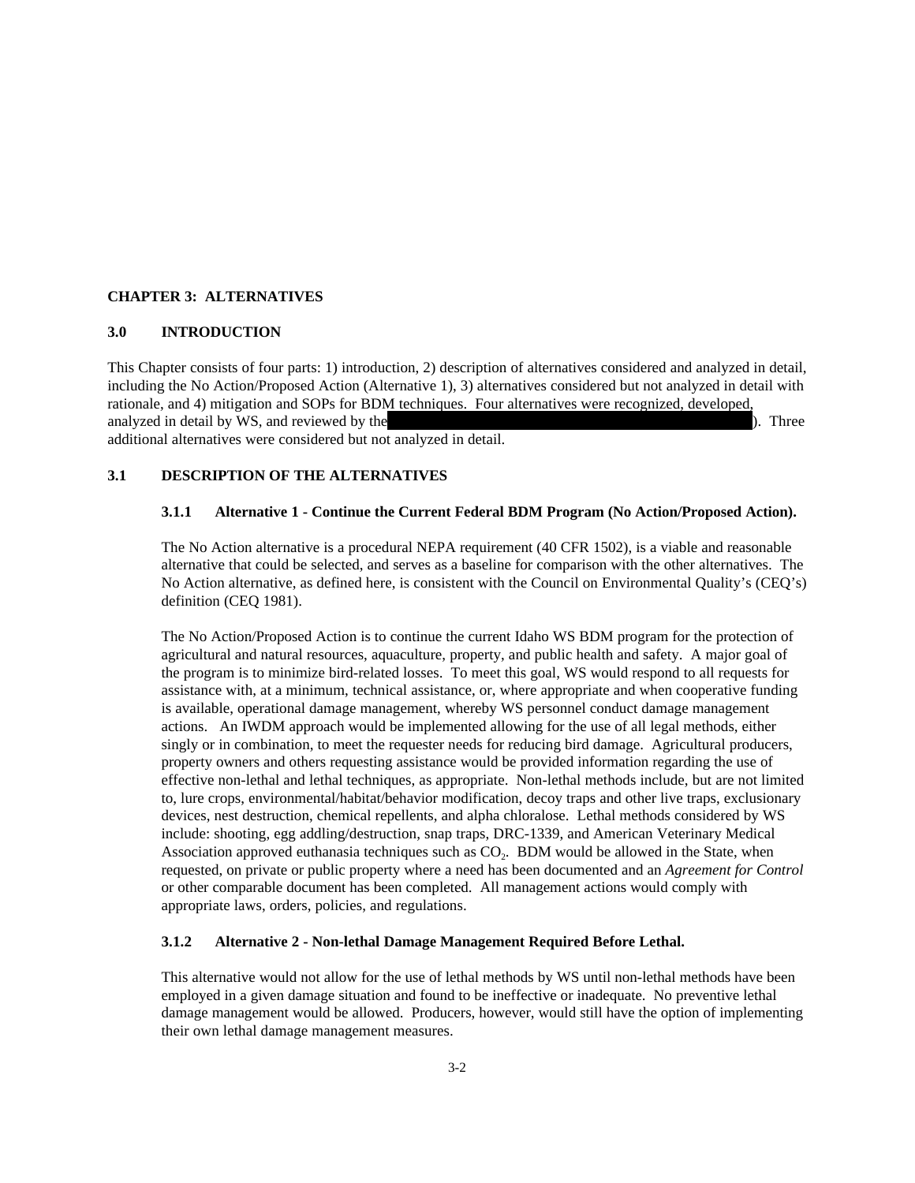# CHAPTER 3: ALTERNATIVES

## 3.0 INTRODUCTION

This Chapter consists of four parts: 1) introduction, 2) description of alternatives considered and analyzed in detail, including the No Action/Proposed Action (Alternative 1), 3) alternatives considered but not analyzed in detail with rationale, and 4) mitigation and SOPs for BDM techniques. Four alternatives were recognized, developed, analyzed in detail by WS, and reviewed by the ). Three additional alternatives were considered but not analyzed in detail.

## 3.1 DESCRIPTION OF THE ALTERNATIVES

### 3.1.1 Alternative 1 - Continue the Current Federal BDM Program (No Action/Proposed Action).

The No Action alternative is a procedural NEPA requirement (40 CFR 1502), is a viable and reasonable alternative that could be selected, and serves as a baseline for comparison with the other alternatives. The No Action alternative, as defined here, is consistent with the Council on Environmental Quality's (CEQ's) definition (CEQ 1981).

The No Action/Proposed Action is to continue the current Idaho WS BDM program for the protection of agricultural and natural resources, aquaculture, property, and public health and safety. A major goal of the program is to minimize bird-related losses. To meet this goal, WS would respond to all requests for assistance with, at a minimum, technical assistance, or, where appropriate and when cooperative funding is available, operational damage management, whereby WS personnel conduct damage management actions. An IWDM approach would be implemented allowing for the use of all legal methods, either singly or in combination, to meet the requester needs for reducing bird damage. Agricultural producers, property owners and others requesting assistance would be provided information regarding the use of effective non-lethal and lethal techniques, as appropriate. Non-lethal methods include, but are not limited to, lure crops, environmental/habitat/behavior modification, decoy traps and other live traps, exclusionary devices, nest destruction, chemical repellents, and alpha chloralose. Lethal methods considered by WS include: shooting, egg addling/destruction, snap traps, DRC-1339, and American Veterinary Medical Association approved euthanasia techniques such as $CO_2$. BDM would be allowed in the State, when requested, on private or public property where a need has been documented and an *Agreement for Control* or other comparable document has been completed. All management actions would comply with appropriate laws, orders, policies, and regulations.

### 3.1.2 Alternative 2 - Non-lethal Damage Management Required Before Lethal.

This alternative would not allow for the use of lethal methods by WS until non-lethal methods have been employed in a given damage situation and found to be ineffective or inadequate. No preventive lethal damage management would be allowed. Producers, however, would still have the option of implementing their own lethal damage management measures.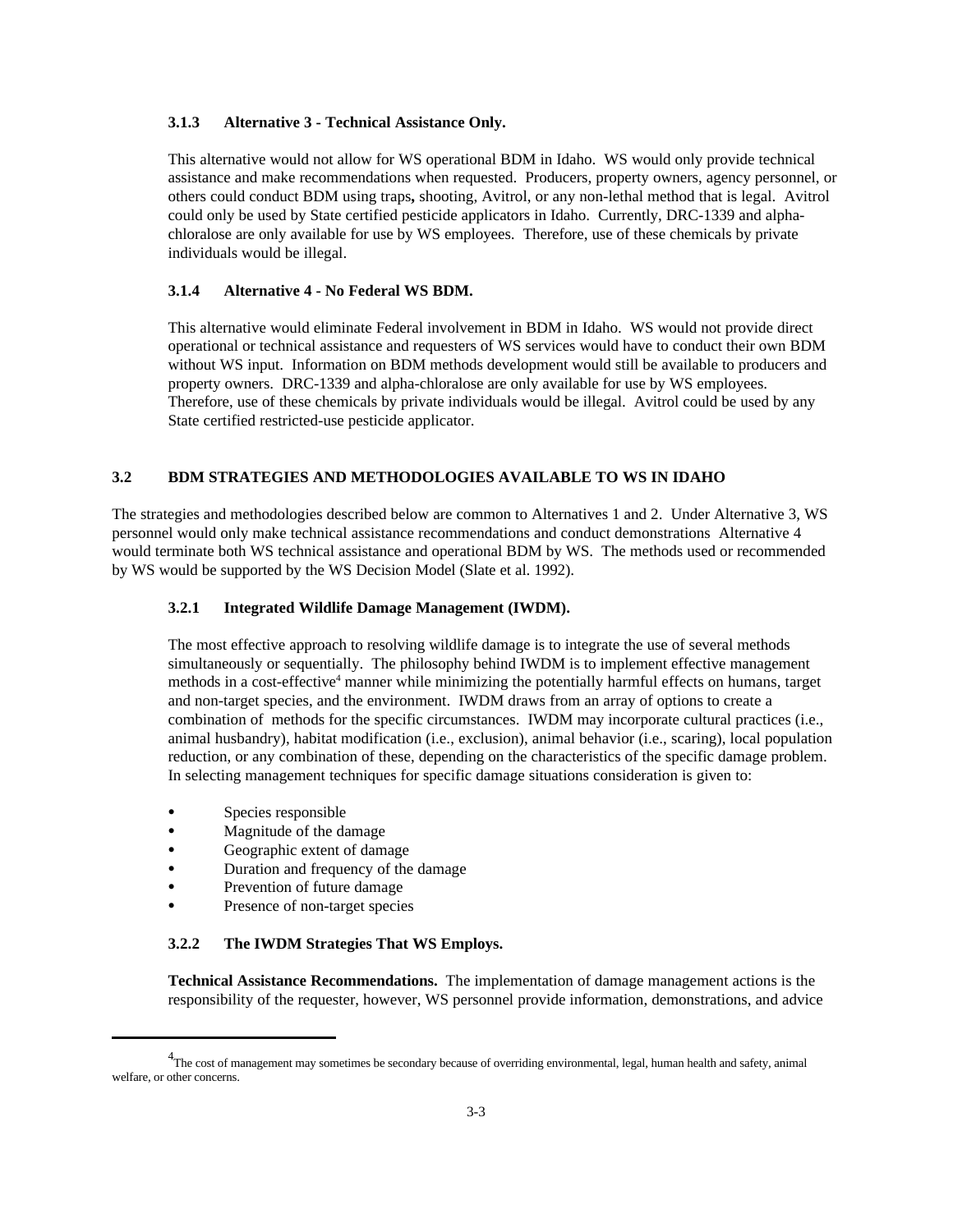### 3.1.3 Alternative 3 - Technical Assistance Only.

This alternative would not allow for WS operational BDM in Idaho. WS would only provide technical assistance and make recommendations when requested. Producers, property owners, agency personnel, or others could conduct BDM using traps**,** shooting, Avitrol, or any non-lethal method that is legal. Avitrol could only be used by State certified pesticide applicators in Idaho. Currently, DRC-1339 and alpha-chloralose are only available for use by WS employees. Therefore, use of these chemicals by private individuals would be illegal.

### 3.1.4 Alternative 4 - No Federal WS BDM.

This alternative would eliminate Federal involvement in BDM in Idaho. WS would not provide direct operational or technical assistance and requesters of WS services would have to conduct their own BDM without WS input. Information on BDM methods development would still be available to producers and property owners. DRC-1339 and alpha-chloralose are only available for use by WS employees. Therefore, use of these chemicals by private individuals would be illegal. Avitrol could be used by any State certified restricted-use pesticide applicator.

## 3.2 BDM STRATEGIES AND METHODOLOGIES AVAILABLE TO WS IN IDAHO

The strategies and methodologies described below are common to Alternatives 1 and 2. Under Alternative 3, WS personnel would only make technical assistance recommendations and conduct demonstrations Alternative 4 would terminate both WS technical assistance and operational BDM by WS. The methods used or recommended by WS would be supported by the WS Decision Model (Slate et al. 1992).

### 3.2.1 Integrated Wildlife Damage Management (IWDM).

The most effective approach to resolving wildlife damage is to integrate the use of several methods simultaneously or sequentially. The philosophy behind IWDM is to implement effective management methods in a cost-effective[4] manner while minimizing the potentially harmful effects on humans, target and non-target species, and the environment. IWDM draws from an array of options to create a combination of methods for the specific circumstances. IWDM may incorporate cultural practices (i.e., animal husbandry), habitat modification (i.e., exclusion), animal behavior (i.e., scaring), local population reduction, or any combination of these, depending on the characteristics of the specific damage problem. In selecting management techniques for specific damage situations consideration is given to:

- Species responsible
- Magnitude of the damage
- Geographic extent of damage
- Duration and frequency of the damage
- Prevention of future damage
- Presence of non-target species

### 3.2.2 The IWDM Strategies That WS Employs.

**Technical Assistance Recommendations.** The implementation of damage management actions is the responsibility of the requester, however, WS personnel provide information, demonstrations, and advice

[4] The cost of management may sometimes be secondary because of overriding environmental, legal, human health and safety, animal welfare, or other concerns.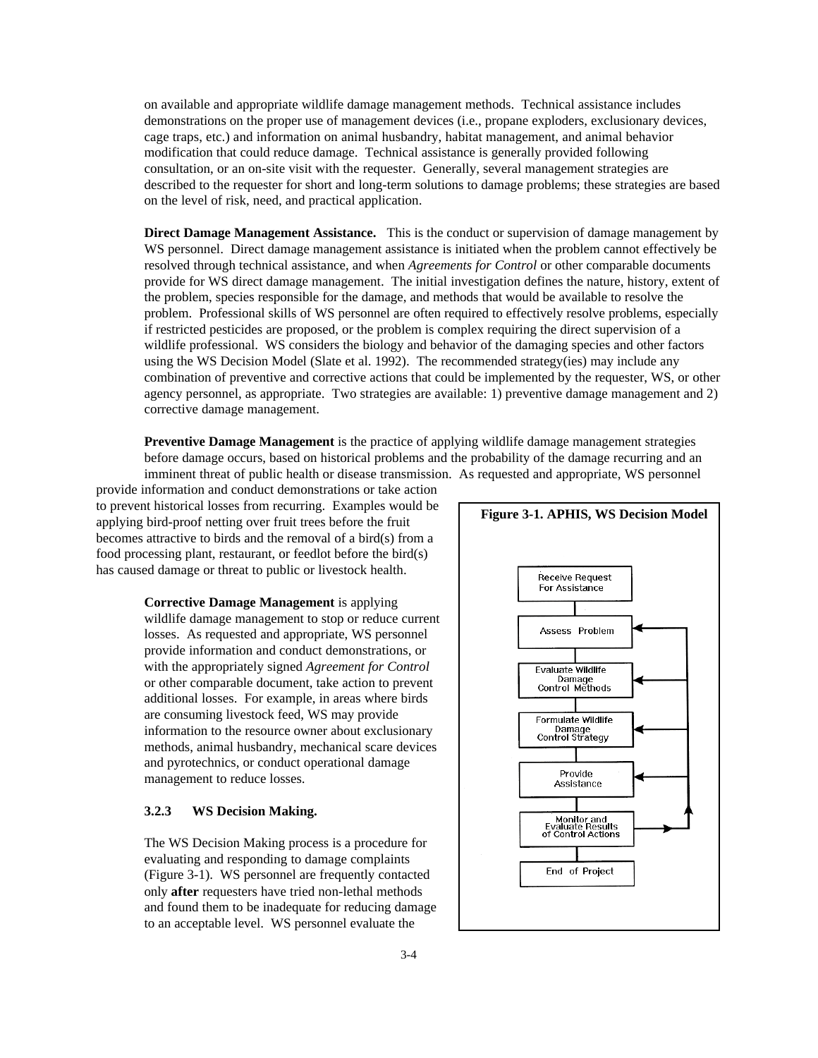on available and appropriate wildlife damage management methods. Technical assistance includes demonstrations on the proper use of management devices (i.e., propane exploders, exclusionary devices, cage traps, etc.) and information on animal husbandry, habitat management, and animal behavior modification that could reduce damage. Technical assistance is generally provided following consultation, or an on-site visit with the requester. Generally, several management strategies are described to the requester for short and long-term solutions to damage problems; these strategies are based on the level of risk, need, and practical application.

**Direct Damage Management Assistance.** This is the conduct or supervision of damage management by WS personnel. Direct damage management assistance is initiated when the problem cannot effectively be resolved through technical assistance, and when *Agreements for Control* or other comparable documents provide for WS direct damage management. The initial investigation defines the nature, history, extent of the problem, species responsible for the damage, and methods that would be available to resolve the problem. Professional skills of WS personnel are often required to effectively resolve problems, especially if restricted pesticides are proposed, or the problem is complex requiring the direct supervision of a wildlife professional. WS considers the biology and behavior of the damaging species and other factors using the WS Decision Model (Slate et al. 1992). The recommended strategy(ies) may include any combination of preventive and corrective actions that could be implemented by the requester, WS, or other agency personnel, as appropriate. Two strategies are available: 1) preventive damage management and 2) corrective damage management.

**Preventive Damage Management** is the practice of applying wildlife damage management strategies before damage occurs, based on historical problems and the probability of the damage recurring and an imminent threat of public health or disease transmission. As requested and appropriate, WS personnel provide information and conduct demonstrations or take action to prevent historical losses from recurring. Examples would be applying bird-proof netting over fruit trees before the fruit becomes attractive to birds and the removal of a bird(s) from a food processing plant, restaurant, or feedlot before the bird(s) has caused damage or threat to public or livestock health.

**Corrective Damage Management** is applying wildlife damage management to stop or reduce current losses. As requested and appropriate, WS personnel provide information and conduct demonstrations, or with the appropriately signed *Agreement for Control* or other comparable document, take action to prevent additional losses. For example, in areas where birds are consuming livestock feed, WS may provide information to the resource owner about exclusionary methods, animal husbandry, mechanical scare devices and pyrotechnics, or conduct operational damage management to reduce losses.

**Figure 3-1. APHIS, WS Decision Model**

Receive Request For Assistance → Assess Problem → Evaluate Wildlife Damage Control Methods → Formulate Wildlife Damage Control Strategy → Provide Assistance → Monitor and Evaluate Results of Control Actions → End of Project

### 3.2.3 WS Decision Making.

The WS Decision Making process is a procedure for evaluating and responding to damage complaints (Figure 3-1). WS personnel are frequently contacted only **after** requesters have tried non-lethal methods and found them to be inadequate for reducing damage to an acceptable level. WS personnel evaluate the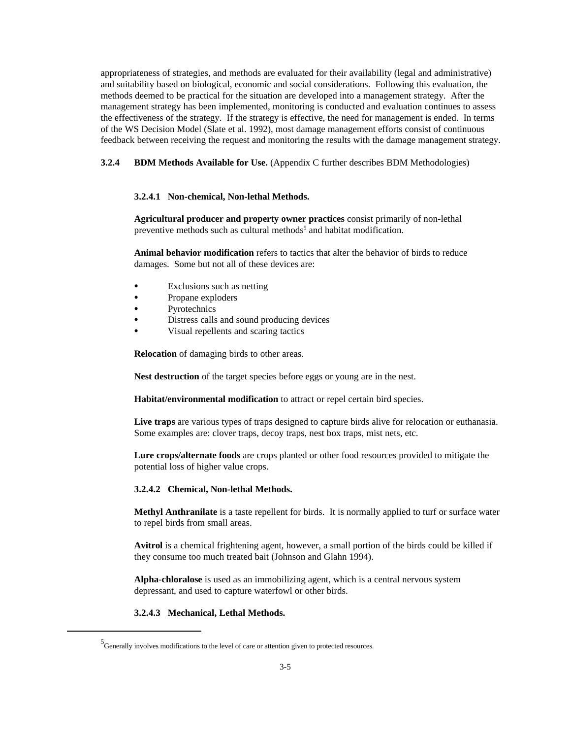appropriateness of strategies, and methods are evaluated for their availability (legal and administrative) and suitability based on biological, economic and social considerations. Following this evaluation, the methods deemed to be practical for the situation are developed into a management strategy. After the management strategy has been implemented, monitoring is conducted and evaluation continues to assess the effectiveness of the strategy. If the strategy is effective, the need for management is ended. In terms of the WS Decision Model (Slate et al. 1992), most damage management efforts consist of continuous feedback between receiving the request and monitoring the results with the damage management strategy.

### 3.2.4 BDM Methods Available for Use. (Appendix C further describes BDM Methodologies)

#### 3.2.4.1 Non-chemical, Non-lethal Methods.

**Agricultural producer and property owner practices** consist primarily of non-lethal preventive methods such as cultural methods[5] and habitat modification.

**Animal behavior modification** refers to tactics that alter the behavior of birds to reduce damages. Some but not all of these devices are:

- Exclusions such as netting
- Propane exploders
- Pyrotechnics
- Distress calls and sound producing devices
- Visual repellents and scaring tactics

**Relocation** of damaging birds to other areas.

**Nest destruction** of the target species before eggs or young are in the nest.

**Habitat/environmental modification** to attract or repel certain bird species.

**Live traps** are various types of traps designed to capture birds alive for relocation or euthanasia. Some examples are: clover traps, decoy traps, nest box traps, mist nets, etc.

**Lure crops/alternate foods** are crops planted or other food resources provided to mitigate the potential loss of higher value crops.

#### 3.2.4.2 Chemical, Non-lethal Methods.

**Methyl Anthranilate** is a taste repellent for birds. It is normally applied to turf or surface water to repel birds from small areas.

**Avitrol** is a chemical frightening agent, however, a small portion of the birds could be killed if they consume too much treated bait (Johnson and Glahn 1994).

**Alpha-chloralose** is used as an immobilizing agent, which is a central nervous system depressant, and used to capture waterfowl or other birds.

#### 3.2.4.3 Mechanical, Lethal Methods.

---

[5] Generally involves modifications to the level of care or attention given to protected resources.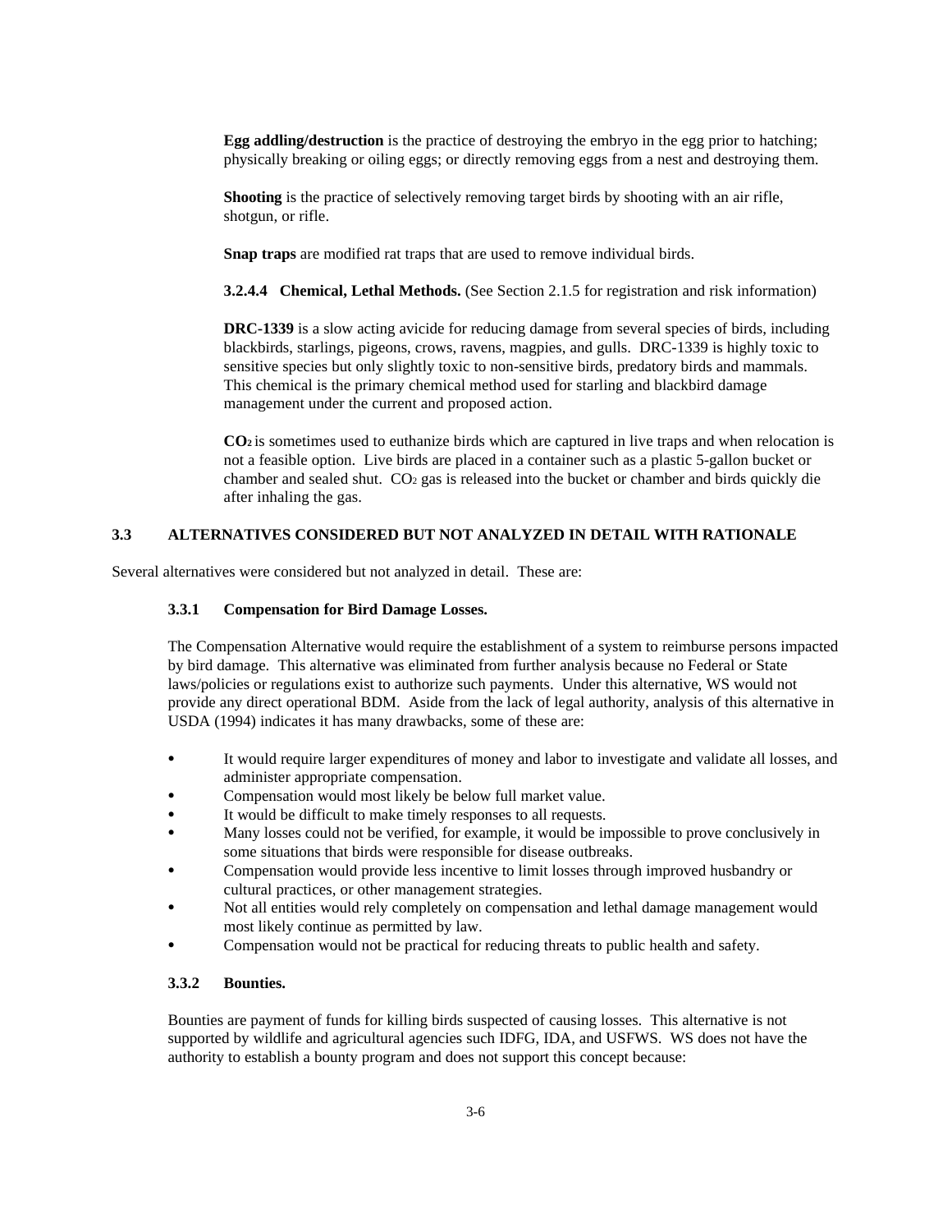**Egg addling/destruction** is the practice of destroying the embryo in the egg prior to hatching; physically breaking or oiling eggs; or directly removing eggs from a nest and destroying them.

**Shooting** is the practice of selectively removing target birds by shooting with an air rifle, shotgun, or rifle.

**Snap traps** are modified rat traps that are used to remove individual birds.

**3.2.4.4 Chemical, Lethal Methods.** (See Section 2.1.5 for registration and risk information)

**DRC-1339** is a slow acting avicide for reducing damage from several species of birds, including blackbirds, starlings, pigeons, crows, ravens, magpies, and gulls. DRC-1339 is highly toxic to sensitive species but only slightly toxic to non-sensitive birds, predatory birds and mammals. This chemical is the primary chemical method used for starling and blackbird damage management under the current and proposed action.

**$CO_2$** is sometimes used to euthanize birds which are captured in live traps and when relocation is not a feasible option. Live birds are placed in a container such as a plastic 5-gallon bucket or chamber and sealed shut. $CO_2$ gas is released into the bucket or chamber and birds quickly die after inhaling the gas.

## 3.3 ALTERNATIVES CONSIDERED BUT NOT ANALYZED IN DETAIL WITH RATIONALE

Several alternatives were considered but not analyzed in detail. These are:

### 3.3.1 Compensation for Bird Damage Losses.

The Compensation Alternative would require the establishment of a system to reimburse persons impacted by bird damage. This alternative was eliminated from further analysis because no Federal or State laws/policies or regulations exist to authorize such payments. Under this alternative, WS would not provide any direct operational BDM. Aside from the lack of legal authority, analysis of this alternative in USDA (1994) indicates it has many drawbacks, some of these are:

- It would require larger expenditures of money and labor to investigate and validate all losses, and administer appropriate compensation.
- Compensation would most likely be below full market value.
- It would be difficult to make timely responses to all requests.
- Many losses could not be verified, for example, it would be impossible to prove conclusively in some situations that birds were responsible for disease outbreaks.
- Compensation would provide less incentive to limit losses through improved husbandry or cultural practices, or other management strategies.
- Not all entities would rely completely on compensation and lethal damage management would most likely continue as permitted by law.
- Compensation would not be practical for reducing threats to public health and safety.

### 3.3.2 Bounties.

Bounties are payment of funds for killing birds suspected of causing losses. This alternative is not supported by wildlife and agricultural agencies such IDFG, IDA, and USFWS. WS does not have the authority to establish a bounty program and does not support this concept because: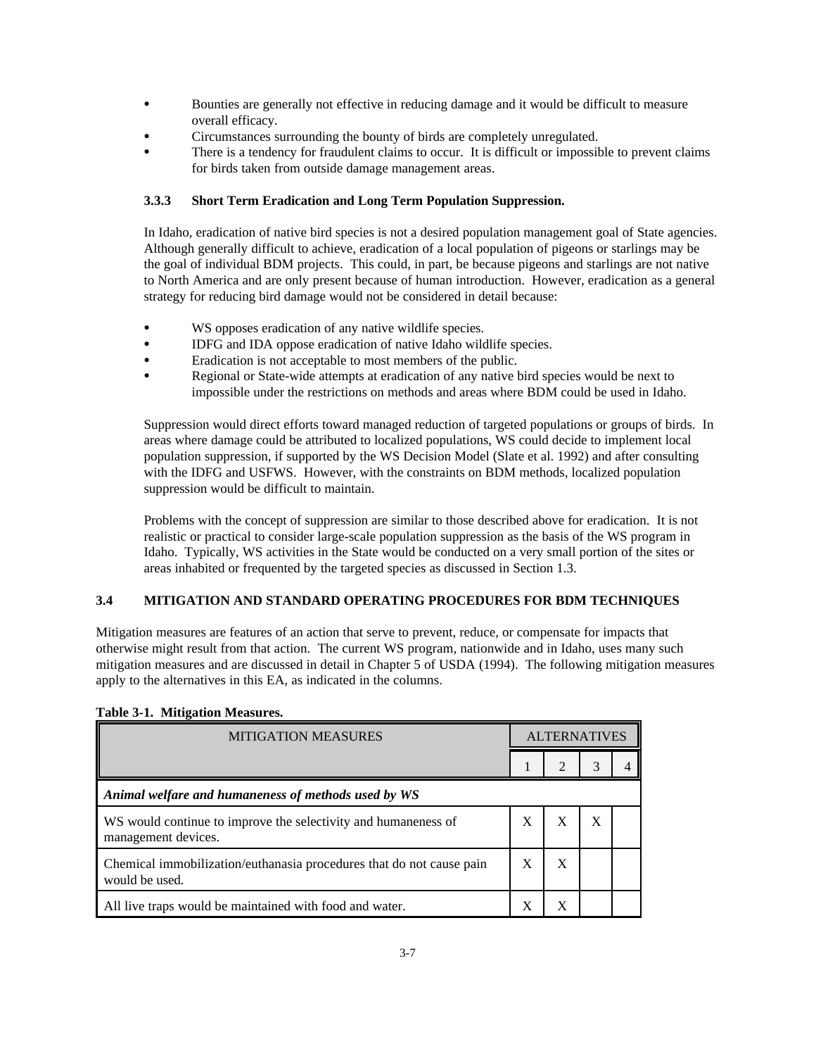- Bounties are generally not effective in reducing damage and it would be difficult to measure overall efficacy.
- Circumstances surrounding the bounty of birds are completely unregulated.
- There is a tendency for fraudulent claims to occur. It is difficult or impossible to prevent claims for birds taken from outside damage management areas.

### 3.3.3 Short Term Eradication and Long Term Population Suppression.

In Idaho, eradication of native bird species is not a desired population management goal of State agencies. Although generally difficult to achieve, eradication of a local population of pigeons or starlings may be the goal of individual BDM projects. This could, in part, be because pigeons and starlings are not native to North America and are only present because of human introduction. However, eradication as a general strategy for reducing bird damage would not be considered in detail because:

- WS opposes eradication of any native wildlife species.
- IDFG and IDA oppose eradication of native Idaho wildlife species.
- Eradication is not acceptable to most members of the public.
- Regional or State-wide attempts at eradication of any native bird species would be next to impossible under the restrictions on methods and areas where BDM could be used in Idaho.

Suppression would direct efforts toward managed reduction of targeted populations or groups of birds. In areas where damage could be attributed to localized populations, WS could decide to implement local population suppression, if supported by the WS Decision Model (Slate et al. 1992) and after consulting with the IDFG and USFWS. However, with the constraints on BDM methods, localized population suppression would be difficult to maintain.

Problems with the concept of suppression are similar to those described above for eradication. It is not realistic or practical to consider large-scale population suppression as the basis of the WS program in Idaho. Typically, WS activities in the State would be conducted on a very small portion of the sites or areas inhabited or frequented by the targeted species as discussed in Section 1.3.

## 3.4 MITIGATION AND STANDARD OPERATING PROCEDURES FOR BDM TECHNIQUES

Mitigation measures are features of an action that serve to prevent, reduce, or compensate for impacts that otherwise might result from that action. The current WS program, nationwide and in Idaho, uses many such mitigation measures and are discussed in detail in Chapter 5 of USDA (1994). The following mitigation measures apply to the alternatives in this EA, as indicated in the columns.

**Table 3-1. Mitigation Measures.**

| MITIGATION MEASURES | ALTERNATIVES | | | |
|---|---|---|---|---|
| | 1 | 2 | 3 | 4 |
| ***Animal welfare and humaneness of methods used by WS*** | | | | |
| WS would continue to improve the selectivity and humaneness of management devices. | X | X | X | |
| Chemical immobilization/euthanasia procedures that do not cause pain would be used. | X | X | | |
| All live traps would be maintained with food and water. | X | X | | |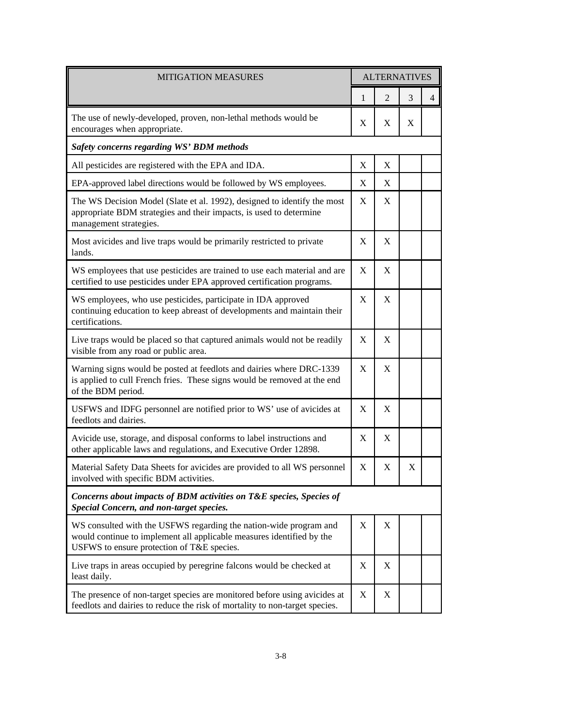| MITIGATION MEASURES | ALTERNATIVES | | | |
| --- | --- | --- | --- | --- |
| | 1 | 2 | 3 | 4 |
| The use of newly-developed, proven, non-lethal methods would be encourages when appropriate. | X | X | X | |
| ***Safety concerns regarding WS' BDM methods*** | | | | |
| All pesticides are registered with the EPA and IDA. | X | X | | |
| EPA-approved label directions would be followed by WS employees. | X | X | | |
| The WS Decision Model (Slate et al. 1992), designed to identify the most appropriate BDM strategies and their impacts, is used to determine management strategies. | X | X | | |
| Most avicides and live traps would be primarily restricted to private lands. | X | X | | |
| WS employees that use pesticides are trained to use each material and are certified to use pesticides under EPA approved certification programs. | X | X | | |
| WS employees, who use pesticides, participate in IDA approved continuing education to keep abreast of developments and maintain their certifications. | X | X | | |
| Live traps would be placed so that captured animals would not be readily visible from any road or public area. | X | X | | |
| Warning signs would be posted at feedlots and dairies where DRC-1339 is applied to cull French fries. These signs would be removed at the end of the BDM period. | X | X | | |
| USFWS and IDFG personnel are notified prior to WS' use of avicides at feedlots and dairies. | X | X | | |
| Avicide use, storage, and disposal conforms to label instructions and other applicable laws and regulations, and Executive Order 12898. | X | X | | |
| Material Safety Data Sheets for avicides are provided to all WS personnel involved with specific BDM activities. | X | X | X | |
| ***Concerns about impacts of BDM activities on T&E species, Species of Special Concern, and non-target species.*** | | | | |
| WS consulted with the USFWS regarding the nation-wide program and would continue to implement all applicable measures identified by the USFWS to ensure protection of T&E species. | X | X | | |
| Live traps in areas occupied by peregrine falcons would be checked at least daily. | X | X | | |
| The presence of non-target species are monitored before using avicides at feedlots and dairies to reduce the risk of mortality to non-target species. | X | X | | |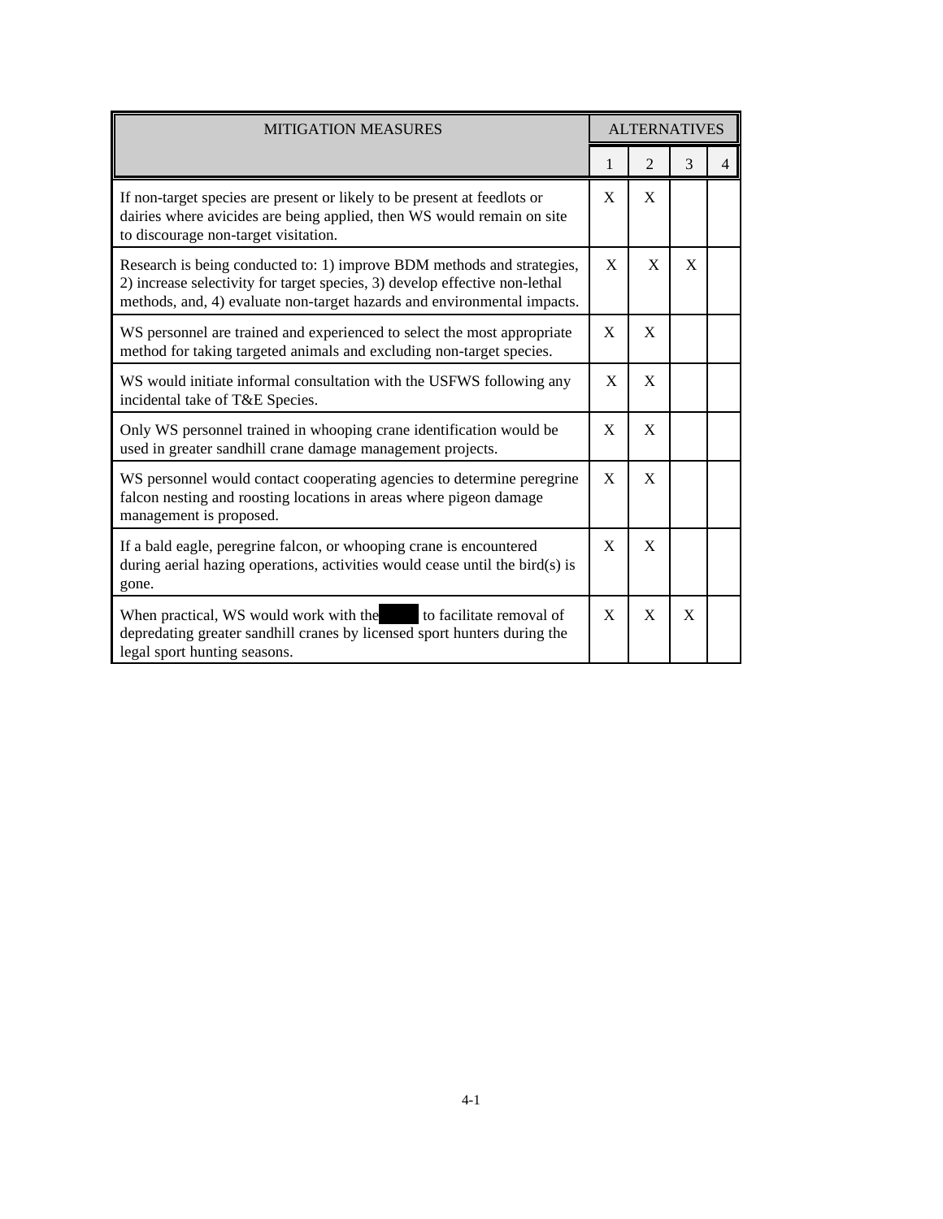| MITIGATION MEASURES | ALTERNATIVES | | | |
|---|---|---|---|---|
| | 1 | 2 | 3 | 4 |
| If non-target species are present or likely to be present at feedlots or dairies where avicides are being applied, then WS would remain on site to discourage non-target visitation. | X | X | | |
| Research is being conducted to: 1) improve BDM methods and strategies, 2) increase selectivity for target species, 3) develop effective non-lethal methods, and, 4) evaluate non-target hazards and environmental impacts. | X | X | X | |
| WS personnel are trained and experienced to select the most appropriate method for taking targeted animals and excluding non-target species. | X | X | | |
| WS would initiate informal consultation with the USFWS following any incidental take of T&E Species. | X | X | | |
| Only WS personnel trained in whooping crane identification would be used in greater sandhill crane damage management projects. | X | X | | |
| WS personnel would contact cooperating agencies to determine peregrine falcon nesting and roosting locations in areas where pigeon damage management is proposed. | X | X | | |
| If a bald eagle, peregrine falcon, or whooping crane is encountered during aerial hazing operations, activities would cease until the bird(s) is gone. | X | X | | |
| When practical, WS would work with the ████ to facilitate removal of depredating greater sandhill cranes by licensed sport hunters during the legal sport hunting seasons. | X | X | X | |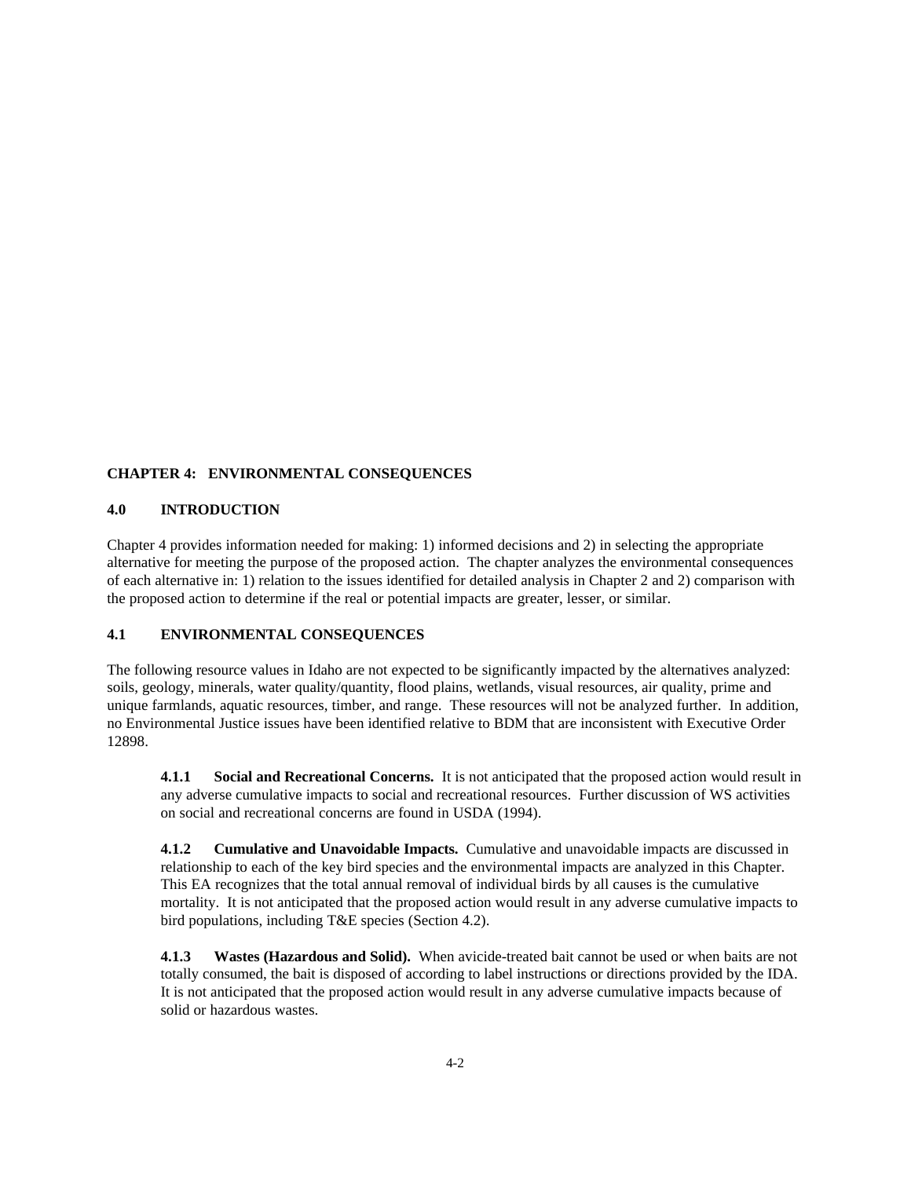# CHAPTER 4: ENVIRONMENTAL CONSEQUENCES

## 4.0 INTRODUCTION

Chapter 4 provides information needed for making: 1) informed decisions and 2) in selecting the appropriate alternative for meeting the purpose of the proposed action. The chapter analyzes the environmental consequences of each alternative in: 1) relation to the issues identified for detailed analysis in Chapter 2 and 2) comparison with the proposed action to determine if the real or potential impacts are greater, lesser, or similar.

## 4.1 ENVIRONMENTAL CONSEQUENCES

The following resource values in Idaho are not expected to be significantly impacted by the alternatives analyzed: soils, geology, minerals, water quality/quantity, flood plains, wetlands, visual resources, air quality, prime and unique farmlands, aquatic resources, timber, and range. These resources will not be analyzed further. In addition, no Environmental Justice issues have been identified relative to BDM that are inconsistent with Executive Order 12898.

**4.1.1 Social and Recreational Concerns.** It is not anticipated that the proposed action would result in any adverse cumulative impacts to social and recreational resources. Further discussion of WS activities on social and recreational concerns are found in USDA (1994).

**4.1.2 Cumulative and Unavoidable Impacts.** Cumulative and unavoidable impacts are discussed in relationship to each of the key bird species and the environmental impacts are analyzed in this Chapter. This EA recognizes that the total annual removal of individual birds by all causes is the cumulative mortality. It is not anticipated that the proposed action would result in any adverse cumulative impacts to bird populations, including T&E species (Section 4.2).

**4.1.3 Wastes (Hazardous and Solid).** When avicide-treated bait cannot be used or when baits are not totally consumed, the bait is disposed of according to label instructions or directions provided by the IDA. It is not anticipated that the proposed action would result in any adverse cumulative impacts because of solid or hazardous wastes.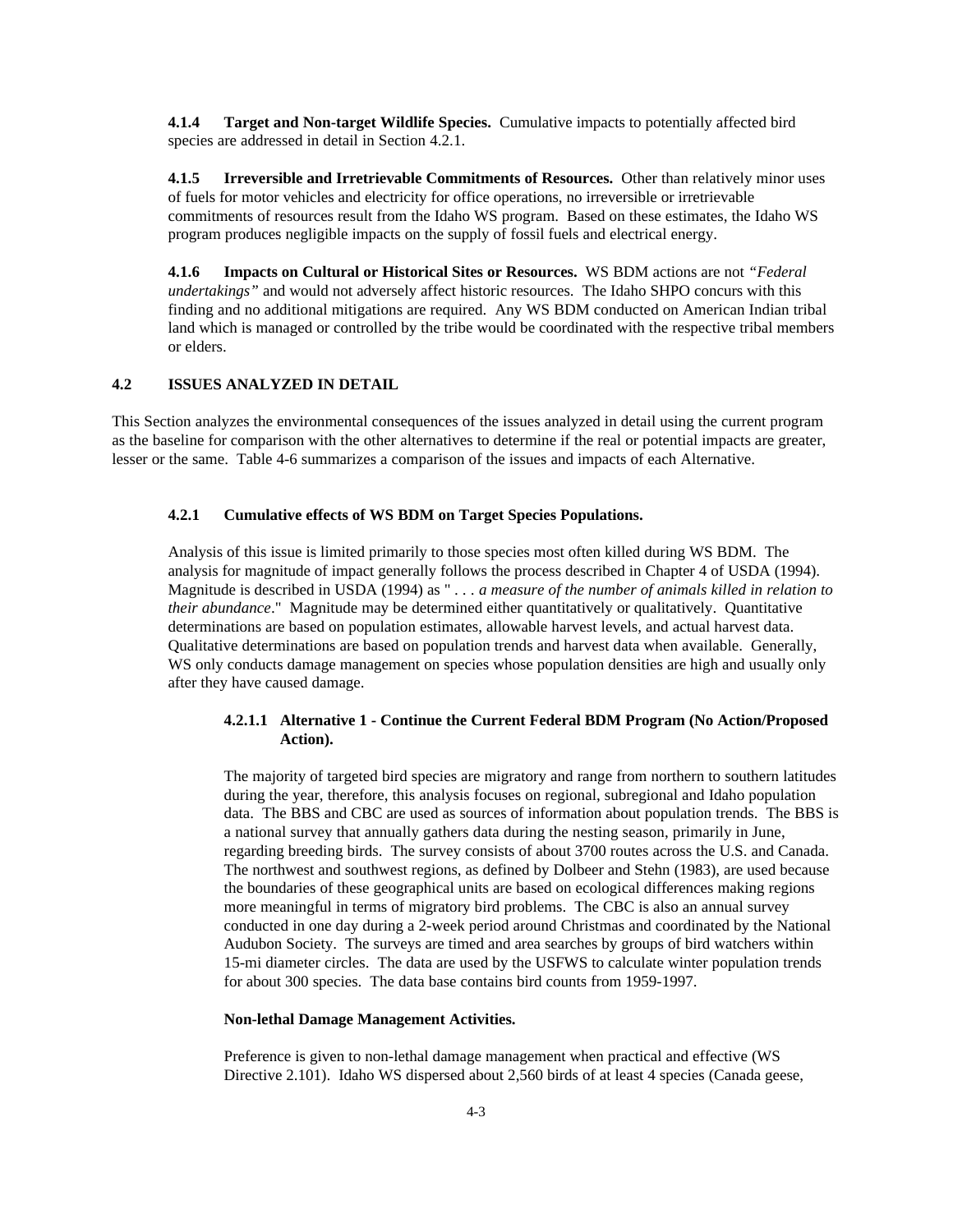**4.1.4 Target and Non-target Wildlife Species.** Cumulative impacts to potentially affected bird species are addressed in detail in Section 4.2.1.

**4.1.5 Irreversible and Irretrievable Commitments of Resources.** Other than relatively minor uses of fuels for motor vehicles and electricity for office operations, no irreversible or irretrievable commitments of resources result from the Idaho WS program. Based on these estimates, the Idaho WS program produces negligible impacts on the supply of fossil fuels and electrical energy.

**4.1.6 Impacts on Cultural or Historical Sites or Resources.** WS BDM actions are not *"Federal undertakings"* and would not adversely affect historic resources. The Idaho SHPO concurs with this finding and no additional mitigations are required. Any WS BDM conducted on American Indian tribal land which is managed or controlled by the tribe would be coordinated with the respective tribal members or elders.

## 4.2 ISSUES ANALYZED IN DETAIL

This Section analyzes the environmental consequences of the issues analyzed in detail using the current program as the baseline for comparison with the other alternatives to determine if the real or potential impacts are greater, lesser or the same. Table 4-6 summarizes a comparison of the issues and impacts of each Alternative.

### 4.2.1 Cumulative effects of WS BDM on Target Species Populations.

Analysis of this issue is limited primarily to those species most often killed during WS BDM. The analysis for magnitude of impact generally follows the process described in Chapter 4 of USDA (1994). Magnitude is described in USDA (1994) as " . . . *a measure of the number of animals killed in relation to their abundance*." Magnitude may be determined either quantitatively or qualitatively. Quantitative determinations are based on population estimates, allowable harvest levels, and actual harvest data. Qualitative determinations are based on population trends and harvest data when available. Generally, WS only conducts damage management on species whose population densities are high and usually only after they have caused damage.

#### 4.2.1.1 Alternative 1 - Continue the Current Federal BDM Program (No Action/Proposed Action).

The majority of targeted bird species are migratory and range from northern to southern latitudes during the year, therefore, this analysis focuses on regional, subregional and Idaho population data. The BBS and CBC are used as sources of information about population trends. The BBS is a national survey that annually gathers data during the nesting season, primarily in June, regarding breeding birds. The survey consists of about 3700 routes across the U.S. and Canada. The northwest and southwest regions, as defined by Dolbeer and Stehn (1983), are used because the boundaries of these geographical units are based on ecological differences making regions more meaningful in terms of migratory bird problems. The CBC is also an annual survey conducted in one day during a 2-week period around Christmas and coordinated by the National Audubon Society. The surveys are timed and area searches by groups of bird watchers within 15-mi diameter circles. The data are used by the USFWS to calculate winter population trends for about 300 species. The data base contains bird counts from 1959-1997.

**Non-lethal Damage Management Activities.**

Preference is given to non-lethal damage management when practical and effective (WS Directive 2.101). Idaho WS dispersed about 2,560 birds of at least 4 species (Canada geese,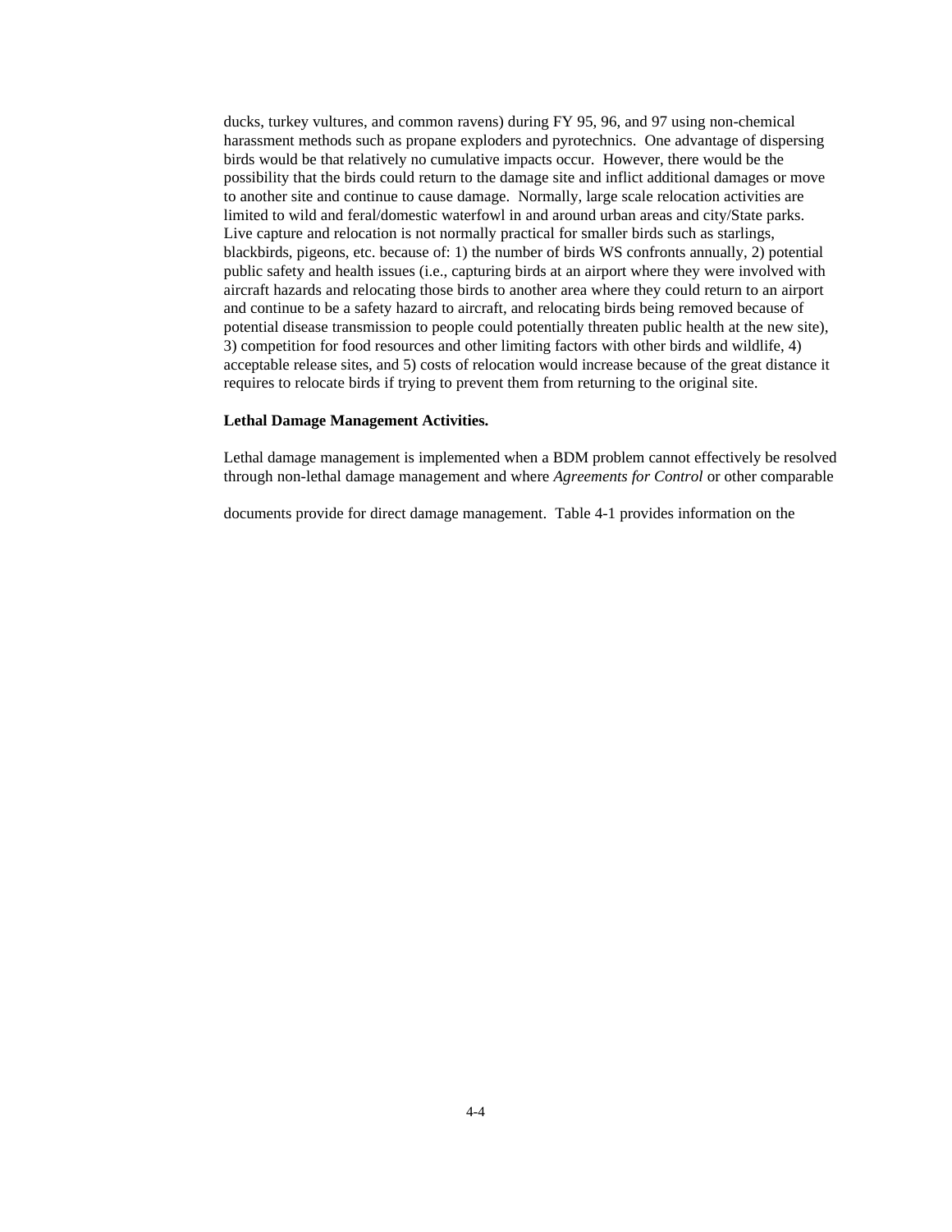ducks, turkey vultures, and common ravens) during FY 95, 96, and 97 using non-chemical harassment methods such as propane exploders and pyrotechnics. One advantage of dispersing birds would be that relatively no cumulative impacts occur. However, there would be the possibility that the birds could return to the damage site and inflict additional damages or move to another site and continue to cause damage. Normally, large scale relocation activities are limited to wild and feral/domestic waterfowl in and around urban areas and city/State parks. Live capture and relocation is not normally practical for smaller birds such as starlings, blackbirds, pigeons, etc. because of: 1) the number of birds WS confronts annually, 2) potential public safety and health issues (i.e., capturing birds at an airport where they were involved with aircraft hazards and relocating those birds to another area where they could return to an airport and continue to be a safety hazard to aircraft, and relocating birds being removed because of potential disease transmission to people could potentially threaten public health at the new site), 3) competition for food resources and other limiting factors with other birds and wildlife, 4) acceptable release sites, and 5) costs of relocation would increase because of the great distance it requires to relocate birds if trying to prevent them from returning to the original site.

**Lethal Damage Management Activities.**

Lethal damage management is implemented when a BDM problem cannot effectively be resolved through non-lethal damage management and where *Agreements for Control* or other comparable documents provide for direct damage management. Table 4-1 provides information on the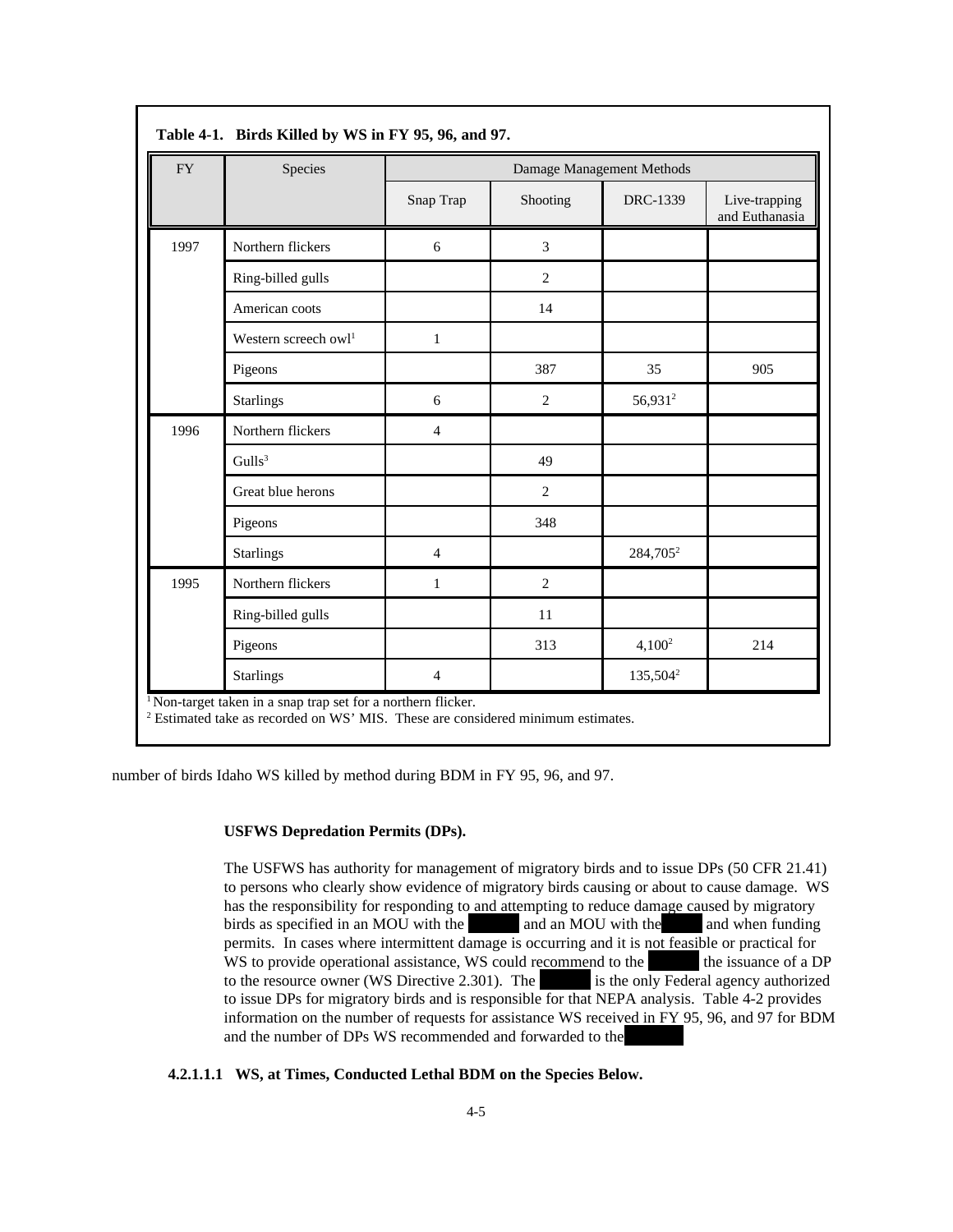**Table 4-1. Birds Killed by WS in FY 95, 96, and 97.**

| FY | Species | Damage Management Methods | | | |
|---|---|---|---|---|---|
| | | Snap Trap | Shooting | DRC-1339 | Live-trapping and Euthanasia |
| 1997 | Northern flickers | 6 | 3 | | |
| | Ring-billed gulls | | 2 | | |
| | American coots | | 14 | | |
| | Western screech owl[1] | 1 | | | |
| | Pigeons | | 387 | 35 | 905 |
| | Starlings | 6 | 2 | 56,931[2] | |
| 1996 | Northern flickers | 4 | | | |
| | Gulls[3] | | 49 | | |
| | Great blue herons | | 2 | | |
| | Pigeons | | 348 | | |
| | Starlings | 4 | | 284,705[2] | |
| 1995 | Northern flickers | 1 | 2 | | |
| | Ring-billed gulls | | 11 | | |
| | Pigeons | | 313 | 4,100[2] | 214 |
| | Starlings | 4 | | 135,504[2] | |

[1] Non-target taken in a snap trap set for a northern flicker.
[2] Estimated take as recorded on WS' MIS. These are considered minimum estimates.

number of birds Idaho WS killed by method during BDM in FY 95, 96, and 97.

**USFWS Depredation Permits (DPs).**

The USFWS has authority for management of migratory birds and to issue DPs (50 CFR 21.41) to persons who clearly show evidence of migratory birds causing or about to cause damage. WS has the responsibility for responding to and attempting to reduce damage caused by migratory birds as specified in an MOU with the ██████ and an MOU with the ██████ and when funding permits. In cases where intermittent damage is occurring and it is not feasible or practical for WS to provide operational assistance, WS could recommend to the ██████ the issuance of a DP to the resource owner (WS Directive 2.301). The ██████ is the only Federal agency authorized to issue DPs for migratory birds and is responsible for that NEPA analysis. Table 4-2 provides information on the number of requests for assistance WS received in FY 95, 96, and 97 for BDM and the number of DPs WS recommended and forwarded to the ██████

**4.2.1.1.1 WS, at Times, Conducted Lethal BDM on the Species Below.**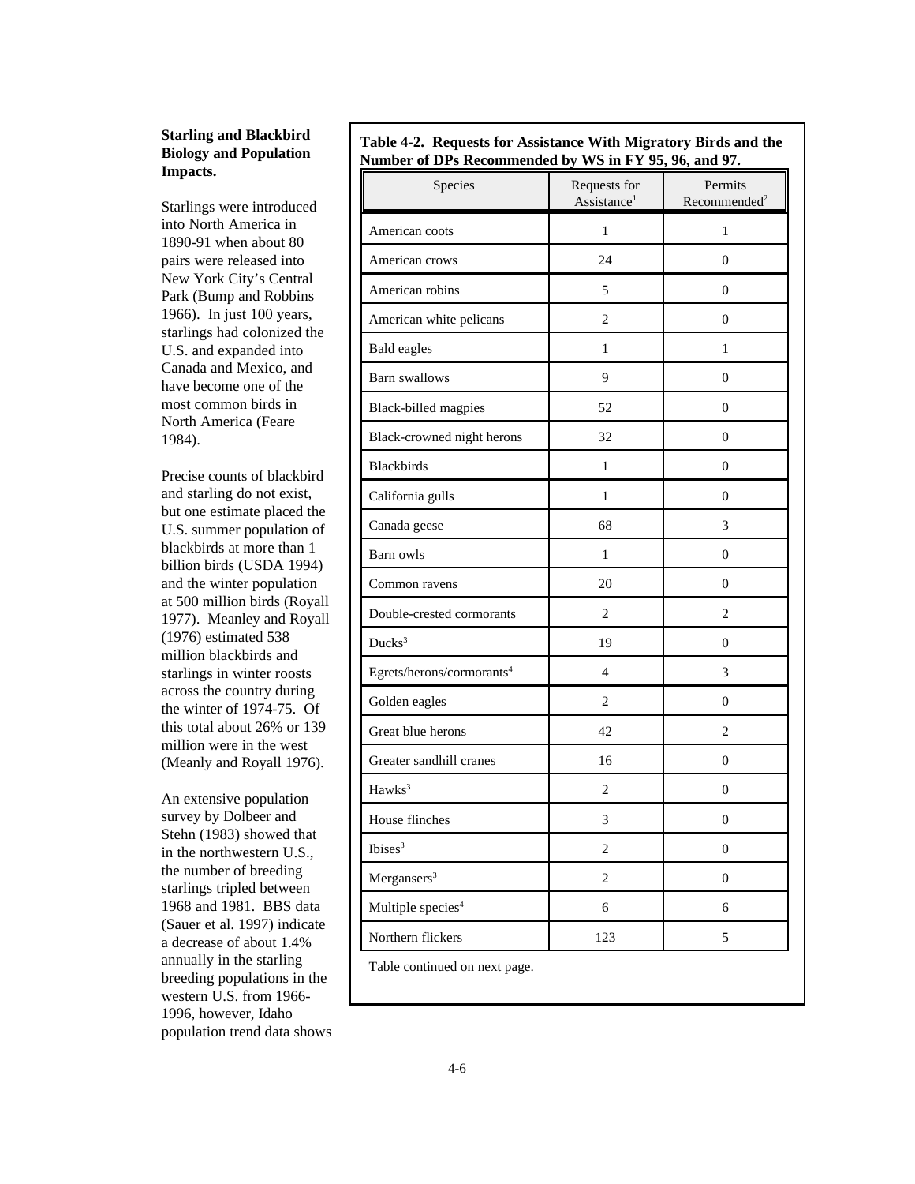### Starling and Blackbird Biology and Population Impacts.

Starlings were introduced into North America in 1890-91 when about 80 pairs were released into New York City's Central Park (Bump and Robbins 1966). In just 100 years, starlings had colonized the U.S. and expanded into Canada and Mexico, and have become one of the most common birds in North America (Feare 1984).

Precise counts of blackbird and starling do not exist, but one estimate placed the U.S. summer population of blackbirds at more than 1 billion birds (USDA 1994) and the winter population at 500 million birds (Royall 1977). Meanley and Royall (1976) estimated 538 million blackbirds and starlings in winter roosts across the country during the winter of 1974-75. Of this total about 26% or 139 million were in the west (Meanly and Royall 1976).

An extensive population survey by Dolbeer and Stehn (1983) showed that in the northwestern U.S., the number of breeding starlings tripled between 1968 and 1981. BBS data (Sauer et al. 1997) indicate a decrease of about 1.4% annually in the starling breeding populations in the western U.S. from 1966-1996, however, Idaho population trend data shows

**Table 4-2. Requests for Assistance With Migratory Birds and the Number of DPs Recommended by WS in FY 95, 96, and 97.**

| Species | Requests for Assistance[1] | Permits Recommended[2] |
|---|---|---|
| American coots | 1 | 1 |
| American crows | 24 | 0 |
| American robins | 5 | 0 |
| American white pelicans | 2 | 0 |
| Bald eagles | 1 | 1 |
| Barn swallows | 9 | 0 |
| Black-billed magpies | 52 | 0 |
| Black-crowned night herons | 32 | 0 |
| Blackbirds | 1 | 0 |
| California gulls | 1 | 0 |
| Canada geese | 68 | 3 |
| Barn owls | 1 | 0 |
| Common ravens | 20 | 0 |
| Double-crested cormorants | 2 | 2 |
| Ducks[3] | 19 | 0 |
| Egrets/herons/cormorants[4] | 4 | 3 |
| Golden eagles | 2 | 0 |
| Great blue herons | 42 | 2 |
| Greater sandhill cranes | 16 | 0 |
| Hawks[3] | 2 | 0 |
| House flinches | 3 | 0 |
| Ibises[3] | 2 | 0 |
| Mergansers[3] | 2 | 0 |
| Multiple species[4] | 6 | 6 |
| Northern flickers | 123 | 5 |

Table continued on next page.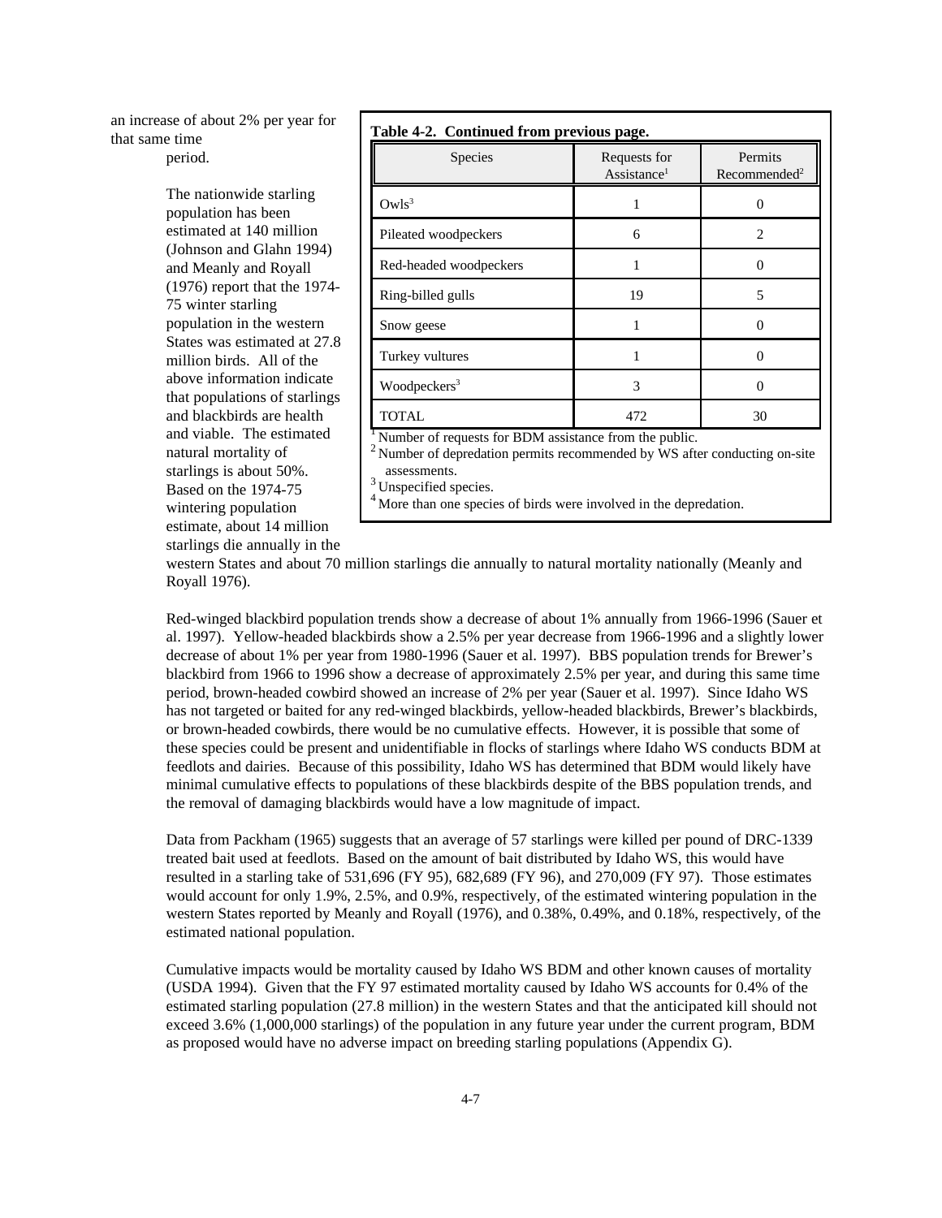an increase of about 2% per year for that same time period.

**Table 4-2. Continued from previous page.**

| Species | Requests for Assistance[1] | Permits Recommended[2] |
|---|---|---|
| Owls[3] | 1 | 0 |
| Pileated woodpeckers | 6 | 2 |
| Red-headed woodpeckers | 1 | 0 |
| Ring-billed gulls | 19 | 5 |
| Snow geese | 1 | 0 |
| Turkey vultures | 1 | 0 |
| Woodpeckers[3] | 3 | 0 |
| TOTAL | 472 | 30 |

[1] Number of requests for BDM assistance from the public.
[2] Number of depredation permits recommended by WS after conducting on-site assessments.
[3] Unspecified species.
[4] More than one species of birds were involved in the depredation.

The nationwide starling population has been estimated at 140 million (Johnson and Glahn 1994) and Meanly and Royall (1976) report that the 1974-75 winter starling population in the western States was estimated at 27.8 million birds. All of the above information indicate that populations of starlings and blackbirds are health and viable. The estimated natural mortality of starlings is about 50%. Based on the 1974-75 wintering population estimate, about 14 million starlings die annually in the western States and about 70 million starlings die annually to natural mortality nationally (Meanly and Royall 1976).

Red-winged blackbird population trends show a decrease of about 1% annually from 1966-1996 (Sauer et al. 1997). Yellow-headed blackbirds show a 2.5% per year decrease from 1966-1996 and a slightly lower decrease of about 1% per year from 1980-1996 (Sauer et al. 1997). BBS population trends for Brewer's blackbird from 1966 to 1996 show a decrease of approximately 2.5% per year, and during this same time period, brown-headed cowbird showed an increase of 2% per year (Sauer et al. 1997). Since Idaho WS has not targeted or baited for any red-winged blackbirds, yellow-headed blackbirds, Brewer's blackbirds, or brown-headed cowbirds, there would be no cumulative effects. However, it is possible that some of these species could be present and unidentifiable in flocks of starlings where Idaho WS conducts BDM at feedlots and dairies. Because of this possibility, Idaho WS has determined that BDM would likely have minimal cumulative effects to populations of these blackbirds despite of the BBS population trends, and the removal of damaging blackbirds would have a low magnitude of impact.

Data from Packham (1965) suggests that an average of 57 starlings were killed per pound of DRC-1339 treated bait used at feedlots. Based on the amount of bait distributed by Idaho WS, this would have resulted in a starling take of 531,696 (FY 95), 682,689 (FY 96), and 270,009 (FY 97). Those estimates would account for only 1.9%, 2.5%, and 0.9%, respectively, of the estimated wintering population in the western States reported by Meanly and Royall (1976), and 0.38%, 0.49%, and 0.18%, respectively, of the estimated national population.

Cumulative impacts would be mortality caused by Idaho WS BDM and other known causes of mortality (USDA 1994). Given that the FY 97 estimated mortality caused by Idaho WS accounts for 0.4% of the estimated starling population (27.8 million) in the western States and that the anticipated kill should not exceed 3.6% (1,000,000 starlings) of the population in any future year under the current program, BDM as proposed would have no adverse impact on breeding starling populations (Appendix G).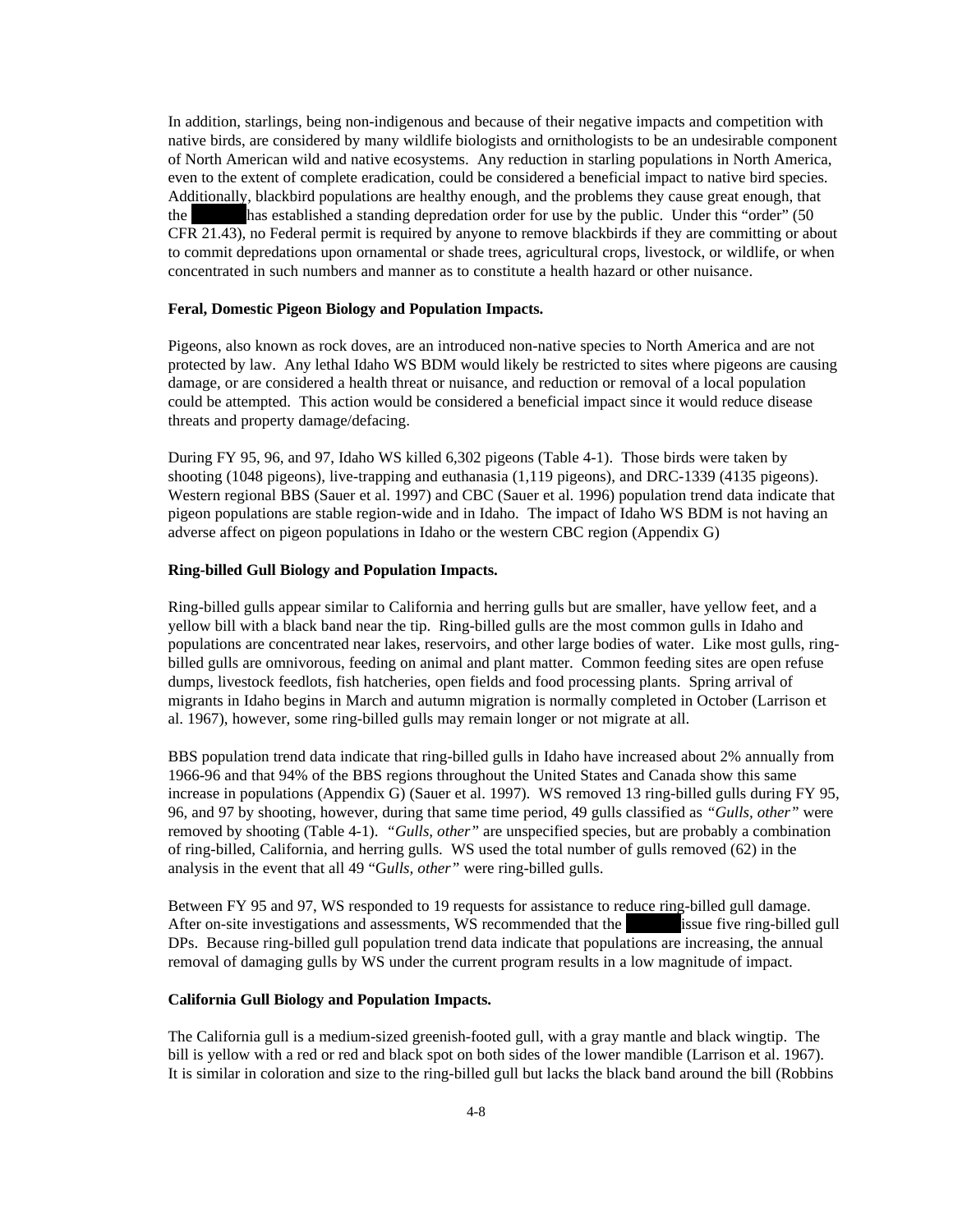In addition, starlings, being non-indigenous and because of their negative impacts and competition with native birds, are considered by many wildlife biologists and ornithologists to be an undesirable component of North American wild and native ecosystems. Any reduction in starling populations in North America, even to the extent of complete eradication, could be considered a beneficial impact to native bird species. Additionally, blackbird populations are healthy enough, and the problems they cause great enough, that the ██████ has established a standing depredation order for use by the public. Under this "order" (50 CFR 21.43), no Federal permit is required by anyone to remove blackbirds if they are committing or about to commit depredations upon ornamental or shade trees, agricultural crops, livestock, or wildlife, or when concentrated in such numbers and manner as to constitute a health hazard or other nuisance.

**Feral, Domestic Pigeon Biology and Population Impacts.**

Pigeons, also known as rock doves, are an introduced non-native species to North America and are not protected by law. Any lethal Idaho WS BDM would likely be restricted to sites where pigeons are causing damage, or are considered a health threat or nuisance, and reduction or removal of a local population could be attempted. This action would be considered a beneficial impact since it would reduce disease threats and property damage/defacing.

During FY 95, 96, and 97, Idaho WS killed 6,302 pigeons (Table 4-1). Those birds were taken by shooting (1048 pigeons), live-trapping and euthanasia (1,119 pigeons), and DRC-1339 (4135 pigeons). Western regional BBS (Sauer et al. 1997) and CBC (Sauer et al. 1996) population trend data indicate that pigeon populations are stable region-wide and in Idaho. The impact of Idaho WS BDM is not having an adverse affect on pigeon populations in Idaho or the western CBC region (Appendix G)

**Ring-billed Gull Biology and Population Impacts.**

Ring-billed gulls appear similar to California and herring gulls but are smaller, have yellow feet, and a yellow bill with a black band near the tip. Ring-billed gulls are the most common gulls in Idaho and populations are concentrated near lakes, reservoirs, and other large bodies of water. Like most gulls, ring-billed gulls are omnivorous, feeding on animal and plant matter. Common feeding sites are open refuse dumps, livestock feedlots, fish hatcheries, open fields and food processing plants. Spring arrival of migrants in Idaho begins in March and autumn migration is normally completed in October (Larrison et al. 1967), however, some ring-billed gulls may remain longer or not migrate at all.

BBS population trend data indicate that ring-billed gulls in Idaho have increased about 2% annually from 1966-96 and that 94% of the BBS regions throughout the United States and Canada show this same increase in populations (Appendix G) (Sauer et al. 1997). WS removed 13 ring-billed gulls during FY 95, 96, and 97 by shooting, however, during that same time period, 49 gulls classified as *"Gulls, other"* were removed by shooting (Table 4-1). *"Gulls, other"* are unspecified species, but are probably a combination of ring-billed, California, and herring gulls. WS used the total number of gulls removed (62) in the analysis in the event that all 49 "G*ulls, other"* were ring-billed gulls.

Between FY 95 and 97, WS responded to 19 requests for assistance to reduce ring-billed gull damage. After on-site investigations and assessments, WS recommended that the ██████ issue five ring-billed gull DPs. Because ring-billed gull population trend data indicate that populations are increasing, the annual removal of damaging gulls by WS under the current program results in a low magnitude of impact.

**California Gull Biology and Population Impacts.**

The California gull is a medium-sized greenish-footed gull, with a gray mantle and black wingtip. The bill is yellow with a red or red and black spot on both sides of the lower mandible (Larrison et al. 1967). It is similar in coloration and size to the ring-billed gull but lacks the black band around the bill (Robbins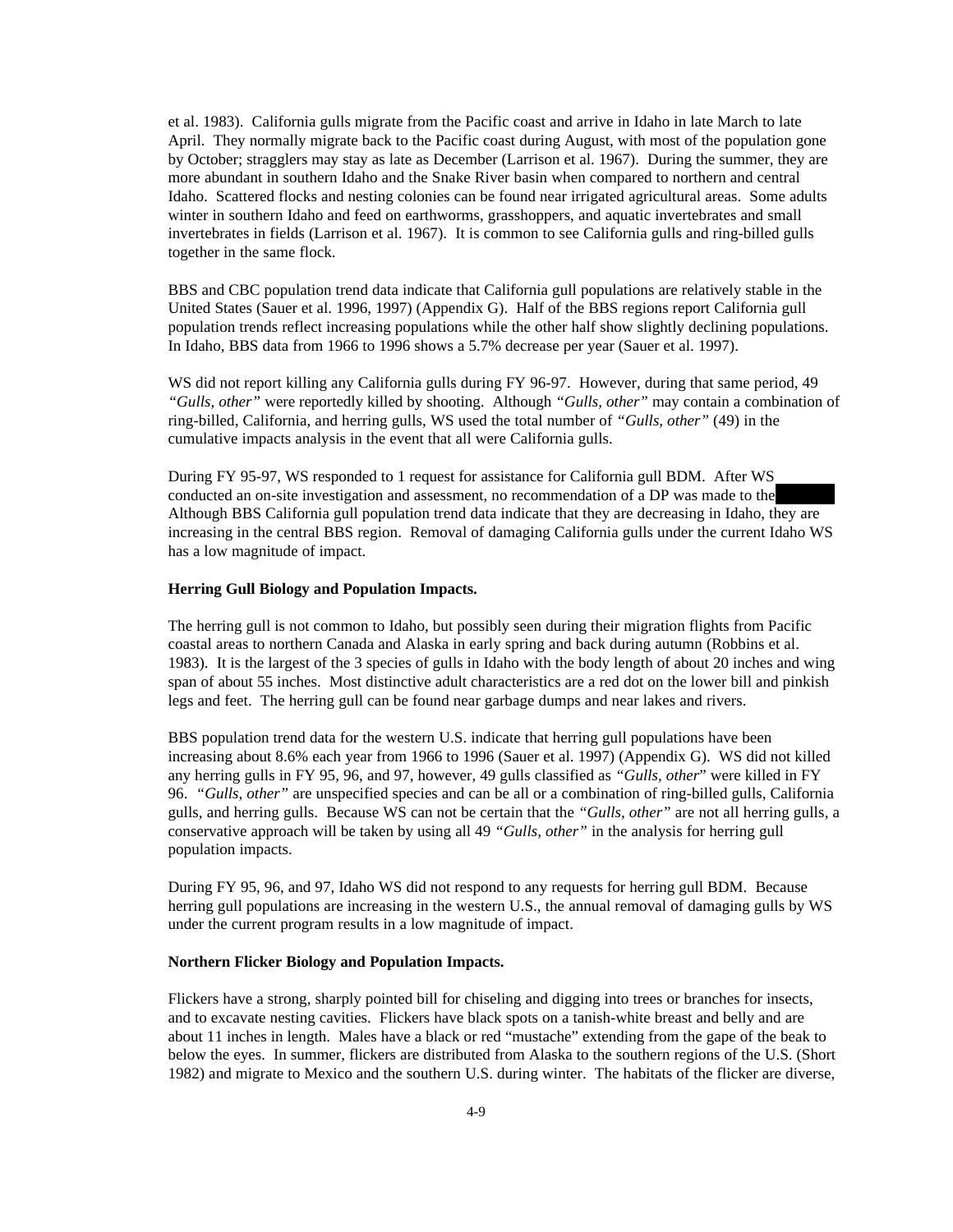et al. 1983). California gulls migrate from the Pacific coast and arrive in Idaho in late March to late April. They normally migrate back to the Pacific coast during August, with most of the population gone by October; stragglers may stay as late as December (Larrison et al. 1967). During the summer, they are more abundant in southern Idaho and the Snake River basin when compared to northern and central Idaho. Scattered flocks and nesting colonies can be found near irrigated agricultural areas. Some adults winter in southern Idaho and feed on earthworms, grasshoppers, and aquatic invertebrates and small invertebrates in fields (Larrison et al. 1967). It is common to see California gulls and ring-billed gulls together in the same flock.

BBS and CBC population trend data indicate that California gull populations are relatively stable in the United States (Sauer et al. 1996, 1997) (Appendix G). Half of the BBS regions report California gull population trends reflect increasing populations while the other half show slightly declining populations. In Idaho, BBS data from 1966 to 1996 shows a 5.7% decrease per year (Sauer et al. 1997).

WS did not report killing any California gulls during FY 96-97. However, during that same period, 49 *"Gulls, other"* were reportedly killed by shooting. Although *"Gulls, other"* may contain a combination of ring-billed, California, and herring gulls, WS used the total number of *"Gulls, other"* (49) in the cumulative impacts analysis in the event that all were California gulls.

During FY 95-97, WS responded to 1 request for assistance for California gull BDM. After WS conducted an on-site investigation and assessment, no recommendation of a DP was made to the ███ Although BBS California gull population trend data indicate that they are decreasing in Idaho, they are increasing in the central BBS region. Removal of damaging California gulls under the current Idaho WS has a low magnitude of impact.

**Herring Gull Biology and Population Impacts.**

The herring gull is not common to Idaho, but possibly seen during their migration flights from Pacific coastal areas to northern Canada and Alaska in early spring and back during autumn (Robbins et al. 1983). It is the largest of the 3 species of gulls in Idaho with the body length of about 20 inches and wing span of about 55 inches. Most distinctive adult characteristics are a red dot on the lower bill and pinkish legs and feet. The herring gull can be found near garbage dumps and near lakes and rivers.

BBS population trend data for the western U.S. indicate that herring gull populations have been increasing about 8.6% each year from 1966 to 1996 (Sauer et al. 1997) (Appendix G). WS did not killed any herring gulls in FY 95, 96, and 97, however, 49 gulls classified as *"Gulls, other"* were killed in FY 96. *"Gulls, other"* are unspecified species and can be all or a combination of ring-billed gulls, California gulls, and herring gulls. Because WS can not be certain that the *"Gulls, other"* are not all herring gulls, a conservative approach will be taken by using all 49 *"Gulls, other"* in the analysis for herring gull population impacts.

During FY 95, 96, and 97, Idaho WS did not respond to any requests for herring gull BDM. Because herring gull populations are increasing in the western U.S., the annual removal of damaging gulls by WS under the current program results in a low magnitude of impact.

**Northern Flicker Biology and Population Impacts.**

Flickers have a strong, sharply pointed bill for chiseling and digging into trees or branches for insects, and to excavate nesting cavities. Flickers have black spots on a tanish-white breast and belly and are about 11 inches in length. Males have a black or red "mustache" extending from the gape of the beak to below the eyes. In summer, flickers are distributed from Alaska to the southern regions of the U.S. (Short 1982) and migrate to Mexico and the southern U.S. during winter. The habitats of the flicker are diverse,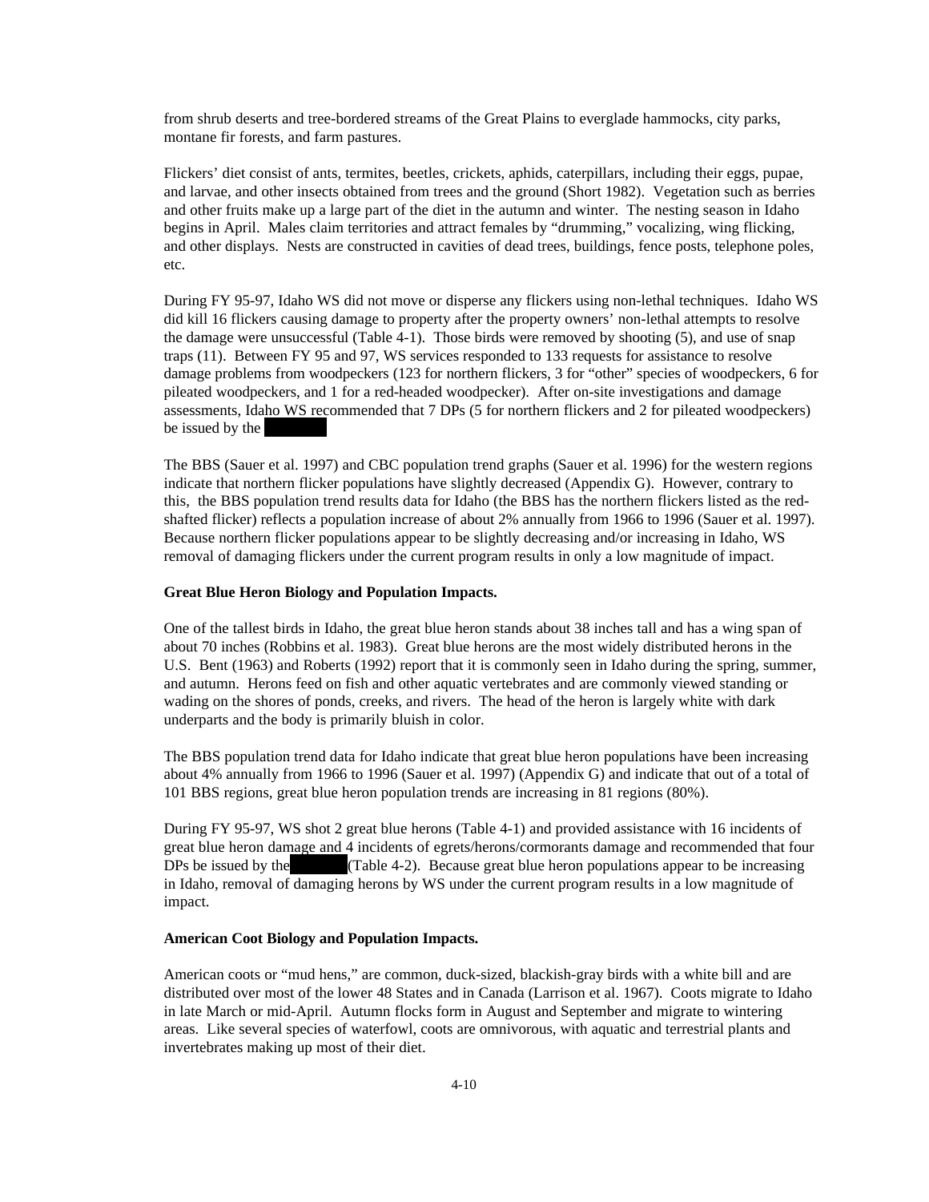from shrub deserts and tree-bordered streams of the Great Plains to everglade hammocks, city parks, montane fir forests, and farm pastures.

Flickers' diet consist of ants, termites, beetles, crickets, aphids, caterpillars, including their eggs, pupae, and larvae, and other insects obtained from trees and the ground (Short 1982). Vegetation such as berries and other fruits make up a large part of the diet in the autumn and winter. The nesting season in Idaho begins in April. Males claim territories and attract females by "drumming," vocalizing, wing flicking, and other displays. Nests are constructed in cavities of dead trees, buildings, fence posts, telephone poles, etc.

During FY 95-97, Idaho WS did not move or disperse any flickers using non-lethal techniques. Idaho WS did kill 16 flickers causing damage to property after the property owners' non-lethal attempts to resolve the damage were unsuccessful (Table 4-1). Those birds were removed by shooting (5), and use of snap traps (11). Between FY 95 and 97, WS services responded to 133 requests for assistance to resolve damage problems from woodpeckers (123 for northern flickers, 3 for "other" species of woodpeckers, 6 for pileated woodpeckers, and 1 for a red-headed woodpecker). After on-site investigations and damage assessments, Idaho WS recommended that 7 DPs (5 for northern flickers and 2 for pileated woodpeckers) be issued by the

The BBS (Sauer et al. 1997) and CBC population trend graphs (Sauer et al. 1996) for the western regions indicate that northern flicker populations have slightly decreased (Appendix G). However, contrary to this, the BBS population trend results data for Idaho (the BBS has the northern flickers listed as the red-shafted flicker) reflects a population increase of about 2% annually from 1966 to 1996 (Sauer et al. 1997). Because northern flicker populations appear to be slightly decreasing and/or increasing in Idaho, WS removal of damaging flickers under the current program results in only a low magnitude of impact.

**Great Blue Heron Biology and Population Impacts.**

One of the tallest birds in Idaho, the great blue heron stands about 38 inches tall and has a wing span of about 70 inches (Robbins et al. 1983). Great blue herons are the most widely distributed herons in the U.S. Bent (1963) and Roberts (1992) report that it is commonly seen in Idaho during the spring, summer, and autumn. Herons feed on fish and other aquatic vertebrates and are commonly viewed standing or wading on the shores of ponds, creeks, and rivers. The head of the heron is largely white with dark underparts and the body is primarily bluish in color.

The BBS population trend data for Idaho indicate that great blue heron populations have been increasing about 4% annually from 1966 to 1996 (Sauer et al. 1997) (Appendix G) and indicate that out of a total of 101 BBS regions, great blue heron population trends are increasing in 81 regions (80%).

During FY 95-97, WS shot 2 great blue herons (Table 4-1) and provided assistance with 16 incidents of great blue heron damage and 4 incidents of egrets/herons/cormorants damage and recommended that four DPs be issued by the (Table 4-2). Because great blue heron populations appear to be increasing in Idaho, removal of damaging herons by WS under the current program results in a low magnitude of impact.

**American Coot Biology and Population Impacts.**

American coots or "mud hens," are common, duck-sized, blackish-gray birds with a white bill and are distributed over most of the lower 48 States and in Canada (Larrison et al. 1967). Coots migrate to Idaho in late March or mid-April. Autumn flocks form in August and September and migrate to wintering areas. Like several species of waterfowl, coots are omnivorous, with aquatic and terrestrial plants and invertebrates making up most of their diet.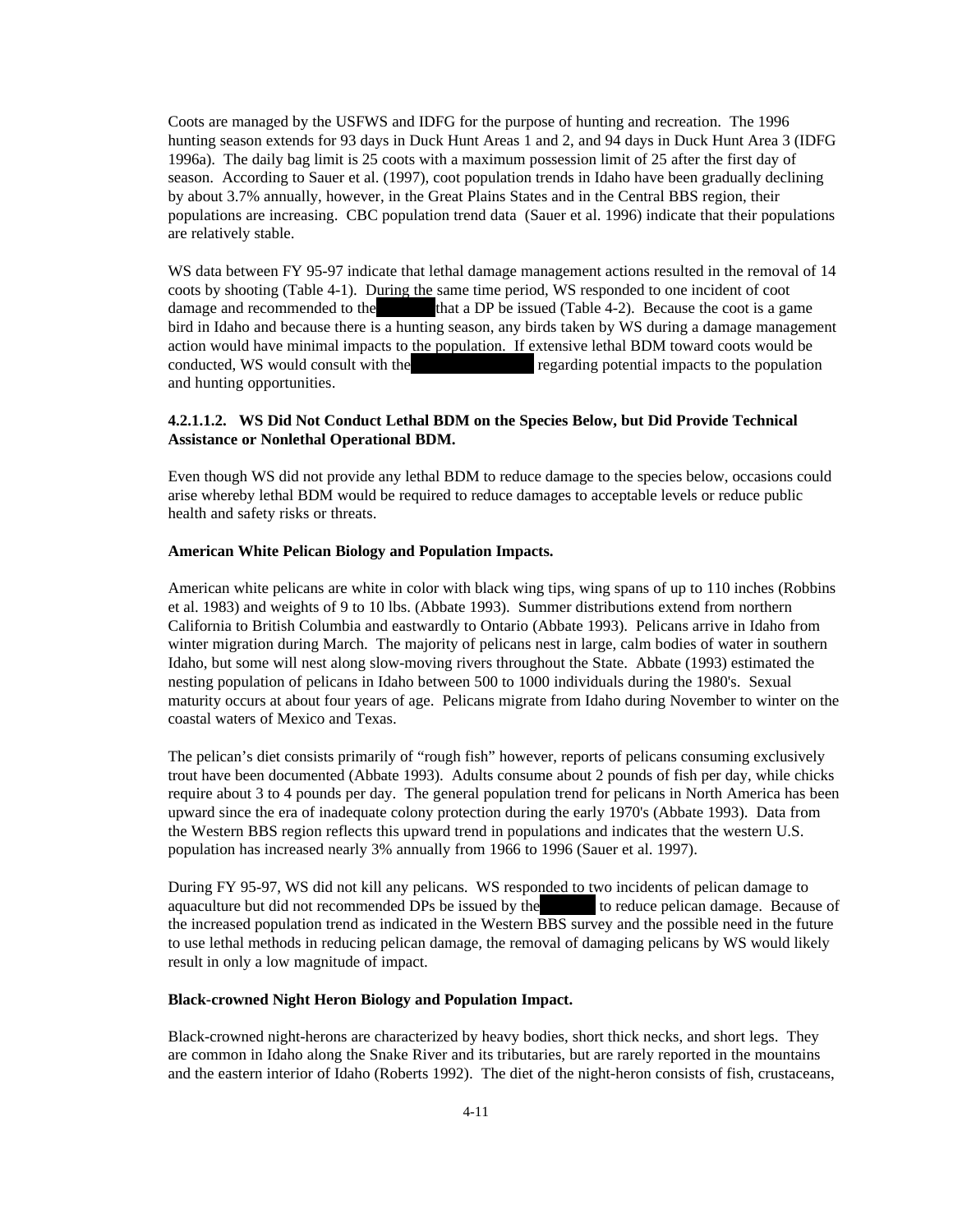Coots are managed by the USFWS and IDFG for the purpose of hunting and recreation. The 1996 hunting season extends for 93 days in Duck Hunt Areas 1 and 2, and 94 days in Duck Hunt Area 3 (IDFG 1996a). The daily bag limit is 25 coots with a maximum possession limit of 25 after the first day of season. According to Sauer et al. (1997), coot population trends in Idaho have been gradually declining by about 3.7% annually, however, in the Great Plains States and in the Central BBS region, their populations are increasing. CBC population trend data (Sauer et al. 1996) indicate that their populations are relatively stable.

WS data between FY 95-97 indicate that lethal damage management actions resulted in the removal of 14 coots by shooting (Table 4-1). During the same time period, WS responded to one incident of coot damage and recommended to the [REDACTED] that a DP be issued (Table 4-2). Because the coot is a game bird in Idaho and because there is a hunting season, any birds taken by WS during a damage management action would have minimal impacts to the population. If extensive lethal BDM toward coots would be conducted, WS would consult with the [REDACTED] regarding potential impacts to the population and hunting opportunities.

#### 4.2.1.1.2. WS Did Not Conduct Lethal BDM on the Species Below, but Did Provide Technical Assistance or Nonlethal Operational BDM.

Even though WS did not provide any lethal BDM to reduce damage to the species below, occasions could arise whereby lethal BDM would be required to reduce damages to acceptable levels or reduce public health and safety risks or threats.

**American White Pelican Biology and Population Impacts.**

American white pelicans are white in color with black wing tips, wing spans of up to 110 inches (Robbins et al. 1983) and weights of 9 to 10 lbs. (Abbate 1993). Summer distributions extend from northern California to British Columbia and eastwardly to Ontario (Abbate 1993). Pelicans arrive in Idaho from winter migration during March. The majority of pelicans nest in large, calm bodies of water in southern Idaho, but some will nest along slow-moving rivers throughout the State. Abbate (1993) estimated the nesting population of pelicans in Idaho between 500 to 1000 individuals during the 1980's. Sexual maturity occurs at about four years of age. Pelicans migrate from Idaho during November to winter on the coastal waters of Mexico and Texas.

The pelican's diet consists primarily of "rough fish" however, reports of pelicans consuming exclusively trout have been documented (Abbate 1993). Adults consume about 2 pounds of fish per day, while chicks require about 3 to 4 pounds per day. The general population trend for pelicans in North America has been upward since the era of inadequate colony protection during the early 1970's (Abbate 1993). Data from the Western BBS region reflects this upward trend in populations and indicates that the western U.S. population has increased nearly 3% annually from 1966 to 1996 (Sauer et al. 1997).

During FY 95-97, WS did not kill any pelicans. WS responded to two incidents of pelican damage to aquaculture but did not recommended DPs be issued by the [REDACTED] to reduce pelican damage. Because of the increased population trend as indicated in the Western BBS survey and the possible need in the future to use lethal methods in reducing pelican damage, the removal of damaging pelicans by WS would likely result in only a low magnitude of impact.

**Black-crowned Night Heron Biology and Population Impact.**

Black-crowned night-herons are characterized by heavy bodies, short thick necks, and short legs. They are common in Idaho along the Snake River and its tributaries, but are rarely reported in the mountains and the eastern interior of Idaho (Roberts 1992). The diet of the night-heron consists of fish, crustaceans,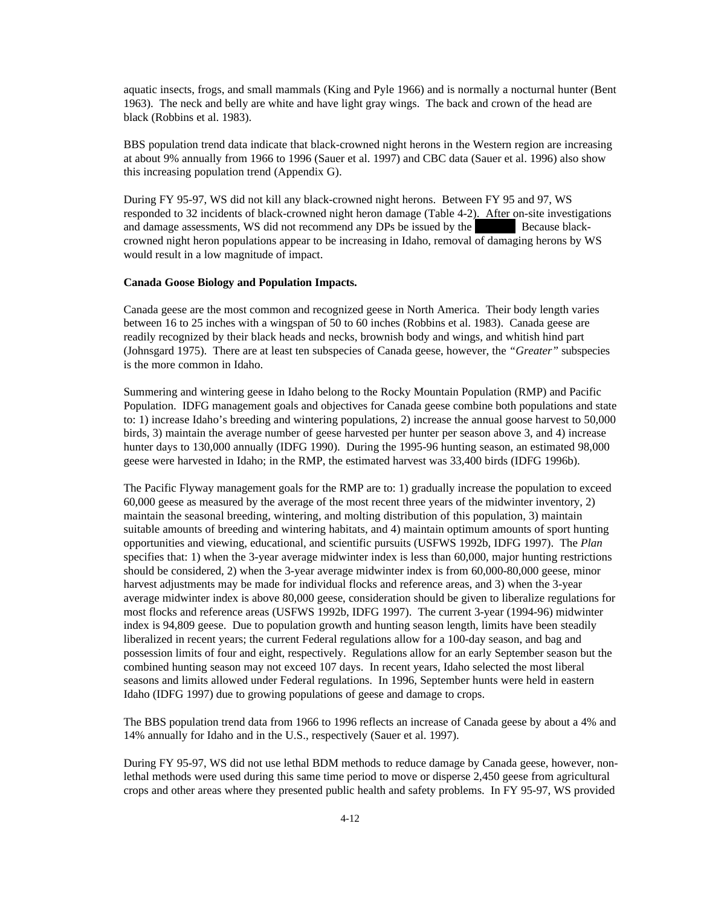aquatic insects, frogs, and small mammals (King and Pyle 1966) and is normally a nocturnal hunter (Bent 1963). The neck and belly are white and have light gray wings. The back and crown of the head are black (Robbins et al. 1983).

BBS population trend data indicate that black-crowned night herons in the Western region are increasing at about 9% annually from 1966 to 1996 (Sauer et al. 1997) and CBC data (Sauer et al. 1996) also show this increasing population trend (Appendix G).

During FY 95-97, WS did not kill any black-crowned night herons. Between FY 95 and 97, WS responded to 32 incidents of black-crowned night heron damage (Table 4-2). After on-site investigations and damage assessments, WS did not recommend any DPs be issued by the ██████ Because black-crowned night heron populations appear to be increasing in Idaho, removal of damaging herons by WS would result in a low magnitude of impact.

**Canada Goose Biology and Population Impacts.**

Canada geese are the most common and recognized geese in North America. Their body length varies between 16 to 25 inches with a wingspan of 50 to 60 inches (Robbins et al. 1983). Canada geese are readily recognized by their black heads and necks, brownish body and wings, and whitish hind part (Johnsgard 1975). There are at least ten subspecies of Canada geese, however, the *"Greater"* subspecies is the more common in Idaho.

Summering and wintering geese in Idaho belong to the Rocky Mountain Population (RMP) and Pacific Population. IDFG management goals and objectives for Canada geese combine both populations and state to: 1) increase Idaho's breeding and wintering populations, 2) increase the annual goose harvest to 50,000 birds, 3) maintain the average number of geese harvested per hunter per season above 3, and 4) increase hunter days to 130,000 annually (IDFG 1990). During the 1995-96 hunting season, an estimated 98,000 geese were harvested in Idaho; in the RMP, the estimated harvest was 33,400 birds (IDFG 1996b).

The Pacific Flyway management goals for the RMP are to: 1) gradually increase the population to exceed 60,000 geese as measured by the average of the most recent three years of the midwinter inventory, 2) maintain the seasonal breeding, wintering, and molting distribution of this population, 3) maintain suitable amounts of breeding and wintering habitats, and 4) maintain optimum amounts of sport hunting opportunities and viewing, educational, and scientific pursuits (USFWS 1992b, IDFG 1997). The *Plan* specifies that: 1) when the 3-year average midwinter index is less than 60,000, major hunting restrictions should be considered, 2) when the 3-year average midwinter index is from 60,000-80,000 geese, minor harvest adjustments may be made for individual flocks and reference areas, and 3) when the 3-year average midwinter index is above 80,000 geese, consideration should be given to liberalize regulations for most flocks and reference areas (USFWS 1992b, IDFG 1997). The current 3-year (1994-96) midwinter index is 94,809 geese. Due to population growth and hunting season length, limits have been steadily liberalized in recent years; the current Federal regulations allow for a 100-day season, and bag and possession limits of four and eight, respectively. Regulations allow for an early September season but the combined hunting season may not exceed 107 days. In recent years, Idaho selected the most liberal seasons and limits allowed under Federal regulations. In 1996, September hunts were held in eastern Idaho (IDFG 1997) due to growing populations of geese and damage to crops.

The BBS population trend data from 1966 to 1996 reflects an increase of Canada geese by about a 4% and 14% annually for Idaho and in the U.S., respectively (Sauer et al. 1997).

During FY 95-97, WS did not use lethal BDM methods to reduce damage by Canada geese, however, non-lethal methods were used during this same time period to move or disperse 2,450 geese from agricultural crops and other areas where they presented public health and safety problems. In FY 95-97, WS provided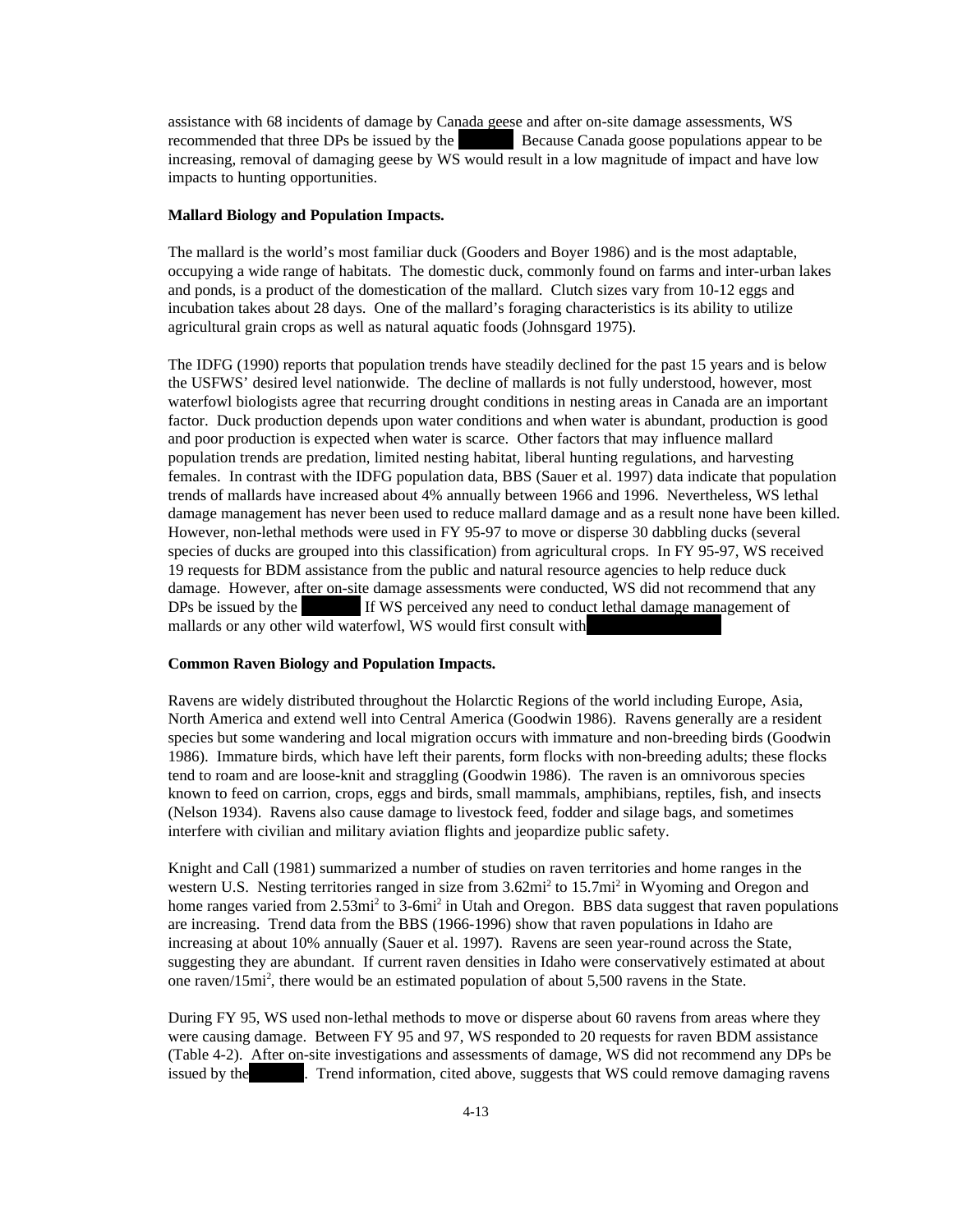assistance with 68 incidents of damage by Canada geese and after on-site damage assessments, WS recommended that three DPs be issued by the ████. Because Canada goose populations appear to be increasing, removal of damaging geese by WS would result in a low magnitude of impact and have low impacts to hunting opportunities.

**Mallard Biology and Population Impacts.**

The mallard is the world's most familiar duck (Gooders and Boyer 1986) and is the most adaptable, occupying a wide range of habitats. The domestic duck, commonly found on farms and inter-urban lakes and ponds, is a product of the domestication of the mallard. Clutch sizes vary from 10-12 eggs and incubation takes about 28 days. One of the mallard's foraging characteristics is its ability to utilize agricultural grain crops as well as natural aquatic foods (Johnsgard 1975).

The IDFG (1990) reports that population trends have steadily declined for the past 15 years and is below the USFWS' desired level nationwide. The decline of mallards is not fully understood, however, most waterfowl biologists agree that recurring drought conditions in nesting areas in Canada are an important factor. Duck production depends upon water conditions and when water is abundant, production is good and poor production is expected when water is scarce. Other factors that may influence mallard population trends are predation, limited nesting habitat, liberal hunting regulations, and harvesting females. In contrast with the IDFG population data, BBS (Sauer et al. 1997) data indicate that population trends of mallards have increased about 4% annually between 1966 and 1996. Nevertheless, WS lethal damage management has never been used to reduce mallard damage and as a result none have been killed. However, non-lethal methods were used in FY 95-97 to move or disperse 30 dabbling ducks (several species of ducks are grouped into this classification) from agricultural crops. In FY 95-97, WS received 19 requests for BDM assistance from the public and natural resource agencies to help reduce duck damage. However, after on-site damage assessments were conducted, WS did not recommend that any DPs be issued by the ████. If WS perceived any need to conduct lethal damage management of mallards or any other wild waterfowl, WS would first consult with ████

**Common Raven Biology and Population Impacts.**

Ravens are widely distributed throughout the Holarctic Regions of the world including Europe, Asia, North America and extend well into Central America (Goodwin 1986). Ravens generally are a resident species but some wandering and local migration occurs with immature and non-breeding birds (Goodwin 1986). Immature birds, which have left their parents, form flocks with non-breeding adults; these flocks tend to roam and are loose-knit and straggling (Goodwin 1986). The raven is an omnivorous species known to feed on carrion, crops, eggs and birds, small mammals, amphibians, reptiles, fish, and insects (Nelson 1934). Ravens also cause damage to livestock feed, fodder and silage bags, and sometimes interfere with civilian and military aviation flights and jeopardize public safety.

Knight and Call (1981) summarized a number of studies on raven territories and home ranges in the western U.S. Nesting territories ranged in size from 3.62mi$^2$ to 15.7mi$^2$ in Wyoming and Oregon and home ranges varied from 2.53mi$^2$ to 3-6mi$^2$ in Utah and Oregon. BBS data suggest that raven populations are increasing. Trend data from the BBS (1966-1996) show that raven populations in Idaho are increasing at about 10% annually (Sauer et al. 1997). Ravens are seen year-round across the State, suggesting they are abundant. If current raven densities in Idaho were conservatively estimated at about one raven/15mi$^2$, there would be an estimated population of about 5,500 ravens in the State.

During FY 95, WS used non-lethal methods to move or disperse about 60 ravens from areas where they were causing damage. Between FY 95 and 97, WS responded to 20 requests for raven BDM assistance (Table 4-2). After on-site investigations and assessments of damage, WS did not recommend any DPs be issued by the ████. Trend information, cited above, suggests that WS could remove damaging ravens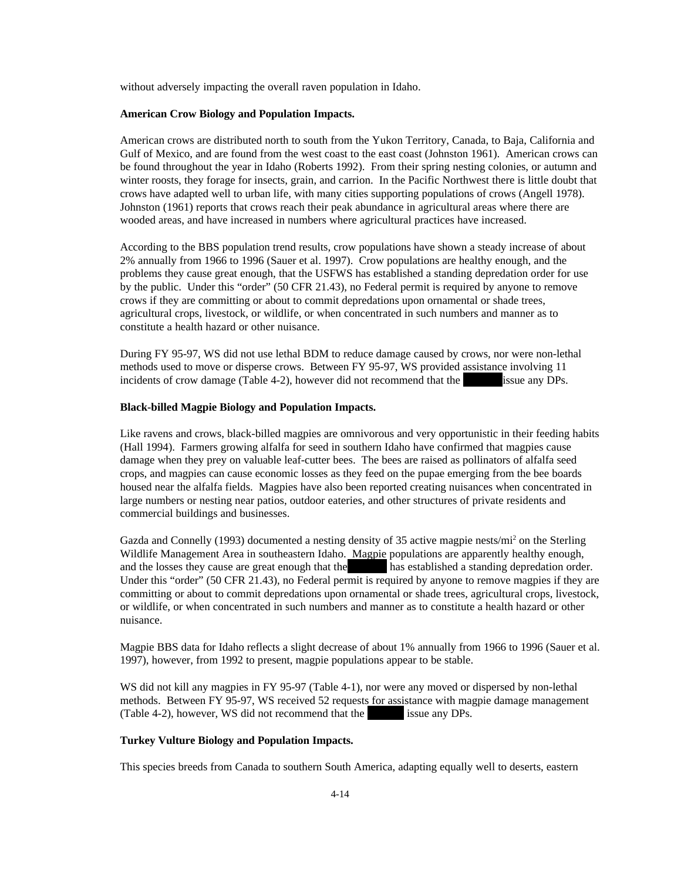without adversely impacting the overall raven population in Idaho.

**American Crow Biology and Population Impacts.**

American crows are distributed north to south from the Yukon Territory, Canada, to Baja, California and Gulf of Mexico, and are found from the west coast to the east coast (Johnston 1961). American crows can be found throughout the year in Idaho (Roberts 1992). From their spring nesting colonies, or autumn and winter roosts, they forage for insects, grain, and carrion. In the Pacific Northwest there is little doubt that crows have adapted well to urban life, with many cities supporting populations of crows (Angell 1978). Johnston (1961) reports that crows reach their peak abundance in agricultural areas where there are wooded areas, and have increased in numbers where agricultural practices have increased.

According to the BBS population trend results, crow populations have shown a steady increase of about 2% annually from 1966 to 1996 (Sauer et al. 1997). Crow populations are healthy enough, and the problems they cause great enough, that the USFWS has established a standing depredation order for use by the public. Under this "order" (50 CFR 21.43), no Federal permit is required by anyone to remove crows if they are committing or about to commit depredations upon ornamental or shade trees, agricultural crops, livestock, or wildlife, or when concentrated in such numbers and manner as to constitute a health hazard or other nuisance.

During FY 95-97, WS did not use lethal BDM to reduce damage caused by crows, nor were non-lethal methods used to move or disperse crows. Between FY 95-97, WS provided assistance involving 11 incidents of crow damage (Table 4-2), however did not recommend that the [REDACTED] issue any DPs.

**Black-billed Magpie Biology and Population Impacts.**

Like ravens and crows, black-billed magpies are omnivorous and very opportunistic in their feeding habits (Hall 1994). Farmers growing alfalfa for seed in southern Idaho have confirmed that magpies cause damage when they prey on valuable leaf-cutter bees. The bees are raised as pollinators of alfalfa seed crops, and magpies can cause economic losses as they feed on the pupae emerging from the bee boards housed near the alfalfa fields. Magpies have also been reported creating nuisances when concentrated in large numbers or nesting near patios, outdoor eateries, and other structures of private residents and commercial buildings and businesses.

Gazda and Connelly (1993) documented a nesting density of 35 active magpie nests/mi$^2$ on the Sterling Wildlife Management Area in southeastern Idaho. Magpie populations are apparently healthy enough, and the losses they cause are great enough that the [REDACTED] has established a standing depredation order. Under this "order" (50 CFR 21.43), no Federal permit is required by anyone to remove magpies if they are committing or about to commit depredations upon ornamental or shade trees, agricultural crops, livestock, or wildlife, or when concentrated in such numbers and manner as to constitute a health hazard or other nuisance.

Magpie BBS data for Idaho reflects a slight decrease of about 1% annually from 1966 to 1996 (Sauer et al. 1997), however, from 1992 to present, magpie populations appear to be stable.

WS did not kill any magpies in FY 95-97 (Table 4-1), nor were any moved or dispersed by non-lethal methods. Between FY 95-97, WS received 52 requests for assistance with magpie damage management (Table 4-2), however, WS did not recommend that the [REDACTED] issue any DPs.

**Turkey Vulture Biology and Population Impacts.**

This species breeds from Canada to southern South America, adapting equally well to deserts, eastern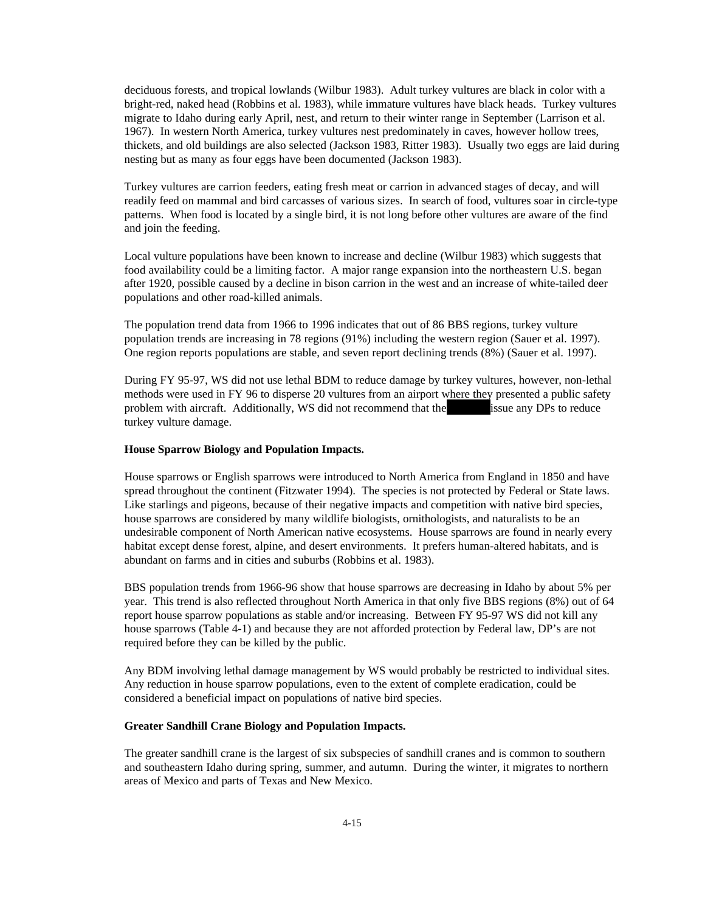deciduous forests, and tropical lowlands (Wilbur 1983). Adult turkey vultures are black in color with a bright-red, naked head (Robbins et al. 1983), while immature vultures have black heads. Turkey vultures migrate to Idaho during early April, nest, and return to their winter range in September (Larrison et al. 1967). In western North America, turkey vultures nest predominately in caves, however hollow trees, thickets, and old buildings are also selected (Jackson 1983, Ritter 1983). Usually two eggs are laid during nesting but as many as four eggs have been documented (Jackson 1983).

Turkey vultures are carrion feeders, eating fresh meat or carrion in advanced stages of decay, and will readily feed on mammal and bird carcasses of various sizes. In search of food, vultures soar in circle-type patterns. When food is located by a single bird, it is not long before other vultures are aware of the find and join the feeding.

Local vulture populations have been known to increase and decline (Wilbur 1983) which suggests that food availability could be a limiting factor. A major range expansion into the northeastern U.S. began after 1920, possible caused by a decline in bison carrion in the west and an increase of white-tailed deer populations and other road-killed animals.

The population trend data from 1966 to 1996 indicates that out of 86 BBS regions, turkey vulture population trends are increasing in 78 regions (91%) including the western region (Sauer et al. 1997). One region reports populations are stable, and seven report declining trends (8%) (Sauer et al. 1997).

During FY 95-97, WS did not use lethal BDM to reduce damage by turkey vultures, however, non-lethal methods were used in FY 96 to disperse 20 vultures from an airport where they presented a public safety problem with aircraft. Additionally, WS did not recommend that the [redacted] issue any DPs to reduce turkey vulture damage.

**House Sparrow Biology and Population Impacts.**

House sparrows or English sparrows were introduced to North America from England in 1850 and have spread throughout the continent (Fitzwater 1994). The species is not protected by Federal or State laws. Like starlings and pigeons, because of their negative impacts and competition with native bird species, house sparrows are considered by many wildlife biologists, ornithologists, and naturalists to be an undesirable component of North American native ecosystems. House sparrows are found in nearly every habitat except dense forest, alpine, and desert environments. It prefers human-altered habitats, and is abundant on farms and in cities and suburbs (Robbins et al. 1983).

BBS population trends from 1966-96 show that house sparrows are decreasing in Idaho by about 5% per year. This trend is also reflected throughout North America in that only five BBS regions (8%) out of 64 report house sparrow populations as stable and/or increasing. Between FY 95-97 WS did not kill any house sparrows (Table 4-1) and because they are not afforded protection by Federal law, DP's are not required before they can be killed by the public.

Any BDM involving lethal damage management by WS would probably be restricted to individual sites. Any reduction in house sparrow populations, even to the extent of complete eradication, could be considered a beneficial impact on populations of native bird species.

**Greater Sandhill Crane Biology and Population Impacts.**

The greater sandhill crane is the largest of six subspecies of sandhill cranes and is common to southern and southeastern Idaho during spring, summer, and autumn. During the winter, it migrates to northern areas of Mexico and parts of Texas and New Mexico.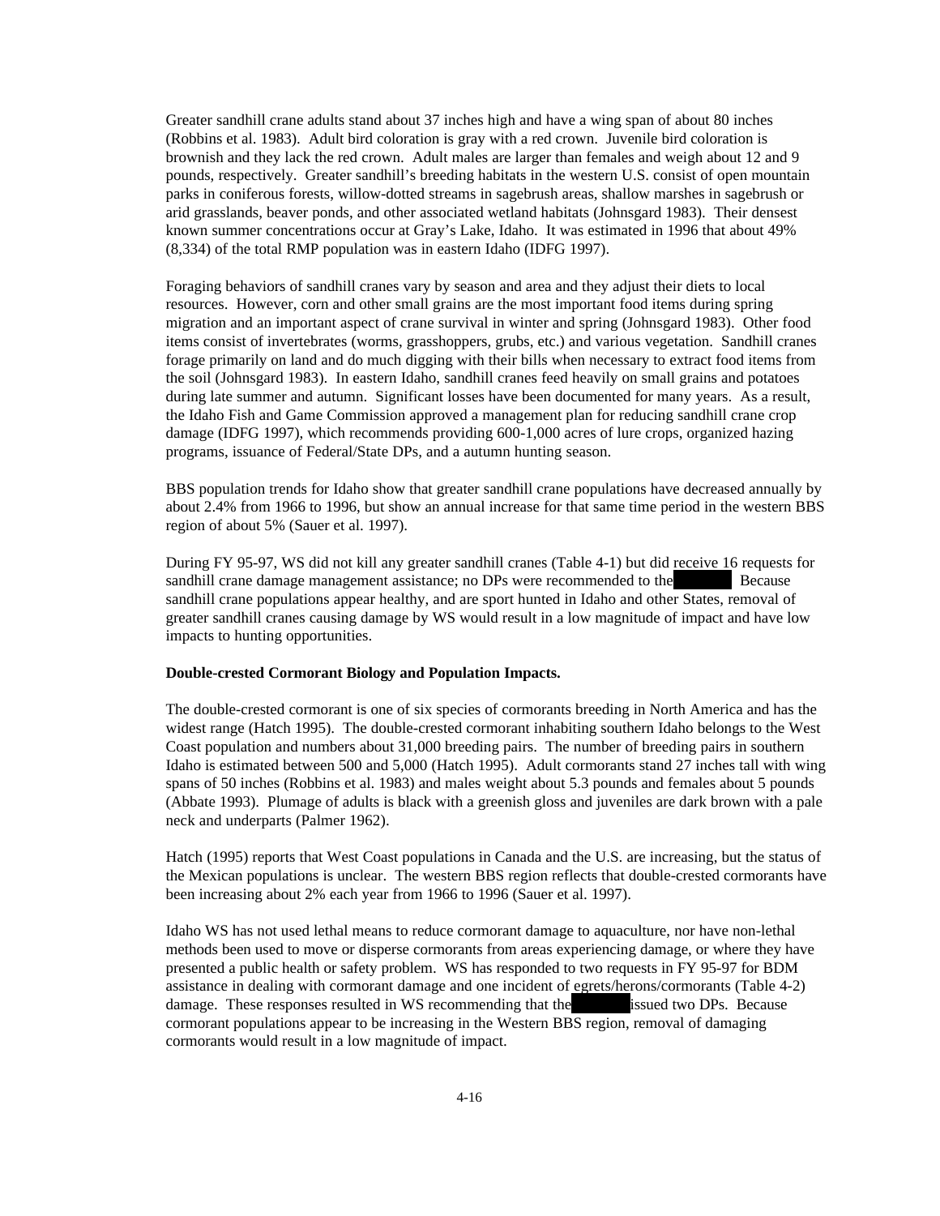Greater sandhill crane adults stand about 37 inches high and have a wing span of about 80 inches (Robbins et al. 1983). Adult bird coloration is gray with a red crown. Juvenile bird coloration is brownish and they lack the red crown. Adult males are larger than females and weigh about 12 and 9 pounds, respectively. Greater sandhill's breeding habitats in the western U.S. consist of open mountain parks in coniferous forests, willow-dotted streams in sagebrush areas, shallow marshes in sagebrush or arid grasslands, beaver ponds, and other associated wetland habitats (Johnsgard 1983). Their densest known summer concentrations occur at Gray's Lake, Idaho. It was estimated in 1996 that about 49% (8,334) of the total RMP population was in eastern Idaho (IDFG 1997).

Foraging behaviors of sandhill cranes vary by season and area and they adjust their diets to local resources. However, corn and other small grains are the most important food items during spring migration and an important aspect of crane survival in winter and spring (Johnsgard 1983). Other food items consist of invertebrates (worms, grasshoppers, grubs, etc.) and various vegetation. Sandhill cranes forage primarily on land and do much digging with their bills when necessary to extract food items from the soil (Johnsgard 1983). In eastern Idaho, sandhill cranes feed heavily on small grains and potatoes during late summer and autumn. Significant losses have been documented for many years. As a result, the Idaho Fish and Game Commission approved a management plan for reducing sandhill crane crop damage (IDFG 1997), which recommends providing 600-1,000 acres of lure crops, organized hazing programs, issuance of Federal/State DPs, and a autumn hunting season.

BBS population trends for Idaho show that greater sandhill crane populations have decreased annually by about 2.4% from 1966 to 1996, but show an annual increase for that same time period in the western BBS region of about 5% (Sauer et al. 1997).

During FY 95-97, WS did not kill any greater sandhill cranes (Table 4-1) but did receive 16 requests for sandhill crane damage management assistance; no DPs were recommended to the [redacted]. Because sandhill crane populations appear healthy, and are sport hunted in Idaho and other States, removal of greater sandhill cranes causing damage by WS would result in a low magnitude of impact and have low impacts to hunting opportunities.

**Double-crested Cormorant Biology and Population Impacts.**

The double-crested cormorant is one of six species of cormorants breeding in North America and has the widest range (Hatch 1995). The double-crested cormorant inhabiting southern Idaho belongs to the West Coast population and numbers about 31,000 breeding pairs. The number of breeding pairs in southern Idaho is estimated between 500 and 5,000 (Hatch 1995). Adult cormorants stand 27 inches tall with wing spans of 50 inches (Robbins et al. 1983) and males weight about 5.3 pounds and females about 5 pounds (Abbate 1993). Plumage of adults is black with a greenish gloss and juveniles are dark brown with a pale neck and underparts (Palmer 1962).

Hatch (1995) reports that West Coast populations in Canada and the U.S. are increasing, but the status of the Mexican populations is unclear. The western BBS region reflects that double-crested cormorants have been increasing about 2% each year from 1966 to 1996 (Sauer et al. 1997).

Idaho WS has not used lethal means to reduce cormorant damage to aquaculture, nor have non-lethal methods been used to move or disperse cormorants from areas experiencing damage, or where they have presented a public health or safety problem. WS has responded to two requests in FY 95-97 for BDM assistance in dealing with cormorant damage and one incident of egrets/herons/cormorants (Table 4-2) damage. These responses resulted in WS recommending that the [redacted] issued two DPs. Because cormorant populations appear to be increasing in the Western BBS region, removal of damaging cormorants would result in a low magnitude of impact.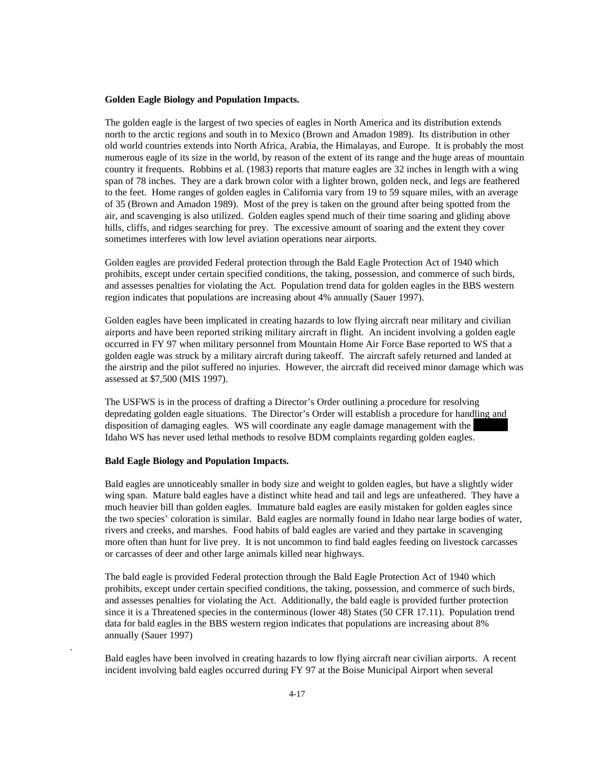**Golden Eagle Biology and Population Impacts.**

The golden eagle is the largest of two species of eagles in North America and its distribution extends north to the arctic regions and south in to Mexico (Brown and Amadon 1989). Its distribution in other old world countries extends into North Africa, Arabia, the Himalayas, and Europe. It is probably the most numerous eagle of its size in the world, by reason of the extent of its range and the huge areas of mountain country it frequents. Robbins et al. (1983) reports that mature eagles are 32 inches in length with a wing span of 78 inches. They are a dark brown color with a lighter brown, golden neck, and legs are feathered to the feet. Home ranges of golden eagles in California vary from 19 to 59 square miles, with an average of 35 (Brown and Amadon 1989). Most of the prey is taken on the ground after being spotted from the air, and scavenging is also utilized. Golden eagles spend much of their time soaring and gliding above hills, cliffs, and ridges searching for prey. The excessive amount of soaring and the extent they cover sometimes interferes with low level aviation operations near airports.

Golden eagles are provided Federal protection through the Bald Eagle Protection Act of 1940 which prohibits, except under certain specified conditions, the taking, possession, and commerce of such birds, and assesses penalties for violating the Act. Population trend data for golden eagles in the BBS western region indicates that populations are increasing about 4% annually (Sauer 1997).

Golden eagles have been implicated in creating hazards to low flying aircraft near military and civilian airports and have been reported striking military aircraft in flight. An incident involving a golden eagle occurred in FY 97 when military personnel from Mountain Home Air Force Base reported to WS that a golden eagle was struck by a military aircraft during takeoff. The aircraft safely returned and landed at the airstrip and the pilot suffered no injuries. However, the aircraft did received minor damage which was assessed at $7,500 (MIS 1997).

The USFWS is in the process of drafting a Director's Order outlining a procedure for resolving depredating golden eagle situations. The Director's Order will establish a procedure for handling and disposition of damaging eagles. WS will coordinate any eagle damage management with the Idaho WS has never used lethal methods to resolve BDM complaints regarding golden eagles.

**Bald Eagle Biology and Population Impacts.**

Bald eagles are unnoticeably smaller in body size and weight to golden eagles, but have a slightly wider wing span. Mature bald eagles have a distinct white head and tail and legs are unfeathered. They have a much heavier bill than golden eagles. Immature bald eagles are easily mistaken for golden eagles since the two species' coloration is similar. Bald eagles are normally found in Idaho near large bodies of water, rivers and creeks, and marshes. Food habits of bald eagles are varied and they partake in scavenging more often than hunt for live prey. It is not uncommon to find bald eagles feeding on livestock carcasses or carcasses of deer and other large animals killed near highways.

The bald eagle is provided Federal protection through the Bald Eagle Protection Act of 1940 which prohibits, except under certain specified conditions, the taking, possession, and commerce of such birds, and assesses penalties for violating the Act. Additionally, the bald eagle is provided further protection since it is a Threatened species in the conterminous (lower 48) States (50 CFR 17.11). Population trend data for bald eagles in the BBS western region indicates that populations are increasing about 8% annually (Sauer 1997)

Bald eagles have been involved in creating hazards to low flying aircraft near civilian airports. A recent incident involving bald eagles occurred during FY 97 at the Boise Municipal Airport when several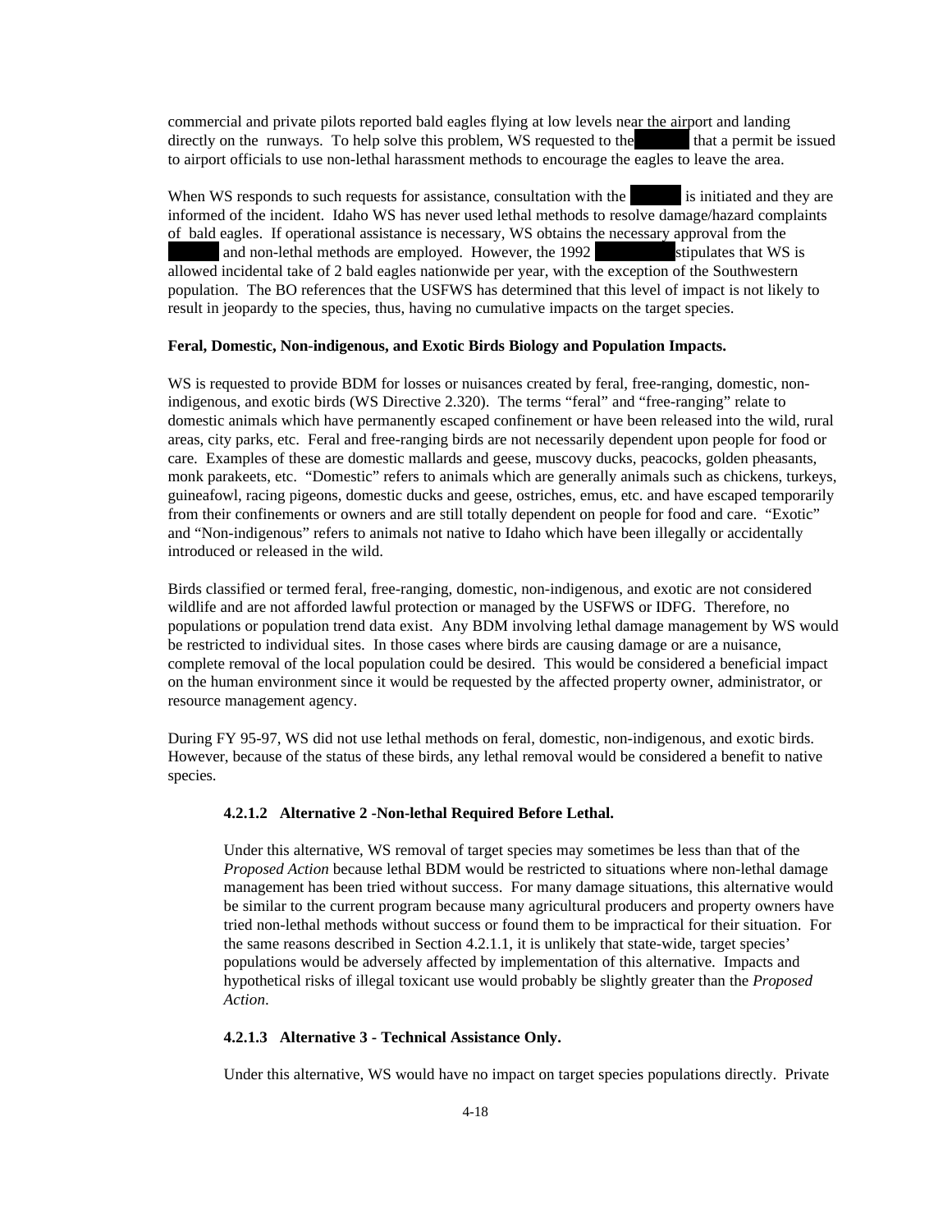commercial and private pilots reported bald eagles flying at low levels near the airport and landing directly on the runways. To help solve this problem, WS requested to the that a permit be issued to airport officials to use non-lethal harassment methods to encourage the eagles to leave the area.

When WS responds to such requests for assistance, consultation with the is initiated and they are informed of the incident. Idaho WS has never used lethal methods to resolve damage/hazard complaints of bald eagles. If operational assistance is necessary, WS obtains the necessary approval from the and non-lethal methods are employed. However, the 1992 stipulates that WS is allowed incidental take of 2 bald eagles nationwide per year, with the exception of the Southwestern population. The BO references that the USFWS has determined that this level of impact is not likely to result in jeopardy to the species, thus, having no cumulative impacts on the target species.

**Feral, Domestic, Non-indigenous, and Exotic Birds Biology and Population Impacts.**

WS is requested to provide BDM for losses or nuisances created by feral, free-ranging, domestic, non-indigenous, and exotic birds (WS Directive 2.320). The terms "feral" and "free-ranging" relate to domestic animals which have permanently escaped confinement or have been released into the wild, rural areas, city parks, etc. Feral and free-ranging birds are not necessarily dependent upon people for food or care. Examples of these are domestic mallards and geese, muscovy ducks, peacocks, golden pheasants, monk parakeets, etc. "Domestic" refers to animals which are generally animals such as chickens, turkeys, guineafowl, racing pigeons, domestic ducks and geese, ostriches, emus, etc. and have escaped temporarily from their confinements or owners and are still totally dependent on people for food and care. "Exotic" and "Non-indigenous" refers to animals not native to Idaho which have been illegally or accidentally introduced or released in the wild.

Birds classified or termed feral, free-ranging, domestic, non-indigenous, and exotic are not considered wildlife and are not afforded lawful protection or managed by the USFWS or IDFG. Therefore, no populations or population trend data exist. Any BDM involving lethal damage management by WS would be restricted to individual sites. In those cases where birds are causing damage or are a nuisance, complete removal of the local population could be desired. This would be considered a beneficial impact on the human environment since it would be requested by the affected property owner, administrator, or resource management agency.

During FY 95-97, WS did not use lethal methods on feral, domestic, non-indigenous, and exotic birds. However, because of the status of these birds, any lethal removal would be considered a benefit to native species.

#### 4.2.1.2 Alternative 2 -Non-lethal Required Before Lethal.

Under this alternative, WS removal of target species may sometimes be less than that of the *Proposed Action* because lethal BDM would be restricted to situations where non-lethal damage management has been tried without success. For many damage situations, this alternative would be similar to the current program because many agricultural producers and property owners have tried non-lethal methods without success or found them to be impractical for their situation. For the same reasons described in Section 4.2.1.1, it is unlikely that state-wide, target species' populations would be adversely affected by implementation of this alternative. Impacts and hypothetical risks of illegal toxicant use would probably be slightly greater than the *Proposed Action*.

#### 4.2.1.3 Alternative 3 - Technical Assistance Only.

Under this alternative, WS would have no impact on target species populations directly. Private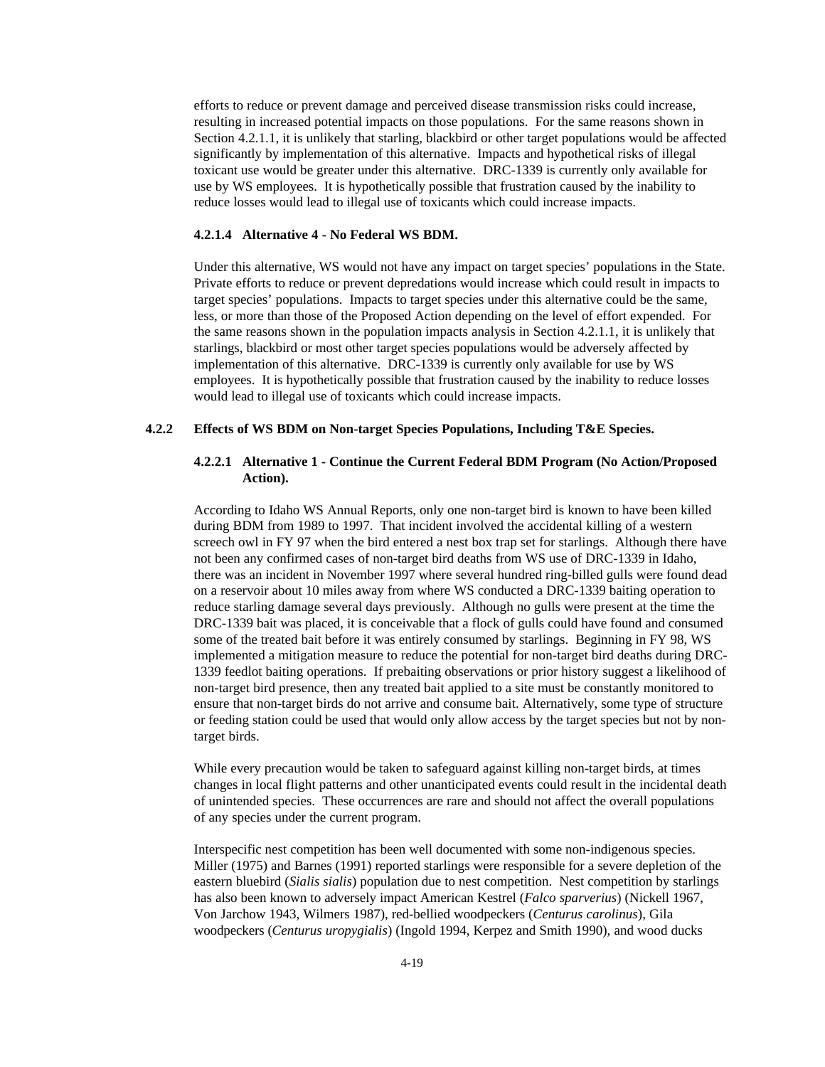efforts to reduce or prevent damage and perceived disease transmission risks could increase, resulting in increased potential impacts on those populations. For the same reasons shown in Section 4.2.1.1, it is unlikely that starling, blackbird or other target populations would be affected significantly by implementation of this alternative. Impacts and hypothetical risks of illegal toxicant use would be greater under this alternative. DRC-1339 is currently only available for use by WS employees. It is hypothetically possible that frustration caused by the inability to reduce losses would lead to illegal use of toxicants which could increase impacts.

#### 4.2.1.4 Alternative 4 - No Federal WS BDM.

Under this alternative, WS would not have any impact on target species' populations in the State. Private efforts to reduce or prevent depredations would increase which could result in impacts to target species' populations. Impacts to target species under this alternative could be the same, less, or more than those of the Proposed Action depending on the level of effort expended. For the same reasons shown in the population impacts analysis in Section 4.2.1.1, it is unlikely that starlings, blackbird or most other target species populations would be adversely affected by implementation of this alternative. DRC-1339 is currently only available for use by WS employees. It is hypothetically possible that frustration caused by the inability to reduce losses would lead to illegal use of toxicants which could increase impacts.

### 4.2.2 Effects of WS BDM on Non-target Species Populations, Including T&E Species.

#### 4.2.2.1 Alternative 1 - Continue the Current Federal BDM Program (No Action/Proposed Action).

According to Idaho WS Annual Reports, only one non-target bird is known to have been killed during BDM from 1989 to 1997. That incident involved the accidental killing of a western screech owl in FY 97 when the bird entered a nest box trap set for starlings. Although there have not been any confirmed cases of non-target bird deaths from WS use of DRC-1339 in Idaho, there was an incident in November 1997 where several hundred ring-billed gulls were found dead on a reservoir about 10 miles away from where WS conducted a DRC-1339 baiting operation to reduce starling damage several days previously. Although no gulls were present at the time the DRC-1339 bait was placed, it is conceivable that a flock of gulls could have found and consumed some of the treated bait before it was entirely consumed by starlings. Beginning in FY 98, WS implemented a mitigation measure to reduce the potential for non-target bird deaths during DRC-1339 feedlot baiting operations. If prebaiting observations or prior history suggest a likelihood of non-target bird presence, then any treated bait applied to a site must be constantly monitored to ensure that non-target birds do not arrive and consume bait. Alternatively, some type of structure or feeding station could be used that would only allow access by the target species but not by non-target birds.

While every precaution would be taken to safeguard against killing non-target birds, at times changes in local flight patterns and other unanticipated events could result in the incidental death of unintended species. These occurrences are rare and should not affect the overall populations of any species under the current program.

Interspecific nest competition has been well documented with some non-indigenous species. Miller (1975) and Barnes (1991) reported starlings were responsible for a severe depletion of the eastern bluebird (*Sialis sialis*) population due to nest competition. Nest competition by starlings has also been known to adversely impact American Kestrel (*Falco sparverius*) (Nickell 1967, Von Jarchow 1943, Wilmers 1987), red-bellied woodpeckers (*Centurus carolinus*), Gila woodpeckers (*Centurus uropygialis*) (Ingold 1994, Kerpez and Smith 1990), and wood ducks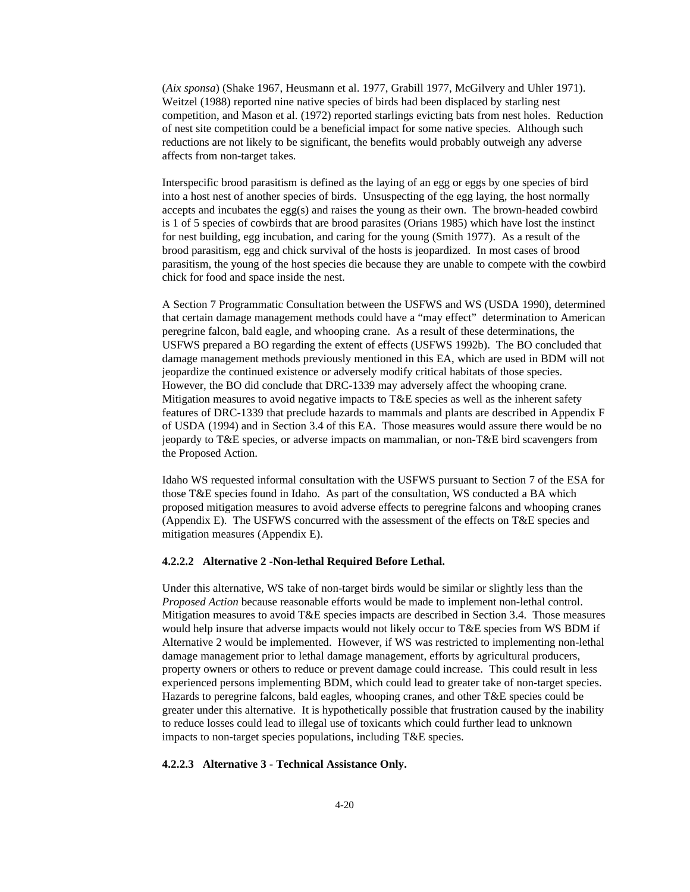(*Aix sponsa*) (Shake 1967, Heusmann et al. 1977, Grabill 1977, McGilvery and Uhler 1971). Weitzel (1988) reported nine native species of birds had been displaced by starling nest competition, and Mason et al. (1972) reported starlings evicting bats from nest holes. Reduction of nest site competition could be a beneficial impact for some native species. Although such reductions are not likely to be significant, the benefits would probably outweigh any adverse affects from non-target takes.

Interspecific brood parasitism is defined as the laying of an egg or eggs by one species of bird into a host nest of another species of birds. Unsuspecting of the egg laying, the host normally accepts and incubates the egg(s) and raises the young as their own. The brown-headed cowbird is 1 of 5 species of cowbirds that are brood parasites (Orians 1985) which have lost the instinct for nest building, egg incubation, and caring for the young (Smith 1977). As a result of the brood parasitism, egg and chick survival of the hosts is jeopardized. In most cases of brood parasitism, the young of the host species die because they are unable to compete with the cowbird chick for food and space inside the nest.

A Section 7 Programmatic Consultation between the USFWS and WS (USDA 1990), determined that certain damage management methods could have a "may effect" determination to American peregrine falcon, bald eagle, and whooping crane. As a result of these determinations, the USFWS prepared a BO regarding the extent of effects (USFWS 1992b). The BO concluded that damage management methods previously mentioned in this EA, which are used in BDM will not jeopardize the continued existence or adversely modify critical habitats of those species. However, the BO did conclude that DRC-1339 may adversely affect the whooping crane. Mitigation measures to avoid negative impacts to T&E species as well as the inherent safety features of DRC-1339 that preclude hazards to mammals and plants are described in Appendix F of USDA (1994) and in Section 3.4 of this EA. Those measures would assure there would be no jeopardy to T&E species, or adverse impacts on mammalian, or non-T&E bird scavengers from the Proposed Action.

Idaho WS requested informal consultation with the USFWS pursuant to Section 7 of the ESA for those T&E species found in Idaho. As part of the consultation, WS conducted a BA which proposed mitigation measures to avoid adverse effects to peregrine falcons and whooping cranes (Appendix E). The USFWS concurred with the assessment of the effects on T&E species and mitigation measures (Appendix E).

#### 4.2.2.2 Alternative 2 -Non-lethal Required Before Lethal.

Under this alternative, WS take of non-target birds would be similar or slightly less than the *Proposed Action* because reasonable efforts would be made to implement non-lethal control. Mitigation measures to avoid T&E species impacts are described in Section 3.4. Those measures would help insure that adverse impacts would not likely occur to T&E species from WS BDM if Alternative 2 would be implemented. However, if WS was restricted to implementing non-lethal damage management prior to lethal damage management, efforts by agricultural producers, property owners or others to reduce or prevent damage could increase. This could result in less experienced persons implementing BDM, which could lead to greater take of non-target species. Hazards to peregrine falcons, bald eagles, whooping cranes, and other T&E species could be greater under this alternative. It is hypothetically possible that frustration caused by the inability to reduce losses could lead to illegal use of toxicants which could further lead to unknown impacts to non-target species populations, including T&E species.

#### 4.2.2.3 Alternative 3 - Technical Assistance Only.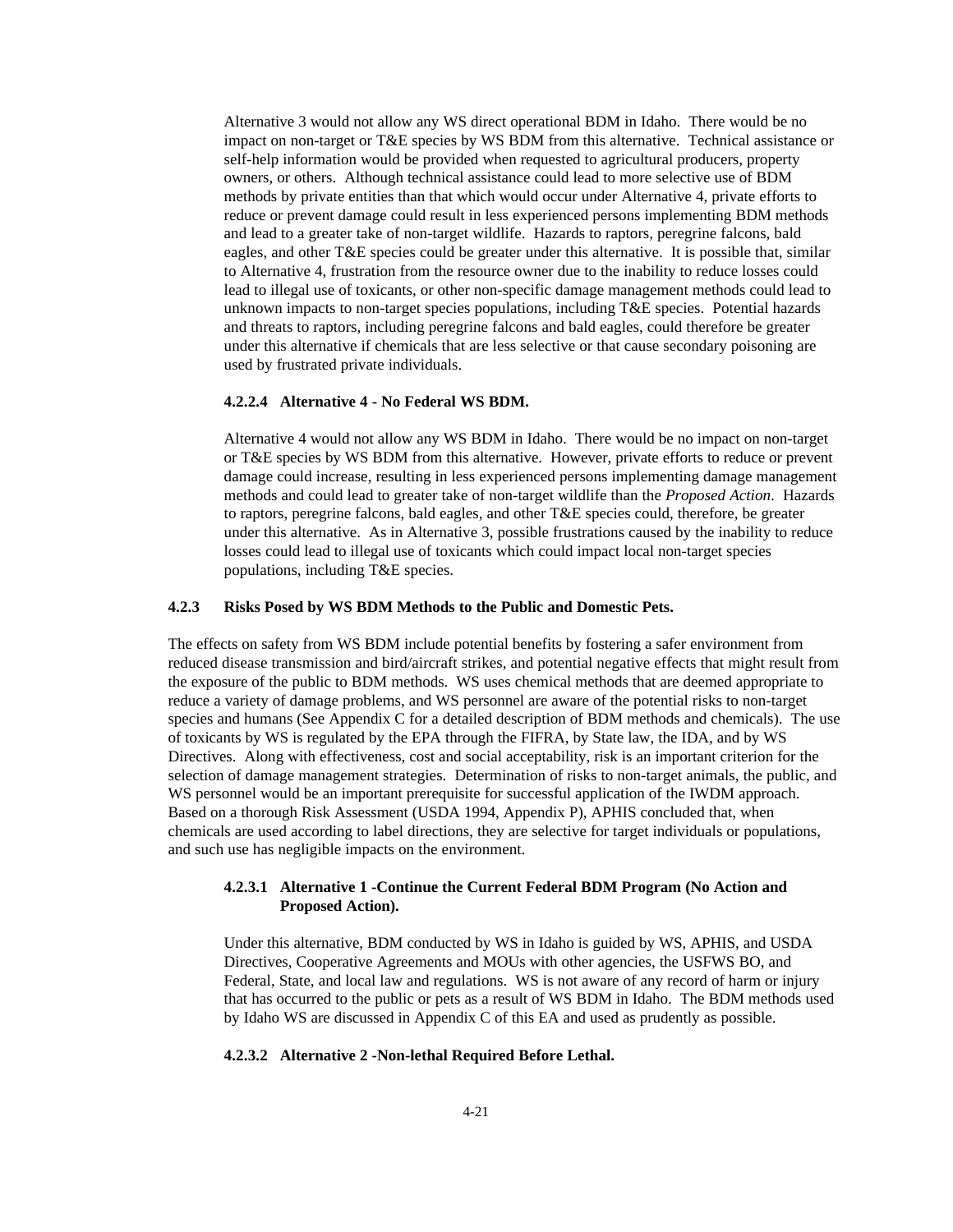Alternative 3 would not allow any WS direct operational BDM in Idaho. There would be no impact on non-target or T&E species by WS BDM from this alternative. Technical assistance or self-help information would be provided when requested to agricultural producers, property owners, or others. Although technical assistance could lead to more selective use of BDM methods by private entities than that which would occur under Alternative 4, private efforts to reduce or prevent damage could result in less experienced persons implementing BDM methods and lead to a greater take of non-target wildlife. Hazards to raptors, peregrine falcons, bald eagles, and other T&E species could be greater under this alternative. It is possible that, similar to Alternative 4, frustration from the resource owner due to the inability to reduce losses could lead to illegal use of toxicants, or other non-specific damage management methods could lead to unknown impacts to non-target species populations, including T&E species. Potential hazards and threats to raptors, including peregrine falcons and bald eagles, could therefore be greater under this alternative if chemicals that are less selective or that cause secondary poisoning are used by frustrated private individuals.

#### 4.2.2.4 Alternative 4 - No Federal WS BDM.

Alternative 4 would not allow any WS BDM in Idaho. There would be no impact on non-target or T&E species by WS BDM from this alternative. However, private efforts to reduce or prevent damage could increase, resulting in less experienced persons implementing damage management methods and could lead to greater take of non-target wildlife than the *Proposed Action*. Hazards to raptors, peregrine falcons, bald eagles, and other T&E species could, therefore, be greater under this alternative. As in Alternative 3, possible frustrations caused by the inability to reduce losses could lead to illegal use of toxicants which could impact local non-target species populations, including T&E species.

### 4.2.3 Risks Posed by WS BDM Methods to the Public and Domestic Pets.

The effects on safety from WS BDM include potential benefits by fostering a safer environment from reduced disease transmission and bird/aircraft strikes, and potential negative effects that might result from the exposure of the public to BDM methods. WS uses chemical methods that are deemed appropriate to reduce a variety of damage problems, and WS personnel are aware of the potential risks to non-target species and humans (See Appendix C for a detailed description of BDM methods and chemicals). The use of toxicants by WS is regulated by the EPA through the FIFRA, by State law, the IDA, and by WS Directives. Along with effectiveness, cost and social acceptability, risk is an important criterion for the selection of damage management strategies. Determination of risks to non-target animals, the public, and WS personnel would be an important prerequisite for successful application of the IWDM approach. Based on a thorough Risk Assessment (USDA 1994, Appendix P), APHIS concluded that, when chemicals are used according to label directions, they are selective for target individuals or populations, and such use has negligible impacts on the environment.

#### 4.2.3.1 Alternative 1 -Continue the Current Federal BDM Program (No Action and Proposed Action).

Under this alternative, BDM conducted by WS in Idaho is guided by WS, APHIS, and USDA Directives, Cooperative Agreements and MOUs with other agencies, the USFWS BO, and Federal, State, and local law and regulations. WS is not aware of any record of harm or injury that has occurred to the public or pets as a result of WS BDM in Idaho. The BDM methods used by Idaho WS are discussed in Appendix C of this EA and used as prudently as possible.

#### 4.2.3.2 Alternative 2 -Non-lethal Required Before Lethal.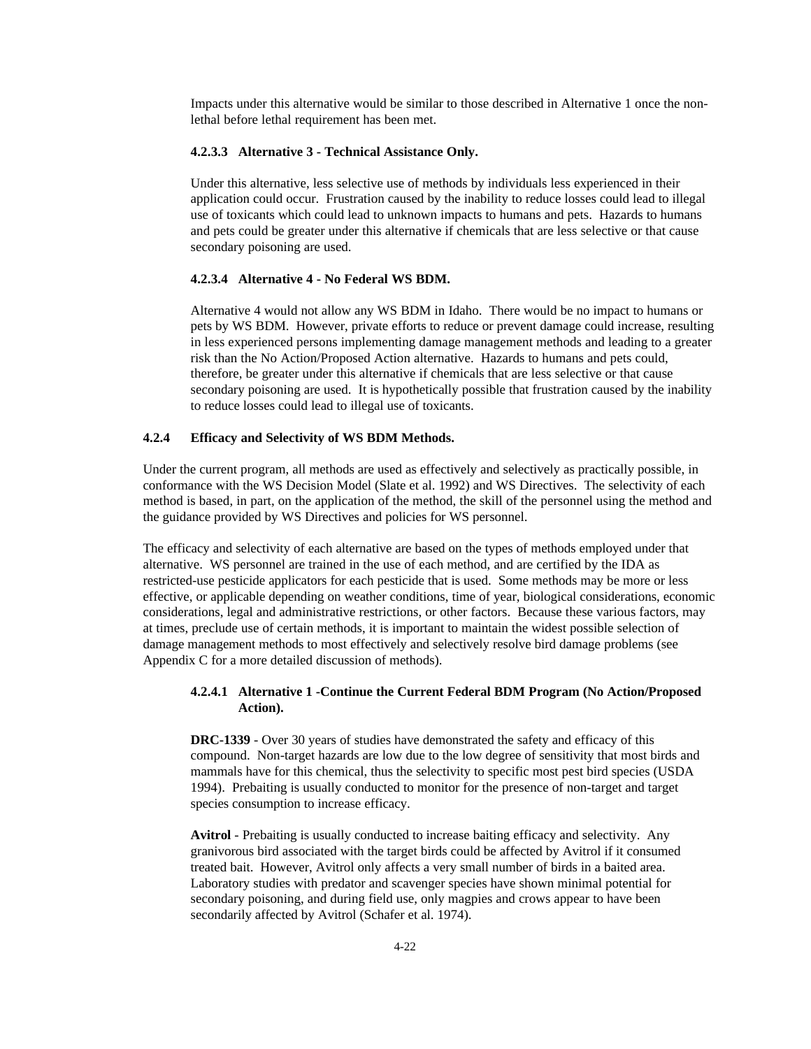Impacts under this alternative would be similar to those described in Alternative 1 once the non-lethal before lethal requirement has been met.

#### 4.2.3.3 Alternative 3 - Technical Assistance Only.

Under this alternative, less selective use of methods by individuals less experienced in their application could occur. Frustration caused by the inability to reduce losses could lead to illegal use of toxicants which could lead to unknown impacts to humans and pets. Hazards to humans and pets could be greater under this alternative if chemicals that are less selective or that cause secondary poisoning are used.

#### 4.2.3.4 Alternative 4 - No Federal WS BDM.

Alternative 4 would not allow any WS BDM in Idaho. There would be no impact to humans or pets by WS BDM. However, private efforts to reduce or prevent damage could increase, resulting in less experienced persons implementing damage management methods and leading to a greater risk than the No Action/Proposed Action alternative. Hazards to humans and pets could, therefore, be greater under this alternative if chemicals that are less selective or that cause secondary poisoning are used. It is hypothetically possible that frustration caused by the inability to reduce losses could lead to illegal use of toxicants.

### 4.2.4 Efficacy and Selectivity of WS BDM Methods.

Under the current program, all methods are used as effectively and selectively as practically possible, in conformance with the WS Decision Model (Slate et al. 1992) and WS Directives. The selectivity of each method is based, in part, on the application of the method, the skill of the personnel using the method and the guidance provided by WS Directives and policies for WS personnel.

The efficacy and selectivity of each alternative are based on the types of methods employed under that alternative. WS personnel are trained in the use of each method, and are certified by the IDA as restricted-use pesticide applicators for each pesticide that is used. Some methods may be more or less effective, or applicable depending on weather conditions, time of year, biological considerations, economic considerations, legal and administrative restrictions, or other factors. Because these various factors, may at times, preclude use of certain methods, it is important to maintain the widest possible selection of damage management methods to most effectively and selectively resolve bird damage problems (see Appendix C for a more detailed discussion of methods).

#### 4.2.4.1 Alternative 1 -Continue the Current Federal BDM Program (No Action/Proposed Action).

**DRC-1339** - Over 30 years of studies have demonstrated the safety and efficacy of this compound. Non-target hazards are low due to the low degree of sensitivity that most birds and mammals have for this chemical, thus the selectivity to specific most pest bird species (USDA 1994). Prebaiting is usually conducted to monitor for the presence of non-target and target species consumption to increase efficacy.

**Avitrol** - Prebaiting is usually conducted to increase baiting efficacy and selectivity. Any granivorous bird associated with the target birds could be affected by Avitrol if it consumed treated bait. However, Avitrol only affects a very small number of birds in a baited area. Laboratory studies with predator and scavenger species have shown minimal potential for secondary poisoning, and during field use, only magpies and crows appear to have been secondarily affected by Avitrol (Schafer et al. 1974).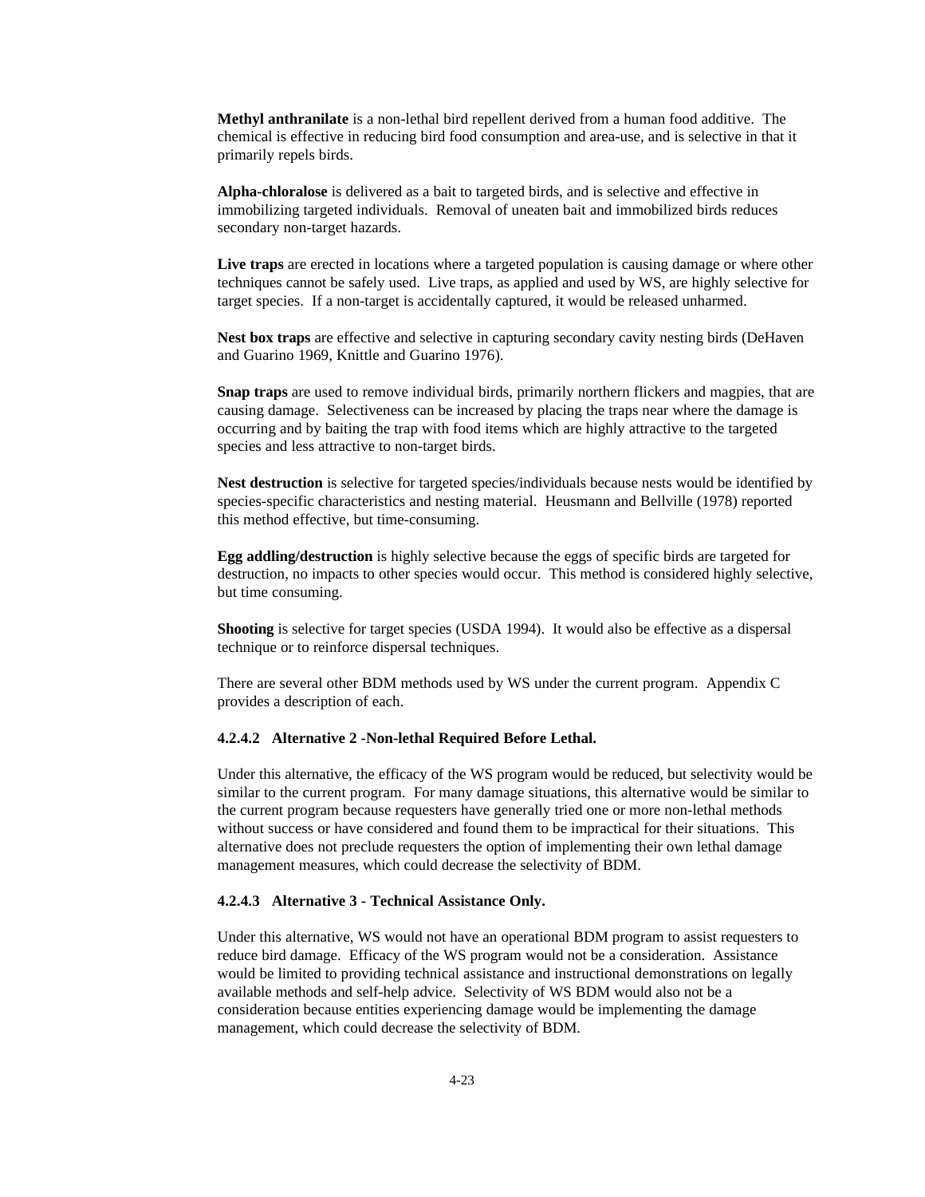**Methyl anthranilate** is a non-lethal bird repellent derived from a human food additive. The chemical is effective in reducing bird food consumption and area-use, and is selective in that it primarily repels birds.

**Alpha-chloralose** is delivered as a bait to targeted birds, and is selective and effective in immobilizing targeted individuals. Removal of uneaten bait and immobilized birds reduces secondary non-target hazards.

**Live traps** are erected in locations where a targeted population is causing damage or where other techniques cannot be safely used. Live traps, as applied and used by WS, are highly selective for target species. If a non-target is accidentally captured, it would be released unharmed.

**Nest box traps** are effective and selective in capturing secondary cavity nesting birds (DeHaven and Guarino 1969, Knittle and Guarino 1976).

**Snap traps** are used to remove individual birds, primarily northern flickers and magpies, that are causing damage. Selectiveness can be increased by placing the traps near where the damage is occurring and by baiting the trap with food items which are highly attractive to the targeted species and less attractive to non-target birds.

**Nest destruction** is selective for targeted species/individuals because nests would be identified by species-specific characteristics and nesting material. Heusmann and Bellville (1978) reported this method effective, but time-consuming.

**Egg addling/destruction** is highly selective because the eggs of specific birds are targeted for destruction, no impacts to other species would occur. This method is considered highly selective, but time consuming.

**Shooting** is selective for target species (USDA 1994). It would also be effective as a dispersal technique or to reinforce dispersal techniques.

There are several other BDM methods used by WS under the current program. Appendix C provides a description of each.

#### 4.2.4.2 Alternative 2 -Non-lethal Required Before Lethal.

Under this alternative, the efficacy of the WS program would be reduced, but selectivity would be similar to the current program. For many damage situations, this alternative would be similar to the current program because requesters have generally tried one or more non-lethal methods without success or have considered and found them to be impractical for their situations. This alternative does not preclude requesters the option of implementing their own lethal damage management measures, which could decrease the selectivity of BDM.

#### 4.2.4.3 Alternative 3 - Technical Assistance Only.

Under this alternative, WS would not have an operational BDM program to assist requesters to reduce bird damage. Efficacy of the WS program would not be a consideration. Assistance would be limited to providing technical assistance and instructional demonstrations on legally available methods and self-help advice. Selectivity of WS BDM would also not be a consideration because entities experiencing damage would be implementing the damage management, which could decrease the selectivity of BDM.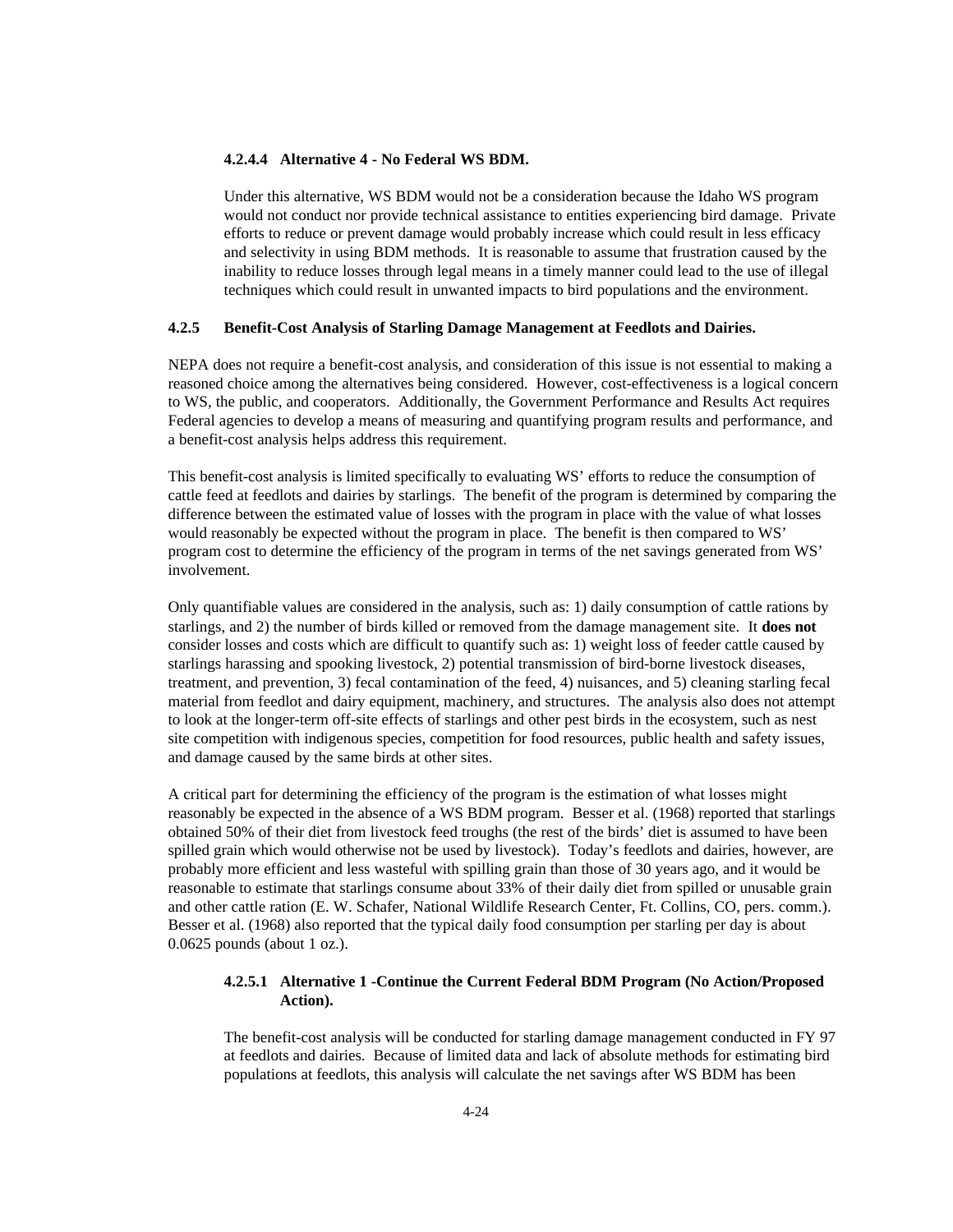#### 4.2.4.4 Alternative 4 - No Federal WS BDM.

Under this alternative, WS BDM would not be a consideration because the Idaho WS program would not conduct nor provide technical assistance to entities experiencing bird damage. Private efforts to reduce or prevent damage would probably increase which could result in less efficacy and selectivity in using BDM methods. It is reasonable to assume that frustration caused by the inability to reduce losses through legal means in a timely manner could lead to the use of illegal techniques which could result in unwanted impacts to bird populations and the environment.

### 4.2.5 Benefit-Cost Analysis of Starling Damage Management at Feedlots and Dairies.

NEPA does not require a benefit-cost analysis, and consideration of this issue is not essential to making a reasoned choice among the alternatives being considered. However, cost-effectiveness is a logical concern to WS, the public, and cooperators. Additionally, the Government Performance and Results Act requires Federal agencies to develop a means of measuring and quantifying program results and performance, and a benefit-cost analysis helps address this requirement.

This benefit-cost analysis is limited specifically to evaluating WS' efforts to reduce the consumption of cattle feed at feedlots and dairies by starlings. The benefit of the program is determined by comparing the difference between the estimated value of losses with the program in place with the value of what losses would reasonably be expected without the program in place. The benefit is then compared to WS' program cost to determine the efficiency of the program in terms of the net savings generated from WS' involvement.

Only quantifiable values are considered in the analysis, such as: 1) daily consumption of cattle rations by starlings, and 2) the number of birds killed or removed from the damage management site. It **does not** consider losses and costs which are difficult to quantify such as: 1) weight loss of feeder cattle caused by starlings harassing and spooking livestock, 2) potential transmission of bird-borne livestock diseases, treatment, and prevention, 3) fecal contamination of the feed, 4) nuisances, and 5) cleaning starling fecal material from feedlot and dairy equipment, machinery, and structures. The analysis also does not attempt to look at the longer-term off-site effects of starlings and other pest birds in the ecosystem, such as nest site competition with indigenous species, competition for food resources, public health and safety issues, and damage caused by the same birds at other sites.

A critical part for determining the efficiency of the program is the estimation of what losses might reasonably be expected in the absence of a WS BDM program. Besser et al. (1968) reported that starlings obtained 50% of their diet from livestock feed troughs (the rest of the birds' diet is assumed to have been spilled grain which would otherwise not be used by livestock). Today's feedlots and dairies, however, are probably more efficient and less wasteful with spilling grain than those of 30 years ago, and it would be reasonable to estimate that starlings consume about 33% of their daily diet from spilled or unusable grain and other cattle ration (E. W. Schafer, National Wildlife Research Center, Ft. Collins, CO, pers. comm.). Besser et al. (1968) also reported that the typical daily food consumption per starling per day is about 0.0625 pounds (about 1 oz.).

#### 4.2.5.1 Alternative 1 -Continue the Current Federal BDM Program (No Action/Proposed Action).

The benefit-cost analysis will be conducted for starling damage management conducted in FY 97 at feedlots and dairies. Because of limited data and lack of absolute methods for estimating bird populations at feedlots, this analysis will calculate the net savings after WS BDM has been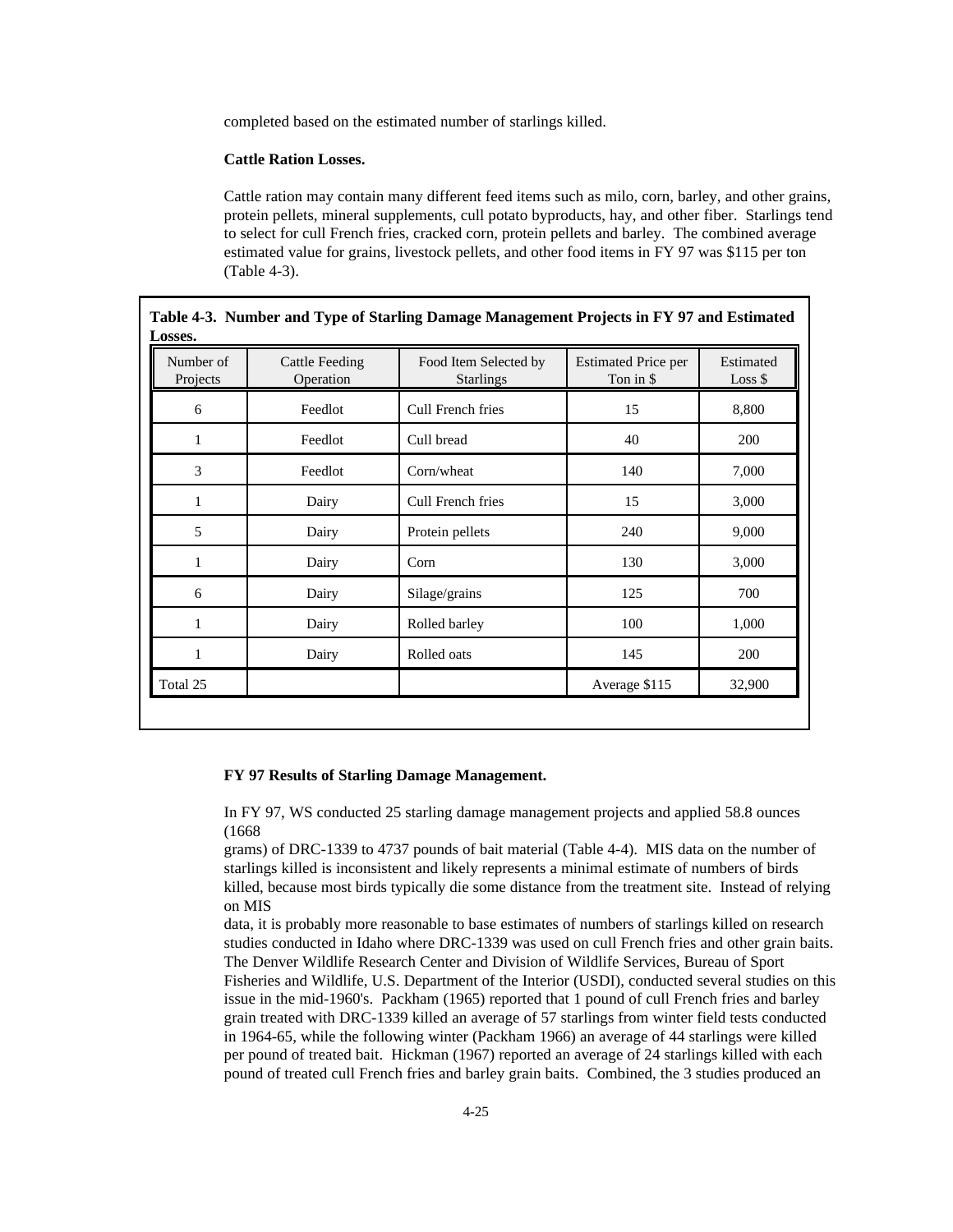completed based on the estimated number of starlings killed.

**Cattle Ration Losses.**

Cattle ration may contain many different feed items such as milo, corn, barley, and other grains, protein pellets, mineral supplements, cull potato byproducts, hay, and other fiber. Starlings tend to select for cull French fries, cracked corn, protein pellets and barley. The combined average estimated value for grains, livestock pellets, and other food items in FY 97 was $115 per ton (Table 4-3).

**Table 4-3. Number and Type of Starling Damage Management Projects in FY 97 and Estimated Losses.**

| Number of Projects | Cattle Feeding Operation | Food Item Selected by Starlings | Estimated Price per Ton in $ | Estimated Loss $ |
|---|---|---|---|---|
| 6 | Feedlot | Cull French fries | 15 | 8,800 |
| 1 | Feedlot | Cull bread | 40 | 200 |
| 3 | Feedlot | Corn/wheat | 140 | 7,000 |
| 1 | Dairy | Cull French fries | 15 | 3,000 |
| 5 | Dairy | Protein pellets | 240 | 9,000 |
| 1 | Dairy | Corn | 130 | 3,000 |
| 6 | Dairy | Silage/grains | 125 | 700 |
| 1 | Dairy | Rolled barley | 100 | 1,000 |
| 1 | Dairy | Rolled oats | 145 | 200 |
| Total 25 | | | Average $115 | 32,900 |

**FY 97 Results of Starling Damage Management.**

In FY 97, WS conducted 25 starling damage management projects and applied 58.8 ounces (1668 grams) of DRC-1339 to 4737 pounds of bait material (Table 4-4). MIS data on the number of starlings killed is inconsistent and likely represents a minimal estimate of numbers of birds killed, because most birds typically die some distance from the treatment site. Instead of relying on MIS data, it is probably more reasonable to base estimates of numbers of starlings killed on research studies conducted in Idaho where DRC-1339 was used on cull French fries and other grain baits. The Denver Wildlife Research Center and Division of Wildlife Services, Bureau of Sport Fisheries and Wildlife, U.S. Department of the Interior (USDI), conducted several studies on this issue in the mid-1960's. Packham (1965) reported that 1 pound of cull French fries and barley grain treated with DRC-1339 killed an average of 57 starlings from winter field tests conducted in 1964-65, while the following winter (Packham 1966) an average of 44 starlings were killed per pound of treated bait. Hickman (1967) reported an average of 24 starlings killed with each pound of treated cull French fries and barley grain baits. Combined, the 3 studies produced an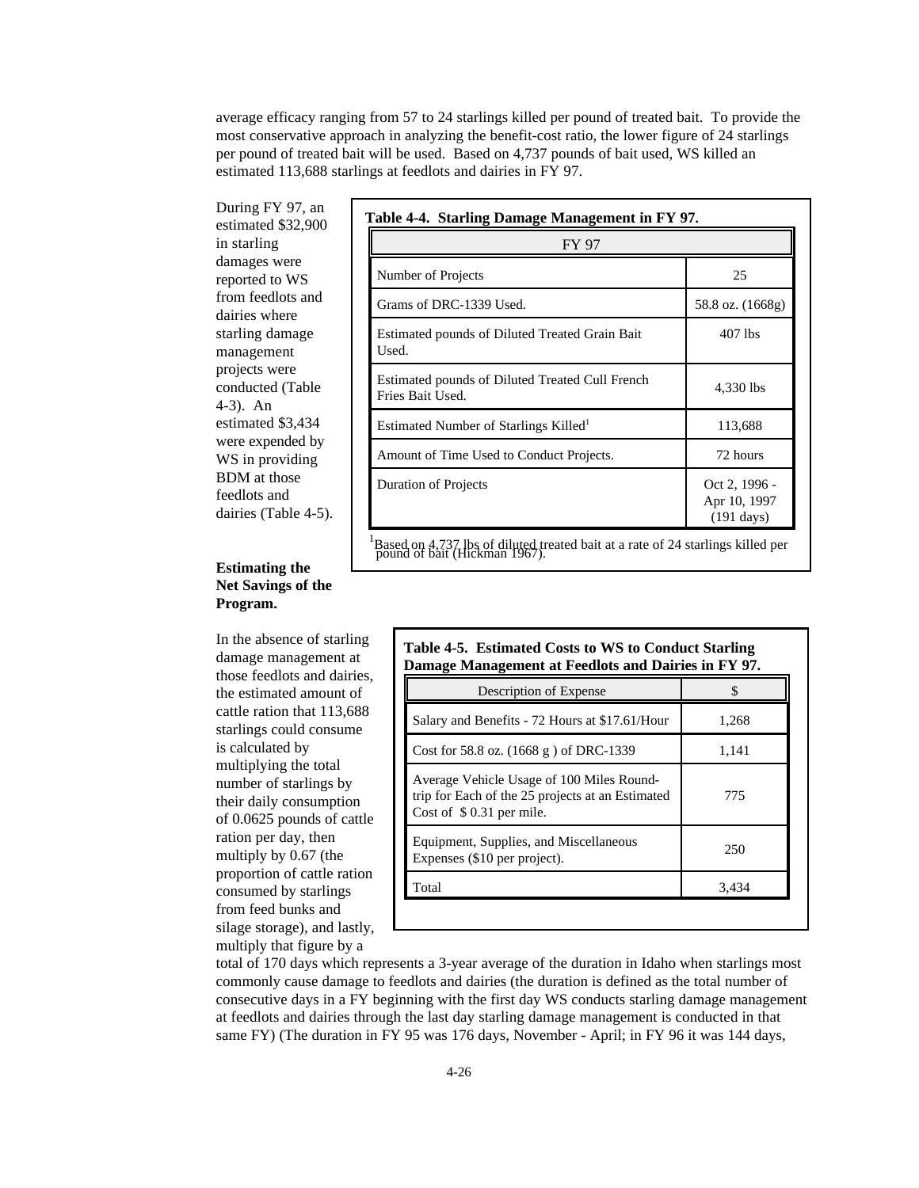average efficacy ranging from 57 to 24 starlings killed per pound of treated bait. To provide the most conservative approach in analyzing the benefit-cost ratio, the lower figure of 24 starlings per pound of treated bait will be used. Based on 4,737 pounds of bait used, WS killed an estimated 113,688 starlings at feedlots and dairies in FY 97.

During FY 97, an estimated $32,900 in starling damages were reported to WS from feedlots and dairies where starling damage management projects were conducted (Table 4-3). An estimated $3,434 were expended by WS in providing BDM at those feedlots and dairies (Table 4-5).

**Table 4-4. Starling Damage Management in FY 97.**

| FY 97 | |
|---|---|
| Number of Projects | 25 |
| Grams of DRC-1339 Used. | 58.8 oz. (1668g) |
| Estimated pounds of Diluted Treated Grain Bait Used. | 407 lbs |
| Estimated pounds of Diluted Treated Cull French Fries Bait Used. | 4,330 lbs |
| Estimated Number of Starlings Killed[1] | 113,688 |
| Amount of Time Used to Conduct Projects. | 72 hours |
| Duration of Projects | Oct 2, 1996 - Apr 10, 1997 (191 days) |

[1]Based on 4,737 lbs of diluted treated bait at a rate of 24 starlings killed per pound of bait (Hickman 1967).

**Estimating the Net Savings of the Program.**

**Table 4-5. Estimated Costs to WS to Conduct Starling Damage Management at Feedlots and Dairies in FY 97.**

| Description of Expense | $ |
|---|---|
| Salary and Benefits - 72 Hours at $17.61/Hour | 1,268 |
| Cost for 58.8 oz. (1668 g ) of DRC-1339 | 1,141 |
| Average Vehicle Usage of 100 Miles Round-trip for Each of the 25 projects at an Estimated Cost of $ 0.31 per mile. | 775 |
| Equipment, Supplies, and Miscellaneous Expenses ($10 per project). | 250 |
| Total | 3,434 |

In the absence of starling damage management at those feedlots and dairies, the estimated amount of cattle ration that 113,688 starlings could consume is calculated by multiplying the total number of starlings by their daily consumption of 0.0625 pounds of cattle ration per day, then multiply by 0.67 (the proportion of cattle ration consumed by starlings from feed bunks and silage storage), and lastly, multiply that figure by a total of 170 days which represents a 3-year average of the duration in Idaho when starlings most commonly cause damage to feedlots and dairies (the duration is defined as the total number of consecutive days in a FY beginning with the first day WS conducts starling damage management at feedlots and dairies through the last day starling damage management is conducted in that same FY) (The duration in FY 95 was 176 days, November - April; in FY 96 it was 144 days,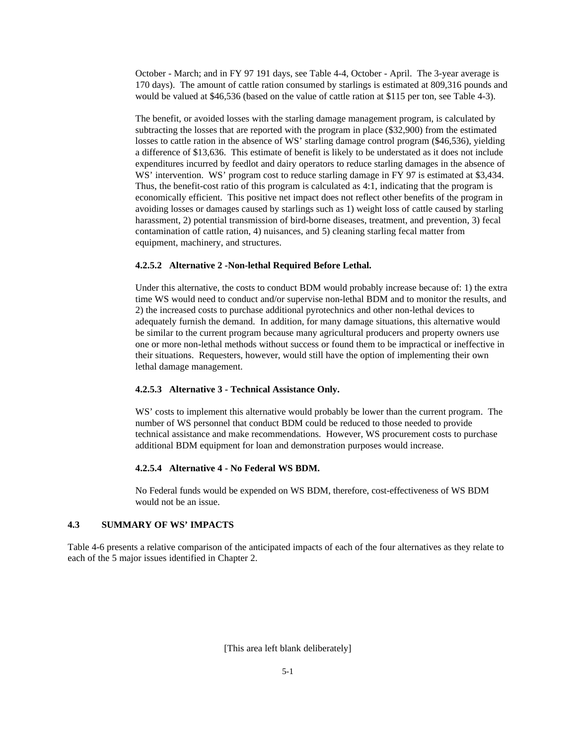October - March; and in FY 97 191 days, see Table 4-4, October - April. The 3-year average is 170 days). The amount of cattle ration consumed by starlings is estimated at 809,316 pounds and would be valued at $46,536 (based on the value of cattle ration at $115 per ton, see Table 4-3).

The benefit, or avoided losses with the starling damage management program, is calculated by subtracting the losses that are reported with the program in place ($32,900) from the estimated losses to cattle ration in the absence of WS' starling damage control program ($46,536), yielding a difference of $13,636. This estimate of benefit is likely to be understated as it does not include expenditures incurred by feedlot and dairy operators to reduce starling damages in the absence of WS' intervention. WS' program cost to reduce starling damage in FY 97 is estimated at $3,434. Thus, the benefit-cost ratio of this program is calculated as 4:1, indicating that the program is economically efficient. This positive net impact does not reflect other benefits of the program in avoiding losses or damages caused by starlings such as 1) weight loss of cattle caused by starling harassment, 2) potential transmission of bird-borne diseases, treatment, and prevention, 3) fecal contamination of cattle ration, 4) nuisances, and 5) cleaning starling fecal matter from equipment, machinery, and structures.

#### 4.2.5.2 Alternative 2 -Non-lethal Required Before Lethal.

Under this alternative, the costs to conduct BDM would probably increase because of: 1) the extra time WS would need to conduct and/or supervise non-lethal BDM and to monitor the results, and 2) the increased costs to purchase additional pyrotechnics and other non-lethal devices to adequately furnish the demand. In addition, for many damage situations, this alternative would be similar to the current program because many agricultural producers and property owners use one or more non-lethal methods without success or found them to be impractical or ineffective in their situations. Requesters, however, would still have the option of implementing their own lethal damage management.

#### 4.2.5.3 Alternative 3 - Technical Assistance Only.

WS' costs to implement this alternative would probably be lower than the current program. The number of WS personnel that conduct BDM could be reduced to those needed to provide technical assistance and make recommendations. However, WS procurement costs to purchase additional BDM equipment for loan and demonstration purposes would increase.

#### 4.2.5.4 Alternative 4 - No Federal WS BDM.

No Federal funds would be expended on WS BDM, therefore, cost-effectiveness of WS BDM would not be an issue.

## 4.3 SUMMARY OF WS' IMPACTS

Table 4-6 presents a relative comparison of the anticipated impacts of each of the four alternatives as they relate to each of the 5 major issues identified in Chapter 2.

[This area left blank deliberately]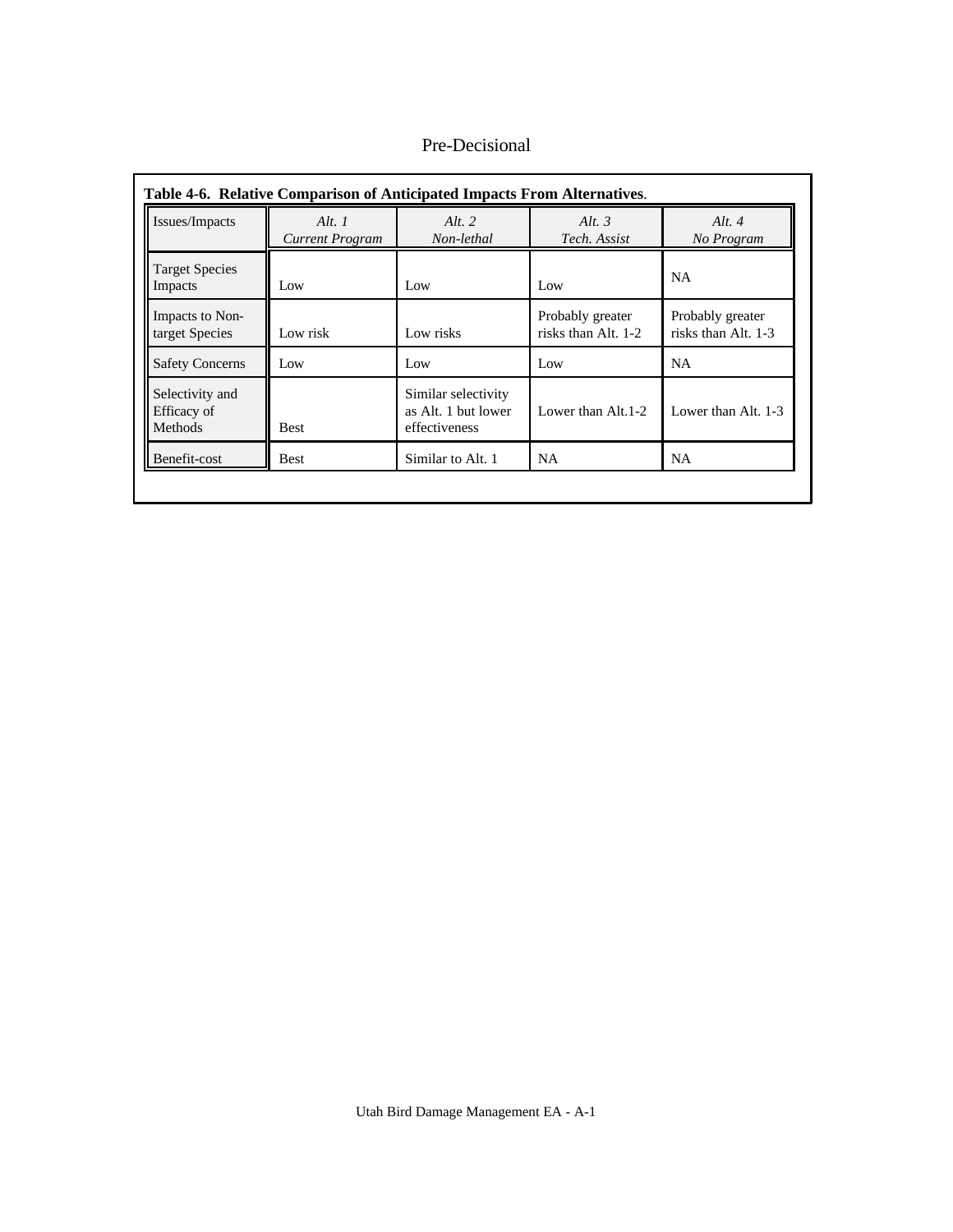**Table 4-6. Relative Comparison of Anticipated Impacts From Alternatives.**

| Issues/Impacts | *Alt. 1 Current Program* | *Alt. 2 Non-lethal* | *Alt. 3 Tech. Assist* | *Alt. 4 No Program* |
|---|---|---|---|---|
| Target Species Impacts | Low | Low | Low | NA |
| Impacts to Non-target Species | Low risk | Low risks | Probably greater risks than Alt. 1-2 | Probably greater risks than Alt. 1-3 |
| Safety Concerns | Low | Low | Low | NA |
| Selectivity and Efficacy of Methods | Best | Similar selectivity as Alt. 1 but lower effectiveness | Lower than Alt.1-2 | Lower than Alt. 1-3 |
| Benefit-cost | Best | Similar to Alt. 1 | NA | NA |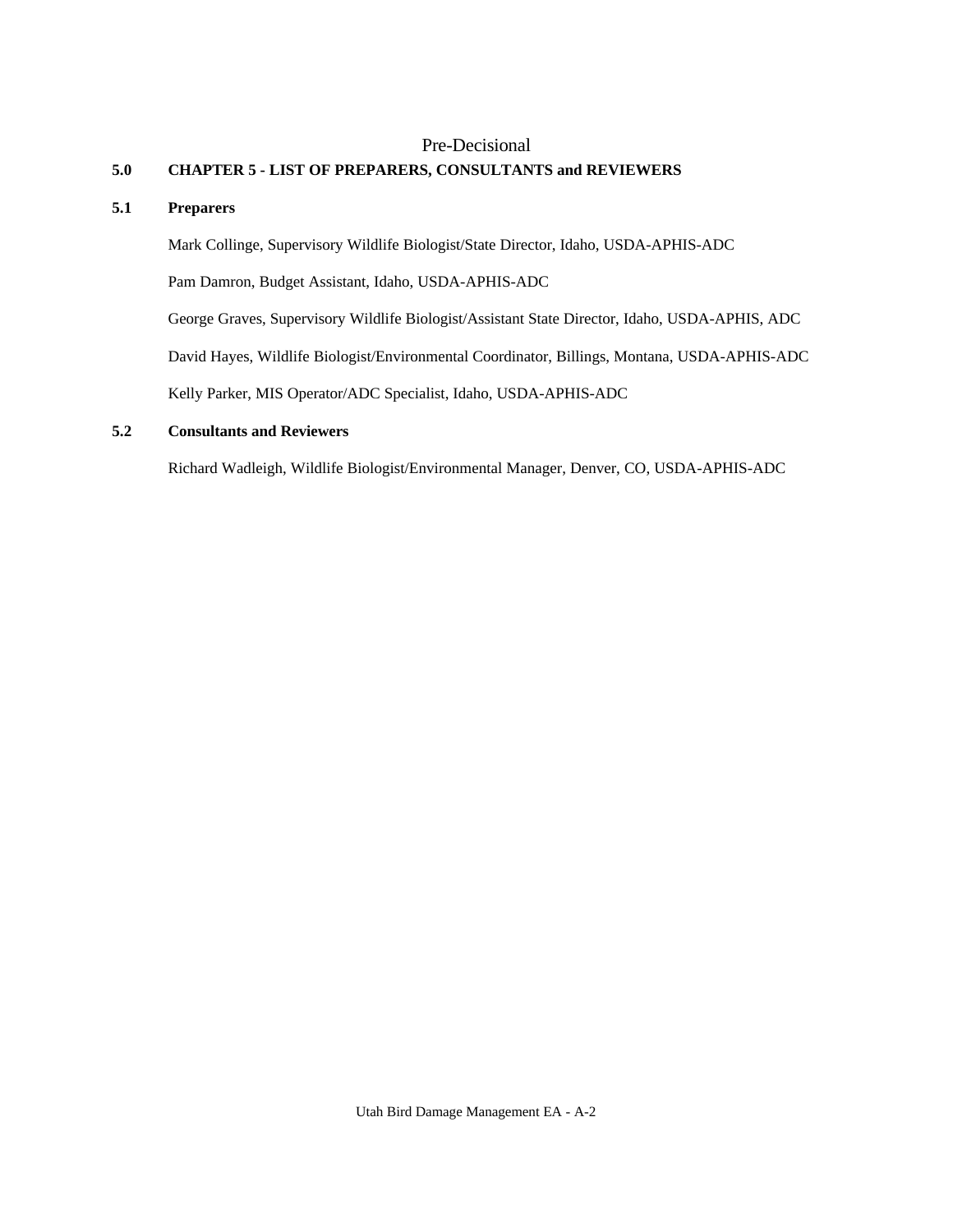Pre-Decisional

# 5.0 CHAPTER 5 - LIST OF PREPARERS, CONSULTANTS and REVIEWERS

## 5.1 Preparers

Mark Collinge, Supervisory Wildlife Biologist/State Director, Idaho, USDA-APHIS-ADC

Pam Damron, Budget Assistant, Idaho, USDA-APHIS-ADC

George Graves, Supervisory Wildlife Biologist/Assistant State Director, Idaho, USDA-APHIS, ADC

David Hayes, Wildlife Biologist/Environmental Coordinator, Billings, Montana, USDA-APHIS-ADC

Kelly Parker, MIS Operator/ADC Specialist, Idaho, USDA-APHIS-ADC

## 5.2 Consultants and Reviewers

Richard Wadleigh, Wildlife Biologist/Environmental Manager, Denver, CO, USDA-APHIS-ADC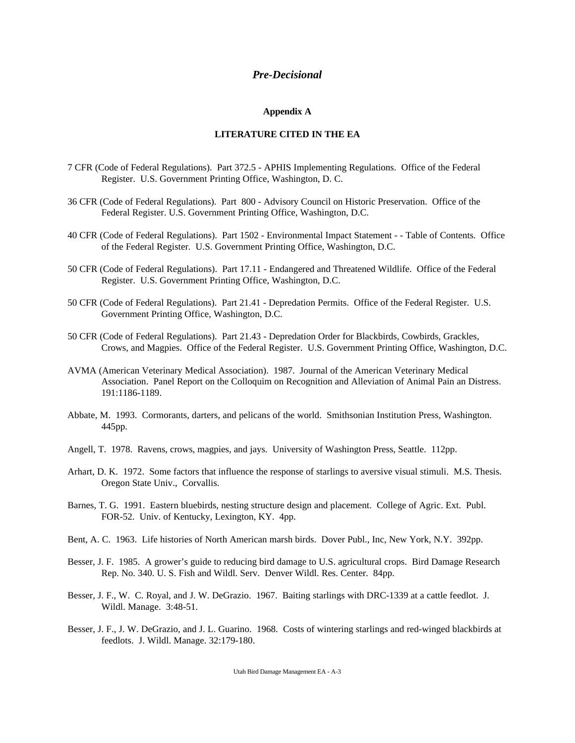*Pre-Decisional*

**Appendix A**

**LITERATURE CITED IN THE EA**

7 CFR (Code of Federal Regulations). Part 372.5 - APHIS Implementing Regulations. Office of the Federal Register. U.S. Government Printing Office, Washington, D. C.

36 CFR (Code of Federal Regulations). Part 800 - Advisory Council on Historic Preservation. Office of the Federal Register. U.S. Government Printing Office, Washington, D.C.

40 CFR (Code of Federal Regulations). Part 1502 - Environmental Impact Statement - - Table of Contents. Office of the Federal Register. U.S. Government Printing Office, Washington, D.C.

50 CFR (Code of Federal Regulations). Part 17.11 - Endangered and Threatened Wildlife. Office of the Federal Register. U.S. Government Printing Office, Washington, D.C.

50 CFR (Code of Federal Regulations). Part 21.41 - Depredation Permits. Office of the Federal Register. U.S. Government Printing Office, Washington, D.C.

50 CFR (Code of Federal Regulations). Part 21.43 - Depredation Order for Blackbirds, Cowbirds, Grackles, Crows, and Magpies. Office of the Federal Register. U.S. Government Printing Office, Washington, D.C.

AVMA (American Veterinary Medical Association). 1987. Journal of the American Veterinary Medical Association. Panel Report on the Colloquim on Recognition and Alleviation of Animal Pain an Distress. 191:1186-1189.

Abbate, M. 1993. Cormorants, darters, and pelicans of the world. Smithsonian Institution Press, Washington. 445pp.

Angell, T. 1978. Ravens, crows, magpies, and jays. University of Washington Press, Seattle. 112pp.

Arhart, D. K. 1972. Some factors that influence the response of starlings to aversive visual stimuli. M.S. Thesis. Oregon State Univ., Corvallis.

Barnes, T. G. 1991. Eastern bluebirds, nesting structure design and placement. College of Agric. Ext. Publ. FOR-52. Univ. of Kentucky, Lexington, KY. 4pp.

Bent, A. C. 1963. Life histories of North American marsh birds. Dover Publ., Inc, New York, N.Y. 392pp.

Besser, J. F. 1985. A grower's guide to reducing bird damage to U.S. agricultural crops. Bird Damage Research Rep. No. 340. U. S. Fish and Wildl. Serv. Denver Wildl. Res. Center. 84pp.

Besser, J. F., W. C. Royal, and J. W. DeGrazio. 1967. Baiting starlings with DRC-1339 at a cattle feedlot. J. Wildl. Manage. 3:48-51.

Besser, J. F., J. W. DeGrazio, and J. L. Guarino. 1968. Costs of wintering starlings and red-winged blackbirds at feedlots. J. Wildl. Manage. 32:179-180.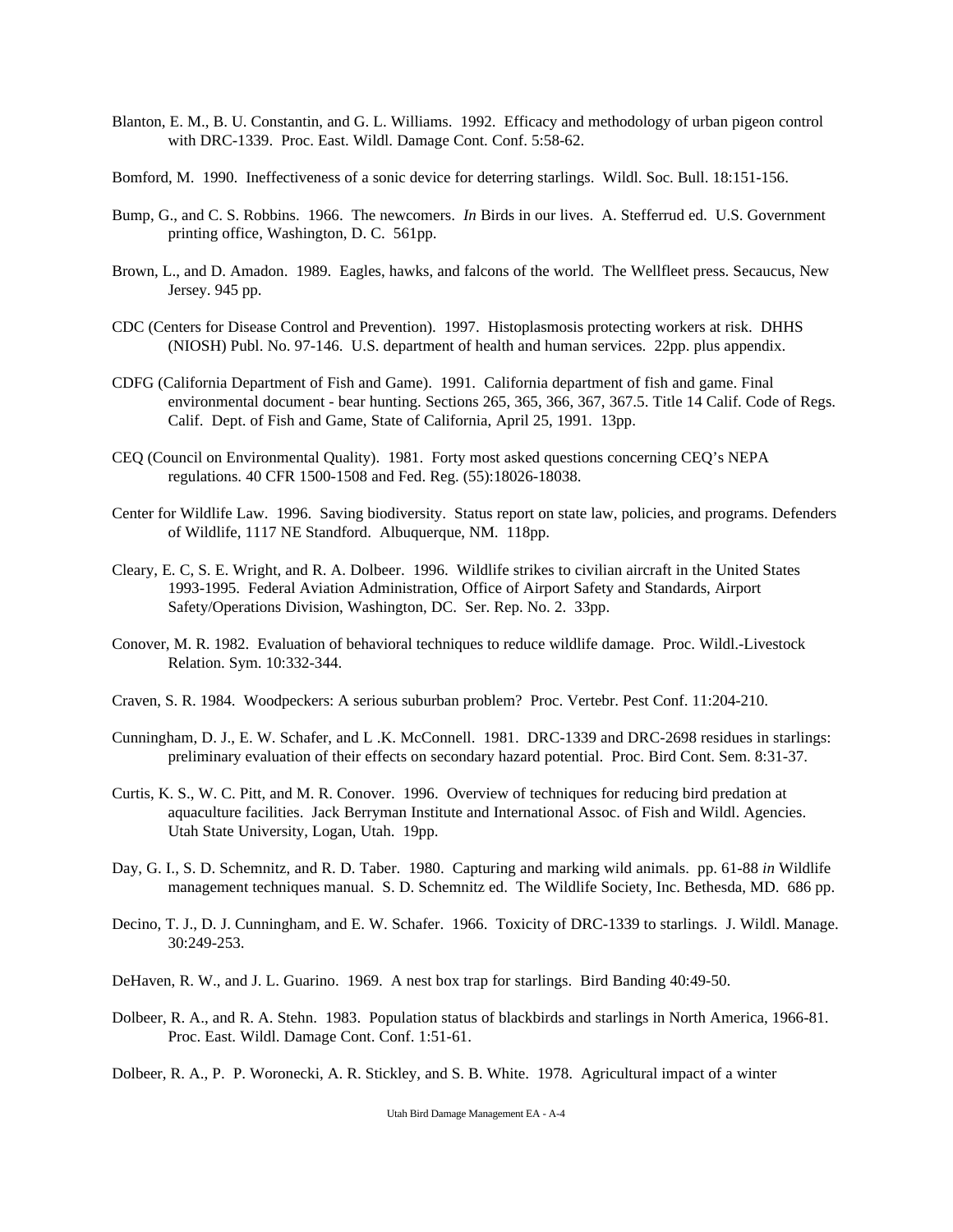Blanton, E. M., B. U. Constantin, and G. L. Williams. 1992. Efficacy and methodology of urban pigeon control with DRC-1339. Proc. East. Wildl. Damage Cont. Conf. 5:58-62.

Bomford, M. 1990. Ineffectiveness of a sonic device for deterring starlings. Wildl. Soc. Bull. 18:151-156.

Bump, G., and C. S. Robbins. 1966. The newcomers. *In* Birds in our lives. A. Stefferrud ed. U.S. Government printing office, Washington, D. C. 561pp.

Brown, L., and D. Amadon. 1989. Eagles, hawks, and falcons of the world. The Wellfleet press. Secaucus, New Jersey. 945 pp.

CDC (Centers for Disease Control and Prevention). 1997. Histoplasmosis protecting workers at risk. DHHS (NIOSH) Publ. No. 97-146. U.S. department of health and human services. 22pp. plus appendix.

CDFG (California Department of Fish and Game). 1991. California department of fish and game. Final environmental document - bear hunting. Sections 265, 365, 366, 367, 367.5. Title 14 Calif. Code of Regs. Calif. Dept. of Fish and Game, State of California, April 25, 1991. 13pp.

CEQ (Council on Environmental Quality). 1981. Forty most asked questions concerning CEQ's NEPA regulations. 40 CFR 1500-1508 and Fed. Reg. (55):18026-18038.

Center for Wildlife Law. 1996. Saving biodiversity. Status report on state law, policies, and programs. Defenders of Wildlife, 1117 NE Standford. Albuquerque, NM. 118pp.

Cleary, E. C, S. E. Wright, and R. A. Dolbeer. 1996. Wildlife strikes to civilian aircraft in the United States 1993-1995. Federal Aviation Administration, Office of Airport Safety and Standards, Airport Safety/Operations Division, Washington, DC. Ser. Rep. No. 2. 33pp.

Conover, M. R. 1982. Evaluation of behavioral techniques to reduce wildlife damage. Proc. Wildl.-Livestock Relation. Sym. 10:332-344.

Craven, S. R. 1984. Woodpeckers: A serious suburban problem? Proc. Vertebr. Pest Conf. 11:204-210.

Cunningham, D. J., E. W. Schafer, and L .K. McConnell. 1981. DRC-1339 and DRC-2698 residues in starlings: preliminary evaluation of their effects on secondary hazard potential. Proc. Bird Cont. Sem. 8:31-37.

Curtis, K. S., W. C. Pitt, and M. R. Conover. 1996. Overview of techniques for reducing bird predation at aquaculture facilities. Jack Berryman Institute and International Assoc. of Fish and Wildl. Agencies. Utah State University, Logan, Utah. 19pp.

Day, G. I., S. D. Schemnitz, and R. D. Taber. 1980. Capturing and marking wild animals. pp. 61-88 *in* Wildlife management techniques manual. S. D. Schemnitz ed. The Wildlife Society, Inc. Bethesda, MD. 686 pp.

Decino, T. J., D. J. Cunningham, and E. W. Schafer. 1966. Toxicity of DRC-1339 to starlings. J. Wildl. Manage. 30:249-253.

DeHaven, R. W., and J. L. Guarino. 1969. A nest box trap for starlings. Bird Banding 40:49-50.

Dolbeer, R. A., and R. A. Stehn. 1983. Population status of blackbirds and starlings in North America, 1966-81. Proc. East. Wildl. Damage Cont. Conf. 1:51-61.

Dolbeer, R. A., P. P. Woronecki, A. R. Stickley, and S. B. White. 1978. Agricultural impact of a winter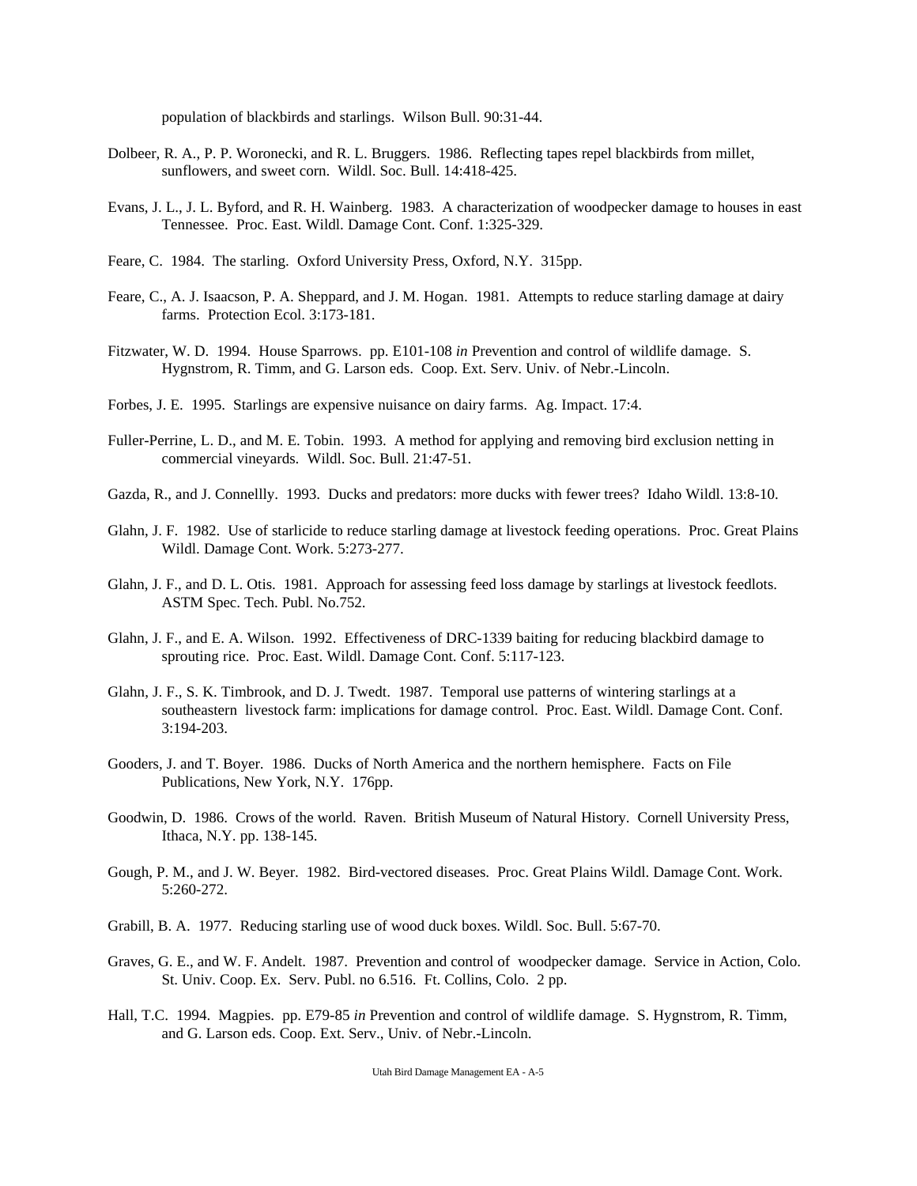population of blackbirds and starlings. Wilson Bull. 90:31-44.

Dolbeer, R. A., P. P. Woronecki, and R. L. Bruggers. 1986. Reflecting tapes repel blackbirds from millet, sunflowers, and sweet corn. Wildl. Soc. Bull. 14:418-425.

Evans, J. L., J. L. Byford, and R. H. Wainberg. 1983. A characterization of woodpecker damage to houses in east Tennessee. Proc. East. Wildl. Damage Cont. Conf. 1:325-329.

Feare, C. 1984. The starling. Oxford University Press, Oxford, N.Y. 315pp.

Feare, C., A. J. Isaacson, P. A. Sheppard, and J. M. Hogan. 1981. Attempts to reduce starling damage at dairy farms. Protection Ecol. 3:173-181.

Fitzwater, W. D. 1994. House Sparrows. pp. E101-108 *in* Prevention and control of wildlife damage. S. Hygnstrom, R. Timm, and G. Larson eds. Coop. Ext. Serv. Univ. of Nebr.-Lincoln.

Forbes, J. E. 1995. Starlings are expensive nuisance on dairy farms. Ag. Impact. 17:4.

Fuller-Perrine, L. D., and M. E. Tobin. 1993. A method for applying and removing bird exclusion netting in commercial vineyards. Wildl. Soc. Bull. 21:47-51.

Gazda, R., and J. Connellly. 1993. Ducks and predators: more ducks with fewer trees? Idaho Wildl. 13:8-10.

Glahn, J. F. 1982. Use of starlicide to reduce starling damage at livestock feeding operations. Proc. Great Plains Wildl. Damage Cont. Work. 5:273-277.

Glahn, J. F., and D. L. Otis. 1981. Approach for assessing feed loss damage by starlings at livestock feedlots. ASTM Spec. Tech. Publ. No.752.

Glahn, J. F., and E. A. Wilson. 1992. Effectiveness of DRC-1339 baiting for reducing blackbird damage to sprouting rice. Proc. East. Wildl. Damage Cont. Conf. 5:117-123.

Glahn, J. F., S. K. Timbrook, and D. J. Twedt. 1987. Temporal use patterns of wintering starlings at a southeastern livestock farm: implications for damage control. Proc. East. Wildl. Damage Cont. Conf. 3:194-203.

Gooders, J. and T. Boyer. 1986. Ducks of North America and the northern hemisphere. Facts on File Publications, New York, N.Y. 176pp.

Goodwin, D. 1986. Crows of the world. Raven. British Museum of Natural History. Cornell University Press, Ithaca, N.Y. pp. 138-145.

Gough, P. M., and J. W. Beyer. 1982. Bird-vectored diseases. Proc. Great Plains Wildl. Damage Cont. Work. 5:260-272.

Grabill, B. A. 1977. Reducing starling use of wood duck boxes. Wildl. Soc. Bull. 5:67-70.

Graves, G. E., and W. F. Andelt. 1987. Prevention and control of woodpecker damage. Service in Action, Colo. St. Univ. Coop. Ex. Serv. Publ. no 6.516. Ft. Collins, Colo. 2 pp.

Hall, T.C. 1994. Magpies. pp. E79-85 *in* Prevention and control of wildlife damage. S. Hygnstrom, R. Timm, and G. Larson eds. Coop. Ext. Serv., Univ. of Nebr.-Lincoln.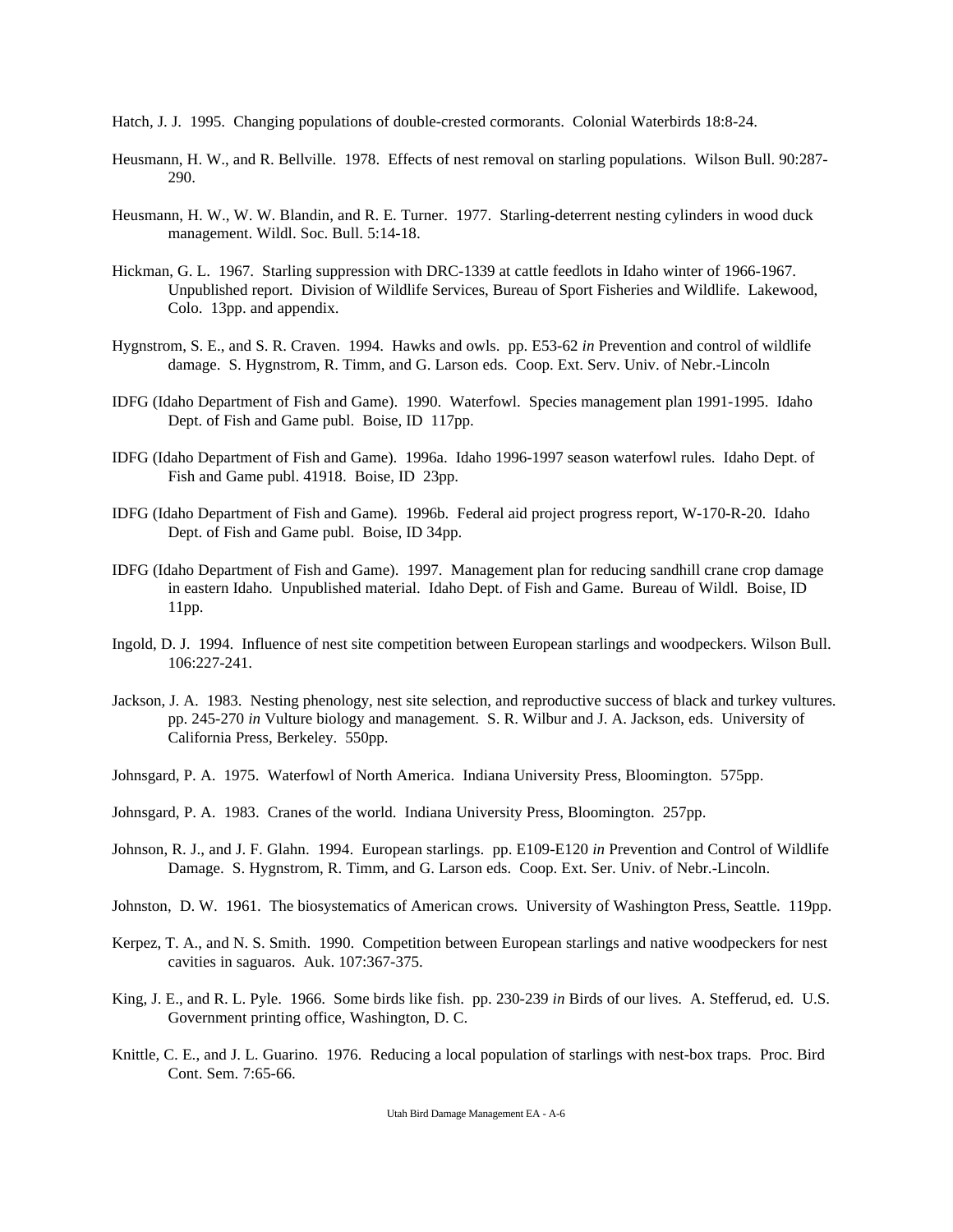Hatch, J. J. 1995. Changing populations of double-crested cormorants. Colonial Waterbirds 18:8-24.

Heusmann, H. W., and R. Bellville. 1978. Effects of nest removal on starling populations. Wilson Bull. 90:287-290.

Heusmann, H. W., W. W. Blandin, and R. E. Turner. 1977. Starling-deterrent nesting cylinders in wood duck management. Wildl. Soc. Bull. 5:14-18.

Hickman, G. L. 1967. Starling suppression with DRC-1339 at cattle feedlots in Idaho winter of 1966-1967. Unpublished report. Division of Wildlife Services, Bureau of Sport Fisheries and Wildlife. Lakewood, Colo. 13pp. and appendix.

Hygnstrom, S. E., and S. R. Craven. 1994. Hawks and owls. pp. E53-62 *in* Prevention and control of wildlife damage. S. Hygnstrom, R. Timm, and G. Larson eds. Coop. Ext. Serv. Univ. of Nebr.-Lincoln

IDFG (Idaho Department of Fish and Game). 1990. Waterfowl. Species management plan 1991-1995. Idaho Dept. of Fish and Game publ. Boise, ID 117pp.

IDFG (Idaho Department of Fish and Game). 1996a. Idaho 1996-1997 season waterfowl rules. Idaho Dept. of Fish and Game publ. 41918. Boise, ID 23pp.

IDFG (Idaho Department of Fish and Game). 1996b. Federal aid project progress report, W-170-R-20. Idaho Dept. of Fish and Game publ. Boise, ID 34pp.

IDFG (Idaho Department of Fish and Game). 1997. Management plan for reducing sandhill crane crop damage in eastern Idaho. Unpublished material. Idaho Dept. of Fish and Game. Bureau of Wildl. Boise, ID 11pp.

Ingold, D. J. 1994. Influence of nest site competition between European starlings and woodpeckers. Wilson Bull. 106:227-241.

Jackson, J. A. 1983. Nesting phenology, nest site selection, and reproductive success of black and turkey vultures. pp. 245-270 *in* Vulture biology and management. S. R. Wilbur and J. A. Jackson, eds. University of California Press, Berkeley. 550pp.

Johnsgard, P. A. 1975. Waterfowl of North America. Indiana University Press, Bloomington. 575pp.

Johnsgard, P. A. 1983. Cranes of the world. Indiana University Press, Bloomington. 257pp.

Johnson, R. J., and J. F. Glahn. 1994. European starlings. pp. E109-E120 *in* Prevention and Control of Wildlife Damage. S. Hygnstrom, R. Timm, and G. Larson eds. Coop. Ext. Ser. Univ. of Nebr.-Lincoln.

Johnston, D. W. 1961. The biosystematics of American crows. University of Washington Press, Seattle. 119pp.

Kerpez, T. A., and N. S. Smith. 1990. Competition between European starlings and native woodpeckers for nest cavities in saguaros. Auk. 107:367-375.

King, J. E., and R. L. Pyle. 1966. Some birds like fish. pp. 230-239 *in* Birds of our lives. A. Stefferud, ed. U.S. Government printing office, Washington, D. C.

Knittle, C. E., and J. L. Guarino. 1976. Reducing a local population of starlings with nest-box traps. Proc. Bird Cont. Sem. 7:65-66.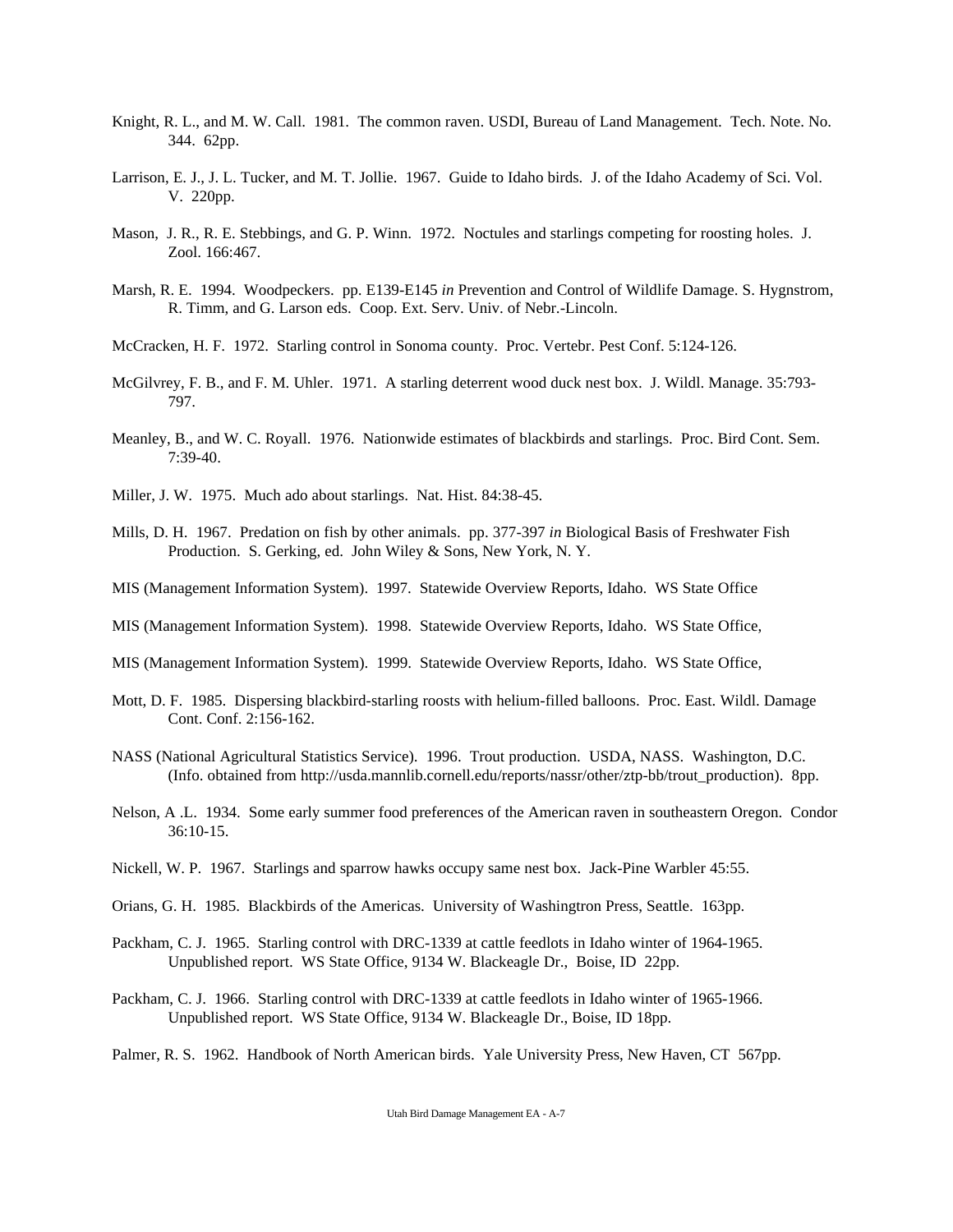Knight, R. L., and M. W. Call. 1981. The common raven. USDI, Bureau of Land Management. Tech. Note. No. 344. 62pp.

Larrison, E. J., J. L. Tucker, and M. T. Jollie. 1967. Guide to Idaho birds. J. of the Idaho Academy of Sci. Vol. V. 220pp.

Mason, J. R., R. E. Stebbings, and G. P. Winn. 1972. Noctules and starlings competing for roosting holes. J. Zool. 166:467.

Marsh, R. E. 1994. Woodpeckers. pp. E139-E145 *in* Prevention and Control of Wildlife Damage. S. Hygnstrom, R. Timm, and G. Larson eds. Coop. Ext. Serv. Univ. of Nebr.-Lincoln.

McCracken, H. F. 1972. Starling control in Sonoma county. Proc. Vertebr. Pest Conf. 5:124-126.

McGilvrey, F. B., and F. M. Uhler. 1971. A starling deterrent wood duck nest box. J. Wildl. Manage. 35:793-797.

Meanley, B., and W. C. Royall. 1976. Nationwide estimates of blackbirds and starlings. Proc. Bird Cont. Sem. 7:39-40.

Miller, J. W. 1975. Much ado about starlings. Nat. Hist. 84:38-45.

Mills, D. H. 1967. Predation on fish by other animals. pp. 377-397 *in* Biological Basis of Freshwater Fish Production. S. Gerking, ed. John Wiley & Sons, New York, N. Y.

MIS (Management Information System). 1997. Statewide Overview Reports, Idaho. WS State Office

MIS (Management Information System). 1998. Statewide Overview Reports, Idaho. WS State Office,

MIS (Management Information System). 1999. Statewide Overview Reports, Idaho. WS State Office,

Mott, D. F. 1985. Dispersing blackbird-starling roosts with helium-filled balloons. Proc. East. Wildl. Damage Cont. Conf. 2:156-162.

NASS (National Agricultural Statistics Service). 1996. Trout production. USDA, NASS. Washington, D.C. (Info. obtained from http://usda.mannlib.cornell.edu/reports/nassr/other/ztp-bb/trout_production). 8pp.

Nelson, A .L. 1934. Some early summer food preferences of the American raven in southeastern Oregon. Condor 36:10-15.

Nickell, W. P. 1967. Starlings and sparrow hawks occupy same nest box. Jack-Pine Warbler 45:55.

Orians, G. H. 1985. Blackbirds of the Americas. University of Washingtron Press, Seattle. 163pp.

Packham, C. J. 1965. Starling control with DRC-1339 at cattle feedlots in Idaho winter of 1964-1965. Unpublished report. WS State Office, 9134 W. Blackeagle Dr., Boise, ID 22pp.

Packham, C. J. 1966. Starling control with DRC-1339 at cattle feedlots in Idaho winter of 1965-1966. Unpublished report. WS State Office, 9134 W. Blackeagle Dr., Boise, ID 18pp.

Palmer, R. S. 1962. Handbook of North American birds. Yale University Press, New Haven, CT 567pp.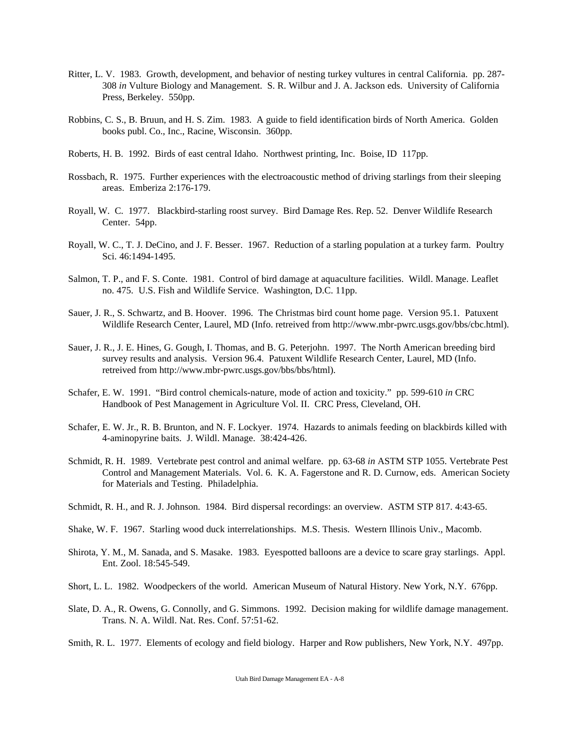Ritter, L. V. 1983. Growth, development, and behavior of nesting turkey vultures in central California. pp. 287-308 *in* Vulture Biology and Management. S. R. Wilbur and J. A. Jackson eds. University of California Press, Berkeley. 550pp.

Robbins, C. S., B. Bruun, and H. S. Zim. 1983. A guide to field identification birds of North America. Golden books publ. Co., Inc., Racine, Wisconsin. 360pp.

Roberts, H. B. 1992. Birds of east central Idaho. Northwest printing, Inc. Boise, ID 117pp.

Rossbach, R. 1975. Further experiences with the electroacoustic method of driving starlings from their sleeping areas. Emberiza 2:176-179.

Royall, W. C. 1977. Blackbird-starling roost survey. Bird Damage Res. Rep. 52. Denver Wildlife Research Center. 54pp.

Royall, W. C., T. J. DeCino, and J. F. Besser. 1967. Reduction of a starling population at a turkey farm. Poultry Sci. 46:1494-1495.

Salmon, T. P., and F. S. Conte. 1981. Control of bird damage at aquaculture facilities. Wildl. Manage. Leaflet no. 475. U.S. Fish and Wildlife Service. Washington, D.C. 11pp.

Sauer, J. R., S. Schwartz, and B. Hoover. 1996. The Christmas bird count home page. Version 95.1. Patuxent Wildlife Research Center, Laurel, MD (Info. retreived from http://www.mbr-pwrc.usgs.gov/bbs/cbc.html).

Sauer, J. R., J. E. Hines, G. Gough, I. Thomas, and B. G. Peterjohn. 1997. The North American breeding bird survey results and analysis. Version 96.4. Patuxent Wildlife Research Center, Laurel, MD (Info. retreived from http://www.mbr-pwrc.usgs.gov/bbs/bbs/html).

Schafer, E. W. 1991. "Bird control chemicals-nature, mode of action and toxicity." pp. 599-610 *in* CRC Handbook of Pest Management in Agriculture Vol. II. CRC Press, Cleveland, OH.

Schafer, E. W. Jr., R. B. Brunton, and N. F. Lockyer. 1974. Hazards to animals feeding on blackbirds killed with 4-aminopyrine baits. J. Wildl. Manage. 38:424-426.

Schmidt, R. H. 1989. Vertebrate pest control and animal welfare. pp. 63-68 *in* ASTM STP 1055. Vertebrate Pest Control and Management Materials. Vol. 6. K. A. Fagerstone and R. D. Curnow, eds. American Society for Materials and Testing. Philadelphia.

Schmidt, R. H., and R. J. Johnson. 1984. Bird dispersal recordings: an overview. ASTM STP 817. 4:43-65.

Shake, W. F. 1967. Starling wood duck interrelationships. M.S. Thesis. Western Illinois Univ., Macomb.

Shirota, Y. M., M. Sanada, and S. Masake. 1983. Eyespotted balloons are a device to scare gray starlings. Appl. Ent. Zool. 18:545-549.

Short, L. L. 1982. Woodpeckers of the world. American Museum of Natural History. New York, N.Y. 676pp.

Slate, D. A., R. Owens, G. Connolly, and G. Simmons. 1992. Decision making for wildlife damage management. Trans. N. A. Wildl. Nat. Res. Conf. 57:51-62.

Smith, R. L. 1977. Elements of ecology and field biology. Harper and Row publishers, New York, N.Y. 497pp.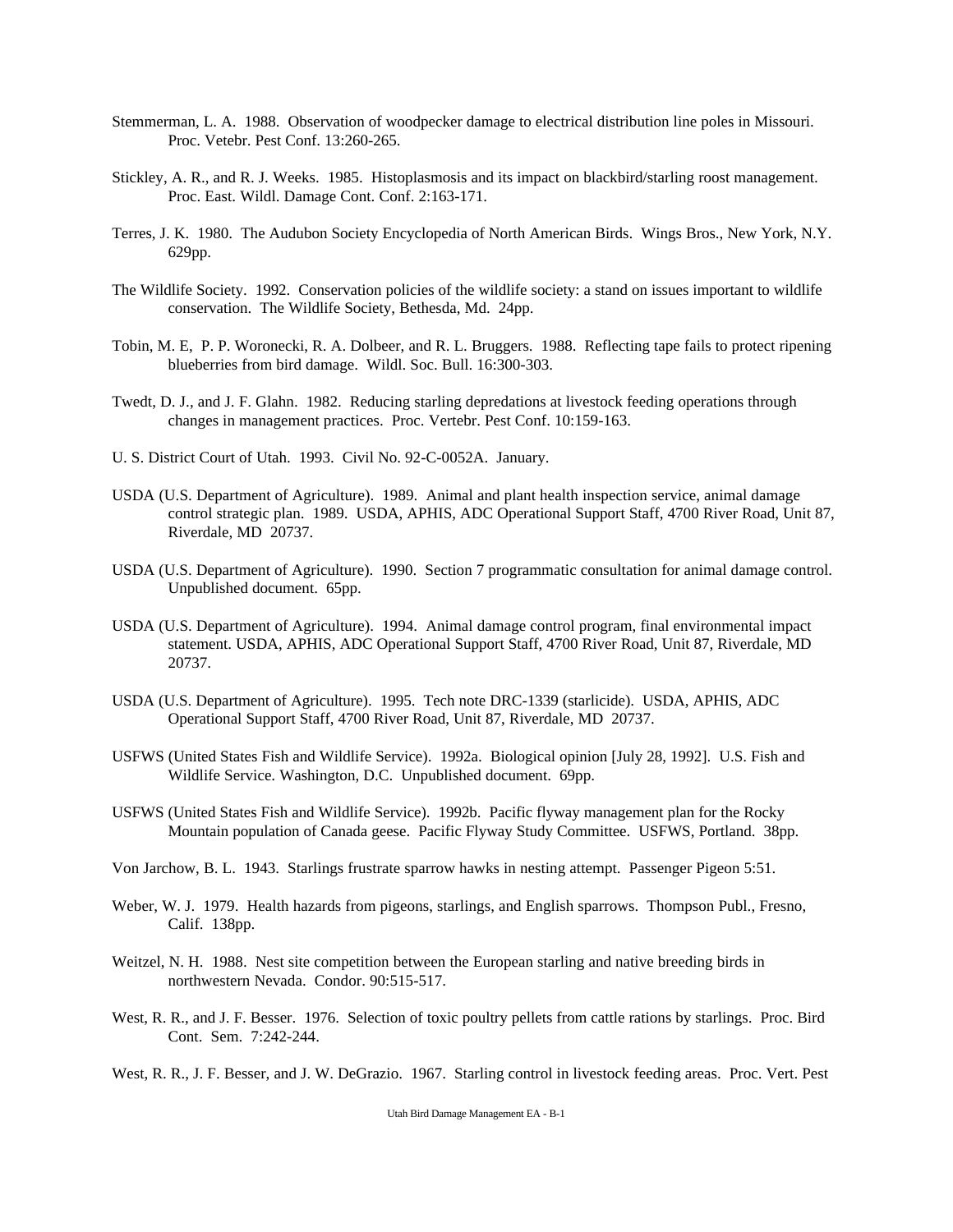Stemmerman, L. A. 1988. Observation of woodpecker damage to electrical distribution line poles in Missouri. Proc. Vetebr. Pest Conf. 13:260-265.

Stickley, A. R., and R. J. Weeks. 1985. Histoplasmosis and its impact on blackbird/starling roost management. Proc. East. Wildl. Damage Cont. Conf. 2:163-171.

Terres, J. K. 1980. The Audubon Society Encyclopedia of North American Birds. Wings Bros., New York, N.Y. 629pp.

The Wildlife Society. 1992. Conservation policies of the wildlife society: a stand on issues important to wildlife conservation. The Wildlife Society, Bethesda, Md. 24pp.

Tobin, M. E, P. P. Woronecki, R. A. Dolbeer, and R. L. Bruggers. 1988. Reflecting tape fails to protect ripening blueberries from bird damage. Wildl. Soc. Bull. 16:300-303.

Twedt, D. J., and J. F. Glahn. 1982. Reducing starling depredations at livestock feeding operations through changes in management practices. Proc. Vertebr. Pest Conf. 10:159-163.

U. S. District Court of Utah. 1993. Civil No. 92-C-0052A. January.

USDA (U.S. Department of Agriculture). 1989. Animal and plant health inspection service, animal damage control strategic plan. 1989. USDA, APHIS, ADC Operational Support Staff, 4700 River Road, Unit 87, Riverdale, MD 20737.

USDA (U.S. Department of Agriculture). 1990. Section 7 programmatic consultation for animal damage control. Unpublished document. 65pp.

USDA (U.S. Department of Agriculture). 1994. Animal damage control program, final environmental impact statement. USDA, APHIS, ADC Operational Support Staff, 4700 River Road, Unit 87, Riverdale, MD 20737.

USDA (U.S. Department of Agriculture). 1995. Tech note DRC-1339 (starlicide). USDA, APHIS, ADC Operational Support Staff, 4700 River Road, Unit 87, Riverdale, MD 20737.

USFWS (United States Fish and Wildlife Service). 1992a. Biological opinion [July 28, 1992]. U.S. Fish and Wildlife Service. Washington, D.C. Unpublished document. 69pp.

USFWS (United States Fish and Wildlife Service). 1992b. Pacific flyway management plan for the Rocky Mountain population of Canada geese. Pacific Flyway Study Committee. USFWS, Portland. 38pp.

Von Jarchow, B. L. 1943. Starlings frustrate sparrow hawks in nesting attempt. Passenger Pigeon 5:51.

Weber, W. J. 1979. Health hazards from pigeons, starlings, and English sparrows. Thompson Publ., Fresno, Calif. 138pp.

Weitzel, N. H. 1988. Nest site competition between the European starling and native breeding birds in northwestern Nevada. Condor. 90:515-517.

West, R. R., and J. F. Besser. 1976. Selection of toxic poultry pellets from cattle rations by starlings. Proc. Bird Cont. Sem. 7:242-244.

West, R. R., J. F. Besser, and J. W. DeGrazio. 1967. Starling control in livestock feeding areas. Proc. Vert. Pest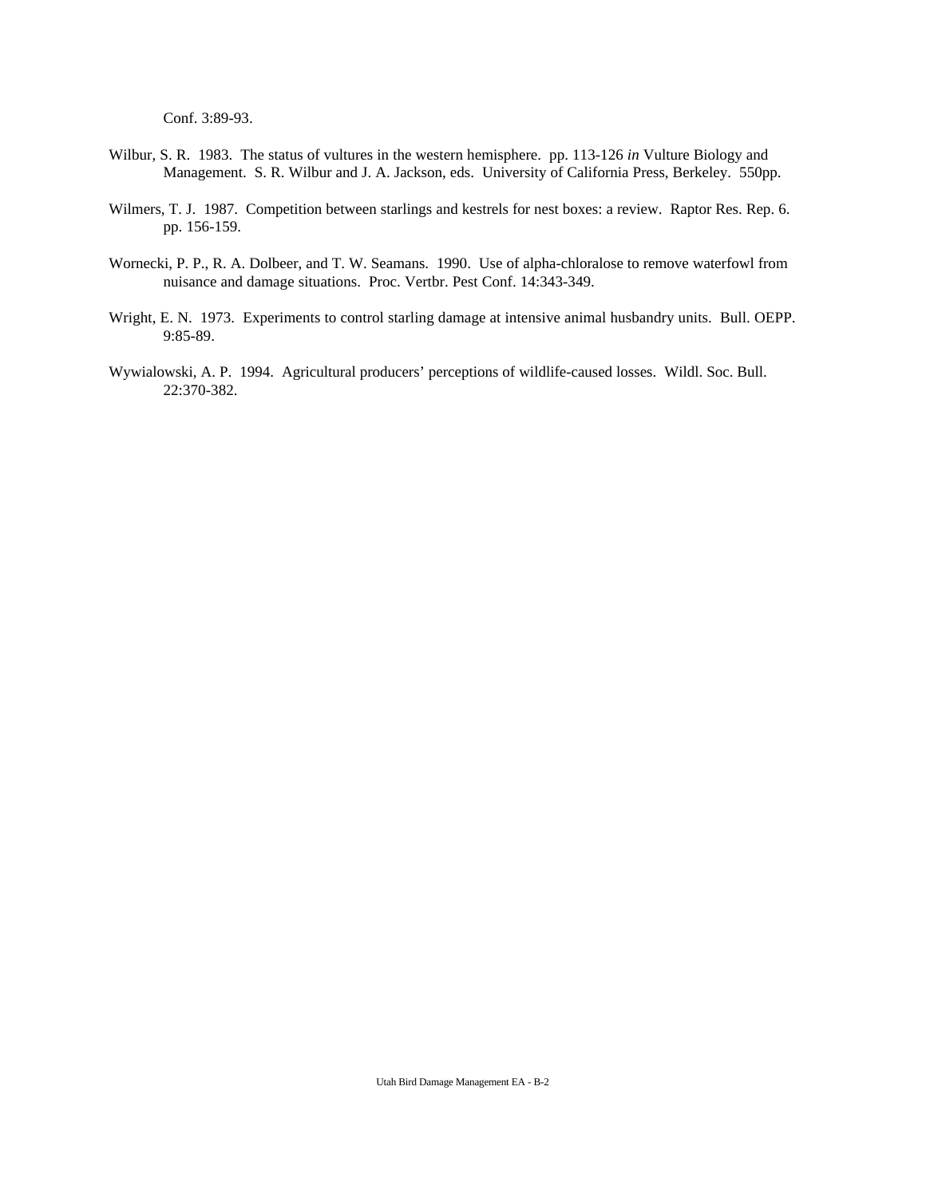Conf. 3:89-93.

Wilbur, S. R. 1983. The status of vultures in the western hemisphere. pp. 113-126 *in* Vulture Biology and Management. S. R. Wilbur and J. A. Jackson, eds. University of California Press, Berkeley. 550pp.

Wilmers, T. J. 1987. Competition between starlings and kestrels for nest boxes: a review. Raptor Res. Rep. 6. pp. 156-159.

Wornecki, P. P., R. A. Dolbeer, and T. W. Seamans. 1990. Use of alpha-chloralose to remove waterfowl from nuisance and damage situations. Proc. Vertbr. Pest Conf. 14:343-349.

Wright, E. N. 1973. Experiments to control starling damage at intensive animal husbandry units. Bull. OEPP. 9:85-89.

Wywialowski, A. P. 1994. Agricultural producers' perceptions of wildlife-caused losses. Wildl. Soc. Bull. 22:370-382.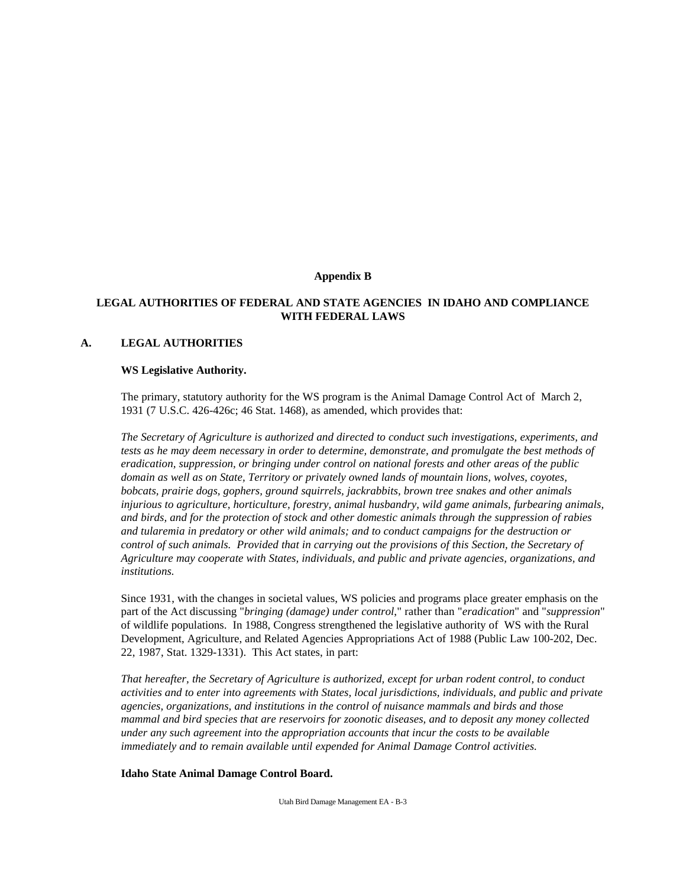# Appendix B

## LEGAL AUTHORITIES OF FEDERAL AND STATE AGENCIES IN IDAHO AND COMPLIANCE WITH FEDERAL LAWS

### A. LEGAL AUTHORITIES

**WS Legislative Authority.**

The primary, statutory authority for the WS program is the Animal Damage Control Act of March 2, 1931 (7 U.S.C. 426-426c; 46 Stat. 1468), as amended, which provides that:

*The Secretary of Agriculture is authorized and directed to conduct such investigations, experiments, and tests as he may deem necessary in order to determine, demonstrate, and promulgate the best methods of eradication, suppression, or bringing under control on national forests and other areas of the public domain as well as on State, Territory or privately owned lands of mountain lions, wolves, coyotes, bobcats, prairie dogs, gophers, ground squirrels, jackrabbits, brown tree snakes and other animals injurious to agriculture, horticulture, forestry, animal husbandry, wild game animals, furbearing animals, and birds, and for the protection of stock and other domestic animals through the suppression of rabies and tularemia in predatory or other wild animals; and to conduct campaigns for the destruction or control of such animals. Provided that in carrying out the provisions of this Section, the Secretary of Agriculture may cooperate with States, individuals, and public and private agencies, organizations, and institutions.*

Since 1931, with the changes in societal values, WS policies and programs place greater emphasis on the part of the Act discussing "*bringing (damage) under control*," rather than "*eradication*" and "*suppression*" of wildlife populations. In 1988, Congress strengthened the legislative authority of WS with the Rural Development, Agriculture, and Related Agencies Appropriations Act of 1988 (Public Law 100-202, Dec. 22, 1987, Stat. 1329-1331). This Act states, in part:

*That hereafter, the Secretary of Agriculture is authorized, except for urban rodent control, to conduct activities and to enter into agreements with States, local jurisdictions, individuals, and public and private agencies, organizations, and institutions in the control of nuisance mammals and birds and those mammal and bird species that are reservoirs for zoonotic diseases, and to deposit any money collected under any such agreement into the appropriation accounts that incur the costs to be available immediately and to remain available until expended for Animal Damage Control activities.*

**Idaho State Animal Damage Control Board.**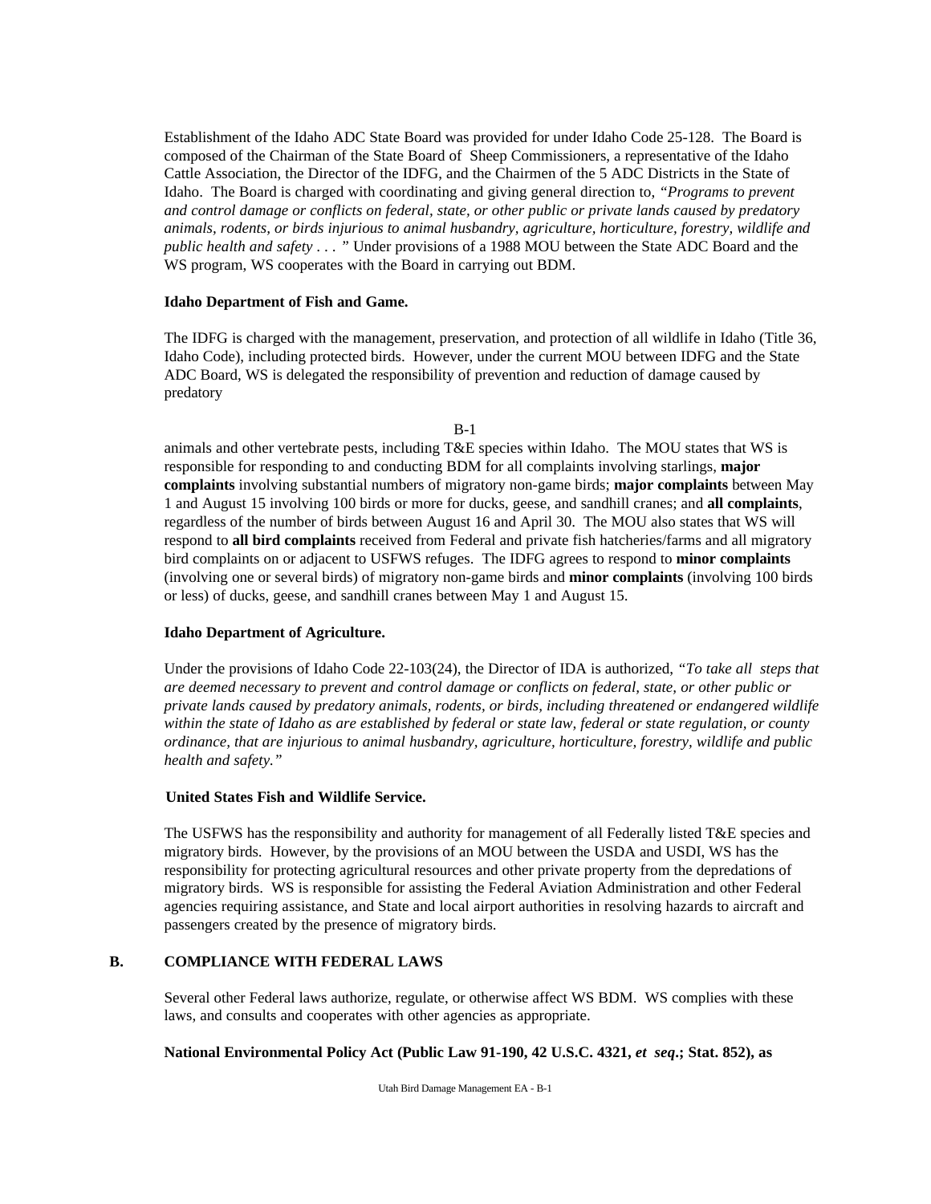Establishment of the Idaho ADC State Board was provided for under Idaho Code 25-128. The Board is composed of the Chairman of the State Board of Sheep Commissioners, a representative of the Idaho Cattle Association, the Director of the IDFG, and the Chairmen of the 5 ADC Districts in the State of Idaho. The Board is charged with coordinating and giving general direction to, *"Programs to prevent and control damage or conflicts on federal, state, or other public or private lands caused by predatory animals, rodents, or birds injurious to animal husbandry, agriculture, horticulture, forestry, wildlife and public health and safety . . . "* Under provisions of a 1988 MOU between the State ADC Board and the WS program, WS cooperates with the Board in carrying out BDM.

**Idaho Department of Fish and Game.**

The IDFG is charged with the management, preservation, and protection of all wildlife in Idaho (Title 36, Idaho Code), including protected birds. However, under the current MOU between IDFG and the State ADC Board, WS is delegated the responsibility of prevention and reduction of damage caused by predatory animals and other vertebrate pests, including T&E species within Idaho. The MOU states that WS is responsible for responding to and conducting BDM for all complaints involving starlings, **major complaints** involving substantial numbers of migratory non-game birds; **major complaints** between May 1 and August 15 involving 100 birds or more for ducks, geese, and sandhill cranes; and **all complaints**, regardless of the number of birds between August 16 and April 30. The MOU also states that WS will respond to **all bird complaints** received from Federal and private fish hatcheries/farms and all migratory bird complaints on or adjacent to USFWS refuges. The IDFG agrees to respond to **minor complaints** (involving one or several birds) of migratory non-game birds and **minor complaints** (involving 100 birds or less) of ducks, geese, and sandhill cranes between May 1 and August 15.

**Idaho Department of Agriculture.**

Under the provisions of Idaho Code 22-103(24), the Director of IDA is authorized, *"To take all steps that are deemed necessary to prevent and control damage or conflicts on federal, state, or other public or private lands caused by predatory animals, rodents, or birds, including threatened or endangered wildlife within the state of Idaho as are established by federal or state law, federal or state regulation, or county ordinance, that are injurious to animal husbandry, agriculture, horticulture, forestry, wildlife and public health and safety."*

**United States Fish and Wildlife Service.**

The USFWS has the responsibility and authority for management of all Federally listed T&E species and migratory birds. However, by the provisions of an MOU between the USDA and USDI, WS has the responsibility for protecting agricultural resources and other private property from the depredations of migratory birds. WS is responsible for assisting the Federal Aviation Administration and other Federal agencies requiring assistance, and State and local airport authorities in resolving hazards to aircraft and passengers created by the presence of migratory birds.

## B. COMPLIANCE WITH FEDERAL LAWS

Several other Federal laws authorize, regulate, or otherwise affect WS BDM. WS complies with these laws, and consults and cooperates with other agencies as appropriate.

**National Environmental Policy Act (Public Law 91-190, 42 U.S.C. 4321, *et seq*.; Stat. 852), as**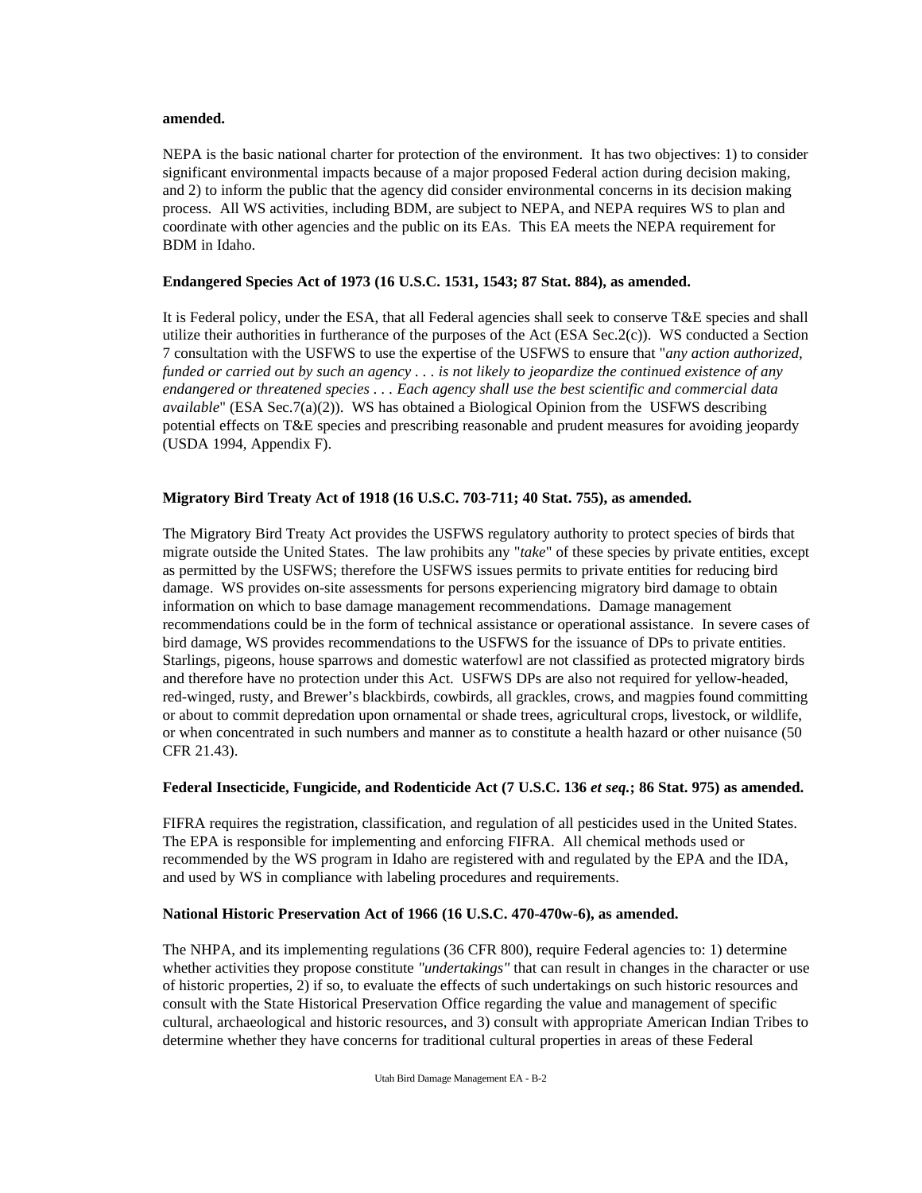**amended.**

NEPA is the basic national charter for protection of the environment. It has two objectives: 1) to consider significant environmental impacts because of a major proposed Federal action during decision making, and 2) to inform the public that the agency did consider environmental concerns in its decision making process. All WS activities, including BDM, are subject to NEPA, and NEPA requires WS to plan and coordinate with other agencies and the public on its EAs. This EA meets the NEPA requirement for BDM in Idaho.

**Endangered Species Act of 1973 (16 U.S.C. 1531, 1543; 87 Stat. 884), as amended.**

It is Federal policy, under the ESA, that all Federal agencies shall seek to conserve T&E species and shall utilize their authorities in furtherance of the purposes of the Act (ESA Sec.2(c)). WS conducted a Section 7 consultation with the USFWS to use the expertise of the USFWS to ensure that "*any action authorized, funded or carried out by such an agency . . . is not likely to jeopardize the continued existence of any endangered or threatened species . . . Each agency shall use the best scientific and commercial data available*" (ESA Sec.7(a)(2)). WS has obtained a Biological Opinion from the USFWS describing potential effects on T&E species and prescribing reasonable and prudent measures for avoiding jeopardy (USDA 1994, Appendix F).

**Migratory Bird Treaty Act of 1918 (16 U.S.C. 703-711; 40 Stat. 755), as amended.**

The Migratory Bird Treaty Act provides the USFWS regulatory authority to protect species of birds that migrate outside the United States. The law prohibits any "*take*" of these species by private entities, except as permitted by the USFWS; therefore the USFWS issues permits to private entities for reducing bird damage. WS provides on-site assessments for persons experiencing migratory bird damage to obtain information on which to base damage management recommendations. Damage management recommendations could be in the form of technical assistance or operational assistance. In severe cases of bird damage, WS provides recommendations to the USFWS for the issuance of DPs to private entities. Starlings, pigeons, house sparrows and domestic waterfowl are not classified as protected migratory birds and therefore have no protection under this Act. USFWS DPs are also not required for yellow-headed, red-winged, rusty, and Brewer's blackbirds, cowbirds, all grackles, crows, and magpies found committing or about to commit depredation upon ornamental or shade trees, agricultural crops, livestock, or wildlife, or when concentrated in such numbers and manner as to constitute a health hazard or other nuisance (50 CFR 21.43).

**Federal Insecticide, Fungicide, and Rodenticide Act (7 U.S.C. 136 *et seq.*; 86 Stat. 975) as amended.**

FIFRA requires the registration, classification, and regulation of all pesticides used in the United States. The EPA is responsible for implementing and enforcing FIFRA. All chemical methods used or recommended by the WS program in Idaho are registered with and regulated by the EPA and the IDA, and used by WS in compliance with labeling procedures and requirements.

**National Historic Preservation Act of 1966 (16 U.S.C. 470-470w-6), as amended.**

The NHPA, and its implementing regulations (36 CFR 800), require Federal agencies to: 1) determine whether activities they propose constitute *"undertakings"* that can result in changes in the character or use of historic properties, 2) if so, to evaluate the effects of such undertakings on such historic resources and consult with the State Historical Preservation Office regarding the value and management of specific cultural, archaeological and historic resources, and 3) consult with appropriate American Indian Tribes to determine whether they have concerns for traditional cultural properties in areas of these Federal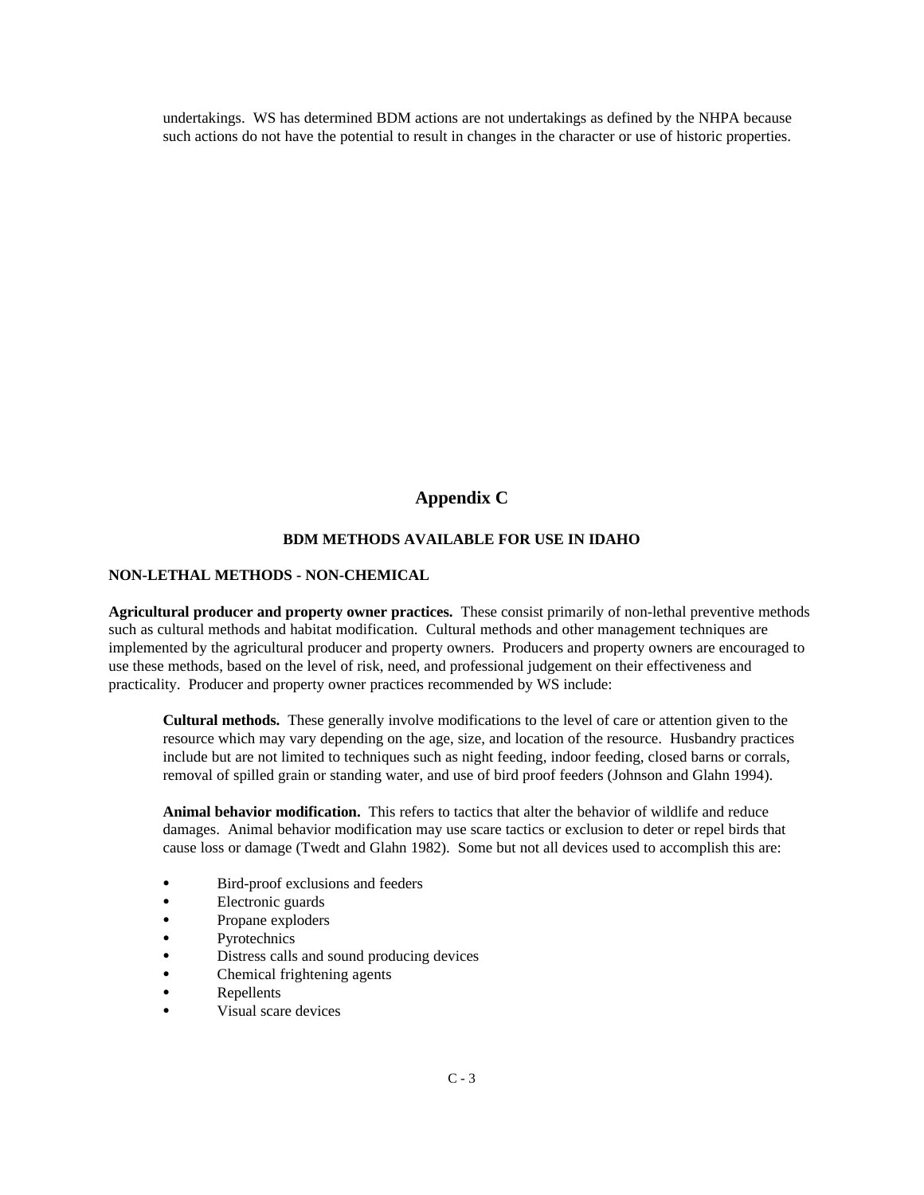undertakings. WS has determined BDM actions are not undertakings as defined by the NHPA because such actions do not have the potential to result in changes in the character or use of historic properties.

# Appendix C

## BDM METHODS AVAILABLE FOR USE IN IDAHO

### NON-LETHAL METHODS - NON-CHEMICAL

**Agricultural producer and property owner practices.** These consist primarily of non-lethal preventive methods such as cultural methods and habitat modification. Cultural methods and other management techniques are implemented by the agricultural producer and property owners. Producers and property owners are encouraged to use these methods, based on the level of risk, need, and professional judgement on their effectiveness and practicality. Producer and property owner practices recommended by WS include:

**Cultural methods.** These generally involve modifications to the level of care or attention given to the resource which may vary depending on the age, size, and location of the resource. Husbandry practices include but are not limited to techniques such as night feeding, indoor feeding, closed barns or corrals, removal of spilled grain or standing water, and use of bird proof feeders (Johnson and Glahn 1994).

**Animal behavior modification.** This refers to tactics that alter the behavior of wildlife and reduce damages. Animal behavior modification may use scare tactics or exclusion to deter or repel birds that cause loss or damage (Twedt and Glahn 1982). Some but not all devices used to accomplish this are:

- Bird-proof exclusions and feeders
- Electronic guards
- Propane exploders
- Pyrotechnics
- Distress calls and sound producing devices
- Chemical frightening agents
- Repellents
- Visual scare devices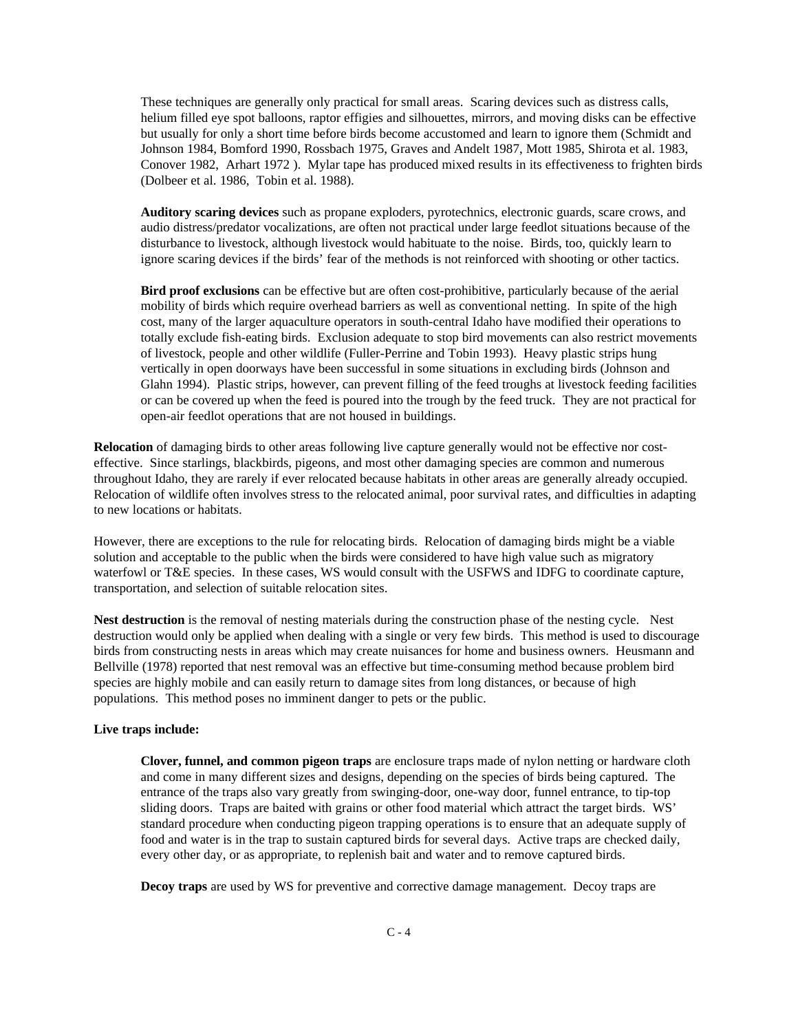These techniques are generally only practical for small areas. Scaring devices such as distress calls, helium filled eye spot balloons, raptor effigies and silhouettes, mirrors, and moving disks can be effective but usually for only a short time before birds become accustomed and learn to ignore them (Schmidt and Johnson 1984, Bomford 1990, Rossbach 1975, Graves and Andelt 1987, Mott 1985, Shirota et al. 1983, Conover 1982, Arhart 1972 ). Mylar tape has produced mixed results in its effectiveness to frighten birds (Dolbeer et al. 1986, Tobin et al. 1988).

**Auditory scaring devices** such as propane exploders, pyrotechnics, electronic guards, scare crows, and audio distress/predator vocalizations, are often not practical under large feedlot situations because of the disturbance to livestock, although livestock would habituate to the noise. Birds, too, quickly learn to ignore scaring devices if the birds' fear of the methods is not reinforced with shooting or other tactics.

**Bird proof exclusions** can be effective but are often cost-prohibitive, particularly because of the aerial mobility of birds which require overhead barriers as well as conventional netting. In spite of the high cost, many of the larger aquaculture operators in south-central Idaho have modified their operations to totally exclude fish-eating birds. Exclusion adequate to stop bird movements can also restrict movements of livestock, people and other wildlife (Fuller-Perrine and Tobin 1993). Heavy plastic strips hung vertically in open doorways have been successful in some situations in excluding birds (Johnson and Glahn 1994). Plastic strips, however, can prevent filling of the feed troughs at livestock feeding facilities or can be covered up when the feed is poured into the trough by the feed truck. They are not practical for open-air feedlot operations that are not housed in buildings.

**Relocation** of damaging birds to other areas following live capture generally would not be effective nor cost-effective. Since starlings, blackbirds, pigeons, and most other damaging species are common and numerous throughout Idaho, they are rarely if ever relocated because habitats in other areas are generally already occupied. Relocation of wildlife often involves stress to the relocated animal, poor survival rates, and difficulties in adapting to new locations or habitats.

However, there are exceptions to the rule for relocating birds. Relocation of damaging birds might be a viable solution and acceptable to the public when the birds were considered to have high value such as migratory waterfowl or T&E species. In these cases, WS would consult with the USFWS and IDFG to coordinate capture, transportation, and selection of suitable relocation sites.

**Nest destruction** is the removal of nesting materials during the construction phase of the nesting cycle. Nest destruction would only be applied when dealing with a single or very few birds. This method is used to discourage birds from constructing nests in areas which may create nuisances for home and business owners. Heusmann and Bellville (1978) reported that nest removal was an effective but time-consuming method because problem bird species are highly mobile and can easily return to damage sites from long distances, or because of high populations. This method poses no imminent danger to pets or the public.

**Live traps include:**

**Clover, funnel, and common pigeon traps** are enclosure traps made of nylon netting or hardware cloth and come in many different sizes and designs, depending on the species of birds being captured. The entrance of the traps also vary greatly from swinging-door, one-way door, funnel entrance, to tip-top sliding doors. Traps are baited with grains or other food material which attract the target birds. WS' standard procedure when conducting pigeon trapping operations is to ensure that an adequate supply of food and water is in the trap to sustain captured birds for several days. Active traps are checked daily, every other day, or as appropriate, to replenish bait and water and to remove captured birds.

**Decoy traps** are used by WS for preventive and corrective damage management. Decoy traps are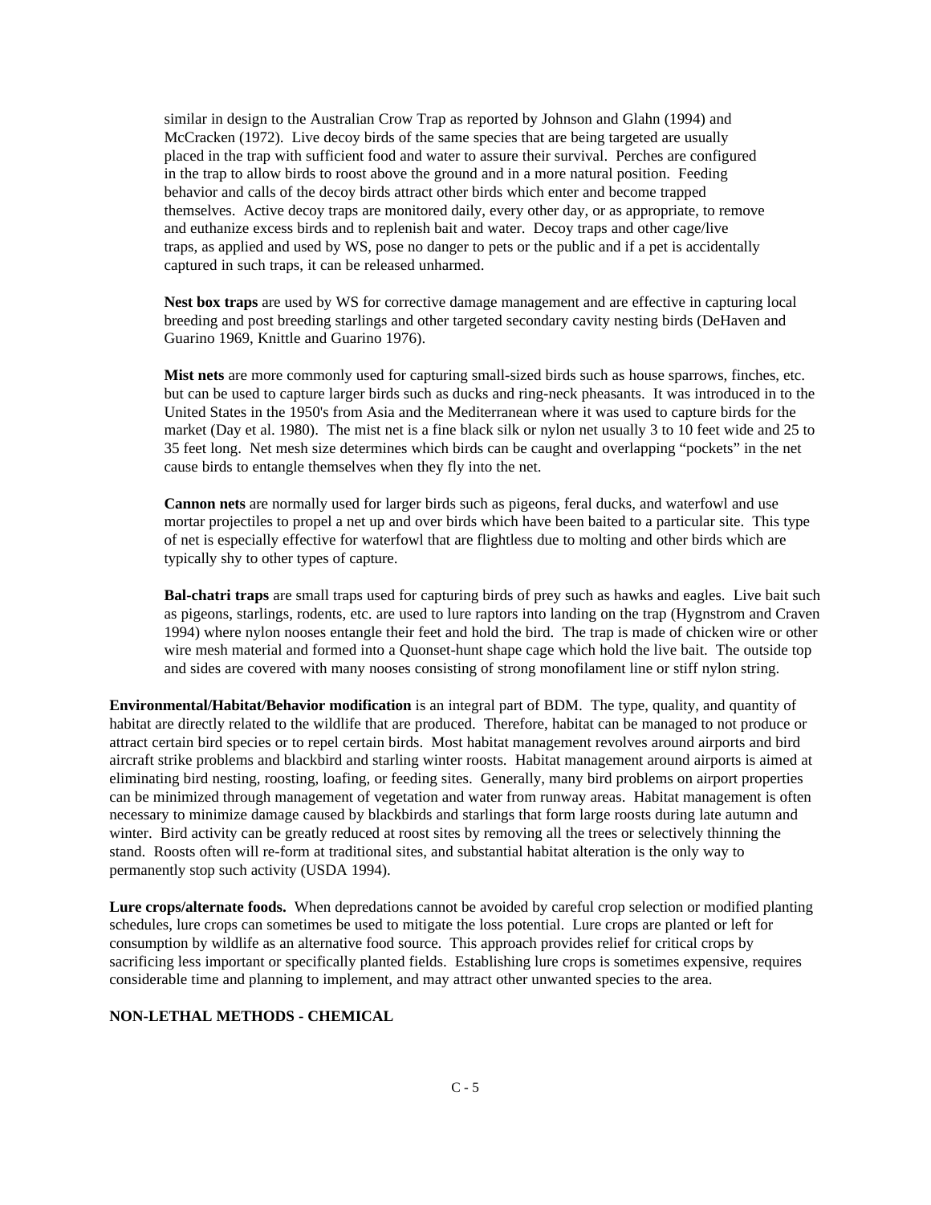similar in design to the Australian Crow Trap as reported by Johnson and Glahn (1994) and McCracken (1972). Live decoy birds of the same species that are being targeted are usually placed in the trap with sufficient food and water to assure their survival. Perches are configured in the trap to allow birds to roost above the ground and in a more natural position. Feeding behavior and calls of the decoy birds attract other birds which enter and become trapped themselves. Active decoy traps are monitored daily, every other day, or as appropriate, to remove and euthanize excess birds and to replenish bait and water. Decoy traps and other cage/live traps, as applied and used by WS, pose no danger to pets or the public and if a pet is accidentally captured in such traps, it can be released unharmed.

**Nest box traps** are used by WS for corrective damage management and are effective in capturing local breeding and post breeding starlings and other targeted secondary cavity nesting birds (DeHaven and Guarino 1969, Knittle and Guarino 1976).

**Mist nets** are more commonly used for capturing small-sized birds such as house sparrows, finches, etc. but can be used to capture larger birds such as ducks and ring-neck pheasants. It was introduced in to the United States in the 1950's from Asia and the Mediterranean where it was used to capture birds for the market (Day et al. 1980). The mist net is a fine black silk or nylon net usually 3 to 10 feet wide and 25 to 35 feet long. Net mesh size determines which birds can be caught and overlapping "pockets" in the net cause birds to entangle themselves when they fly into the net.

**Cannon nets** are normally used for larger birds such as pigeons, feral ducks, and waterfowl and use mortar projectiles to propel a net up and over birds which have been baited to a particular site. This type of net is especially effective for waterfowl that are flightless due to molting and other birds which are typically shy to other types of capture.

**Bal-chatri traps** are small traps used for capturing birds of prey such as hawks and eagles. Live bait such as pigeons, starlings, rodents, etc. are used to lure raptors into landing on the trap (Hygnstrom and Craven 1994) where nylon nooses entangle their feet and hold the bird. The trap is made of chicken wire or other wire mesh material and formed into a Quonset-hunt shape cage which hold the live bait. The outside top and sides are covered with many nooses consisting of strong monofilament line or stiff nylon string.

**Environmental/Habitat/Behavior modification** is an integral part of BDM. The type, quality, and quantity of habitat are directly related to the wildlife that are produced. Therefore, habitat can be managed to not produce or attract certain bird species or to repel certain birds. Most habitat management revolves around airports and bird aircraft strike problems and blackbird and starling winter roosts. Habitat management around airports is aimed at eliminating bird nesting, roosting, loafing, or feeding sites. Generally, many bird problems on airport properties can be minimized through management of vegetation and water from runway areas. Habitat management is often necessary to minimize damage caused by blackbirds and starlings that form large roosts during late autumn and winter. Bird activity can be greatly reduced at roost sites by removing all the trees or selectively thinning the stand. Roosts often will re-form at traditional sites, and substantial habitat alteration is the only way to permanently stop such activity (USDA 1994).

**Lure crops/alternate foods.** When depredations cannot be avoided by careful crop selection or modified planting schedules, lure crops can sometimes be used to mitigate the loss potential. Lure crops are planted or left for consumption by wildlife as an alternative food source. This approach provides relief for critical crops by sacrificing less important or specifically planted fields. Establishing lure crops is sometimes expensive, requires considerable time and planning to implement, and may attract other unwanted species to the area.

**NON-LETHAL METHODS - CHEMICAL**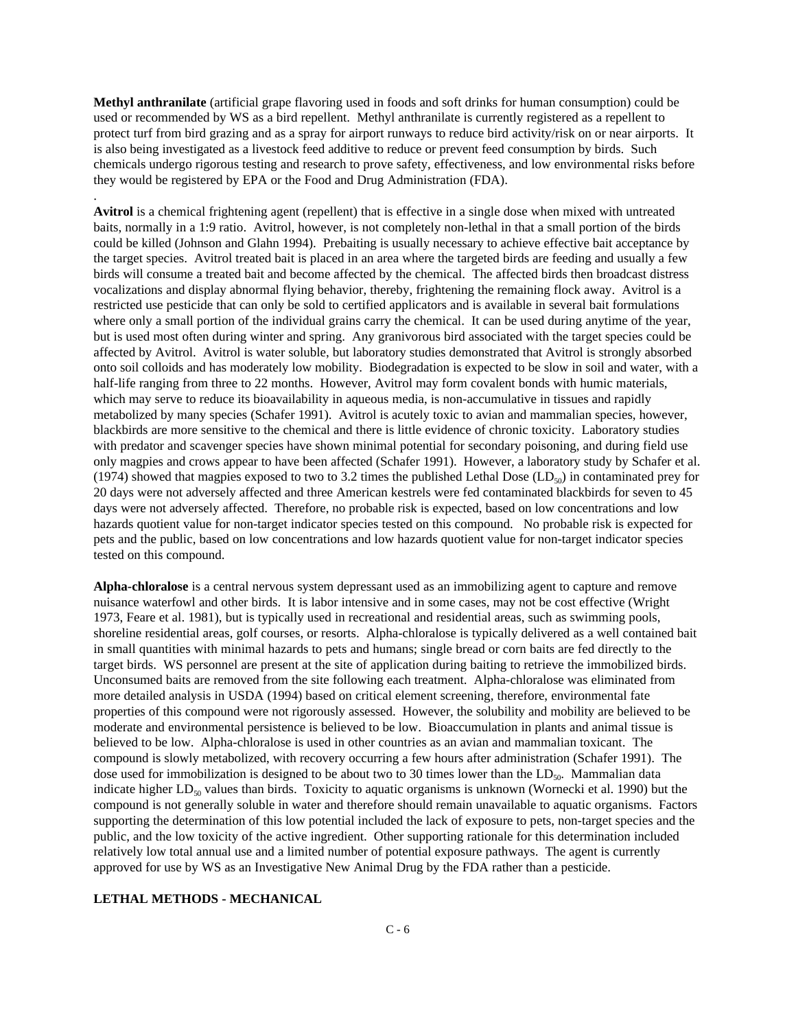**Methyl anthranilate** (artificial grape flavoring used in foods and soft drinks for human consumption) could be used or recommended by WS as a bird repellent. Methyl anthranilate is currently registered as a repellent to protect turf from bird grazing and as a spray for airport runways to reduce bird activity/risk on or near airports. It is also being investigated as a livestock feed additive to reduce or prevent feed consumption by birds. Such chemicals undergo rigorous testing and research to prove safety, effectiveness, and low environmental risks before they would be registered by EPA or the Food and Drug Administration (FDA).

.

**Avitrol** is a chemical frightening agent (repellent) that is effective in a single dose when mixed with untreated baits, normally in a 1:9 ratio. Avitrol, however, is not completely non-lethal in that a small portion of the birds could be killed (Johnson and Glahn 1994). Prebaiting is usually necessary to achieve effective bait acceptance by the target species. Avitrol treated bait is placed in an area where the targeted birds are feeding and usually a few birds will consume a treated bait and become affected by the chemical. The affected birds then broadcast distress vocalizations and display abnormal flying behavior, thereby, frightening the remaining flock away. Avitrol is a restricted use pesticide that can only be sold to certified applicators and is available in several bait formulations where only a small portion of the individual grains carry the chemical. It can be used during anytime of the year, but is used most often during winter and spring. Any granivorous bird associated with the target species could be affected by Avitrol. Avitrol is water soluble, but laboratory studies demonstrated that Avitrol is strongly absorbed onto soil colloids and has moderately low mobility. Biodegradation is expected to be slow in soil and water, with a half-life ranging from three to 22 months. However, Avitrol may form covalent bonds with humic materials, which may serve to reduce its bioavailability in aqueous media, is non-accumulative in tissues and rapidly metabolized by many species (Schafer 1991). Avitrol is acutely toxic to avian and mammalian species, however, blackbirds are more sensitive to the chemical and there is little evidence of chronic toxicity. Laboratory studies with predator and scavenger species have shown minimal potential for secondary poisoning, and during field use only magpies and crows appear to have been affected (Schafer 1991). However, a laboratory study by Schafer et al. (1974) showed that magpies exposed to two to 3.2 times the published Lethal Dose ($LD_{50}$) in contaminated prey for 20 days were not adversely affected and three American kestrels were fed contaminated blackbirds for seven to 45 days were not adversely affected. Therefore, no probable risk is expected, based on low concentrations and low hazards quotient value for non-target indicator species tested on this compound. No probable risk is expected for pets and the public, based on low concentrations and low hazards quotient value for non-target indicator species tested on this compound.

**Alpha-chloralose** is a central nervous system depressant used as an immobilizing agent to capture and remove nuisance waterfowl and other birds. It is labor intensive and in some cases, may not be cost effective (Wright 1973, Feare et al. 1981), but is typically used in recreational and residential areas, such as swimming pools, shoreline residential areas, golf courses, or resorts. Alpha-chloralose is typically delivered as a well contained bait in small quantities with minimal hazards to pets and humans; single bread or corn baits are fed directly to the target birds. WS personnel are present at the site of application during baiting to retrieve the immobilized birds. Unconsumed baits are removed from the site following each treatment. Alpha-chloralose was eliminated from more detailed analysis in USDA (1994) based on critical element screening, therefore, environmental fate properties of this compound were not rigorously assessed. However, the solubility and mobility are believed to be moderate and environmental persistence is believed to be low. Bioaccumulation in plants and animal tissue is believed to be low. Alpha-chloralose is used in other countries as an avian and mammalian toxicant. The compound is slowly metabolized, with recovery occurring a few hours after administration (Schafer 1991). The dose used for immobilization is designed to be about two to 30 times lower than the $LD_{50}$. Mammalian data indicate higher $LD_{50}$ values than birds. Toxicity to aquatic organisms is unknown (Wornecki et al. 1990) but the compound is not generally soluble in water and therefore should remain unavailable to aquatic organisms. Factors supporting the determination of this low potential included the lack of exposure to pets, non-target species and the public, and the low toxicity of the active ingredient. Other supporting rationale for this determination included relatively low total annual use and a limited number of potential exposure pathways. The agent is currently approved for use by WS as an Investigative New Animal Drug by the FDA rather than a pesticide.

**LETHAL METHODS - MECHANICAL**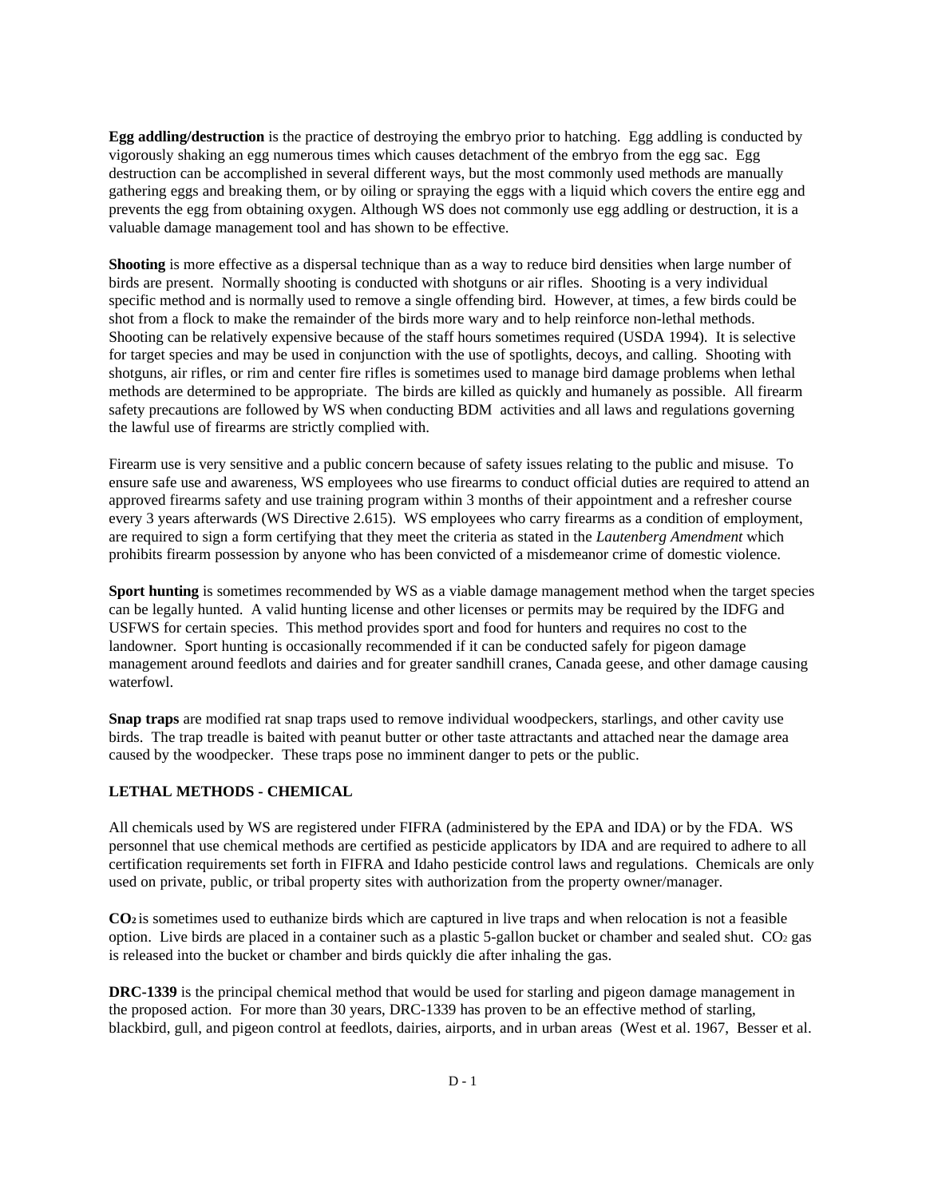**Egg addling/destruction** is the practice of destroying the embryo prior to hatching. Egg addling is conducted by vigorously shaking an egg numerous times which causes detachment of the embryo from the egg sac. Egg destruction can be accomplished in several different ways, but the most commonly used methods are manually gathering eggs and breaking them, or by oiling or spraying the eggs with a liquid which covers the entire egg and prevents the egg from obtaining oxygen. Although WS does not commonly use egg addling or destruction, it is a valuable damage management tool and has shown to be effective.

**Shooting** is more effective as a dispersal technique than as a way to reduce bird densities when large number of birds are present. Normally shooting is conducted with shotguns or air rifles. Shooting is a very individual specific method and is normally used to remove a single offending bird. However, at times, a few birds could be shot from a flock to make the remainder of the birds more wary and to help reinforce non-lethal methods. Shooting can be relatively expensive because of the staff hours sometimes required (USDA 1994). It is selective for target species and may be used in conjunction with the use of spotlights, decoys, and calling. Shooting with shotguns, air rifles, or rim and center fire rifles is sometimes used to manage bird damage problems when lethal methods are determined to be appropriate. The birds are killed as quickly and humanely as possible. All firearm safety precautions are followed by WS when conducting BDM activities and all laws and regulations governing the lawful use of firearms are strictly complied with.

Firearm use is very sensitive and a public concern because of safety issues relating to the public and misuse. To ensure safe use and awareness, WS employees who use firearms to conduct official duties are required to attend an approved firearms safety and use training program within 3 months of their appointment and a refresher course every 3 years afterwards (WS Directive 2.615). WS employees who carry firearms as a condition of employment, are required to sign a form certifying that they meet the criteria as stated in the *Lautenberg Amendment* which prohibits firearm possession by anyone who has been convicted of a misdemeanor crime of domestic violence.

**Sport hunting** is sometimes recommended by WS as a viable damage management method when the target species can be legally hunted. A valid hunting license and other licenses or permits may be required by the IDFG and USFWS for certain species. This method provides sport and food for hunters and requires no cost to the landowner. Sport hunting is occasionally recommended if it can be conducted safely for pigeon damage management around feedlots and dairies and for greater sandhill cranes, Canada geese, and other damage causing waterfowl.

**Snap traps** are modified rat snap traps used to remove individual woodpeckers, starlings, and other cavity use birds. The trap treadle is baited with peanut butter or other taste attractants and attached near the damage area caused by the woodpecker. These traps pose no imminent danger to pets or the public.

**LETHAL METHODS - CHEMICAL**

All chemicals used by WS are registered under FIFRA (administered by the EPA and IDA) or by the FDA. WS personnel that use chemical methods are certified as pesticide applicators by IDA and are required to adhere to all certification requirements set forth in FIFRA and Idaho pesticide control laws and regulations. Chemicals are only used on private, public, or tribal property sites with authorization from the property owner/manager.

**$CO_2$** is sometimes used to euthanize birds which are captured in live traps and when relocation is not a feasible option. Live birds are placed in a container such as a plastic 5-gallon bucket or chamber and sealed shut. $CO_2$ gas is released into the bucket or chamber and birds quickly die after inhaling the gas.

**DRC-1339** is the principal chemical method that would be used for starling and pigeon damage management in the proposed action. For more than 30 years, DRC-1339 has proven to be an effective method of starling, blackbird, gull, and pigeon control at feedlots, dairies, airports, and in urban areas (West et al. 1967, Besser et al.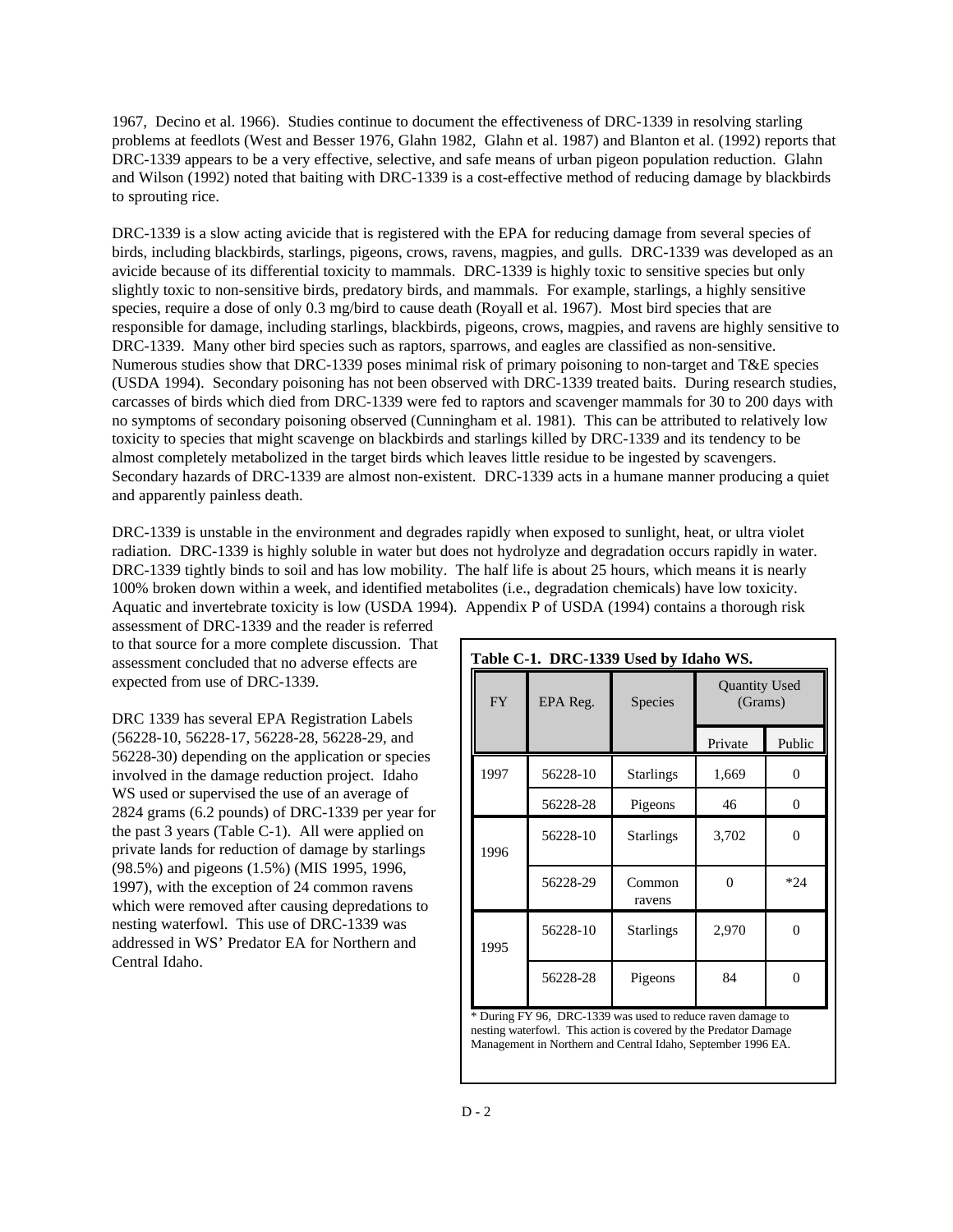1967, Decino et al. 1966). Studies continue to document the effectiveness of DRC-1339 in resolving starling problems at feedlots (West and Besser 1976, Glahn 1982, Glahn et al. 1987) and Blanton et al. (1992) reports that DRC-1339 appears to be a very effective, selective, and safe means of urban pigeon population reduction. Glahn and Wilson (1992) noted that baiting with DRC-1339 is a cost-effective method of reducing damage by blackbirds to sprouting rice.

DRC-1339 is a slow acting avicide that is registered with the EPA for reducing damage from several species of birds, including blackbirds, starlings, pigeons, crows, ravens, magpies, and gulls. DRC-1339 was developed as an avicide because of its differential toxicity to mammals. DRC-1339 is highly toxic to sensitive species but only slightly toxic to non-sensitive birds, predatory birds, and mammals. For example, starlings, a highly sensitive species, require a dose of only 0.3 mg/bird to cause death (Royall et al. 1967). Most bird species that are responsible for damage, including starlings, blackbirds, pigeons, crows, magpies, and ravens are highly sensitive to DRC-1339. Many other bird species such as raptors, sparrows, and eagles are classified as non-sensitive. Numerous studies show that DRC-1339 poses minimal risk of primary poisoning to non-target and T&E species (USDA 1994). Secondary poisoning has not been observed with DRC-1339 treated baits. During research studies, carcasses of birds which died from DRC-1339 were fed to raptors and scavenger mammals for 30 to 200 days with no symptoms of secondary poisoning observed (Cunningham et al. 1981). This can be attributed to relatively low toxicity to species that might scavenge on blackbirds and starlings killed by DRC-1339 and its tendency to be almost completely metabolized in the target birds which leaves little residue to be ingested by scavengers. Secondary hazards of DRC-1339 are almost non-existent. DRC-1339 acts in a humane manner producing a quiet and apparently painless death.

DRC-1339 is unstable in the environment and degrades rapidly when exposed to sunlight, heat, or ultra violet radiation. DRC-1339 is highly soluble in water but does not hydrolyze and degradation occurs rapidly in water. DRC-1339 tightly binds to soil and has low mobility. The half life is about 25 hours, which means it is nearly 100% broken down within a week, and identified metabolites (i.e., degradation chemicals) have low toxicity. Aquatic and invertebrate toxicity is low (USDA 1994). Appendix P of USDA (1994) contains a thorough risk assessment of DRC-1339 and the reader is referred to that source for a more complete discussion. That assessment concluded that no adverse effects are expected from use of DRC-1339.

DRC 1339 has several EPA Registration Labels (56228-10, 56228-17, 56228-28, 56228-29, and 56228-30) depending on the application or species involved in the damage reduction project. Idaho WS used or supervised the use of an average of 2824 grams (6.2 pounds) of DRC-1339 per year for the past 3 years (Table C-1). All were applied on private lands for reduction of damage by starlings (98.5%) and pigeons (1.5%) (MIS 1995, 1996, 1997), with the exception of 24 common ravens which were removed after causing depredations to nesting waterfowl. This use of DRC-1339 was addressed in WS' Predator EA for Northern and Central Idaho.

**Table C-1. DRC-1339 Used by Idaho WS.**

| FY | EPA Reg. | Species | Quantity Used (Grams) | |
|---|---|---|---|---|
| | | | Private | Public |
| 1997 | 56228-10 | Starlings | 1,669 | 0 |
| | 56228-28 | Pigeons | 46 | 0 |
| 1996 | 56228-10 | Starlings | 3,702 | 0 |
| | 56228-29 | Common ravens | 0 | *24 |
| 1995 | 56228-10 | Starlings | 2,970 | 0 |
| | 56228-28 | Pigeons | 84 | 0 |

* During FY 96, DRC-1339 was used to reduce raven damage to nesting waterfowl. This action is covered by the Predator Damage Management in Northern and Central Idaho, September 1996 EA.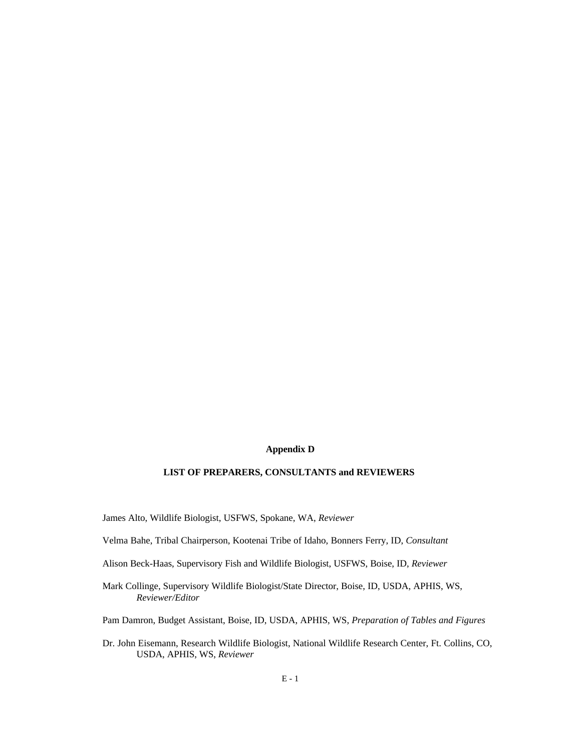**Appendix D**

**LIST OF PREPARERS, CONSULTANTS and REVIEWERS**

James Alto, Wildlife Biologist, USFWS, Spokane, WA, *Reviewer*

Velma Bahe, Tribal Chairperson, Kootenai Tribe of Idaho, Bonners Ferry, ID, *Consultant*

Alison Beck-Haas, Supervisory Fish and Wildlife Biologist, USFWS, Boise, ID, *Reviewer*

Mark Collinge, Supervisory Wildlife Biologist/State Director, Boise, ID, USDA, APHIS, WS, *Reviewer/Editor*

Pam Damron, Budget Assistant, Boise, ID, USDA, APHIS, WS, *Preparation of Tables and Figures*

Dr. John Eisemann, Research Wildlife Biologist, National Wildlife Research Center, Ft. Collins, CO, USDA, APHIS, WS, *Reviewer*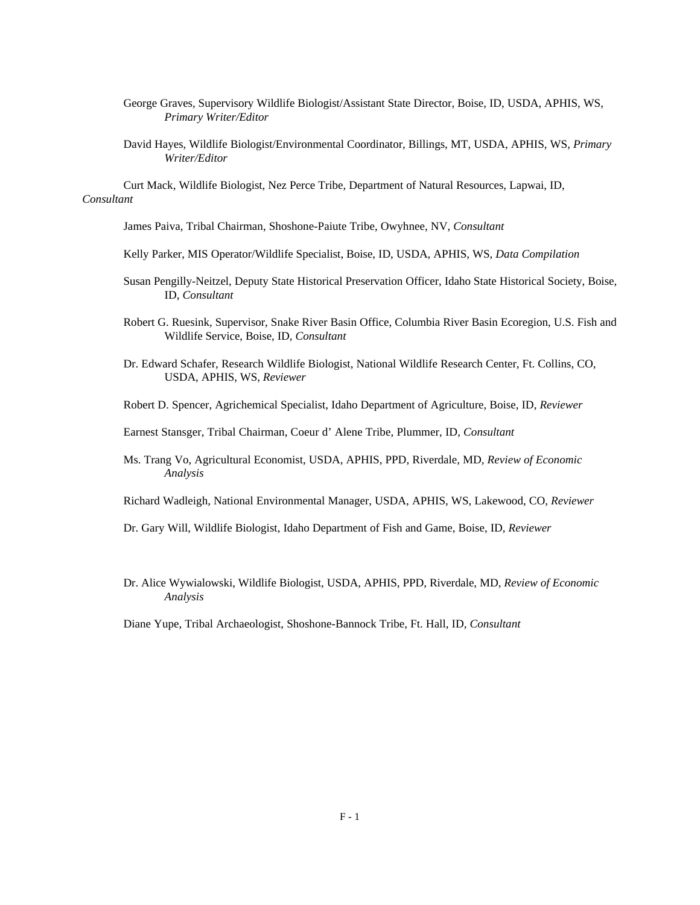George Graves, Supervisory Wildlife Biologist/Assistant State Director, Boise, ID, USDA, APHIS, WS, *Primary Writer/Editor*

David Hayes, Wildlife Biologist/Environmental Coordinator, Billings, MT, USDA, APHIS, WS, *Primary Writer/Editor*

Curt Mack, Wildlife Biologist, Nez Perce Tribe, Department of Natural Resources, Lapwai, ID, *Consultant*

James Paiva, Tribal Chairman, Shoshone-Paiute Tribe, Owyhnee, NV, *Consultant*

Kelly Parker, MIS Operator/Wildlife Specialist, Boise, ID, USDA, APHIS, WS, *Data Compilation*

Susan Pengilly-Neitzel, Deputy State Historical Preservation Officer, Idaho State Historical Society, Boise, ID, *Consultant*

Robert G. Ruesink, Supervisor, Snake River Basin Office, Columbia River Basin Ecoregion, U.S. Fish and Wildlife Service, Boise, ID, *Consultant*

Dr. Edward Schafer, Research Wildlife Biologist, National Wildlife Research Center, Ft. Collins, CO, USDA, APHIS, WS, *Reviewer*

Robert D. Spencer, Agrichemical Specialist, Idaho Department of Agriculture, Boise, ID, *Reviewer*

Earnest Stansger, Tribal Chairman, Coeur d' Alene Tribe, Plummer, ID, *Consultant*

Ms. Trang Vo, Agricultural Economist, USDA, APHIS, PPD, Riverdale, MD, *Review of Economic Analysis*

Richard Wadleigh, National Environmental Manager, USDA, APHIS, WS, Lakewood, CO, *Reviewer*

Dr. Gary Will, Wildlife Biologist, Idaho Department of Fish and Game, Boise, ID, *Reviewer*

Dr. Alice Wywialowski, Wildlife Biologist, USDA, APHIS, PPD, Riverdale, MD, *Review of Economic Analysis*

Diane Yupe, Tribal Archaeologist, Shoshone-Bannock Tribe, Ft. Hall, ID, *Consultant*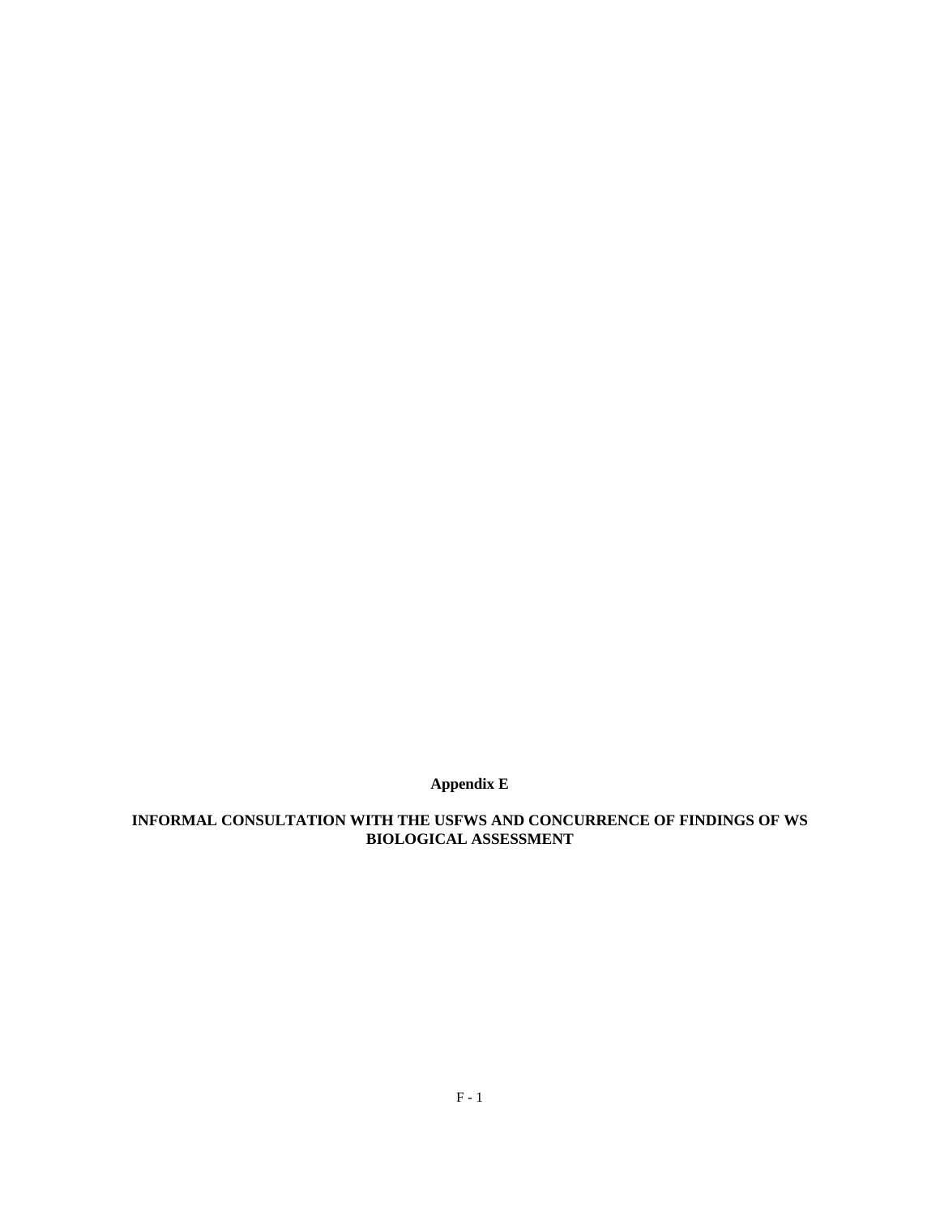**Appendix E**

**INFORMAL CONSULTATION WITH THE USFWS AND CONCURRENCE OF FINDINGS OF WS BIOLOGICAL ASSESSMENT**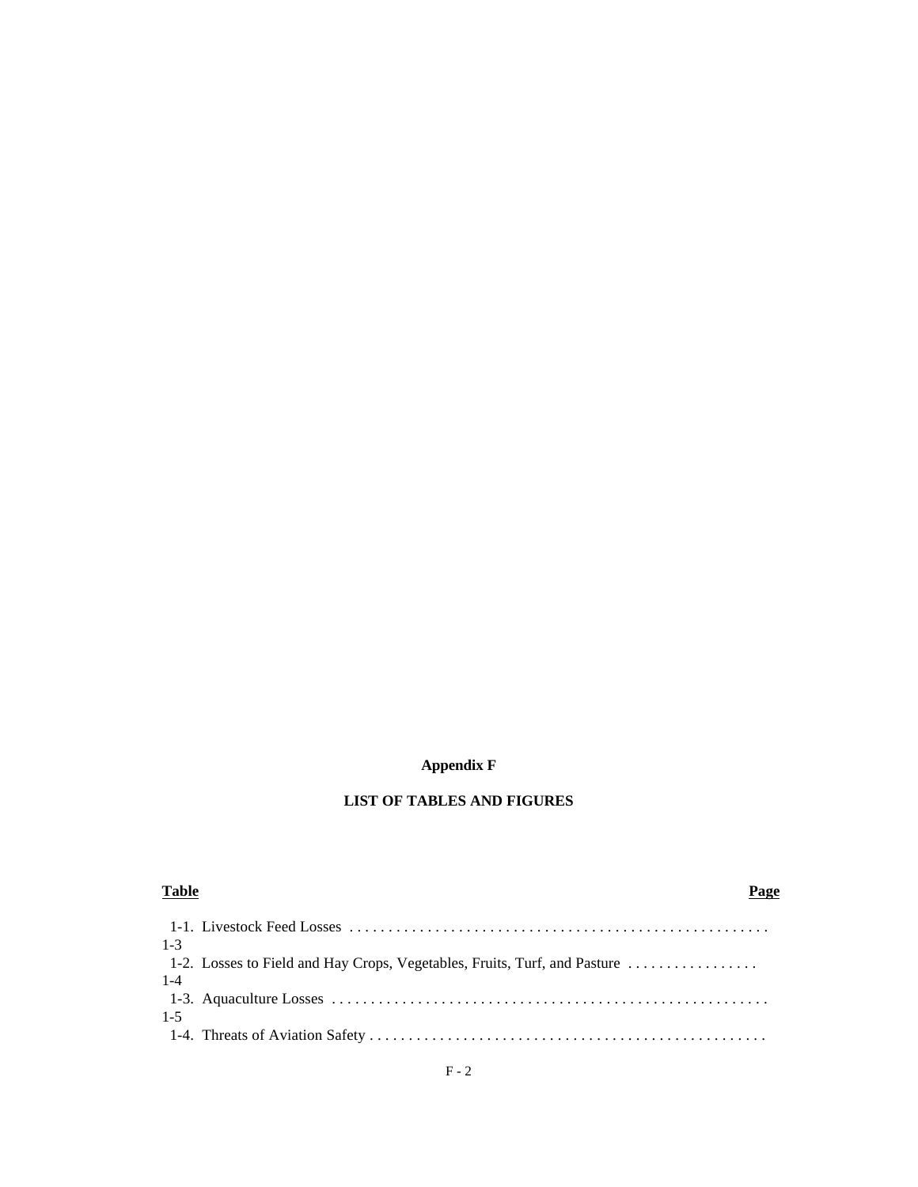**Appendix F**

**LIST OF TABLES AND FIGURES**

| Table | Page |
|---|---|
| 1-1. Livestock Feed Losses | 1-3 |
| 1-2. Losses to Field and Hay Crops, Vegetables, Fruits, Turf, and Pasture | 1-4 |
| 1-3. Aquaculture Losses | 1-5 |
| 1-4. Threats of Aviation Safety | |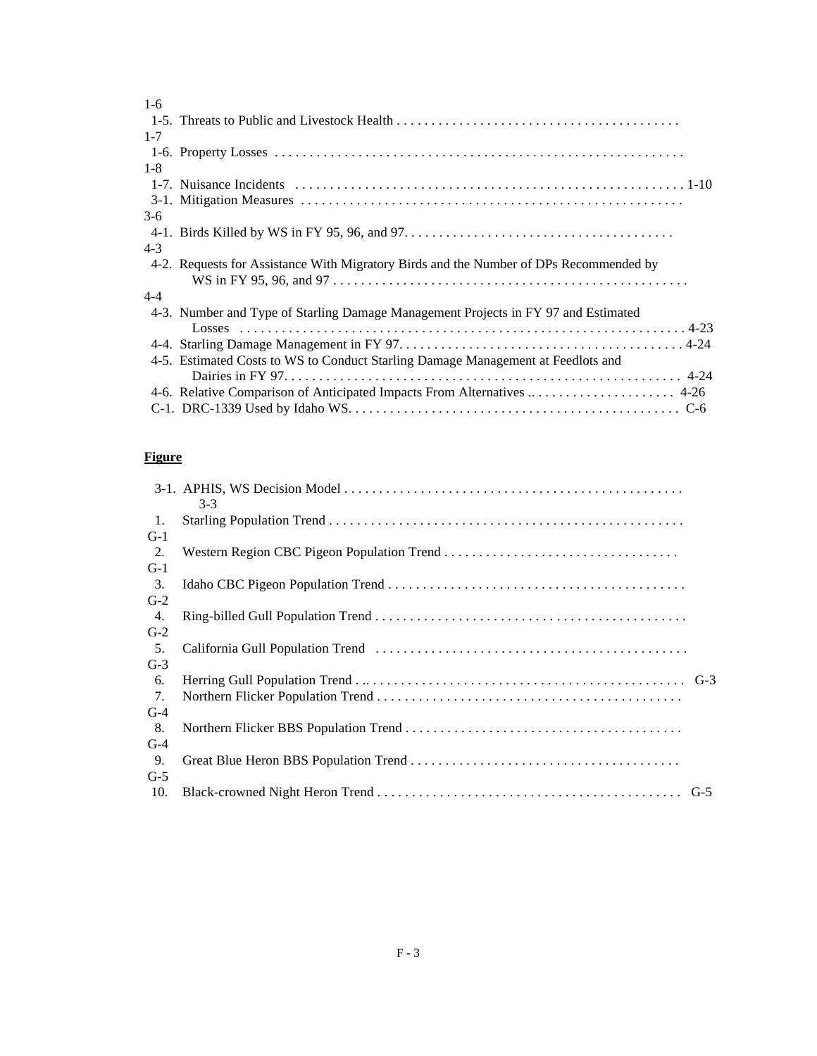1-6

1-5. Threats to Public and Livestock Health . . . . . . . . . . . . . . . . . . . . . . . . . . . . . . . . . . . . . . . . 1-7

1-6. Property Losses . . . . . . . . . . . . . . . . . . . . . . . . . . . . . . . . . . . . . . . . . . . . . . . . . . . . . . . . . . . . 1-8

1-7. Nuisance Incidents . . . . . . . . . . . . . . . . . . . . . . . . . . . . . . . . . . . . . . . . . . . . . . . . . . . . . . . 1-10

3-1. Mitigation Measures . . . . . . . . . . . . . . . . . . . . . . . . . . . . . . . . . . . . . . . . . . . . . . . . . . . . . . 3-6

4-1. Birds Killed by WS in FY 95, 96, and 97. . . . . . . . . . . . . . . . . . . . . . . . . . . . . . . . . . . . . . . 4-3

4-2. Requests for Assistance With Migratory Birds and the Number of DPs Recommended by WS in FY 95, 96, and 97 . . . . . . . . . . . . . . . . . . . . . . . . . . . . . . . . . . . . . . . . . . . . . . . . . . . 4-4

4-3. Number and Type of Starling Damage Management Projects in FY 97 and Estimated Losses . . . . . . . . . . . . . . . . . . . . . . . . . . . . . . . . . . . . . . . . . . . . . . . . . . . . . . . . . . . . . . . . . 4-23

4-4. Starling Damage Management in FY 97. . . . . . . . . . . . . . . . . . . . . . . . . . . . . . . . . . . . . . . . 4-24

4-5. Estimated Costs to WS to Conduct Starling Damage Management at Feedlots and Dairies in FY 97. . . . . . . . . . . . . . . . . . . . . . . . . . . . . . . . . . . . . . . . . . . . . . . . . . . . . . . . . . 4-24

4-6. Relative Comparison of Anticipated Impacts From Alternatives .. . . . . . . . . . . . . . . . . . . . . 4-26

C-1. DRC-1339 Used by Idaho WS. . . . . . . . . . . . . . . . . . . . . . . . . . . . . . . . . . . . . . . . . . . . . . . C-6

**Figure**

3-1. APHIS, WS Decision Model . . . . . . . . . . . . . . . . . . . . . . . . . . . . . . . . . . . . . . . . . . . . . . . . . 3-3

1. Starling Population Trend . . . . . . . . . . . . . . . . . . . . . . . . . . . . . . . . . . . . . . . . . . . . . . . . . . . G-1

2. Western Region CBC Pigeon Population Trend . . . . . . . . . . . . . . . . . . . . . . . . . . . . . . . . . G-1

3. Idaho CBC Pigeon Population Trend . . . . . . . . . . . . . . . . . . . . . . . . . . . . . . . . . . . . . . . . . . G-2

4. Ring-billed Gull Population Trend . . . . . . . . . . . . . . . . . . . . . . . . . . . . . . . . . . . . . . . . . . . . G-2

5. California Gull Population Trend . . . . . . . . . . . . . . . . . . . . . . . . . . . . . . . . . . . . . . . . . . . . . G-3

6. Herring Gull Population Trend . .. . . . . . . . . . . . . . . . . . . . . . . . . . . . . . . . . . . . . . . . . . . . . G-3

7. Northern Flicker Population Trend . . . . . . . . . . . . . . . . . . . . . . . . . . . . . . . . . . . . . . . . . . . . G-4

8. Northern Flicker BBS Population Trend . . . . . . . . . . . . . . . . . . . . . . . . . . . . . . . . . . . . . . . G-4

9. Great Blue Heron BBS Population Trend . . . . . . . . . . . . . . . . . . . . . . . . . . . . . . . . . . . . . . G-5

10. Black-crowned Night Heron Trend . . . . . . . . . . . . . . . . . . . . . . . . . . . . . . . . . . . . . . . . . . . G-5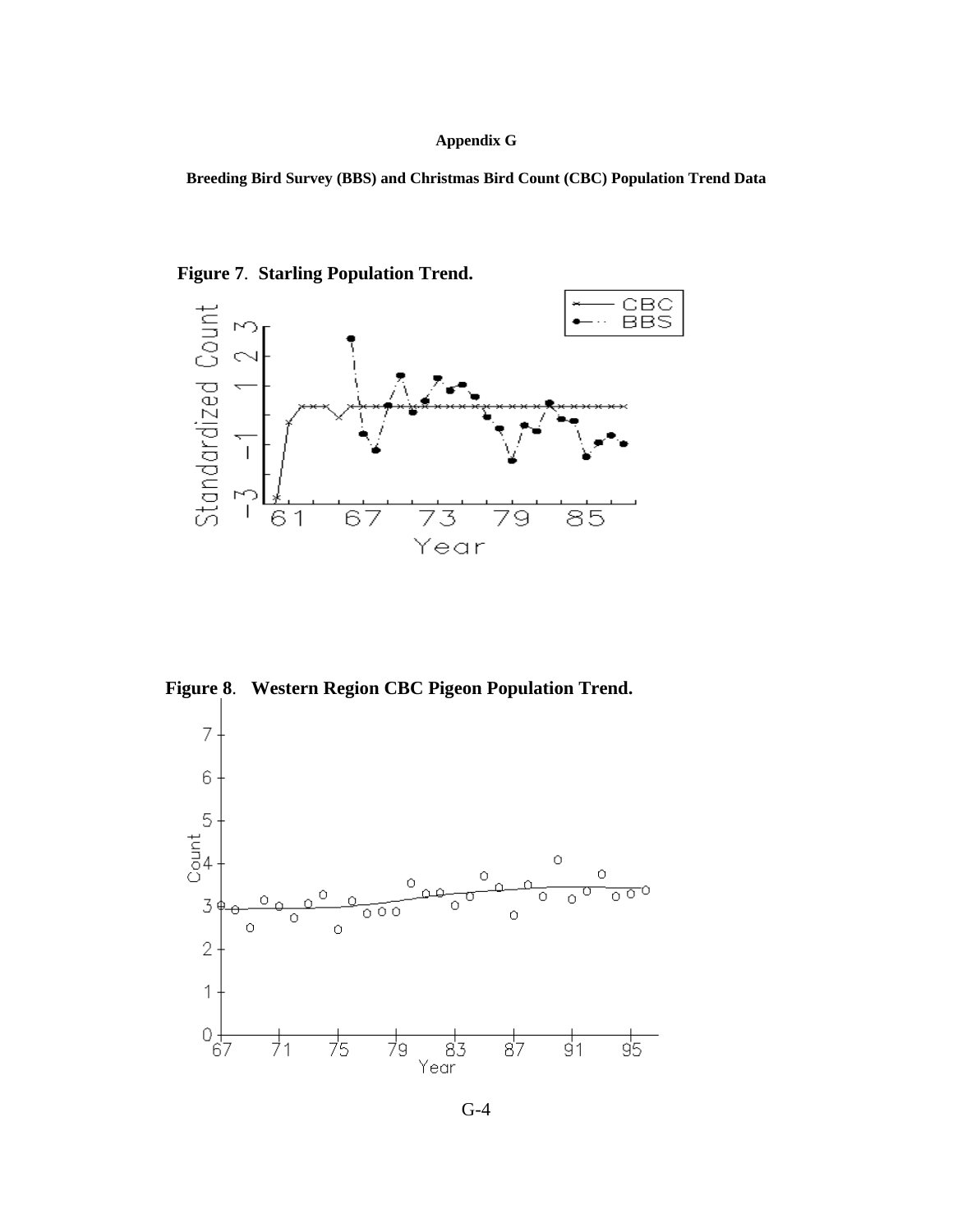**Appendix G**

**Breeding Bird Survey (BBS) and Christmas Bird Count (CBC) Population Trend Data**

**Figure 7**. **Starling Population Trend.**

**Figure 8**. **Western Region CBC Pigeon Population Trend.**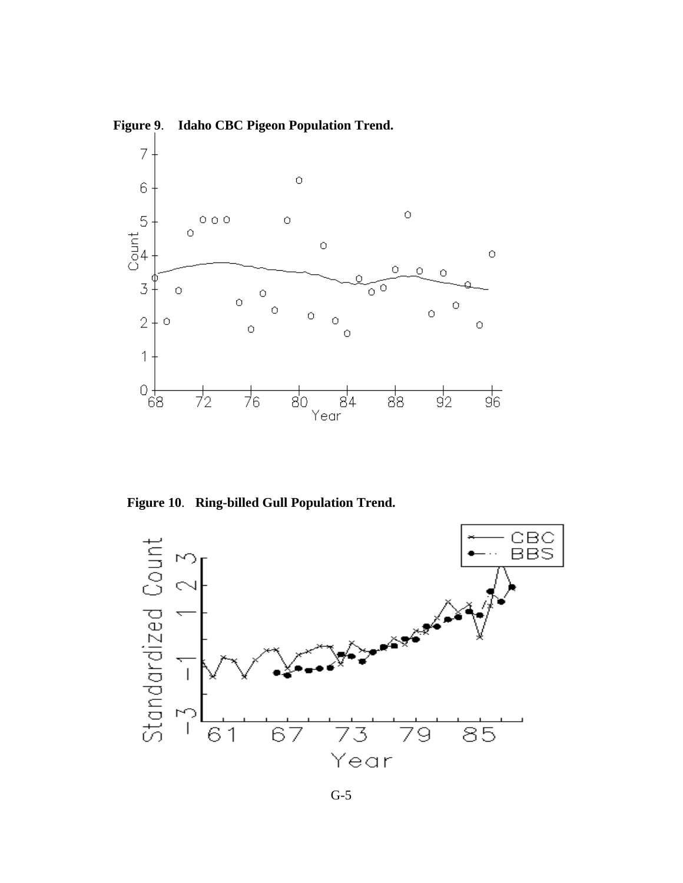**Figure 9**. **Idaho CBC Pigeon Population Trend.**

**Figure 10**. **Ring-billed Gull Population Trend.**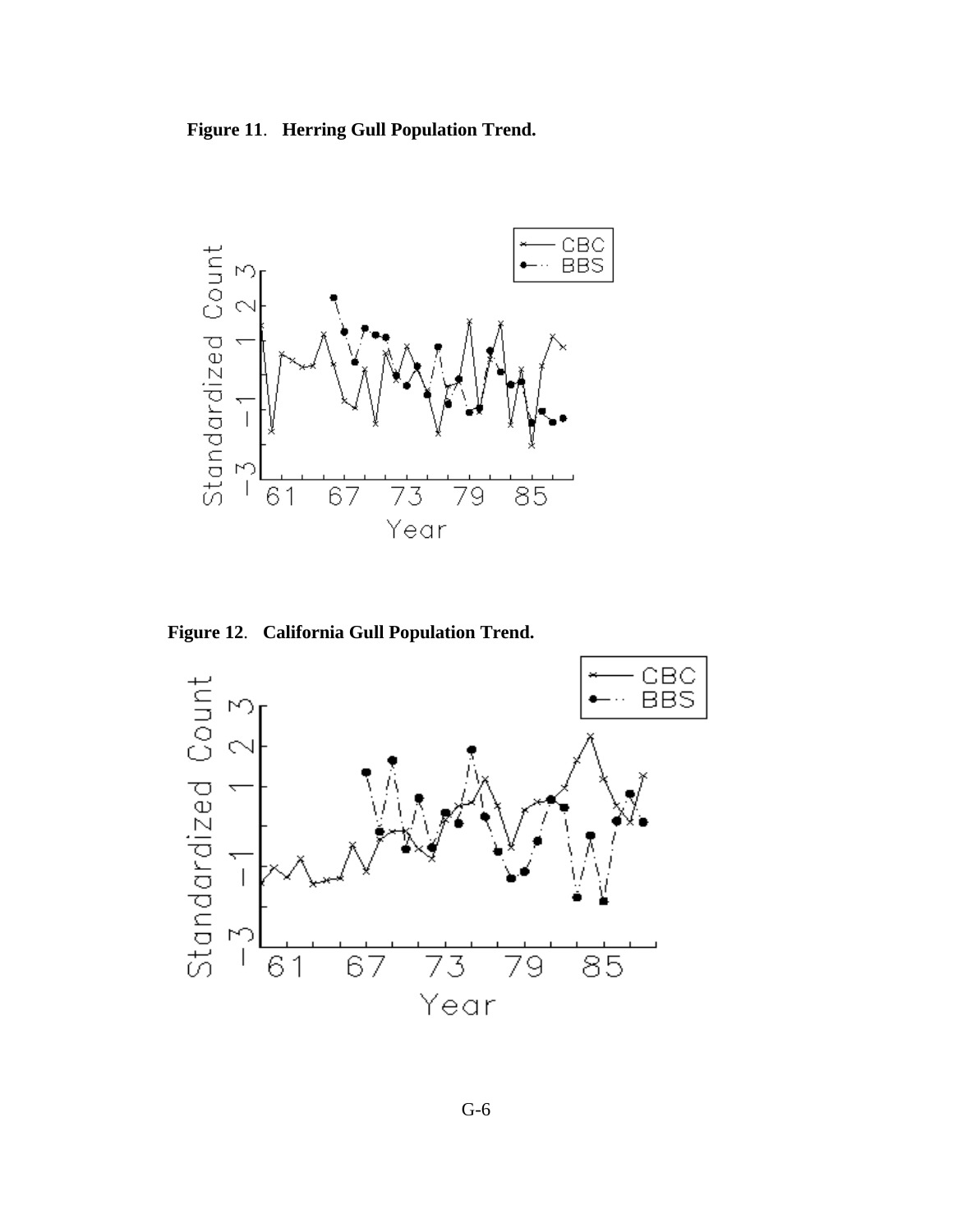**Figure 11**. **Herring Gull Population Trend.**

**Figure 12**. **California Gull Population Trend.**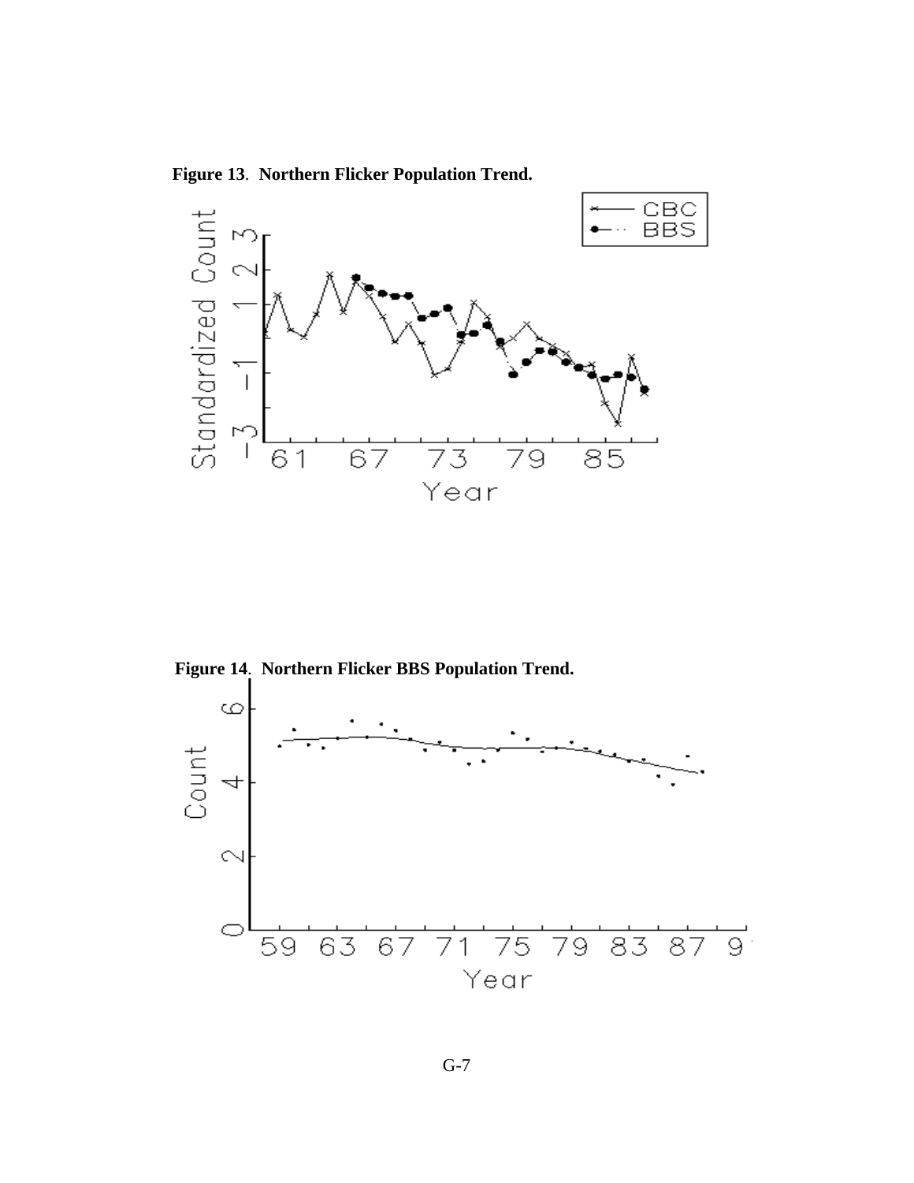**Figure 13**. **Northern Flicker Population Trend.**

**Figure 14**. **Northern Flicker BBS Population Trend.**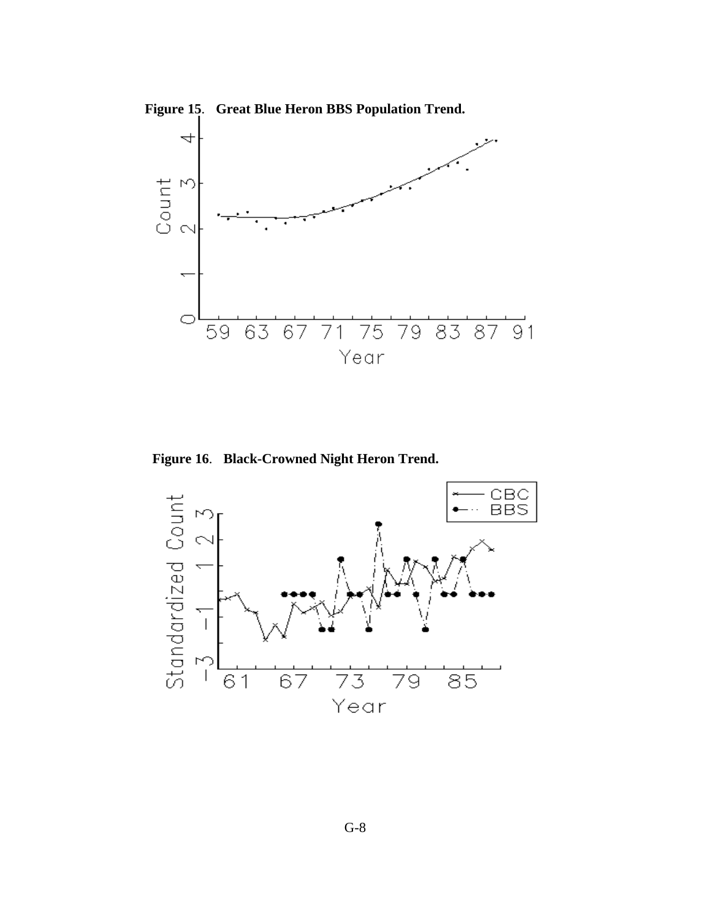**Figure 15**. **Great Blue Heron BBS Population Trend.**

Count

4
3
2
1
0

59 63 67 71 75 79 83 87 91

Year

**Figure 16**. **Black-Crowned Night Heron Trend.**

CBC
BBS

Standardized Count

3
2
1
−1
−3

61 67 73 79 85

Year